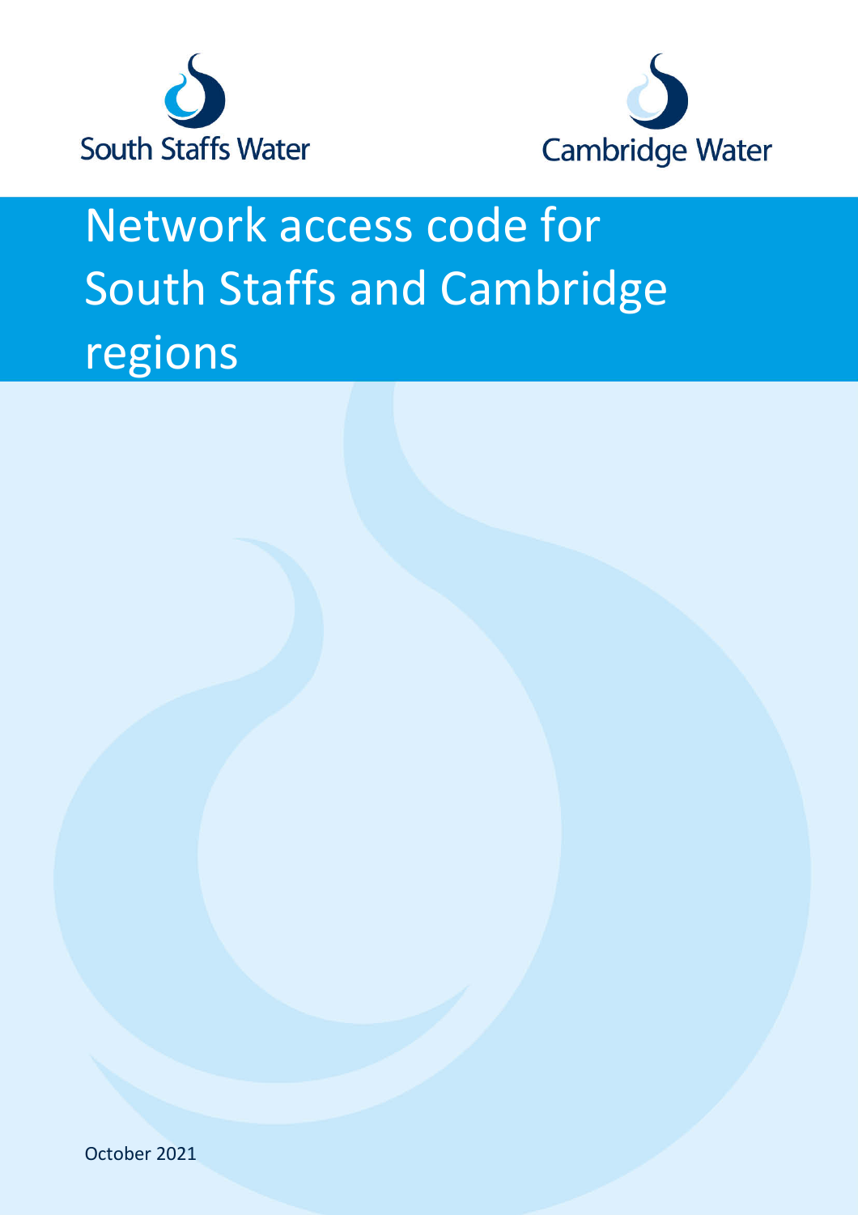South Staffs Water

Cambridge Water

# Network access code for South Staffs and Cambridge regions

October 2021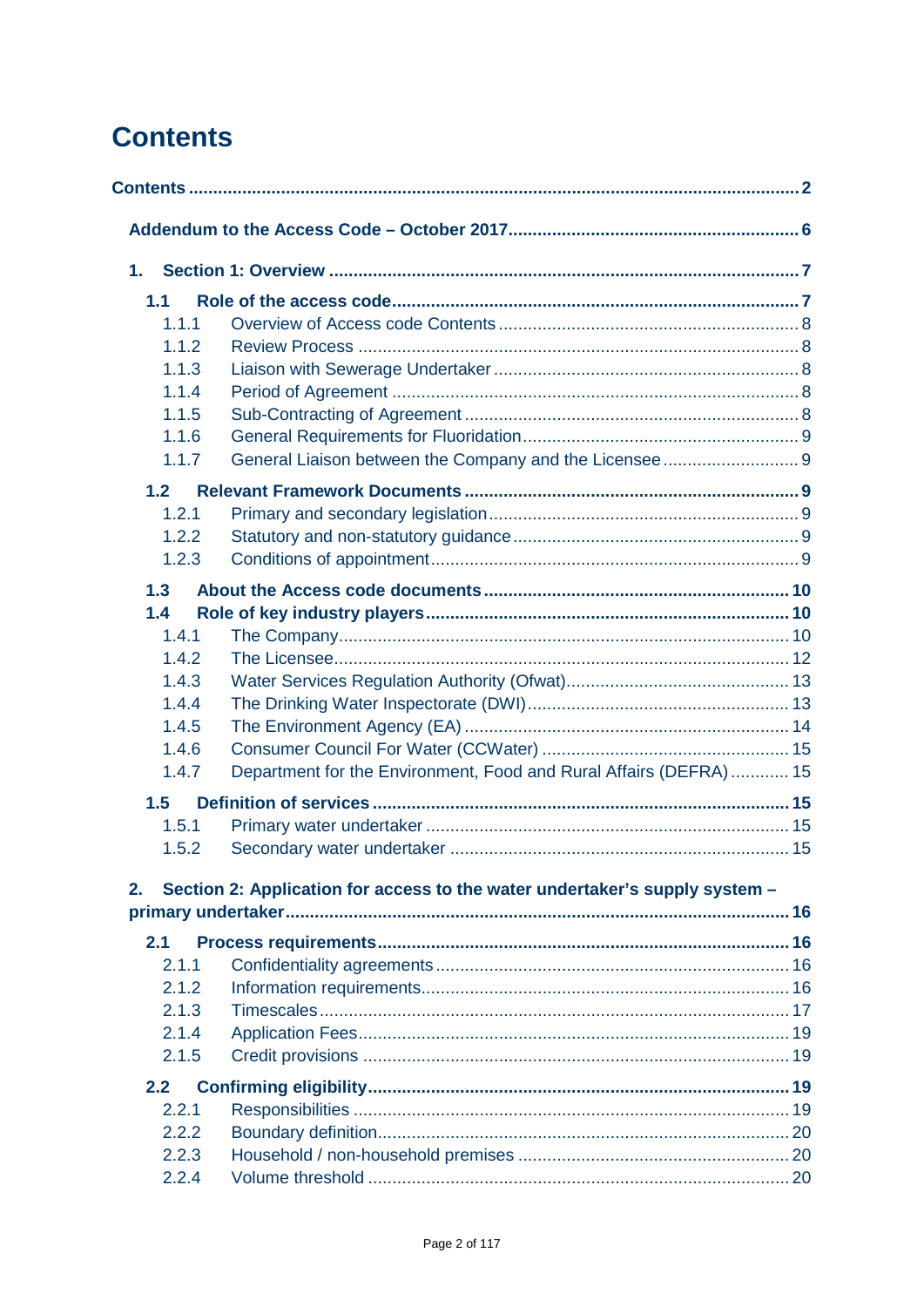# Contents

**Contents** .......... 2

**Addendum to the Access Code – October 2017** .......... 6

**1. Section 1: Overview** .......... 7

**1.1 Role of the access code** .......... 7

- 1.1.1 Overview of Access code Contents .......... 8
- 1.1.2 Review Process .......... 8
- 1.1.3 Liaison with Sewerage Undertaker .......... 8
- 1.1.4 Period of Agreement .......... 8
- 1.1.5 Sub-Contracting of Agreement .......... 8
- 1.1.6 General Requirements for Fluoridation .......... 9
- 1.1.7 General Liaison between the Company and the Licensee .......... 9

**1.2 Relevant Framework Documents** .......... 9

- 1.2.1 Primary and secondary legislation .......... 9
- 1.2.2 Statutory and non-statutory guidance .......... 9
- 1.2.3 Conditions of appointment .......... 9

**1.3 About the Access code documents** .......... 10

**1.4 Role of key industry players** .......... 10

- 1.4.1 The Company .......... 10
- 1.4.2 The Licensee .......... 12
- 1.4.3 Water Services Regulation Authority (Ofwat) .......... 13
- 1.4.4 The Drinking Water Inspectorate (DWI) .......... 13
- 1.4.5 The Environment Agency (EA) .......... 14
- 1.4.6 Consumer Council For Water (CCWater) .......... 15
- 1.4.7 Department for the Environment, Food and Rural Affairs (DEFRA) .......... 15

**1.5 Definition of services** .......... 15

- 1.5.1 Primary water undertaker .......... 15
- 1.5.2 Secondary water undertaker .......... 15

**2. Section 2: Application for access to the water undertaker's supply system – primary undertaker** .......... 16

**2.1 Process requirements** .......... 16

- 2.1.1 Confidentiality agreements .......... 16
- 2.1.2 Information requirements .......... 16
- 2.1.3 Timescales .......... 17
- 2.1.4 Application Fees .......... 19
- 2.1.5 Credit provisions .......... 19

**2.2 Confirming eligibility** .......... 19

- 2.2.1 Responsibilities .......... 19
- 2.2.2 Boundary definition .......... 20
- 2.2.3 Household / non-household premises .......... 20
- 2.2.4 Volume threshold .......... 20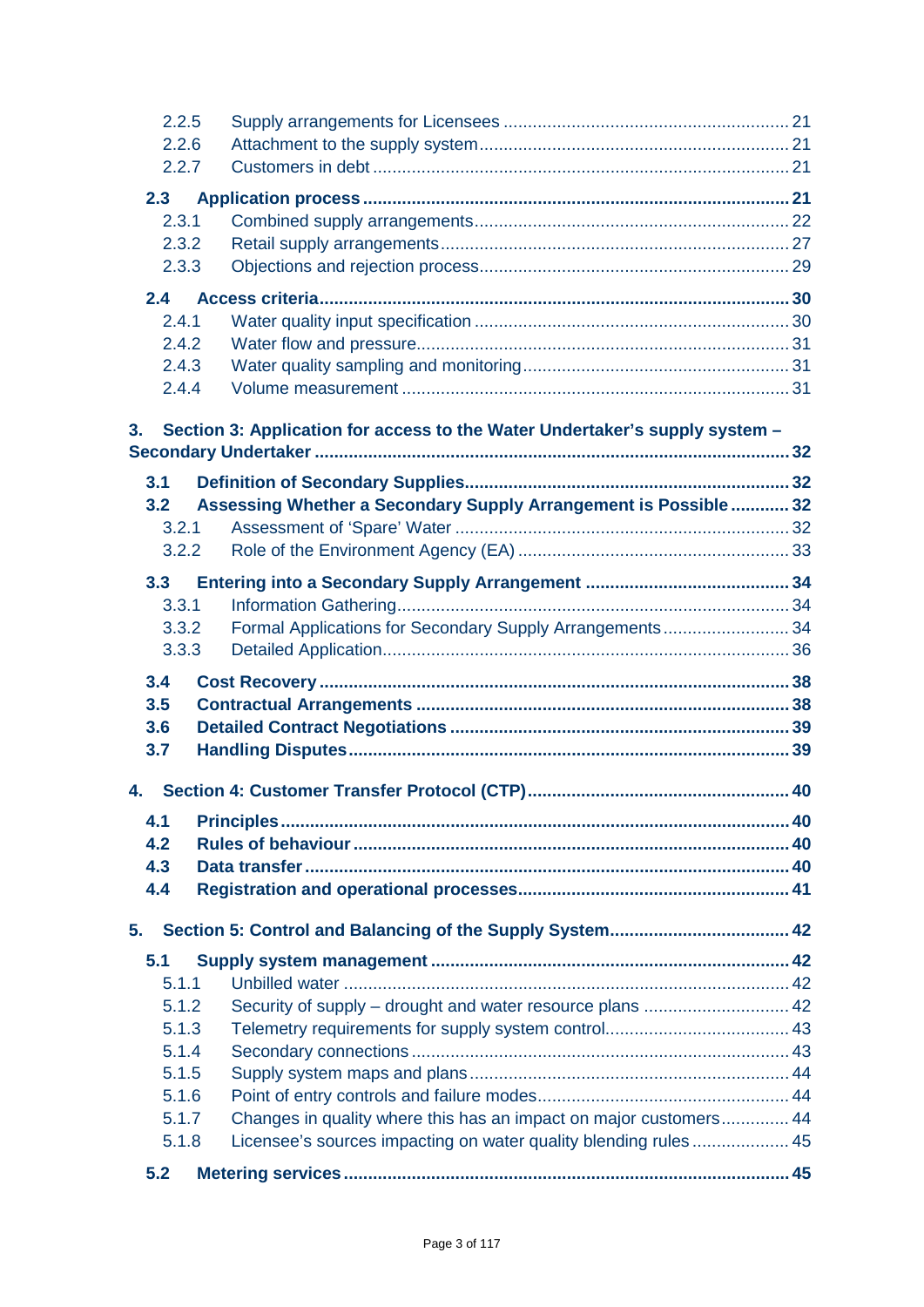2.2.5 Supply arrangements for Licensees ... 21
2.2.6 Attachment to the supply system ... 21
2.2.7 Customers in debt ... 21

**2.3 Application process ... 21**
2.3.1 Combined supply arrangements ... 22
2.3.2 Retail supply arrangements ... 27
2.3.3 Objections and rejection process ... 29

**2.4 Access criteria ... 30**
2.4.1 Water quality input specification ... 30
2.4.2 Water flow and pressure ... 31
2.4.3 Water quality sampling and monitoring ... 31
2.4.4 Volume measurement ... 31

**3. Section 3: Application for access to the Water Undertaker's supply system – Secondary Undertaker ... 32**

**3.1 Definition of Secondary Supplies ... 32**
**3.2 Assessing Whether a Secondary Supply Arrangement is Possible ... 32**
3.2.1 Assessment of 'Spare' Water ... 32
3.2.2 Role of the Environment Agency (EA) ... 33

**3.3 Entering into a Secondary Supply Arrangement ... 34**
3.3.1 Information Gathering ... 34
3.3.2 Formal Applications for Secondary Supply Arrangements ... 34
3.3.3 Detailed Application ... 36

**3.4 Cost Recovery ... 38**
**3.5 Contractual Arrangements ... 38**
**3.6 Detailed Contract Negotiations ... 39**
**3.7 Handling Disputes ... 39**

**4. Section 4: Customer Transfer Protocol (CTP) ... 40**

**4.1 Principles ... 40**
**4.2 Rules of behaviour ... 40**
**4.3 Data transfer ... 40**
**4.4 Registration and operational processes ... 41**

**5. Section 5: Control and Balancing of the Supply System ... 42**

**5.1 Supply system management ... 42**
5.1.1 Unbilled water ... 42
5.1.2 Security of supply – drought and water resource plans ... 42
5.1.3 Telemetry requirements for supply system control ... 43
5.1.4 Secondary connections ... 43
5.1.5 Supply system maps and plans ... 44
5.1.6 Point of entry controls and failure modes ... 44
5.1.7 Changes in quality where this has an impact on major customers ... 44
5.1.8 Licensee's sources impacting on water quality blending rules ... 45

**5.2 Metering services ... 45**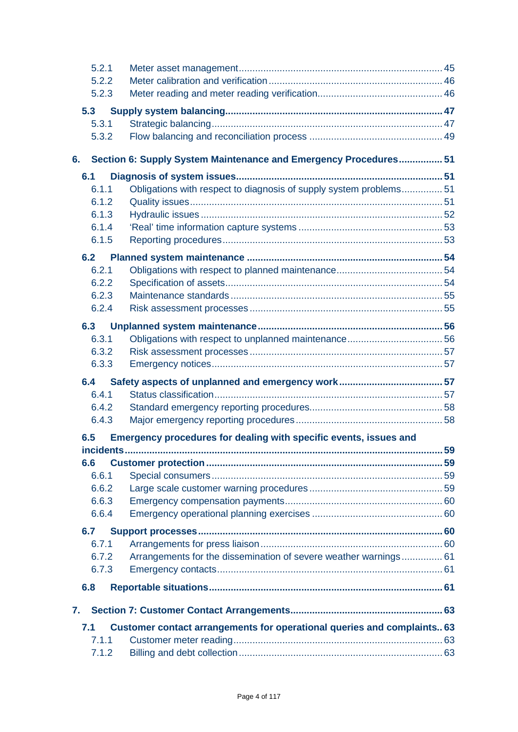- 5.2.1 Meter asset management ........ 45
- 5.2.2 Meter calibration and verification ........ 46
- 5.2.3 Meter reading and meter reading verification ........ 46

**5.3 Supply system balancing ........ 47**

- 5.3.1 Strategic balancing ........ 47
- 5.3.2 Flow balancing and reconciliation process ........ 49

**6. Section 6: Supply System Maintenance and Emergency Procedures ........ 51**

**6.1 Diagnosis of system issues ........ 51**

- 6.1.1 Obligations with respect to diagnosis of supply system problems ........ 51
- 6.1.2 Quality issues ........ 51
- 6.1.3 Hydraulic issues ........ 52
- 6.1.4 'Real' time information capture systems ........ 53
- 6.1.5 Reporting procedures ........ 53

**6.2 Planned system maintenance ........ 54**

- 6.2.1 Obligations with respect to planned maintenance ........ 54
- 6.2.2 Specification of assets ........ 54
- 6.2.3 Maintenance standards ........ 55
- 6.2.4 Risk assessment processes ........ 55

**6.3 Unplanned system maintenance ........ 56**

- 6.3.1 Obligations with respect to unplanned maintenance ........ 56
- 6.3.2 Risk assessment processes ........ 57
- 6.3.3 Emergency notices ........ 57

**6.4 Safety aspects of unplanned and emergency work ........ 57**

- 6.4.1 Status classification ........ 57
- 6.4.2 Standard emergency reporting procedures ........ 58
- 6.4.3 Major emergency reporting procedures ........ 58

**6.5 Emergency procedures for dealing with specific events, issues and incidents ........ 59**

**6.6 Customer protection ........ 59**

- 6.6.1 Special consumers ........ 59
- 6.6.2 Large scale customer warning procedures ........ 59
- 6.6.3 Emergency compensation payments ........ 60
- 6.6.4 Emergency operational planning exercises ........ 60

**6.7 Support processes ........ 60**

- 6.7.1 Arrangements for press liaison ........ 60
- 6.7.2 Arrangements for the dissemination of severe weather warnings ........ 61
- 6.7.3 Emergency contacts ........ 61

**6.8 Reportable situations ........ 61**

**7. Section 7: Customer Contact Arrangements ........ 63**

**7.1 Customer contact arrangements for operational queries and complaints ........ 63**

- 7.1.1 Customer meter reading ........ 63
- 7.1.2 Billing and debt collection ........ 63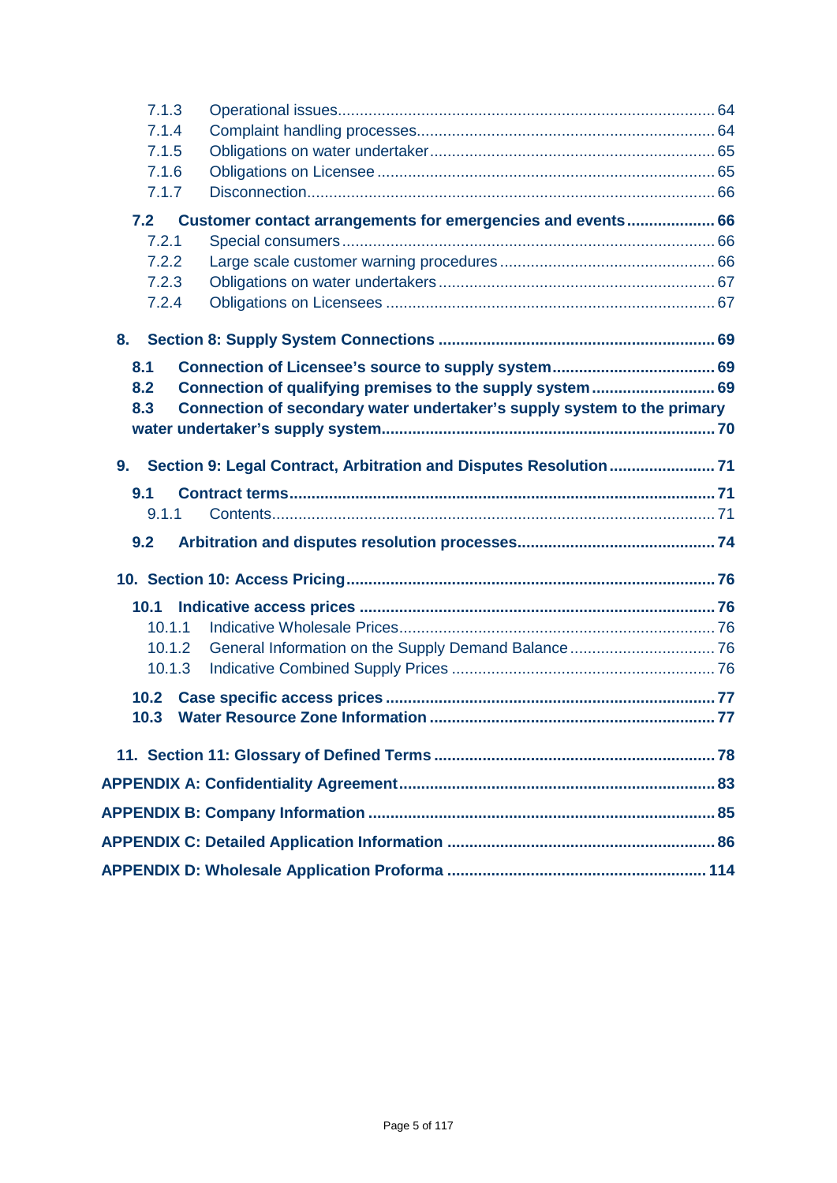7.1.3 Operational issues .................................................................................... 64
7.1.4 Complaint handling processes ................................................................... 64
7.1.5 Obligations on water undertaker ................................................................ 65
7.1.6 Obligations on Licensee ............................................................................ 65
7.1.7 Disconnection ............................................................................................ 66

**7.2 Customer contact arrangements for emergencies and events .................... 66**

7.2.1 Special consumers .................................................................................... 66
7.2.2 Large scale customer warning procedures ................................................ 66
7.2.3 Obligations on water undertakers .............................................................. 67
7.2.4 Obligations on Licensees .......................................................................... 67

**8. Section 8: Supply System Connections .............................................................. 69**

**8.1 Connection of Licensee's source to supply system ..................................... 69**

**8.2 Connection of qualifying premises to the supply system ........................... 69**

**8.3 Connection of secondary water undertaker's supply system to the primary water undertaker's supply system ........................................................................... 70**

**9. Section 9: Legal Contract, Arbitration and Disputes Resolution ........................ 71**

**9.1 Contract terms ................................................................................................ 71**

9.1.1 Contents .................................................................................................... 71

**9.2 Arbitration and disputes resolution processes ............................................ 74**

**10. Section 10: Access Pricing ................................................................................... 76**

**10.1 Indicative access prices ............................................................................... 76**

10.1.1 Indicative Wholesale Prices ...................................................................... 76
10.1.2 General Information on the Supply Demand Balance ................................ 76
10.1.3 Indicative Combined Supply Prices ........................................................... 76

**10.2 Case specific access prices .......................................................................... 77**

**10.3 Water Resource Zone Information ................................................................ 77**

**11. Section 11: Glossary of Defined Terms ............................................................... 78**

**APPENDIX A: Confidentiality Agreement ...................................................................... 83**

**APPENDIX B: Company Information ............................................................................. 85**

**APPENDIX C: Detailed Application Information ............................................................ 86**

**APPENDIX D: Wholesale Application Proforma .......................................................... 114**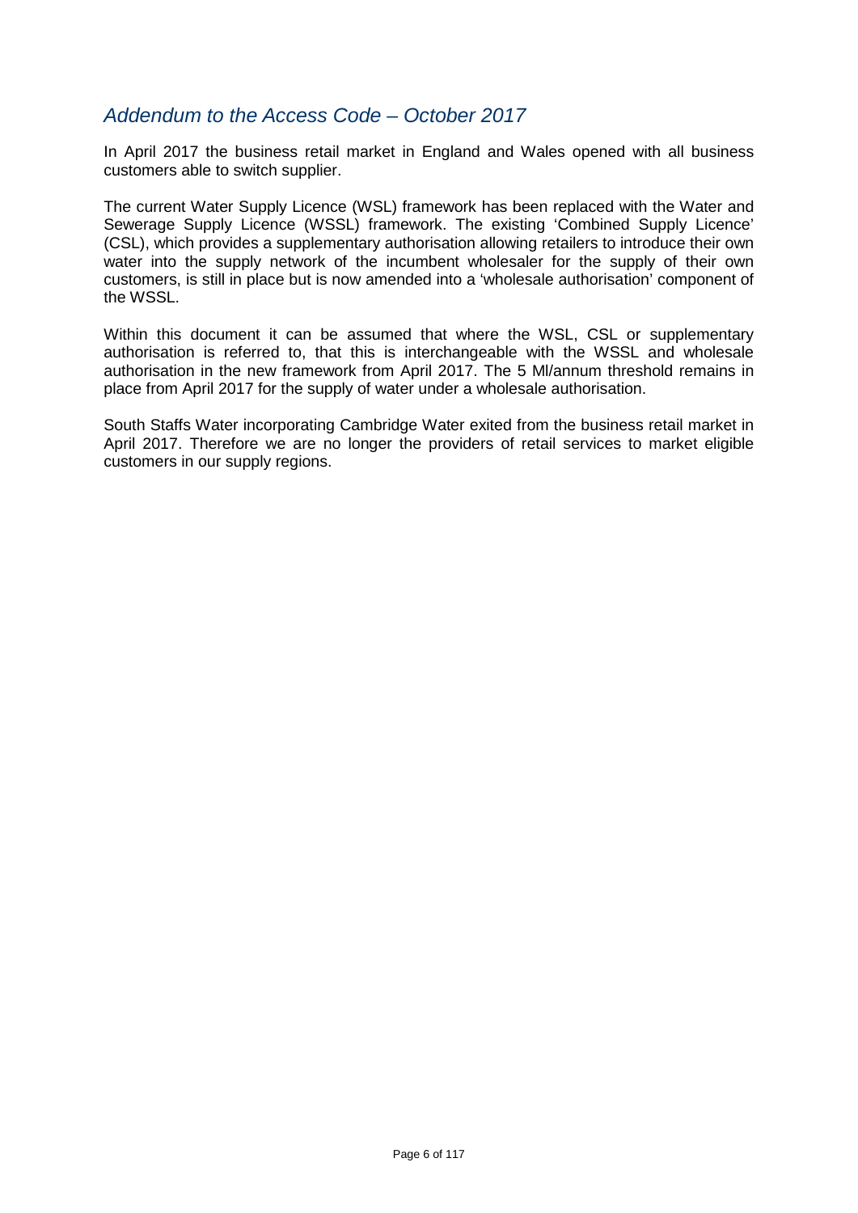## *Addendum to the Access Code – October 2017*

In April 2017 the business retail market in England and Wales opened with all business customers able to switch supplier.

The current Water Supply Licence (WSL) framework has been replaced with the Water and Sewerage Supply Licence (WSSL) framework. The existing 'Combined Supply Licence' (CSL), which provides a supplementary authorisation allowing retailers to introduce their own water into the supply network of the incumbent wholesaler for the supply of their own customers, is still in place but is now amended into a 'wholesale authorisation' component of the WSSL.

Within this document it can be assumed that where the WSL, CSL or supplementary authorisation is referred to, that this is interchangeable with the WSSL and wholesale authorisation in the new framework from April 2017. The 5 Ml/annum threshold remains in place from April 2017 for the supply of water under a wholesale authorisation.

South Staffs Water incorporating Cambridge Water exited from the business retail market in April 2017. Therefore we are no longer the providers of retail services to market eligible customers in our supply regions.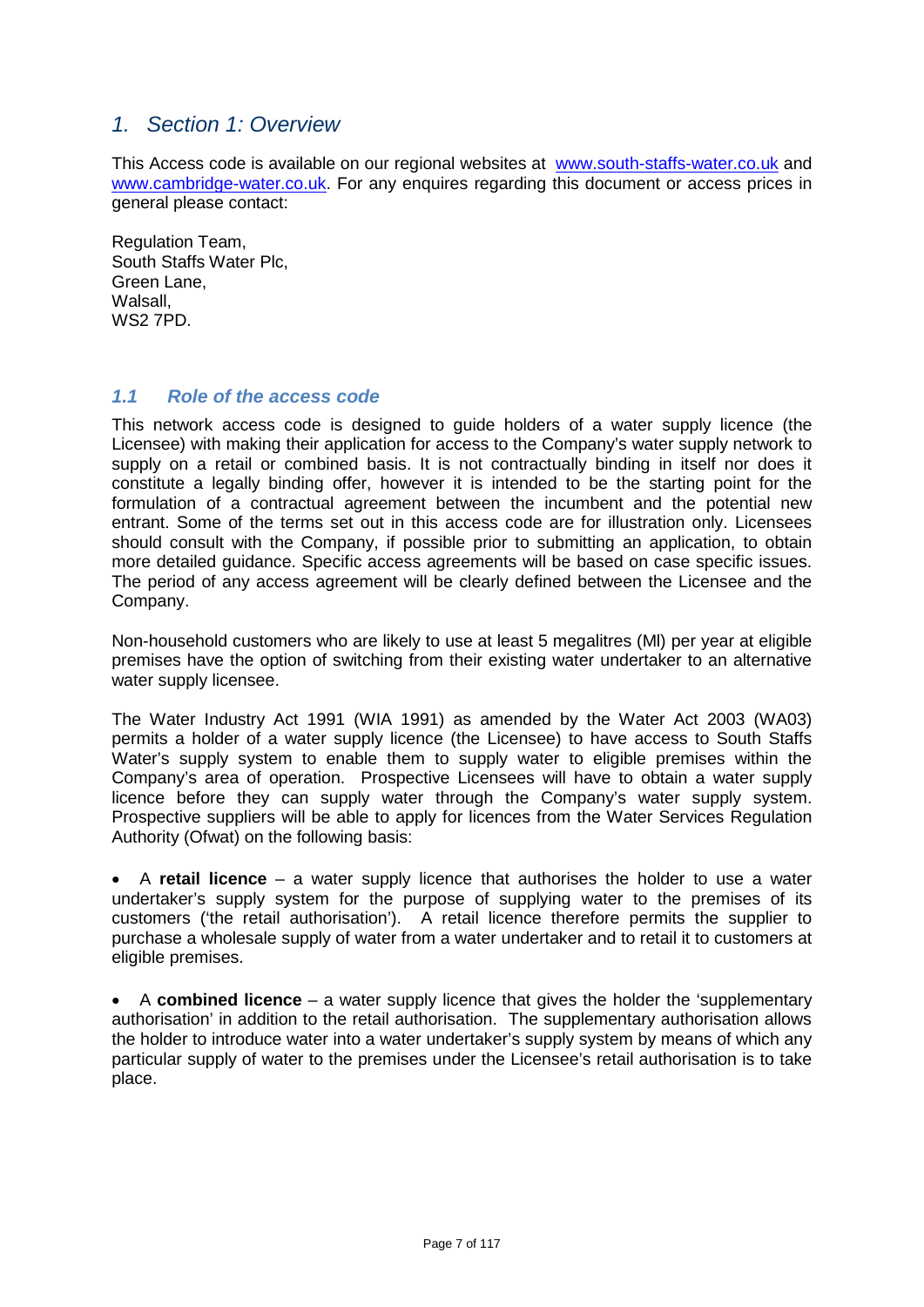# 1. Section 1: Overview

This Access code is available on our regional websites at [www.south-staffs-water.co.uk](http://www.south-staffs-water.co.uk) and [www.cambridge-water.co.uk](http://www.cambridge-water.co.uk). For any enquires regarding this document or access prices in general please contact:

Regulation Team,
South Staffs Water Plc,
Green Lane,
Walsall,
WS2 7PD.

## *1.1 Role of the access code*

This network access code is designed to guide holders of a water supply licence (the Licensee) with making their application for access to the Company's water supply network to supply on a retail or combined basis. It is not contractually binding in itself nor does it constitute a legally binding offer, however it is intended to be the starting point for the formulation of a contractual agreement between the incumbent and the potential new entrant. Some of the terms set out in this access code are for illustration only. Licensees should consult with the Company, if possible prior to submitting an application, to obtain more detailed guidance. Specific access agreements will be based on case specific issues. The period of any access agreement will be clearly defined between the Licensee and the Company.

Non-household customers who are likely to use at least 5 megalitres (Ml) per year at eligible premises have the option of switching from their existing water undertaker to an alternative water supply licensee.

The Water Industry Act 1991 (WIA 1991) as amended by the Water Act 2003 (WA03) permits a holder of a water supply licence (the Licensee) to have access to South Staffs Water's supply system to enable them to supply water to eligible premises within the Company's area of operation. Prospective Licensees will have to obtain a water supply licence before they can supply water through the Company's water supply system. Prospective suppliers will be able to apply for licences from the Water Services Regulation Authority (Ofwat) on the following basis:

- A **retail licence** – a water supply licence that authorises the holder to use a water undertaker's supply system for the purpose of supplying water to the premises of its customers ('the retail authorisation'). A retail licence therefore permits the supplier to purchase a wholesale supply of water from a water undertaker and to retail it to customers at eligible premises.

- A **combined licence** – a water supply licence that gives the holder the 'supplementary authorisation' in addition to the retail authorisation. The supplementary authorisation allows the holder to introduce water into a water undertaker's supply system by means of which any particular supply of water to the premises under the Licensee's retail authorisation is to take place.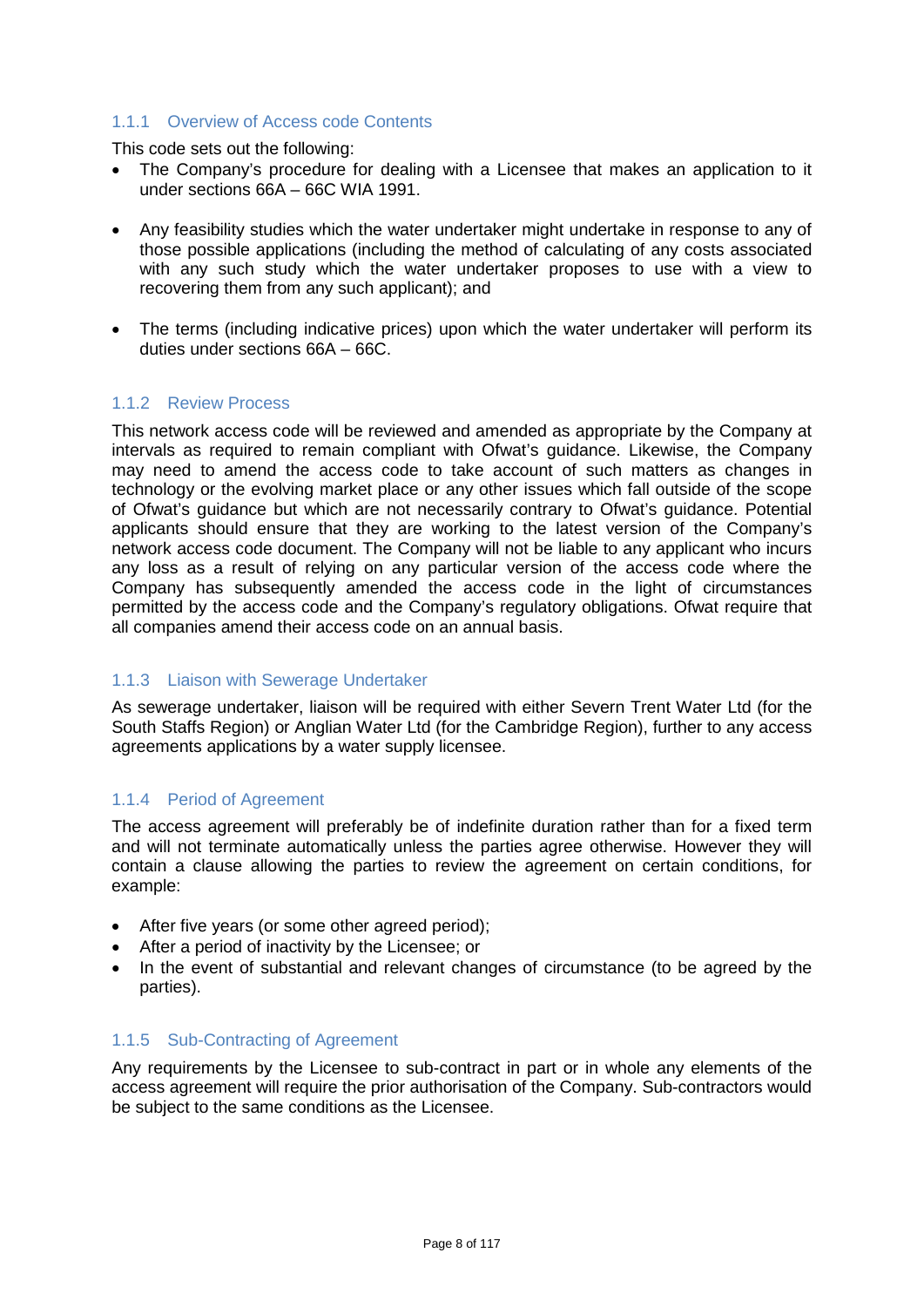### 1.1.1 Overview of Access code Contents

This code sets out the following:

- The Company's procedure for dealing with a Licensee that makes an application to it under sections 66A – 66C WIA 1991.
- Any feasibility studies which the water undertaker might undertake in response to any of those possible applications (including the method of calculating of any costs associated with any such study which the water undertaker proposes to use with a view to recovering them from any such applicant); and
- The terms (including indicative prices) upon which the water undertaker will perform its duties under sections 66A – 66C.

### 1.1.2 Review Process

This network access code will be reviewed and amended as appropriate by the Company at intervals as required to remain compliant with Ofwat's guidance. Likewise, the Company may need to amend the access code to take account of such matters as changes in technology or the evolving market place or any other issues which fall outside of the scope of Ofwat's guidance but which are not necessarily contrary to Ofwat's guidance. Potential applicants should ensure that they are working to the latest version of the Company's network access code document. The Company will not be liable to any applicant who incurs any loss as a result of relying on any particular version of the access code where the Company has subsequently amended the access code in the light of circumstances permitted by the access code and the Company's regulatory obligations. Ofwat require that all companies amend their access code on an annual basis.

### 1.1.3 Liaison with Sewerage Undertaker

As sewerage undertaker, liaison will be required with either Severn Trent Water Ltd (for the South Staffs Region) or Anglian Water Ltd (for the Cambridge Region), further to any access agreements applications by a water supply licensee.

### 1.1.4 Period of Agreement

The access agreement will preferably be of indefinite duration rather than for a fixed term and will not terminate automatically unless the parties agree otherwise. However they will contain a clause allowing the parties to review the agreement on certain conditions, for example:

- After five years (or some other agreed period);
- After a period of inactivity by the Licensee; or
- In the event of substantial and relevant changes of circumstance (to be agreed by the parties).

### 1.1.5 Sub-Contracting of Agreement

Any requirements by the Licensee to sub-contract in part or in whole any elements of the access agreement will require the prior authorisation of the Company. Sub-contractors would be subject to the same conditions as the Licensee.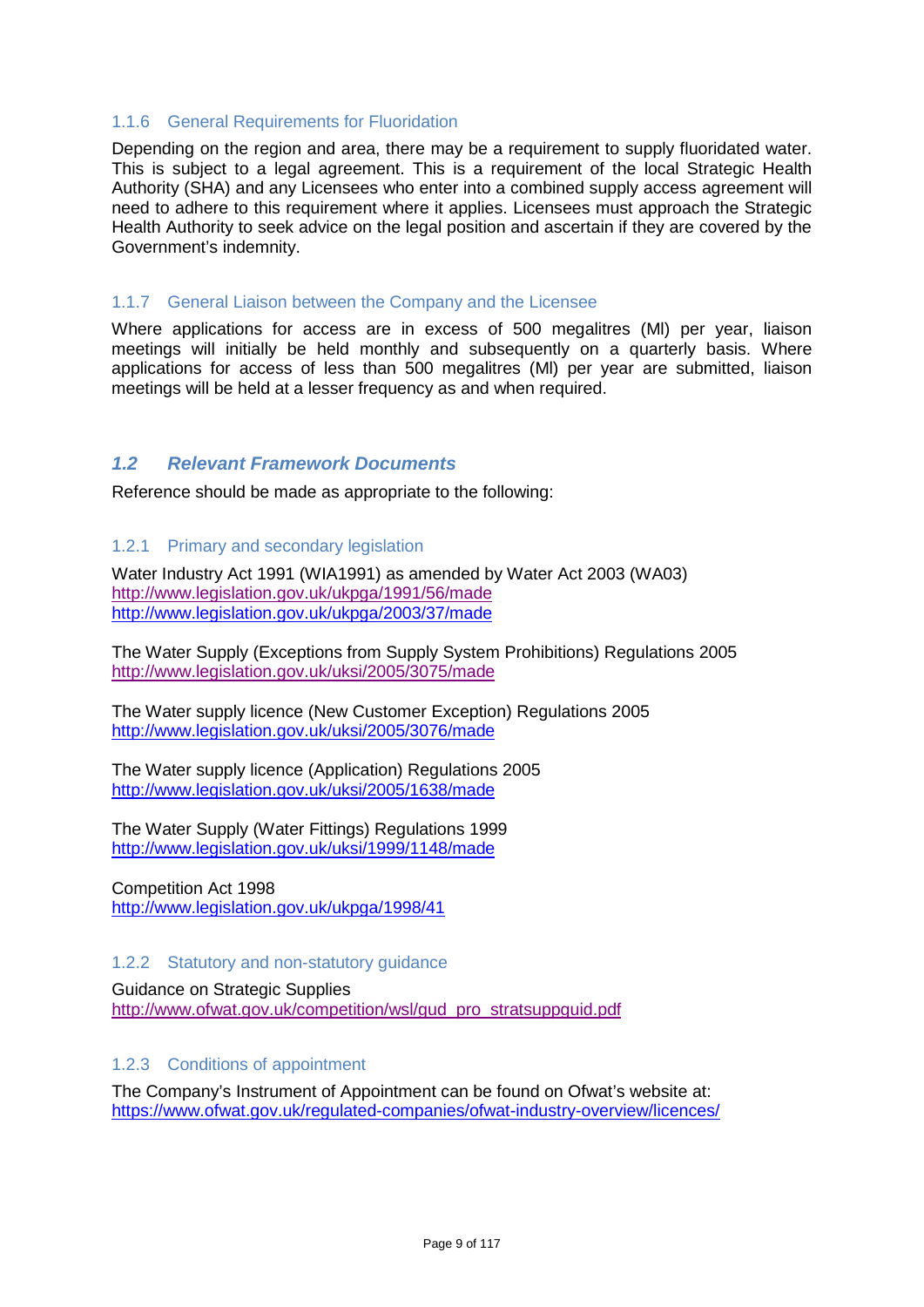### 1.1.6 General Requirements for Fluoridation

Depending on the region and area, there may be a requirement to supply fluoridated water. This is subject to a legal agreement. This is a requirement of the local Strategic Health Authority (SHA) and any Licensees who enter into a combined supply access agreement will need to adhere to this requirement where it applies. Licensees must approach the Strategic Health Authority to seek advice on the legal position and ascertain if they are covered by the Government's indemnity.

### 1.1.7 General Liaison between the Company and the Licensee

Where applications for access are in excess of 500 megalitres (Ml) per year, liaison meetings will initially be held monthly and subsequently on a quarterly basis. Where applications for access of less than 500 megalitres (Ml) per year are submitted, liaison meetings will be held at a lesser frequency as and when required.

## *1.2 Relevant Framework Documents*

Reference should be made as appropriate to the following:

### 1.2.1 Primary and secondary legislation

Water Industry Act 1991 (WIA1991) as amended by Water Act 2003 (WA03)
http://www.legislation.gov.uk/ukpga/1991/56/made
http://www.legislation.gov.uk/ukpga/2003/37/made

The Water Supply (Exceptions from Supply System Prohibitions) Regulations 2005
http://www.legislation.gov.uk/uksi/2005/3075/made

The Water supply licence (New Customer Exception) Regulations 2005
http://www.legislation.gov.uk/uksi/2005/3076/made

The Water supply licence (Application) Regulations 2005
http://www.legislation.gov.uk/uksi/2005/1638/made

The Water Supply (Water Fittings) Regulations 1999
http://www.legislation.gov.uk/uksi/1999/1148/made

Competition Act 1998
http://www.legislation.gov.uk/ukpga/1998/41

### 1.2.2 Statutory and non-statutory guidance

Guidance on Strategic Supplies
http://www.ofwat.gov.uk/competition/wsl/gud_pro_stratsuppguid.pdf

### 1.2.3 Conditions of appointment

The Company's Instrument of Appointment can be found on Ofwat's website at:
https://www.ofwat.gov.uk/regulated-companies/ofwat-industry-overview/licences/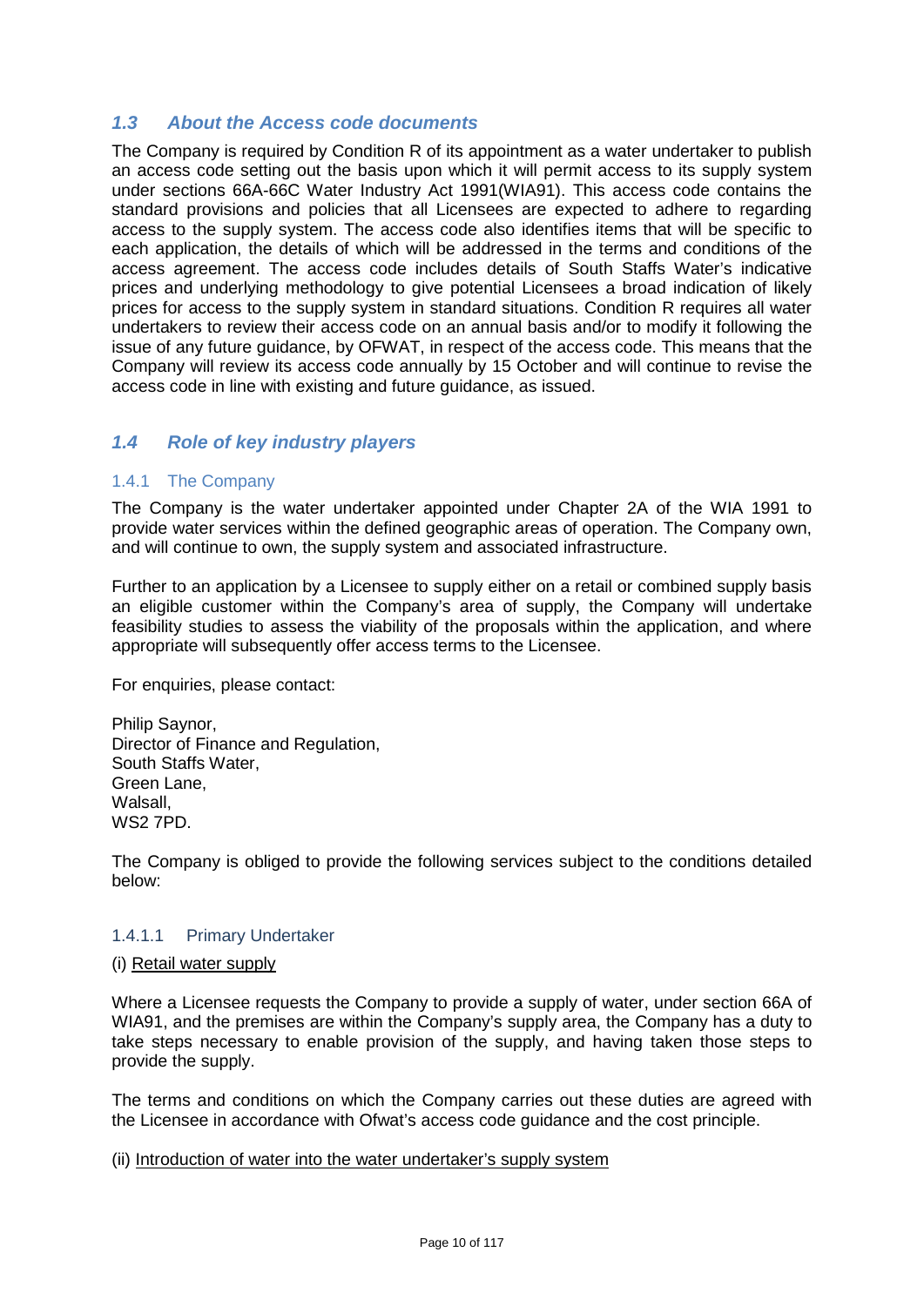## *1.3 About the Access code documents*

The Company is required by Condition R of its appointment as a water undertaker to publish an access code setting out the basis upon which it will permit access to its supply system under sections 66A-66C Water Industry Act 1991(WIA91). This access code contains the standard provisions and policies that all Licensees are expected to adhere to regarding access to the supply system. The access code also identifies items that will be specific to each application, the details of which will be addressed in the terms and conditions of the access agreement. The access code includes details of South Staffs Water's indicative prices and underlying methodology to give potential Licensees a broad indication of likely prices for access to the supply system in standard situations. Condition R requires all water undertakers to review their access code on an annual basis and/or to modify it following the issue of any future guidance, by OFWAT, in respect of the access code. This means that the Company will review its access code annually by 15 October and will continue to revise the access code in line with existing and future guidance, as issued.

## *1.4 Role of key industry players*

### 1.4.1 The Company

The Company is the water undertaker appointed under Chapter 2A of the WIA 1991 to provide water services within the defined geographic areas of operation. The Company own, and will continue to own, the supply system and associated infrastructure.

Further to an application by a Licensee to supply either on a retail or combined supply basis an eligible customer within the Company's area of supply, the Company will undertake feasibility studies to assess the viability of the proposals within the application, and where appropriate will subsequently offer access terms to the Licensee.

For enquiries, please contact:

Philip Saynor,
Director of Finance and Regulation,
South Staffs Water,
Green Lane,
Walsall,
WS2 7PD.

The Company is obliged to provide the following services subject to the conditions detailed below:

#### 1.4.1.1 Primary Undertaker

(i) Retail water supply

Where a Licensee requests the Company to provide a supply of water, under section 66A of WIA91, and the premises are within the Company's supply area, the Company has a duty to take steps necessary to enable provision of the supply, and having taken those steps to provide the supply.

The terms and conditions on which the Company carries out these duties are agreed with the Licensee in accordance with Ofwat's access code guidance and the cost principle.

(ii) Introduction of water into the water undertaker's supply system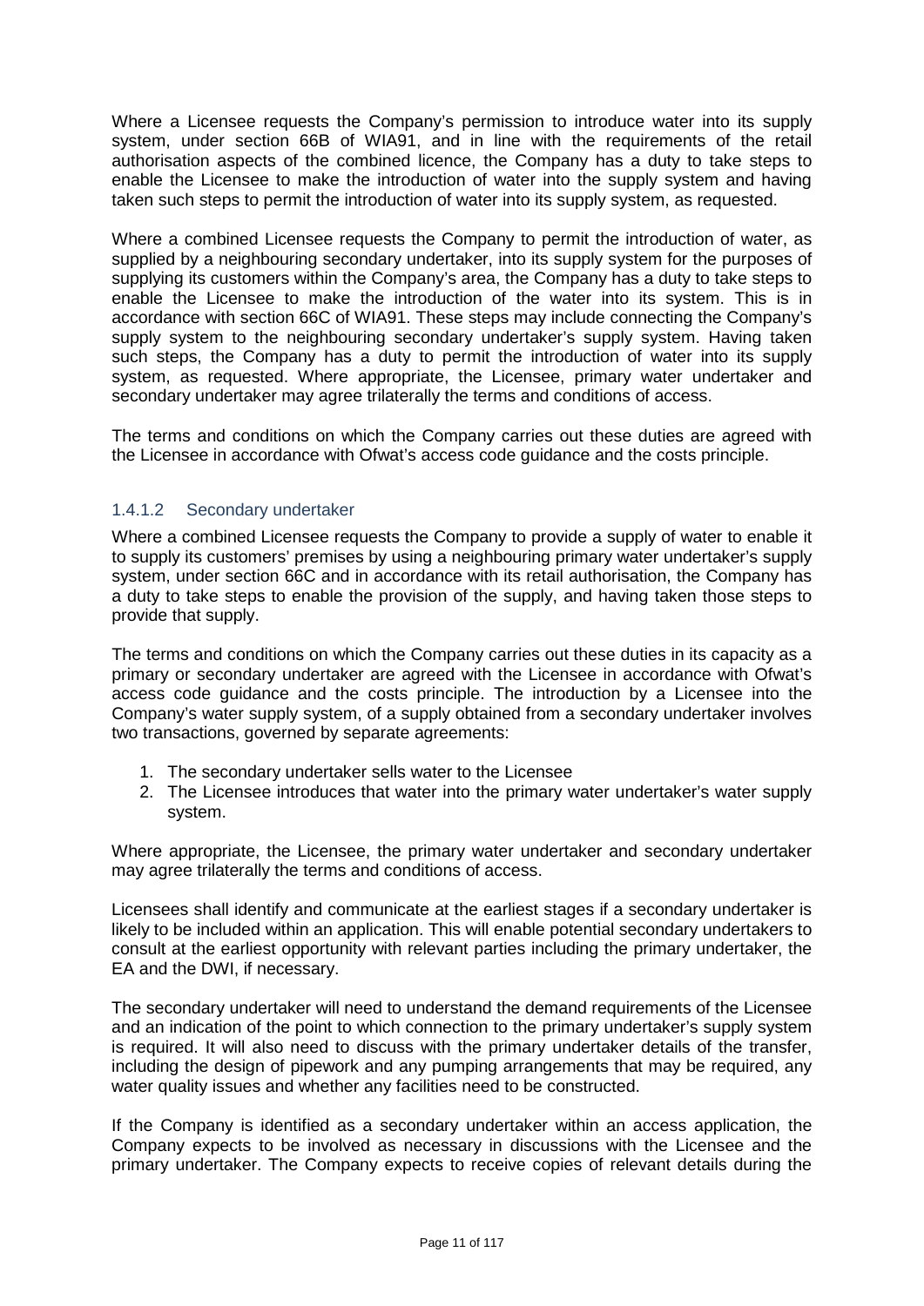Where a Licensee requests the Company's permission to introduce water into its supply system, under section 66B of WIA91, and in line with the requirements of the retail authorisation aspects of the combined licence, the Company has a duty to take steps to enable the Licensee to make the introduction of water into the supply system and having taken such steps to permit the introduction of water into its supply system, as requested.

Where a combined Licensee requests the Company to permit the introduction of water, as supplied by a neighbouring secondary undertaker, into its supply system for the purposes of supplying its customers within the Company's area, the Company has a duty to take steps to enable the Licensee to make the introduction of the water into its system. This is in accordance with section 66C of WIA91. These steps may include connecting the Company's supply system to the neighbouring secondary undertaker's supply system. Having taken such steps, the Company has a duty to permit the introduction of water into its supply system, as requested. Where appropriate, the Licensee, primary water undertaker and secondary undertaker may agree trilaterally the terms and conditions of access.

The terms and conditions on which the Company carries out these duties are agreed with the Licensee in accordance with Ofwat's access code guidance and the costs principle.

#### 1.4.1.2 Secondary undertaker

Where a combined Licensee requests the Company to provide a supply of water to enable it to supply its customers' premises by using a neighbouring primary water undertaker's supply system, under section 66C and in accordance with its retail authorisation, the Company has a duty to take steps to enable the provision of the supply, and having taken those steps to provide that supply.

The terms and conditions on which the Company carries out these duties in its capacity as a primary or secondary undertaker are agreed with the Licensee in accordance with Ofwat's access code guidance and the costs principle. The introduction by a Licensee into the Company's water supply system, of a supply obtained from a secondary undertaker involves two transactions, governed by separate agreements:

1. The secondary undertaker sells water to the Licensee
2. The Licensee introduces that water into the primary water undertaker's water supply system.

Where appropriate, the Licensee, the primary water undertaker and secondary undertaker may agree trilaterally the terms and conditions of access.

Licensees shall identify and communicate at the earliest stages if a secondary undertaker is likely to be included within an application. This will enable potential secondary undertakers to consult at the earliest opportunity with relevant parties including the primary undertaker, the EA and the DWI, if necessary.

The secondary undertaker will need to understand the demand requirements of the Licensee and an indication of the point to which connection to the primary undertaker's supply system is required. It will also need to discuss with the primary undertaker details of the transfer, including the design of pipework and any pumping arrangements that may be required, any water quality issues and whether any facilities need to be constructed.

If the Company is identified as a secondary undertaker within an access application, the Company expects to be involved as necessary in discussions with the Licensee and the primary undertaker. The Company expects to receive copies of relevant details during the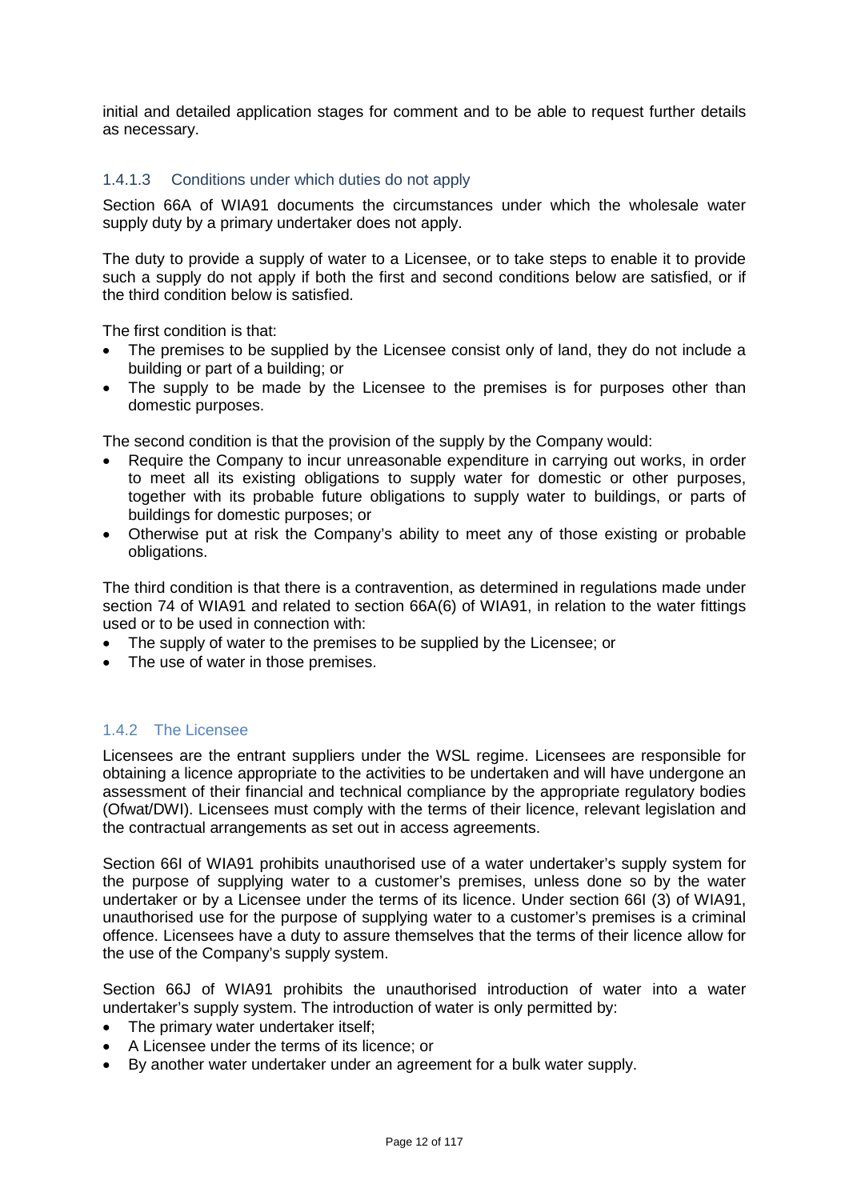initial and detailed application stages for comment and to be able to request further details as necessary.

#### 1.4.1.3 Conditions under which duties do not apply

Section 66A of WIA91 documents the circumstances under which the wholesale water supply duty by a primary undertaker does not apply.

The duty to provide a supply of water to a Licensee, or to take steps to enable it to provide such a supply do not apply if both the first and second conditions below are satisfied, or if the third condition below is satisfied.

The first condition is that:

- The premises to be supplied by the Licensee consist only of land, they do not include a building or part of a building; or
- The supply to be made by the Licensee to the premises is for purposes other than domestic purposes.

The second condition is that the provision of the supply by the Company would:

- Require the Company to incur unreasonable expenditure in carrying out works, in order to meet all its existing obligations to supply water for domestic or other purposes, together with its probable future obligations to supply water to buildings, or parts of buildings for domestic purposes; or
- Otherwise put at risk the Company's ability to meet any of those existing or probable obligations.

The third condition is that there is a contravention, as determined in regulations made under section 74 of WIA91 and related to section 66A(6) of WIA91, in relation to the water fittings used or to be used in connection with:

- The supply of water to the premises to be supplied by the Licensee; or
- The use of water in those premises.

### 1.4.2 The Licensee

Licensees are the entrant suppliers under the WSL regime. Licensees are responsible for obtaining a licence appropriate to the activities to be undertaken and will have undergone an assessment of their financial and technical compliance by the appropriate regulatory bodies (Ofwat/DWI). Licensees must comply with the terms of their licence, relevant legislation and the contractual arrangements as set out in access agreements.

Section 66I of WIA91 prohibits unauthorised use of a water undertaker's supply system for the purpose of supplying water to a customer's premises, unless done so by the water undertaker or by a Licensee under the terms of its licence. Under section 66I (3) of WIA91, unauthorised use for the purpose of supplying water to a customer's premises is a criminal offence. Licensees have a duty to assure themselves that the terms of their licence allow for the use of the Company's supply system.

Section 66J of WIA91 prohibits the unauthorised introduction of water into a water undertaker's supply system. The introduction of water is only permitted by:

- The primary water undertaker itself;
- A Licensee under the terms of its licence; or
- By another water undertaker under an agreement for a bulk water supply.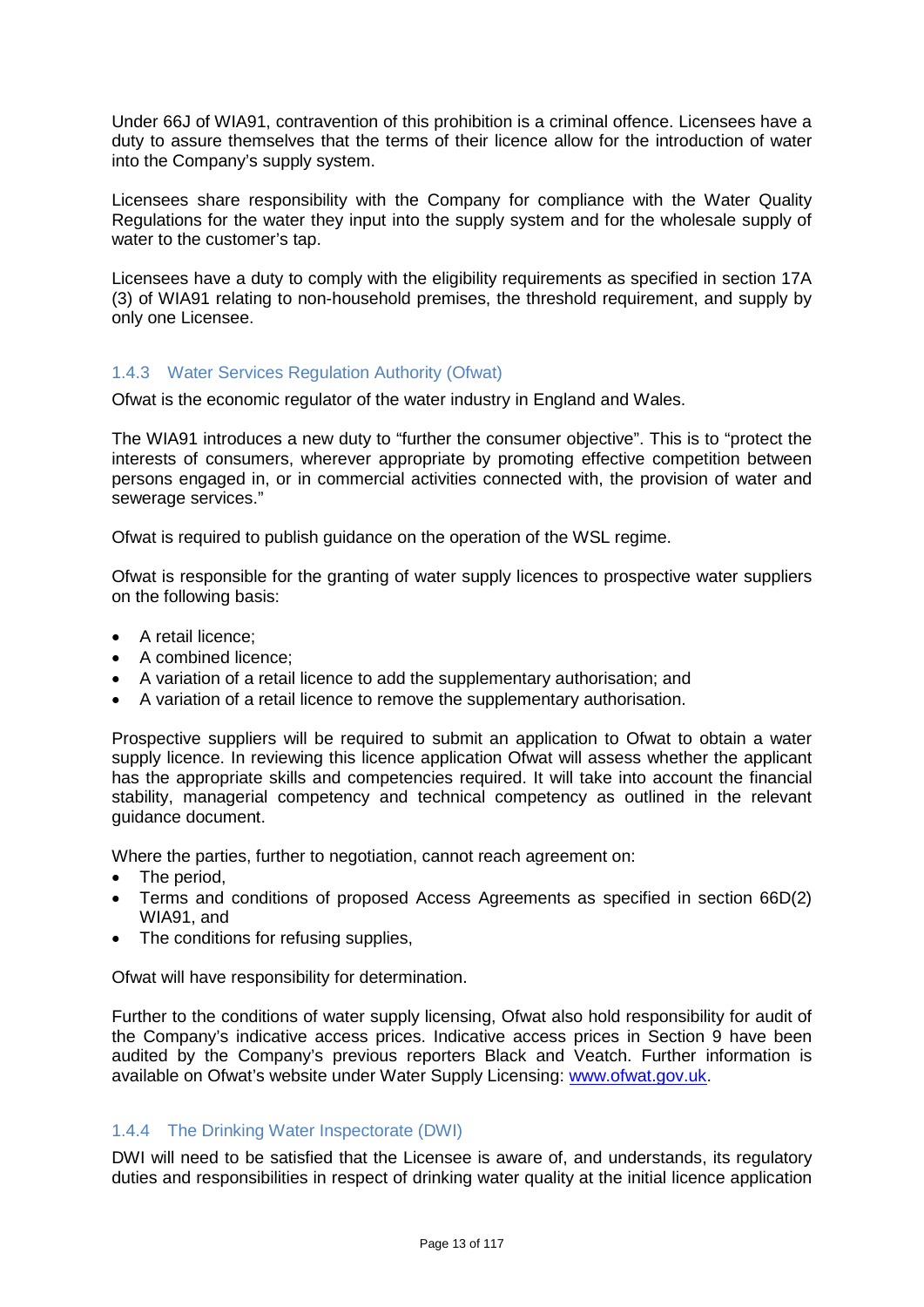Under 66J of WIA91, contravention of this prohibition is a criminal offence. Licensees have a duty to assure themselves that the terms of their licence allow for the introduction of water into the Company's supply system.

Licensees share responsibility with the Company for compliance with the Water Quality Regulations for the water they input into the supply system and for the wholesale supply of water to the customer's tap.

Licensees have a duty to comply with the eligibility requirements as specified in section 17A (3) of WIA91 relating to non-household premises, the threshold requirement, and supply by only one Licensee.

### 1.4.3 Water Services Regulation Authority (Ofwat)

Ofwat is the economic regulator of the water industry in England and Wales.

The WIA91 introduces a new duty to "further the consumer objective". This is to "protect the interests of consumers, wherever appropriate by promoting effective competition between persons engaged in, or in commercial activities connected with, the provision of water and sewerage services."

Ofwat is required to publish guidance on the operation of the WSL regime.

Ofwat is responsible for the granting of water supply licences to prospective water suppliers on the following basis:

- A retail licence;
- A combined licence;
- A variation of a retail licence to add the supplementary authorisation; and
- A variation of a retail licence to remove the supplementary authorisation.

Prospective suppliers will be required to submit an application to Ofwat to obtain a water supply licence. In reviewing this licence application Ofwat will assess whether the applicant has the appropriate skills and competencies required. It will take into account the financial stability, managerial competency and technical competency as outlined in the relevant guidance document.

Where the parties, further to negotiation, cannot reach agreement on:

- The period,
- Terms and conditions of proposed Access Agreements as specified in section 66D(2) WIA91, and
- The conditions for refusing supplies,

Ofwat will have responsibility for determination.

Further to the conditions of water supply licensing, Ofwat also hold responsibility for audit of the Company's indicative access prices. Indicative access prices in Section 9 have been audited by the Company's previous reporters Black and Veatch. Further information is available on Ofwat's website under Water Supply Licensing: www.ofwat.gov.uk.

### 1.4.4 The Drinking Water Inspectorate (DWI)

DWI will need to be satisfied that the Licensee is aware of, and understands, its regulatory duties and responsibilities in respect of drinking water quality at the initial licence application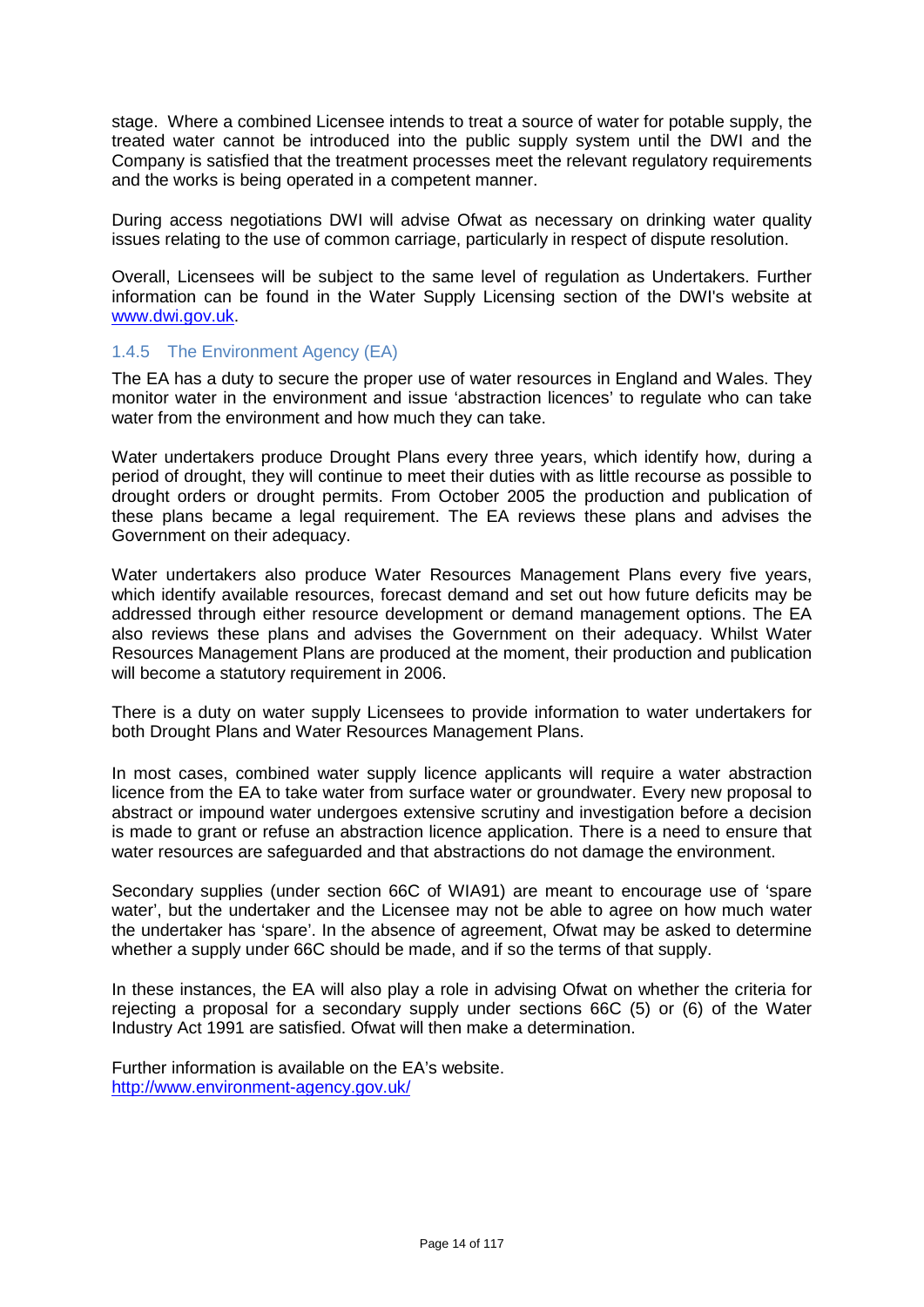stage. Where a combined Licensee intends to treat a source of water for potable supply, the treated water cannot be introduced into the public supply system until the DWI and the Company is satisfied that the treatment processes meet the relevant regulatory requirements and the works is being operated in a competent manner.

During access negotiations DWI will advise Ofwat as necessary on drinking water quality issues relating to the use of common carriage, particularly in respect of dispute resolution.

Overall, Licensees will be subject to the same level of regulation as Undertakers. Further information can be found in the Water Supply Licensing section of the DWI's website at [www.dwi.gov.uk](http://www.dwi.gov.uk).

### 1.4.5 The Environment Agency (EA)

The EA has a duty to secure the proper use of water resources in England and Wales. They monitor water in the environment and issue 'abstraction licences' to regulate who can take water from the environment and how much they can take.

Water undertakers produce Drought Plans every three years, which identify how, during a period of drought, they will continue to meet their duties with as little recourse as possible to drought orders or drought permits. From October 2005 the production and publication of these plans became a legal requirement. The EA reviews these plans and advises the Government on their adequacy.

Water undertakers also produce Water Resources Management Plans every five years, which identify available resources, forecast demand and set out how future deficits may be addressed through either resource development or demand management options. The EA also reviews these plans and advises the Government on their adequacy. Whilst Water Resources Management Plans are produced at the moment, their production and publication will become a statutory requirement in 2006.

There is a duty on water supply Licensees to provide information to water undertakers for both Drought Plans and Water Resources Management Plans.

In most cases, combined water supply licence applicants will require a water abstraction licence from the EA to take water from surface water or groundwater. Every new proposal to abstract or impound water undergoes extensive scrutiny and investigation before a decision is made to grant or refuse an abstraction licence application. There is a need to ensure that water resources are safeguarded and that abstractions do not damage the environment.

Secondary supplies (under section 66C of WIA91) are meant to encourage use of 'spare water', but the undertaker and the Licensee may not be able to agree on how much water the undertaker has 'spare'. In the absence of agreement, Ofwat may be asked to determine whether a supply under 66C should be made, and if so the terms of that supply.

In these instances, the EA will also play a role in advising Ofwat on whether the criteria for rejecting a proposal for a secondary supply under sections 66C (5) or (6) of the Water Industry Act 1991 are satisfied. Ofwat will then make a determination.

Further information is available on the EA's website.
[http://www.environment-agency.gov.uk/](http://www.environment-agency.gov.uk/)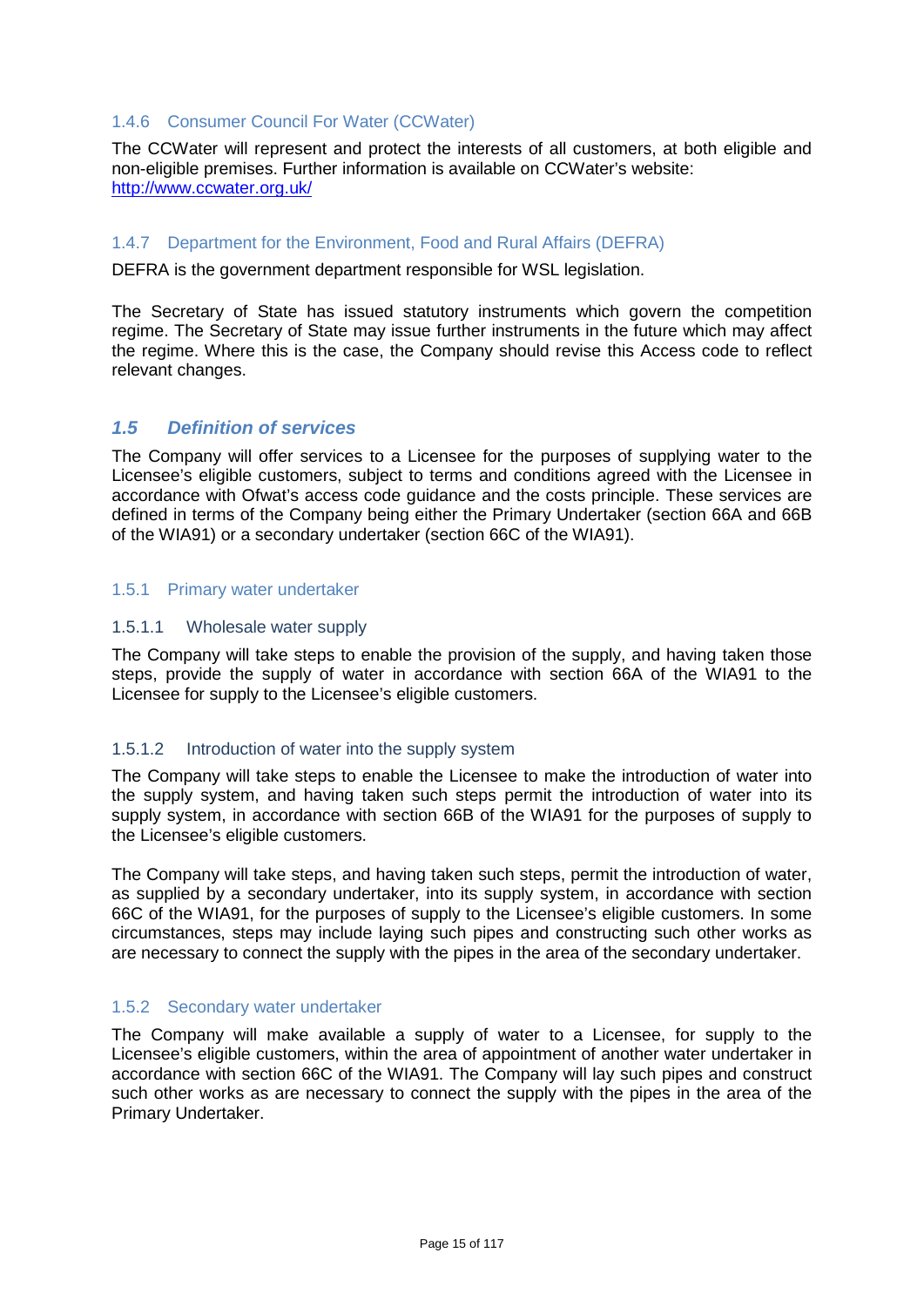#### 1.4.6 Consumer Council For Water (CCWater)

The CCWater will represent and protect the interests of all customers, at both eligible and non-eligible premises. Further information is available on CCWater's website: [http://www.ccwater.org.uk/](http://www.ccwater.org.uk/)

#### 1.4.7 Department for the Environment, Food and Rural Affairs (DEFRA)

DEFRA is the government department responsible for WSL legislation.

The Secretary of State has issued statutory instruments which govern the competition regime. The Secretary of State may issue further instruments in the future which may affect the regime. Where this is the case, the Company should revise this Access code to reflect relevant changes.

### *1.5 Definition of services*

The Company will offer services to a Licensee for the purposes of supplying water to the Licensee's eligible customers, subject to terms and conditions agreed with the Licensee in accordance with Ofwat's access code guidance and the costs principle. These services are defined in terms of the Company being either the Primary Undertaker (section 66A and 66B of the WIA91) or a secondary undertaker (section 66C of the WIA91).

#### 1.5.1 Primary water undertaker

##### 1.5.1.1 Wholesale water supply

The Company will take steps to enable the provision of the supply, and having taken those steps, provide the supply of water in accordance with section 66A of the WIA91 to the Licensee for supply to the Licensee's eligible customers.

##### 1.5.1.2 Introduction of water into the supply system

The Company will take steps to enable the Licensee to make the introduction of water into the supply system, and having taken such steps permit the introduction of water into its supply system, in accordance with section 66B of the WIA91 for the purposes of supply to the Licensee's eligible customers.

The Company will take steps, and having taken such steps, permit the introduction of water, as supplied by a secondary undertaker, into its supply system, in accordance with section 66C of the WIA91, for the purposes of supply to the Licensee's eligible customers. In some circumstances, steps may include laying such pipes and constructing such other works as are necessary to connect the supply with the pipes in the area of the secondary undertaker.

#### 1.5.2 Secondary water undertaker

The Company will make available a supply of water to a Licensee, for supply to the Licensee's eligible customers, within the area of appointment of another water undertaker in accordance with section 66C of the WIA91. The Company will lay such pipes and construct such other works as are necessary to connect the supply with the pipes in the area of the Primary Undertaker.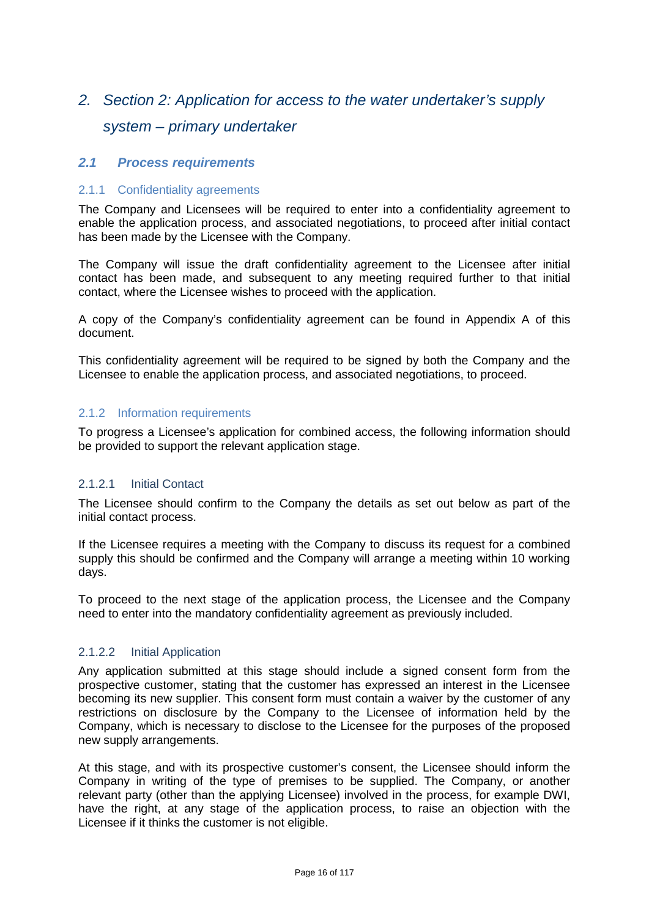# 2. Section 2: Application for access to the water undertaker's supply system – primary undertaker

## 2.1 Process requirements

### 2.1.1 Confidentiality agreements

The Company and Licensees will be required to enter into a confidentiality agreement to enable the application process, and associated negotiations, to proceed after initial contact has been made by the Licensee with the Company.

The Company will issue the draft confidentiality agreement to the Licensee after initial contact has been made, and subsequent to any meeting required further to that initial contact, where the Licensee wishes to proceed with the application.

A copy of the Company's confidentiality agreement can be found in Appendix A of this document.

This confidentiality agreement will be required to be signed by both the Company and the Licensee to enable the application process, and associated negotiations, to proceed.

### 2.1.2 Information requirements

To progress a Licensee's application for combined access, the following information should be provided to support the relevant application stage.

#### 2.1.2.1 Initial Contact

The Licensee should confirm to the Company the details as set out below as part of the initial contact process.

If the Licensee requires a meeting with the Company to discuss its request for a combined supply this should be confirmed and the Company will arrange a meeting within 10 working days.

To proceed to the next stage of the application process, the Licensee and the Company need to enter into the mandatory confidentiality agreement as previously included.

#### 2.1.2.2 Initial Application

Any application submitted at this stage should include a signed consent form from the prospective customer, stating that the customer has expressed an interest in the Licensee becoming its new supplier. This consent form must contain a waiver by the customer of any restrictions on disclosure by the Company to the Licensee of information held by the Company, which is necessary to disclose to the Licensee for the purposes of the proposed new supply arrangements.

At this stage, and with its prospective customer's consent, the Licensee should inform the Company in writing of the type of premises to be supplied. The Company, or another relevant party (other than the applying Licensee) involved in the process, for example DWI, have the right, at any stage of the application process, to raise an objection with the Licensee if it thinks the customer is not eligible.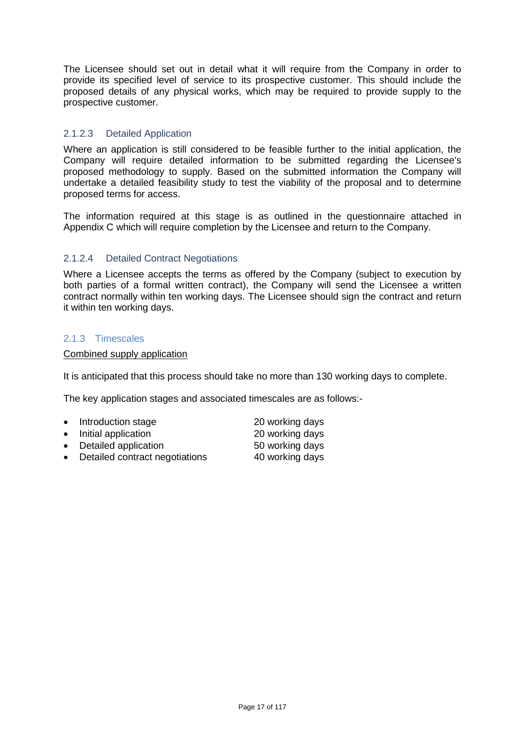The Licensee should set out in detail what it will require from the Company in order to provide its specified level of service to its prospective customer. This should include the proposed details of any physical works, which may be required to provide supply to the prospective customer.

#### 2.1.2.3 Detailed Application

Where an application is still considered to be feasible further to the initial application, the Company will require detailed information to be submitted regarding the Licensee's proposed methodology to supply. Based on the submitted information the Company will undertake a detailed feasibility study to test the viability of the proposal and to determine proposed terms for access.

The information required at this stage is as outlined in the questionnaire attached in Appendix C which will require completion by the Licensee and return to the Company.

#### 2.1.2.4 Detailed Contract Negotiations

Where a Licensee accepts the terms as offered by the Company (subject to execution by both parties of a formal written contract), the Company will send the Licensee a written contract normally within ten working days. The Licensee should sign the contract and return it within ten working days.

### 2.1.3 Timescales

<u>Combined supply application</u>

It is anticipated that this process should take no more than 130 working days to complete.

The key application stages and associated timescales are as follows:-

- Introduction stage — 20 working days
- Initial application — 20 working days
- Detailed application — 50 working days
- Detailed contract negotiations — 40 working days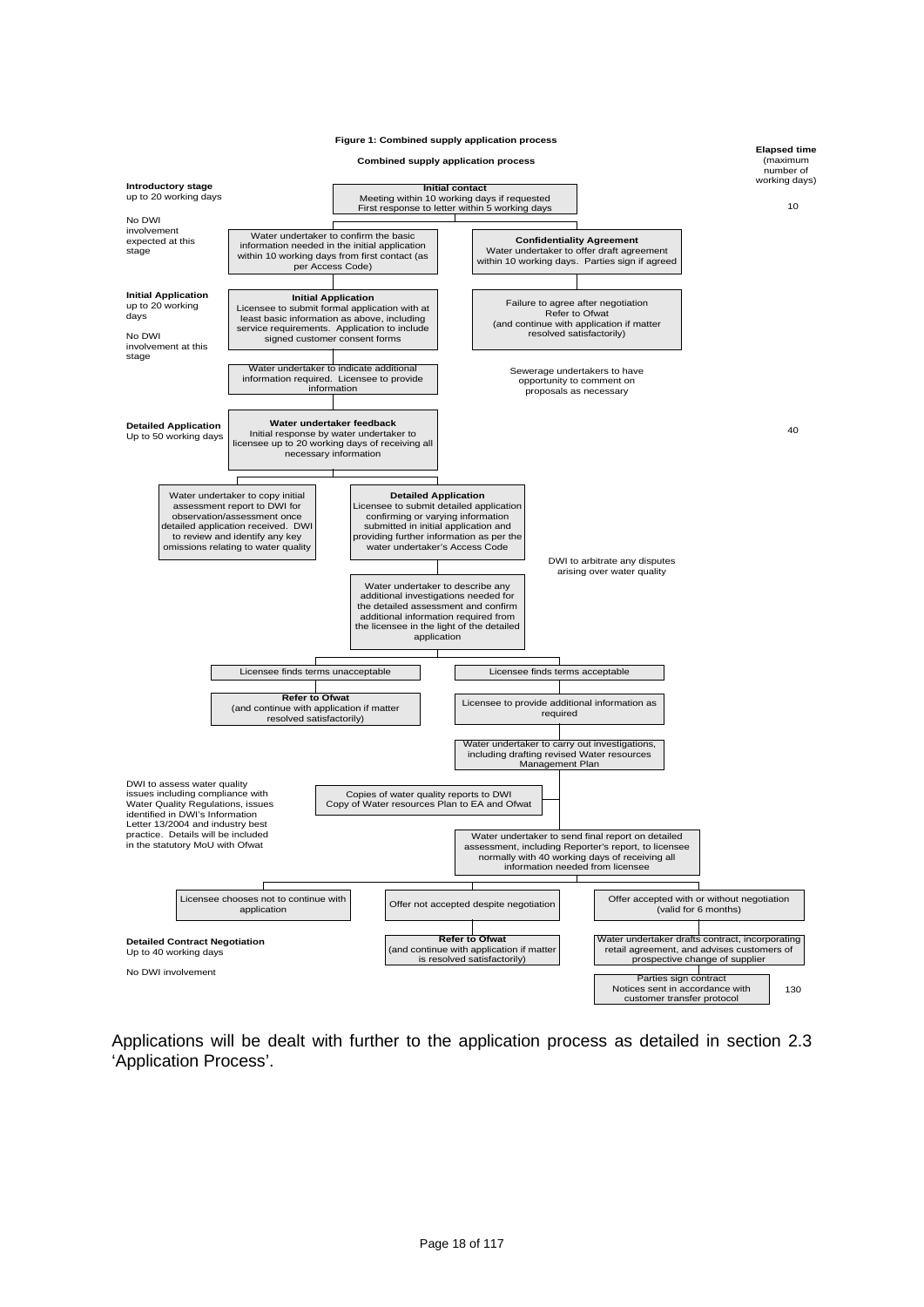**Figure 1: Combined supply application process**

**Combined supply application process**

**Elapsed time** (maximum number of working days)

**Introductory stage**
up to 20 working days

No DWI involvement expected at this stage

**Initial contact**
Meeting within 10 working days if requested
First response to letter within 5 working days

10

Water undertaker to confirm the basic information needed in the initial application within 10 working days from first contact (as per Access Code)

**Confidentiality Agreement**
Water undertaker to offer draft agreement within 10 working days. Parties sign if agreed

**Initial Application**
up to 20 working days

No DWI involvement at this stage

**Initial Application**
Licensee to submit formal application with at least basic information as above, including service requirements. Application to include signed customer consent forms

Failure to agree after negotiation
Refer to Ofwat
(and continue with application if matter resolved satisfactorily)

Water undertaker to indicate additional information required. Licensee to provide information

Sewerage undertakers to have opportunity to comment on proposals as necessary

**Detailed Application**
Up to 50 working days

**Water undertaker feedback**
Initial response by water undertaker to licensee up to 20 working days of receiving all necessary information

40

Water undertaker to copy initial assessment report to DWI for observation/assessment once detailed application received. DWI to review and identify any key omissions relating to water quality

**Detailed Application**
Licensee to submit detailed application confirming or varying information submitted in initial application and providing further information as per the water undertaker's Access Code

DWI to arbitrate any disputes arising over water quality

Water undertaker to describe any additional investigations needed for the detailed assessment and confirm additional information required from the licensee in the light of the detailed application

Licensee finds terms unacceptable

Licensee finds terms acceptable

**Refer to Ofwat**
(and continue with application if matter resolved satisfactorily)

Licensee to provide additional information as required

Water undertaker to carry out investigations, including drafting revised Water resources Management Plan

DWI to assess water quality issues including compliance with Water Quality Regulations, issues identified in DWI's Information Letter 13/2004 and industry best practice. Details will be included in the statutory MoU with Ofwat

Copies of water quality reports to DWI
Copy of Water resources Plan to EA and Ofwat

Water undertaker to send final report on detailed assessment, including Reporter's report, to licensee normally with 40 working days of receiving all information needed from licensee

Licensee chooses not to continue with application

Offer not accepted despite negotiation

Offer accepted with or without negotiation (valid for 6 months)

**Detailed Contract Negotiation**
Up to 40 working days

No DWI involvement

**Refer to Ofwat**
(and continue with application if matter is resolved satisfactorily)

Water undertaker drafts contract, incorporating retail agreement, and advises customers of prospective change of supplier

Parties sign contract
Notices sent in accordance with customer transfer protocol

130

Applications will be dealt with further to the application process as detailed in section 2.3 'Application Process'.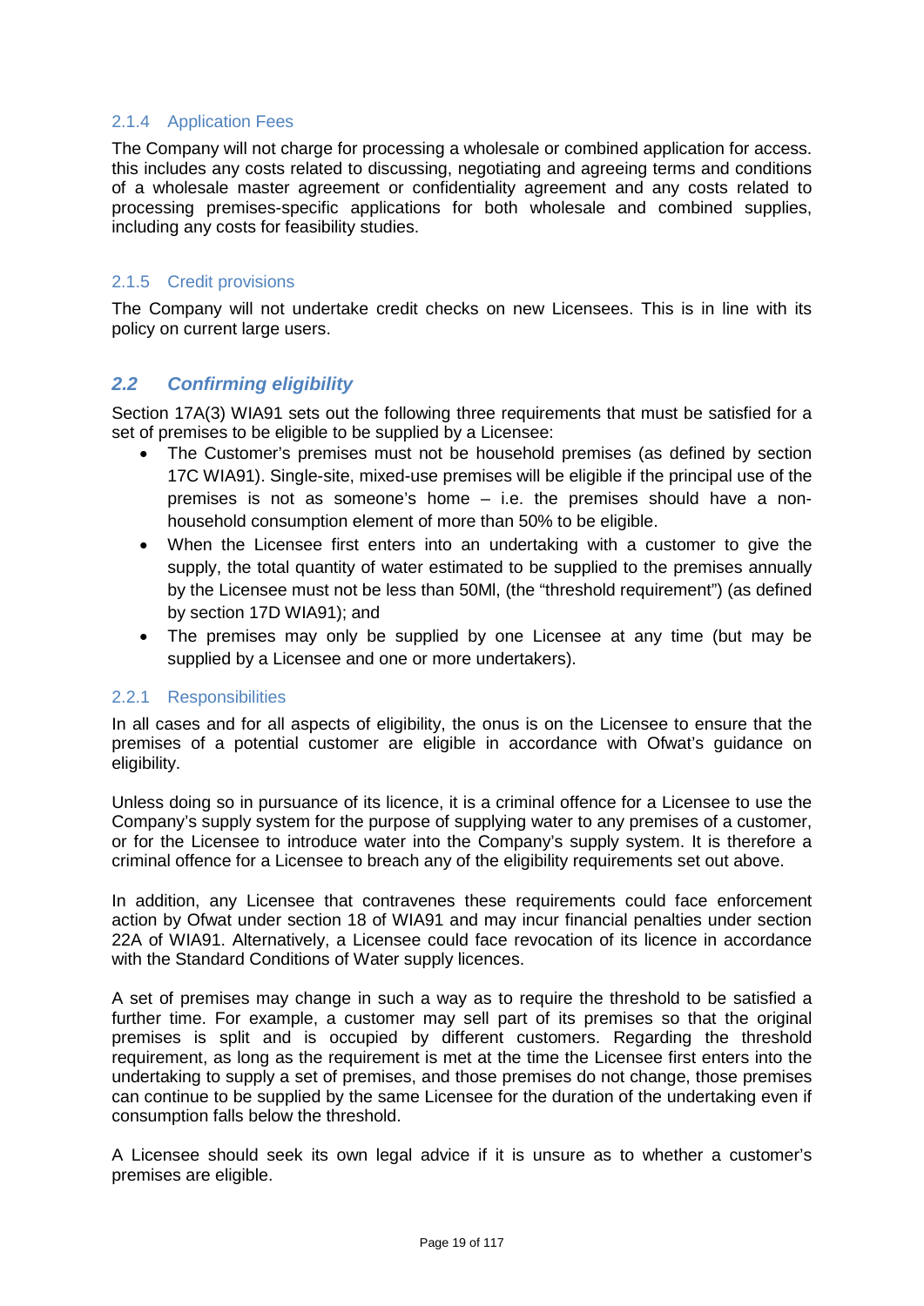### 2.1.4 Application Fees

The Company will not charge for processing a wholesale or combined application for access. this includes any costs related to discussing, negotiating and agreeing terms and conditions of a wholesale master agreement or confidentiality agreement and any costs related to processing premises-specific applications for both wholesale and combined supplies, including any costs for feasibility studies.

### 2.1.5 Credit provisions

The Company will not undertake credit checks on new Licensees. This is in line with its policy on current large users.

## *2.2 Confirming eligibility*

Section 17A(3) WIA91 sets out the following three requirements that must be satisfied for a set of premises to be eligible to be supplied by a Licensee:

- The Customer's premises must not be household premises (as defined by section 17C WIA91). Single-site, mixed-use premises will be eligible if the principal use of the premises is not as someone's home – i.e. the premises should have a non-household consumption element of more than 50% to be eligible.
- When the Licensee first enters into an undertaking with a customer to give the supply, the total quantity of water estimated to be supplied to the premises annually by the Licensee must not be less than 50Ml, (the "threshold requirement") (as defined by section 17D WIA91); and
- The premises may only be supplied by one Licensee at any time (but may be supplied by a Licensee and one or more undertakers).

### 2.2.1 Responsibilities

In all cases and for all aspects of eligibility, the onus is on the Licensee to ensure that the premises of a potential customer are eligible in accordance with Ofwat's guidance on eligibility.

Unless doing so in pursuance of its licence, it is a criminal offence for a Licensee to use the Company's supply system for the purpose of supplying water to any premises of a customer, or for the Licensee to introduce water into the Company's supply system. It is therefore a criminal offence for a Licensee to breach any of the eligibility requirements set out above.

In addition, any Licensee that contravenes these requirements could face enforcement action by Ofwat under section 18 of WIA91 and may incur financial penalties under section 22A of WIA91. Alternatively, a Licensee could face revocation of its licence in accordance with the Standard Conditions of Water supply licences.

A set of premises may change in such a way as to require the threshold to be satisfied a further time. For example, a customer may sell part of its premises so that the original premises is split and is occupied by different customers. Regarding the threshold requirement, as long as the requirement is met at the time the Licensee first enters into the undertaking to supply a set of premises, and those premises do not change, those premises can continue to be supplied by the same Licensee for the duration of the undertaking even if consumption falls below the threshold.

A Licensee should seek its own legal advice if it is unsure as to whether a customer's premises are eligible.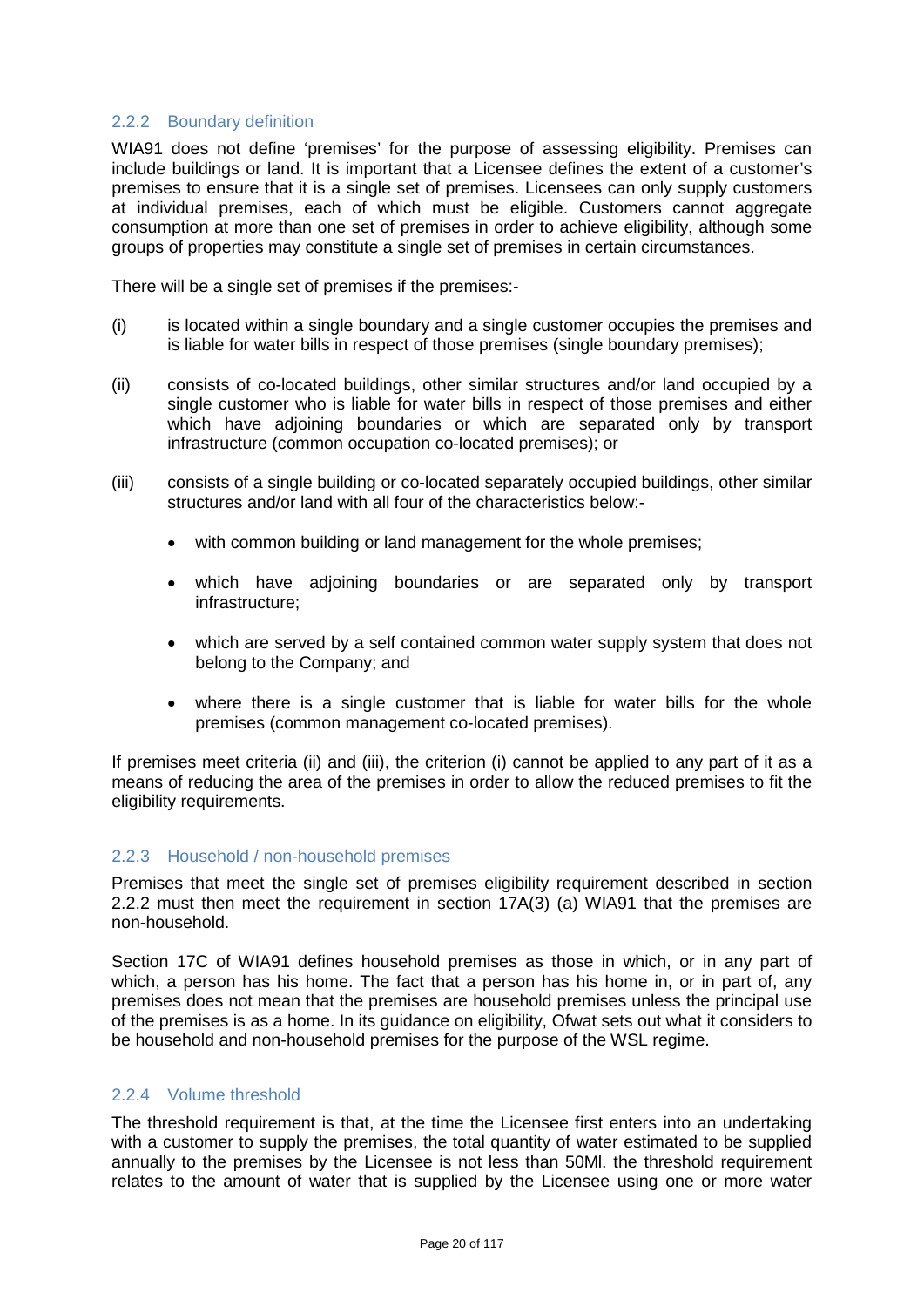### 2.2.2 Boundary definition

WIA91 does not define 'premises' for the purpose of assessing eligibility. Premises can include buildings or land. It is important that a Licensee defines the extent of a customer's premises to ensure that it is a single set of premises. Licensees can only supply customers at individual premises, each of which must be eligible. Customers cannot aggregate consumption at more than one set of premises in order to achieve eligibility, although some groups of properties may constitute a single set of premises in certain circumstances.

There will be a single set of premises if the premises:-

(i) is located within a single boundary and a single customer occupies the premises and is liable for water bills in respect of those premises (single boundary premises);

(ii) consists of co-located buildings, other similar structures and/or land occupied by a single customer who is liable for water bills in respect of those premises and either which have adjoining boundaries or which are separated only by transport infrastructure (common occupation co-located premises); or

(iii) consists of a single building or co-located separately occupied buildings, other similar structures and/or land with all four of the characteristics below:-

- with common building or land management for the whole premises;
- which have adjoining boundaries or are separated only by transport infrastructure;
- which are served by a self contained common water supply system that does not belong to the Company; and
- where there is a single customer that is liable for water bills for the whole premises (common management co-located premises).

If premises meet criteria (ii) and (iii), the criterion (i) cannot be applied to any part of it as a means of reducing the area of the premises in order to allow the reduced premises to fit the eligibility requirements.

### 2.2.3 Household / non-household premises

Premises that meet the single set of premises eligibility requirement described in section 2.2.2 must then meet the requirement in section 17A(3) (a) WIA91 that the premises are non-household.

Section 17C of WIA91 defines household premises as those in which, or in any part of which, a person has his home. The fact that a person has his home in, or in part of, any premises does not mean that the premises are household premises unless the principal use of the premises is as a home. In its guidance on eligibility, Ofwat sets out what it considers to be household and non-household premises for the purpose of the WSL regime.

### 2.2.4 Volume threshold

The threshold requirement is that, at the time the Licensee first enters into an undertaking with a customer to supply the premises, the total quantity of water estimated to be supplied annually to the premises by the Licensee is not less than 50Ml. the threshold requirement relates to the amount of water that is supplied by the Licensee using one or more water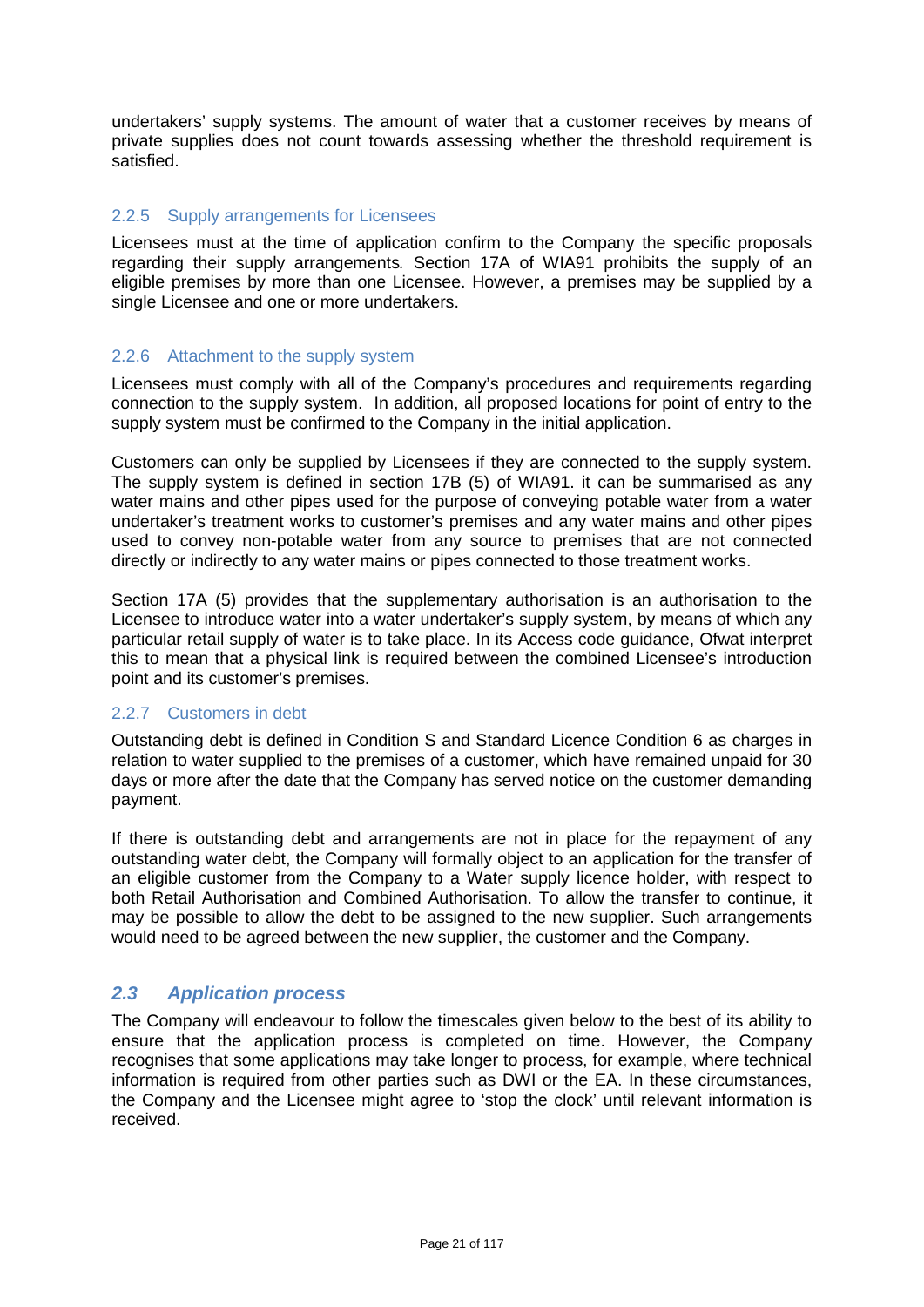undertakers' supply systems. The amount of water that a customer receives by means of private supplies does not count towards assessing whether the threshold requirement is satisfied.

### 2.2.5 Supply arrangements for Licensees

Licensees must at the time of application confirm to the Company the specific proposals regarding their supply arrangements. Section 17A of WIA91 prohibits the supply of an eligible premises by more than one Licensee. However, a premises may be supplied by a single Licensee and one or more undertakers.

### 2.2.6 Attachment to the supply system

Licensees must comply with all of the Company's procedures and requirements regarding connection to the supply system. In addition, all proposed locations for point of entry to the supply system must be confirmed to the Company in the initial application.

Customers can only be supplied by Licensees if they are connected to the supply system. The supply system is defined in section 17B (5) of WIA91. it can be summarised as any water mains and other pipes used for the purpose of conveying potable water from a water undertaker's treatment works to customer's premises and any water mains and other pipes used to convey non-potable water from any source to premises that are not connected directly or indirectly to any water mains or pipes connected to those treatment works.

Section 17A (5) provides that the supplementary authorisation is an authorisation to the Licensee to introduce water into a water undertaker's supply system, by means of which any particular retail supply of water is to take place. In its Access code guidance, Ofwat interpret this to mean that a physical link is required between the combined Licensee's introduction point and its customer's premises.

### 2.2.7 Customers in debt

Outstanding debt is defined in Condition S and Standard Licence Condition 6 as charges in relation to water supplied to the premises of a customer, which have remained unpaid for 30 days or more after the date that the Company has served notice on the customer demanding payment.

If there is outstanding debt and arrangements are not in place for the repayment of any outstanding water debt, the Company will formally object to an application for the transfer of an eligible customer from the Company to a Water supply licence holder, with respect to both Retail Authorisation and Combined Authorisation. To allow the transfer to continue, it may be possible to allow the debt to be assigned to the new supplier. Such arrangements would need to be agreed between the new supplier, the customer and the Company.

## *2.3 Application process*

The Company will endeavour to follow the timescales given below to the best of its ability to ensure that the application process is completed on time. However, the Company recognises that some applications may take longer to process, for example, where technical information is required from other parties such as DWI or the EA. In these circumstances, the Company and the Licensee might agree to 'stop the clock' until relevant information is received.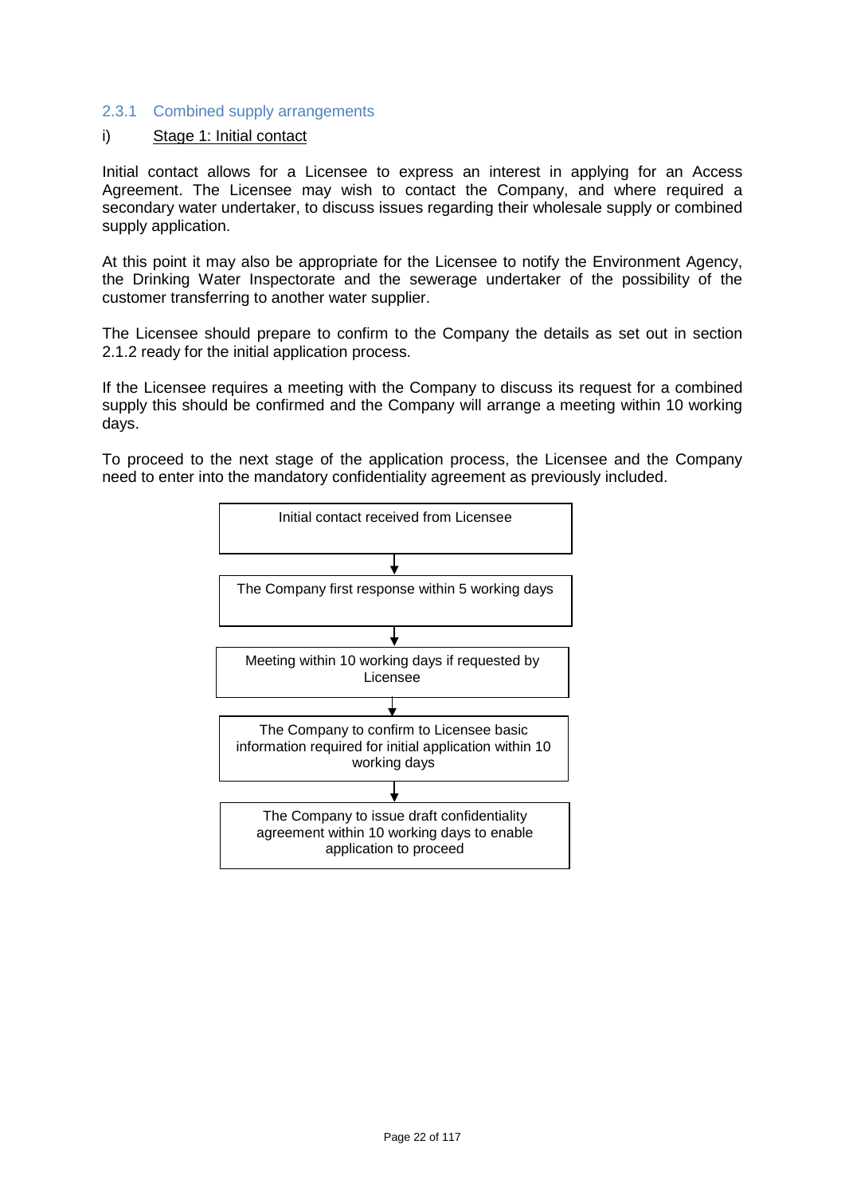### 2.3.1 Combined supply arrangements

i) Stage 1: Initial contact

Initial contact allows for a Licensee to express an interest in applying for an Access Agreement. The Licensee may wish to contact the Company, and where required a secondary water undertaker, to discuss issues regarding their wholesale supply or combined supply application.

At this point it may also be appropriate for the Licensee to notify the Environment Agency, the Drinking Water Inspectorate and the sewerage undertaker of the possibility of the customer transferring to another water supplier.

The Licensee should prepare to confirm to the Company the details as set out in section 2.1.2 ready for the initial application process.

If the Licensee requires a meeting with the Company to discuss its request for a combined supply this should be confirmed and the Company will arrange a meeting within 10 working days.

To proceed to the next stage of the application process, the Licensee and the Company need to enter into the mandatory confidentiality agreement as previously included.

Initial contact received from Licensee

↓

The Company first response within 5 working days

↓

Meeting within 10 working days if requested by Licensee

↓

The Company to confirm to Licensee basic information required for initial application within 10 working days

↓

The Company to issue draft confidentiality agreement within 10 working days to enable application to proceed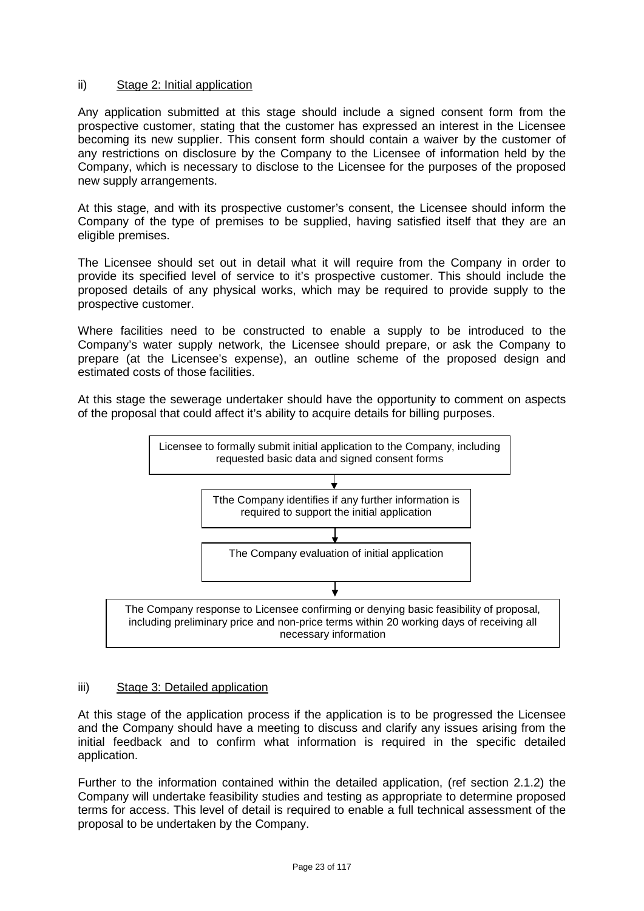### ii) Stage 2: Initial application

Any application submitted at this stage should include a signed consent form from the prospective customer, stating that the customer has expressed an interest in the Licensee becoming its new supplier. This consent form should contain a waiver by the customer of any restrictions on disclosure by the Company to the Licensee of information held by the Company, which is necessary to disclose to the Licensee for the purposes of the proposed new supply arrangements.

At this stage, and with its prospective customer's consent, the Licensee should inform the Company of the type of premises to be supplied, having satisfied itself that they are an eligible premises.

The Licensee should set out in detail what it will require from the Company in order to provide its specified level of service to it's prospective customer. This should include the proposed details of any physical works, which may be required to provide supply to the prospective customer.

Where facilities need to be constructed to enable a supply to be introduced to the Company's water supply network, the Licensee should prepare, or ask the Company to prepare (at the Licensee's expense), an outline scheme of the proposed design and estimated costs of those facilities.

At this stage the sewerage undertaker should have the opportunity to comment on aspects of the proposal that could affect it's ability to acquire details for billing purposes.

Licensee to formally submit initial application to the Company, including requested basic data and signed consent forms

↓

Tthe Company identifies if any further information is required to support the initial application

↓

The Company evaluation of initial application

↓

The Company response to Licensee confirming or denying basic feasibility of proposal, including preliminary price and non-price terms within 20 working days of receiving all necessary information

### iii) Stage 3: Detailed application

At this stage of the application process if the application is to be progressed the Licensee and the Company should have a meeting to discuss and clarify any issues arising from the initial feedback and to confirm what information is required in the specific detailed application.

Further to the information contained within the detailed application, (ref section 2.1.2) the Company will undertake feasibility studies and testing as appropriate to determine proposed terms for access. This level of detail is required to enable a full technical assessment of the proposal to be undertaken by the Company.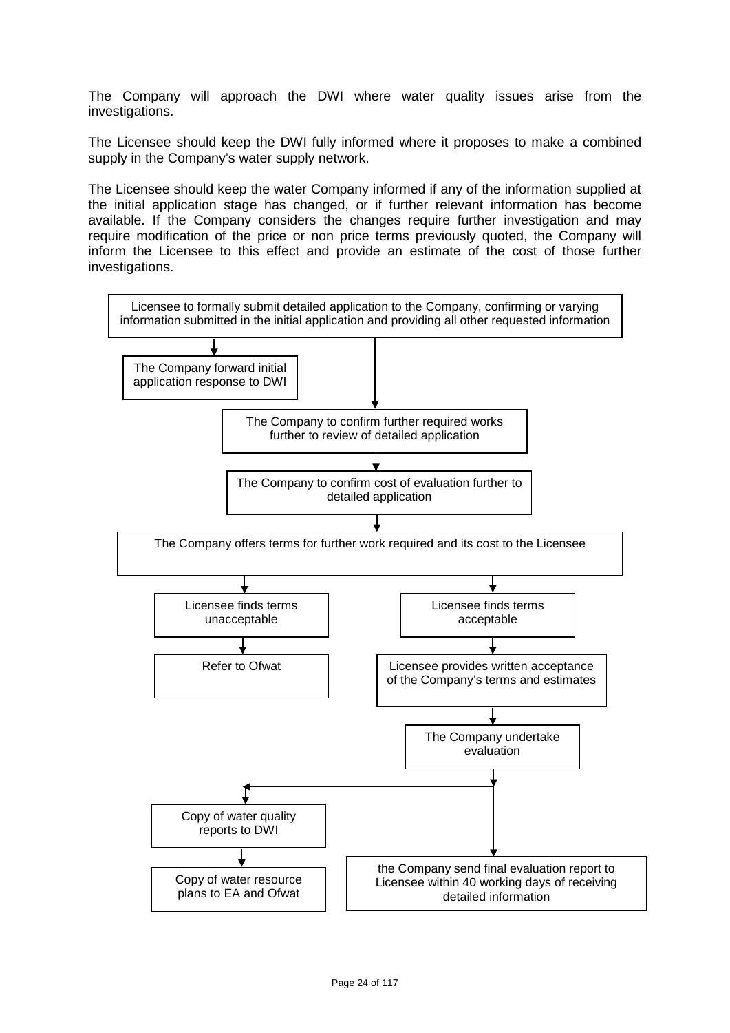The Company will approach the DWI where water quality issues arise from the investigations.

The Licensee should keep the DWI fully informed where it proposes to make a combined supply in the Company's water supply network.

The Licensee should keep the water Company informed if any of the information supplied at the initial application stage has changed, or if further relevant information has become available. If the Company considers the changes require further investigation and may require modification of the price or non price terms previously quoted, the Company will inform the Licensee to this effect and provide an estimate of the cost of those further investigations.

Licensee to formally submit detailed application to the Company, confirming or varying information submitted in the initial application and providing all other requested information

The Company forward initial application response to DWI

The Company to confirm further required works further to review of detailed application

The Company to confirm cost of evaluation further to detailed application

The Company offers terms for further work required and its cost to the Licensee

Licensee finds terms unacceptable

Refer to Ofwat

Licensee finds terms acceptable

Licensee provides written acceptance of the Company's terms and estimates

The Company undertake evaluation

Copy of water quality reports to DWI

Copy of water resource plans to EA and Ofwat

the Company send final evaluation report to Licensee within 40 working days of receiving detailed information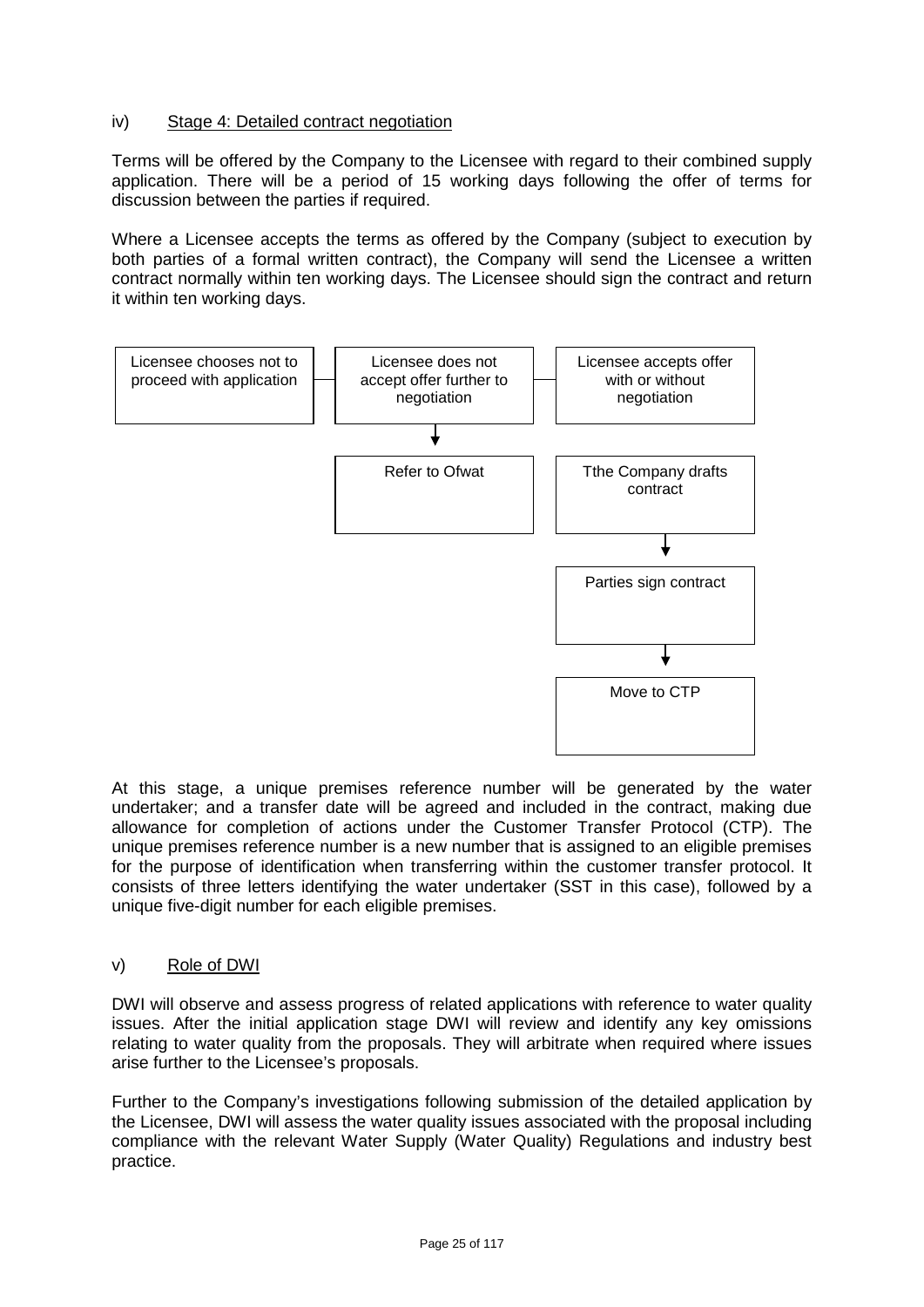iv) Stage 4: Detailed contract negotiation

Terms will be offered by the Company to the Licensee with regard to their combined supply application. There will be a period of 15 working days following the offer of terms for discussion between the parties if required.

Where a Licensee accepts the terms as offered by the Company (subject to execution by both parties of a formal written contract), the Company will send the Licensee a written contract normally within ten working days. The Licensee should sign the contract and return it within ten working days.

| Licensee chooses not to proceed with application | Licensee does not accept offer further to negotiation | Licensee accepts offer with or without negotiation |
|---|---|---|
| | ↓ | |
| | Refer to Ofwat | Tthe Company drafts contract |
| | | ↓ |
| | | Parties sign contract |
| | | ↓ |
| | | Move to CTP |

At this stage, a unique premises reference number will be generated by the water undertaker; and a transfer date will be agreed and included in the contract, making due allowance for completion of actions under the Customer Transfer Protocol (CTP). The unique premises reference number is a new number that is assigned to an eligible premises for the purpose of identification when transferring within the customer transfer protocol. It consists of three letters identifying the water undertaker (SST in this case), followed by a unique five-digit number for each eligible premises.

v) Role of DWI

DWI will observe and assess progress of related applications with reference to water quality issues. After the initial application stage DWI will review and identify any key omissions relating to water quality from the proposals. They will arbitrate when required where issues arise further to the Licensee's proposals.

Further to the Company's investigations following submission of the detailed application by the Licensee, DWI will assess the water quality issues associated with the proposal including compliance with the relevant Water Supply (Water Quality) Regulations and industry best practice.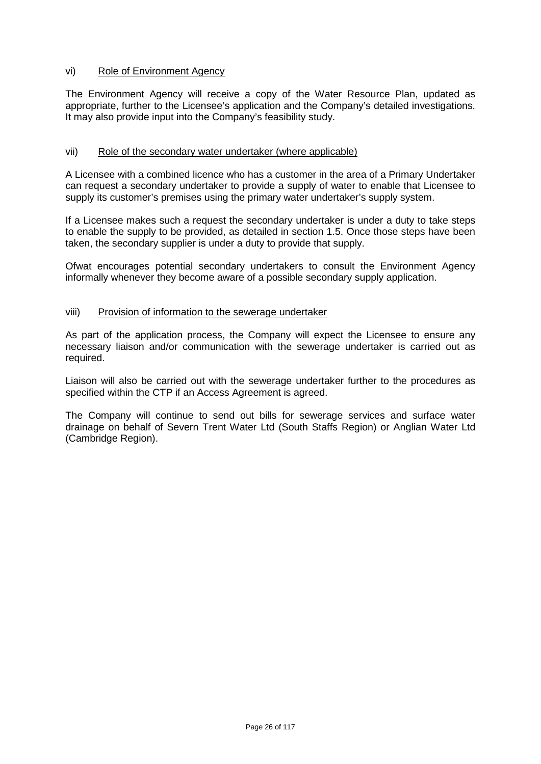### vi) Role of Environment Agency

The Environment Agency will receive a copy of the Water Resource Plan, updated as appropriate, further to the Licensee's application and the Company's detailed investigations. It may also provide input into the Company's feasibility study.

### vii) Role of the secondary water undertaker (where applicable)

A Licensee with a combined licence who has a customer in the area of a Primary Undertaker can request a secondary undertaker to provide a supply of water to enable that Licensee to supply its customer's premises using the primary water undertaker's supply system.

If a Licensee makes such a request the secondary undertaker is under a duty to take steps to enable the supply to be provided, as detailed in section 1.5. Once those steps have been taken, the secondary supplier is under a duty to provide that supply.

Ofwat encourages potential secondary undertakers to consult the Environment Agency informally whenever they become aware of a possible secondary supply application.

### viii) Provision of information to the sewerage undertaker

As part of the application process, the Company will expect the Licensee to ensure any necessary liaison and/or communication with the sewerage undertaker is carried out as required.

Liaison will also be carried out with the sewerage undertaker further to the procedures as specified within the CTP if an Access Agreement is agreed.

The Company will continue to send out bills for sewerage services and surface water drainage on behalf of Severn Trent Water Ltd (South Staffs Region) or Anglian Water Ltd (Cambridge Region).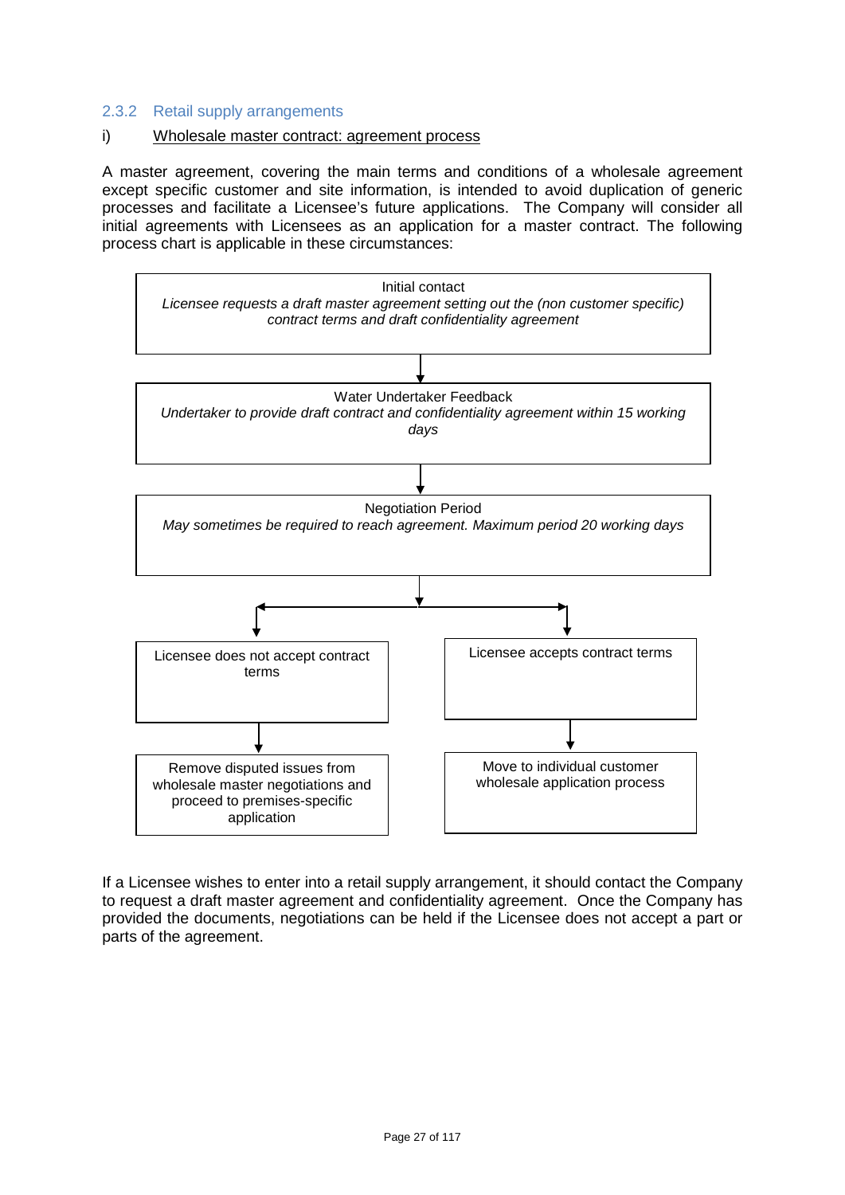### 2.3.2 Retail supply arrangements

i) Wholesale master contract: agreement process

A master agreement, covering the main terms and conditions of a wholesale agreement except specific customer and site information, is intended to avoid duplication of generic processes and facilitate a Licensee's future applications. The Company will consider all initial agreements with Licensees as an application for a master contract. The following process chart is applicable in these circumstances:

**Initial contact**
*Licensee requests a draft master agreement setting out the (non customer specific) contract terms and draft confidentiality agreement*

↓

**Water Undertaker Feedback**
*Undertaker to provide draft contract and confidentiality agreement within 15 working days*

↓

**Negotiation Period**
*May sometimes be required to reach agreement. Maximum period 20 working days*

↓

- Licensee does not accept contract terms
  ↓
  Remove disputed issues from wholesale master negotiations and proceed to premises-specific application

- Licensee accepts contract terms
  ↓
  Move to individual customer wholesale application process

If a Licensee wishes to enter into a retail supply arrangement, it should contact the Company to request a draft master agreement and confidentiality agreement. Once the Company has provided the documents, negotiations can be held if the Licensee does not accept a part or parts of the agreement.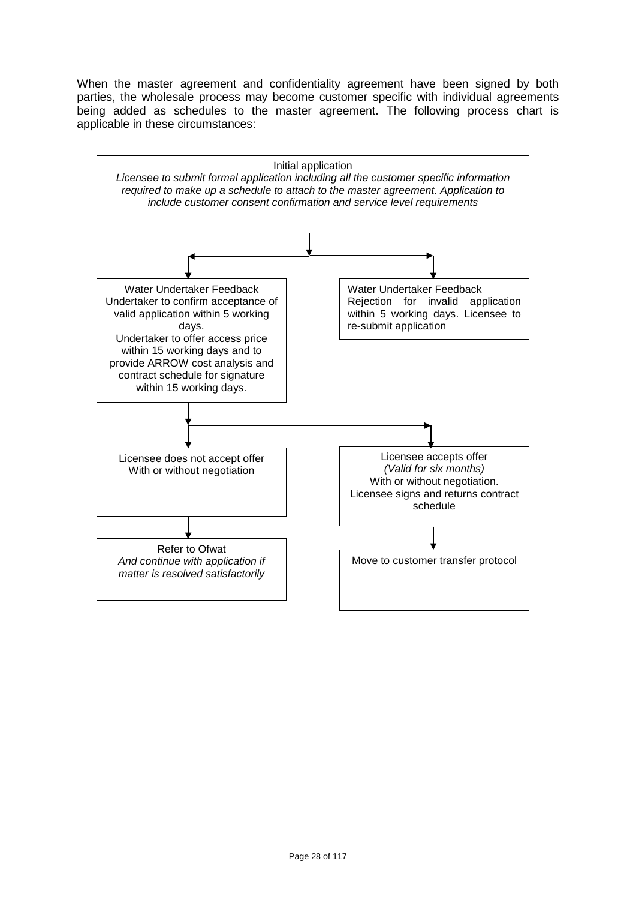When the master agreement and confidentiality agreement have been signed by both parties, the wholesale process may become customer specific with individual agreements being added as schedules to the master agreement. The following process chart is applicable in these circumstances:

**Initial application**
*Licensee to submit formal application including all the customer specific information required to make up a schedule to attach to the master agreement. Application to include customer consent confirmation and service level requirements*

→ **Water Undertaker Feedback**
Undertaker to confirm acceptance of valid application within 5 working days.
Undertaker to offer access price within 15 working days and to provide ARROW cost analysis and contract schedule for signature within 15 working days.

→ **Water Undertaker Feedback**
Rejection for invalid application within 5 working days. Licensee to re-submit application

From "Water Undertaker Feedback" (acceptance):

→ **Licensee does not accept offer**
With or without negotiation

→ **Refer to Ofwat**
*And continue with application if matter is resolved satisfactorily*

→ **Licensee accepts offer**
*(Valid for six months)*
With or without negotiation.
Licensee signs and returns contract schedule

→ **Move to customer transfer protocol**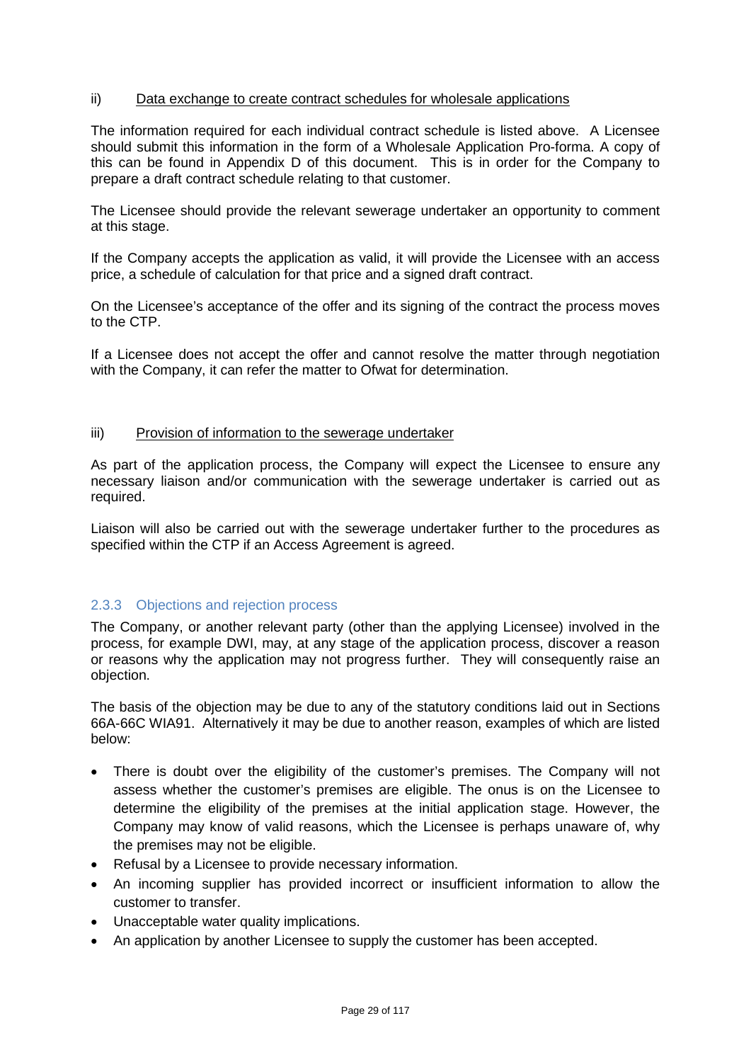ii) Data exchange to create contract schedules for wholesale applications

The information required for each individual contract schedule is listed above. A Licensee should submit this information in the form of a Wholesale Application Pro-forma. A copy of this can be found in Appendix D of this document. This is in order for the Company to prepare a draft contract schedule relating to that customer.

The Licensee should provide the relevant sewerage undertaker an opportunity to comment at this stage.

If the Company accepts the application as valid, it will provide the Licensee with an access price, a schedule of calculation for that price and a signed draft contract.

On the Licensee's acceptance of the offer and its signing of the contract the process moves to the CTP.

If a Licensee does not accept the offer and cannot resolve the matter through negotiation with the Company, it can refer the matter to Ofwat for determination.

iii) Provision of information to the sewerage undertaker

As part of the application process, the Company will expect the Licensee to ensure any necessary liaison and/or communication with the sewerage undertaker is carried out as required.

Liaison will also be carried out with the sewerage undertaker further to the procedures as specified within the CTP if an Access Agreement is agreed.

### 2.3.3 Objections and rejection process

The Company, or another relevant party (other than the applying Licensee) involved in the process, for example DWI, may, at any stage of the application process, discover a reason or reasons why the application may not progress further. They will consequently raise an objection.

The basis of the objection may be due to any of the statutory conditions laid out in Sections 66A-66C WIA91. Alternatively it may be due to another reason, examples of which are listed below:

- There is doubt over the eligibility of the customer's premises. The Company will not assess whether the customer's premises are eligible. The onus is on the Licensee to determine the eligibility of the premises at the initial application stage. However, the Company may know of valid reasons, which the Licensee is perhaps unaware of, why the premises may not be eligible.
- Refusal by a Licensee to provide necessary information.
- An incoming supplier has provided incorrect or insufficient information to allow the customer to transfer.
- Unacceptable water quality implications.
- An application by another Licensee to supply the customer has been accepted.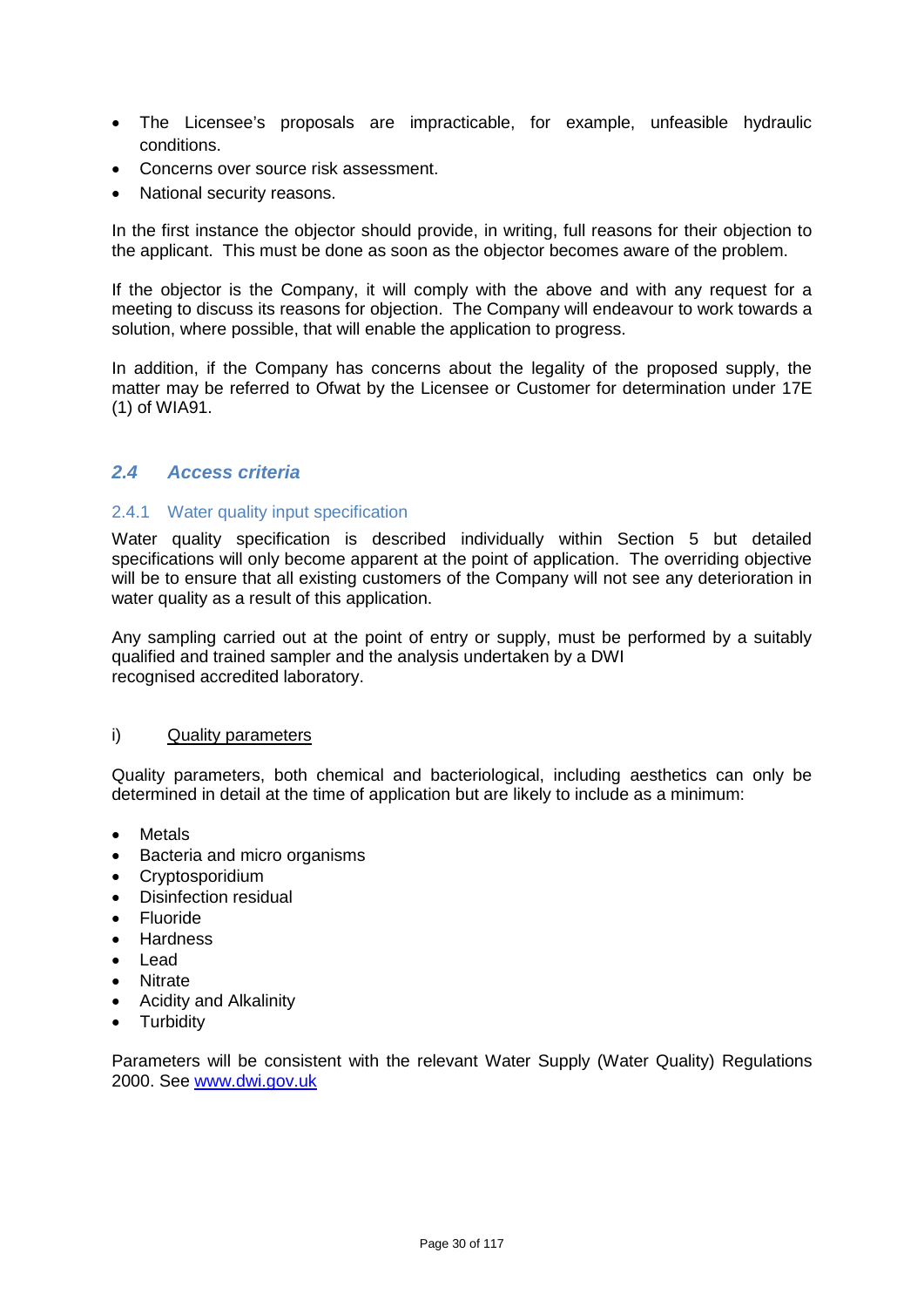- The Licensee's proposals are impracticable, for example, unfeasible hydraulic conditions.
- Concerns over source risk assessment.
- National security reasons.

In the first instance the objector should provide, in writing, full reasons for their objection to the applicant. This must be done as soon as the objector becomes aware of the problem.

If the objector is the Company, it will comply with the above and with any request for a meeting to discuss its reasons for objection. The Company will endeavour to work towards a solution, where possible, that will enable the application to progress.

In addition, if the Company has concerns about the legality of the proposed supply, the matter may be referred to Ofwat by the Licensee or Customer for determination under 17E (1) of WIA91.

## *2.4 Access criteria*

### 2.4.1 Water quality input specification

Water quality specification is described individually within Section 5 but detailed specifications will only become apparent at the point of application. The overriding objective will be to ensure that all existing customers of the Company will not see any deterioration in water quality as a result of this application.

Any sampling carried out at the point of entry or supply, must be performed by a suitably qualified and trained sampler and the analysis undertaken by a DWI recognised accredited laboratory.

i) Quality parameters

Quality parameters, both chemical and bacteriological, including aesthetics can only be determined in detail at the time of application but are likely to include as a minimum:

- Metals
- Bacteria and micro organisms
- Cryptosporidium
- Disinfection residual
- Fluoride
- Hardness
- Lead
- Nitrate
- Acidity and Alkalinity
- Turbidity

Parameters will be consistent with the relevant Water Supply (Water Quality) Regulations 2000. See [www.dwi.gov.uk](www.dwi.gov.uk)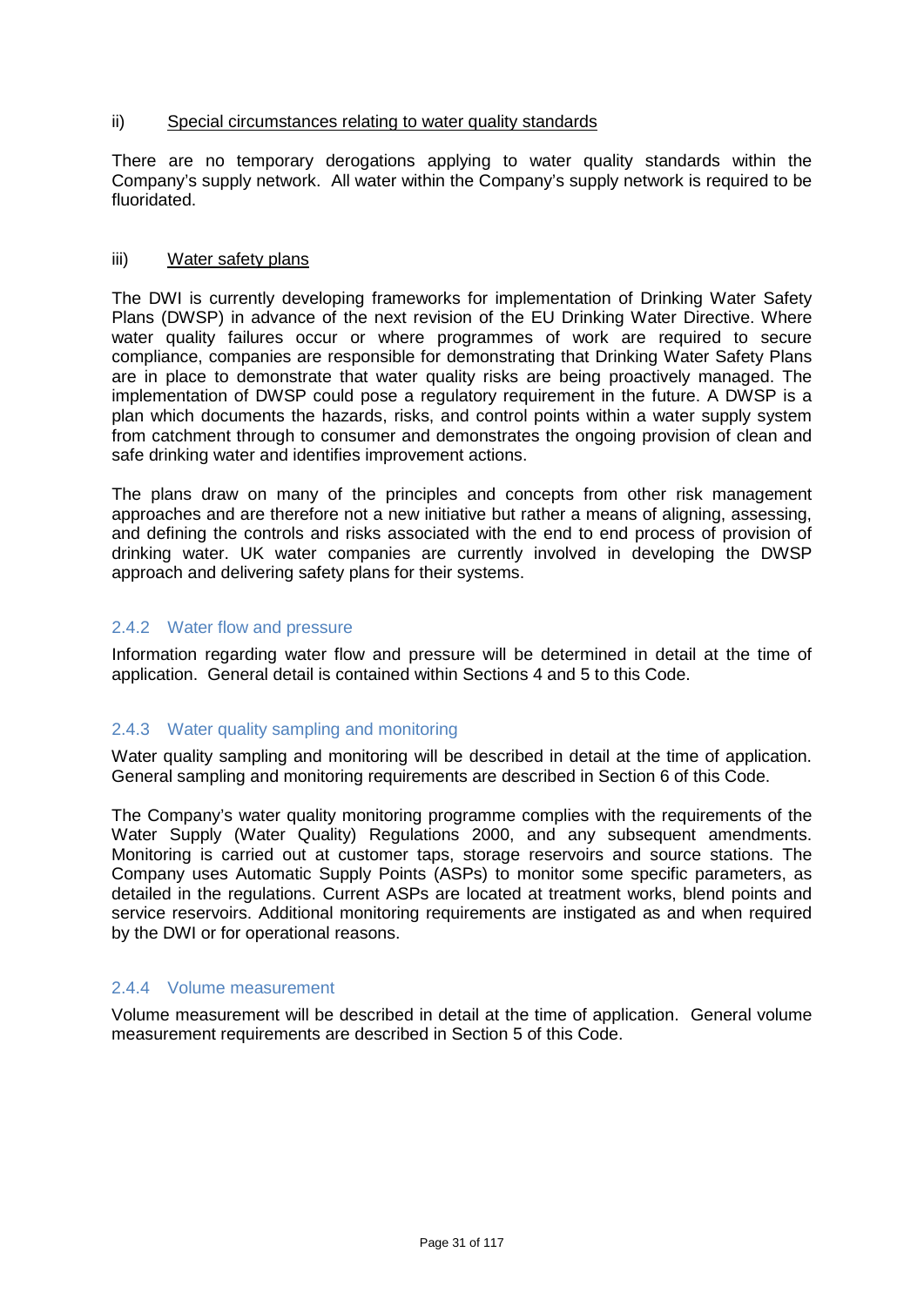ii) <u>Special circumstances relating to water quality standards</u>

There are no temporary derogations applying to water quality standards within the Company's supply network. All water within the Company's supply network is required to be fluoridated.

iii) <u>Water safety plans</u>

The DWI is currently developing frameworks for implementation of Drinking Water Safety Plans (DWSP) in advance of the next revision of the EU Drinking Water Directive. Where water quality failures occur or where programmes of work are required to secure compliance, companies are responsible for demonstrating that Drinking Water Safety Plans are in place to demonstrate that water quality risks are being proactively managed. The implementation of DWSP could pose a regulatory requirement in the future. A DWSP is a plan which documents the hazards, risks, and control points within a water supply system from catchment through to consumer and demonstrates the ongoing provision of clean and safe drinking water and identifies improvement actions.

The plans draw on many of the principles and concepts from other risk management approaches and are therefore not a new initiative but rather a means of aligning, assessing, and defining the controls and risks associated with the end to end process of provision of drinking water. UK water companies are currently involved in developing the DWSP approach and delivering safety plans for their systems.

### 2.4.2 Water flow and pressure

Information regarding water flow and pressure will be determined in detail at the time of application. General detail is contained within Sections 4 and 5 to this Code.

### 2.4.3 Water quality sampling and monitoring

Water quality sampling and monitoring will be described in detail at the time of application. General sampling and monitoring requirements are described in Section 6 of this Code.

The Company's water quality monitoring programme complies with the requirements of the Water Supply (Water Quality) Regulations 2000, and any subsequent amendments. Monitoring is carried out at customer taps, storage reservoirs and source stations. The Company uses Automatic Supply Points (ASPs) to monitor some specific parameters, as detailed in the regulations. Current ASPs are located at treatment works, blend points and service reservoirs. Additional monitoring requirements are instigated as and when required by the DWI or for operational reasons.

### 2.4.4 Volume measurement

Volume measurement will be described in detail at the time of application. General volume measurement requirements are described in Section 5 of this Code.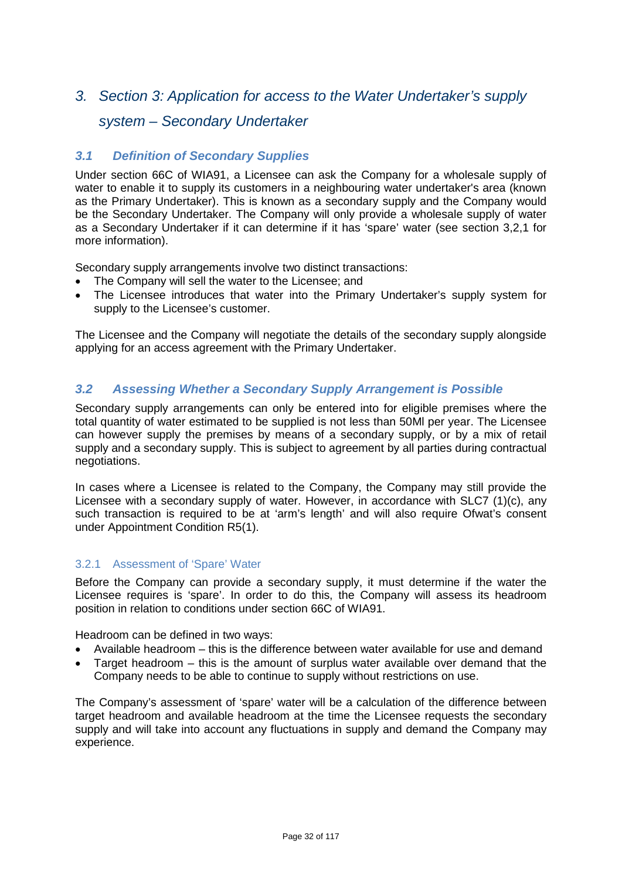# 3. Section 3: Application for access to the Water Undertaker's supply system – Secondary Undertaker

## *3.1 Definition of Secondary Supplies*

Under section 66C of WIA91, a Licensee can ask the Company for a wholesale supply of water to enable it to supply its customers in a neighbouring water undertaker's area (known as the Primary Undertaker). This is known as a secondary supply and the Company would be the Secondary Undertaker. The Company will only provide a wholesale supply of water as a Secondary Undertaker if it can determine if it has 'spare' water (see section 3,2,1 for more information).

Secondary supply arrangements involve two distinct transactions:

- The Company will sell the water to the Licensee; and
- The Licensee introduces that water into the Primary Undertaker's supply system for supply to the Licensee's customer.

The Licensee and the Company will negotiate the details of the secondary supply alongside applying for an access agreement with the Primary Undertaker.

## *3.2 Assessing Whether a Secondary Supply Arrangement is Possible*

Secondary supply arrangements can only be entered into for eligible premises where the total quantity of water estimated to be supplied is not less than 50Ml per year. The Licensee can however supply the premises by means of a secondary supply, or by a mix of retail supply and a secondary supply. This is subject to agreement by all parties during contractual negotiations.

In cases where a Licensee is related to the Company, the Company may still provide the Licensee with a secondary supply of water. However, in accordance with SLC7 (1)(c), any such transaction is required to be at 'arm's length' and will also require Ofwat's consent under Appointment Condition R5(1).

### 3.2.1 Assessment of 'Spare' Water

Before the Company can provide a secondary supply, it must determine if the water the Licensee requires is 'spare'. In order to do this, the Company will assess its headroom position in relation to conditions under section 66C of WIA91.

Headroom can be defined in two ways:

- Available headroom – this is the difference between water available for use and demand
- Target headroom – this is the amount of surplus water available over demand that the Company needs to be able to continue to supply without restrictions on use.

The Company's assessment of 'spare' water will be a calculation of the difference between target headroom and available headroom at the time the Licensee requests the secondary supply and will take into account any fluctuations in supply and demand the Company may experience.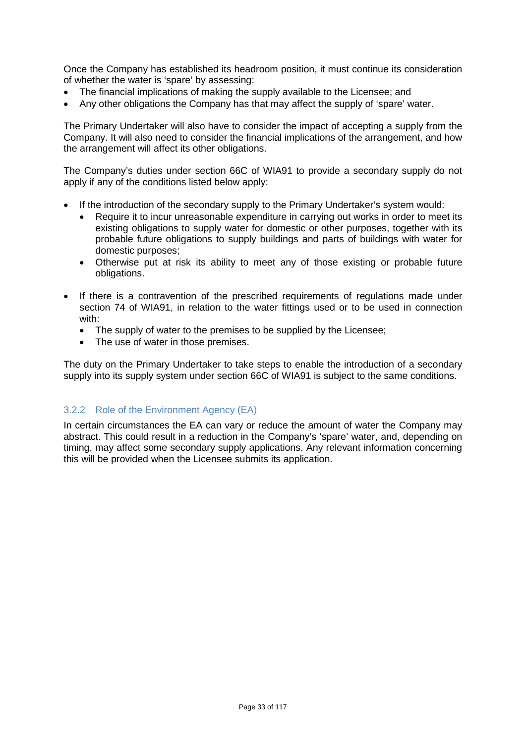Once the Company has established its headroom position, it must continue its consideration of whether the water is 'spare' by assessing:

- The financial implications of making the supply available to the Licensee; and
- Any other obligations the Company has that may affect the supply of 'spare' water.

The Primary Undertaker will also have to consider the impact of accepting a supply from the Company. It will also need to consider the financial implications of the arrangement, and how the arrangement will affect its other obligations.

The Company's duties under section 66C of WIA91 to provide a secondary supply do not apply if any of the conditions listed below apply:

- If the introduction of the secondary supply to the Primary Undertaker's system would:
  - Require it to incur unreasonable expenditure in carrying out works in order to meet its existing obligations to supply water for domestic or other purposes, together with its probable future obligations to supply buildings and parts of buildings with water for domestic purposes;
  - Otherwise put at risk its ability to meet any of those existing or probable future obligations.
- If there is a contravention of the prescribed requirements of regulations made under section 74 of WIA91, in relation to the water fittings used or to be used in connection with:
  - The supply of water to the premises to be supplied by the Licensee;
  - The use of water in those premises.

The duty on the Primary Undertaker to take steps to enable the introduction of a secondary supply into its supply system under section 66C of WIA91 is subject to the same conditions.

### 3.2.2 Role of the Environment Agency (EA)

In certain circumstances the EA can vary or reduce the amount of water the Company may abstract. This could result in a reduction in the Company's 'spare' water, and, depending on timing, may affect some secondary supply applications. Any relevant information concerning this will be provided when the Licensee submits its application.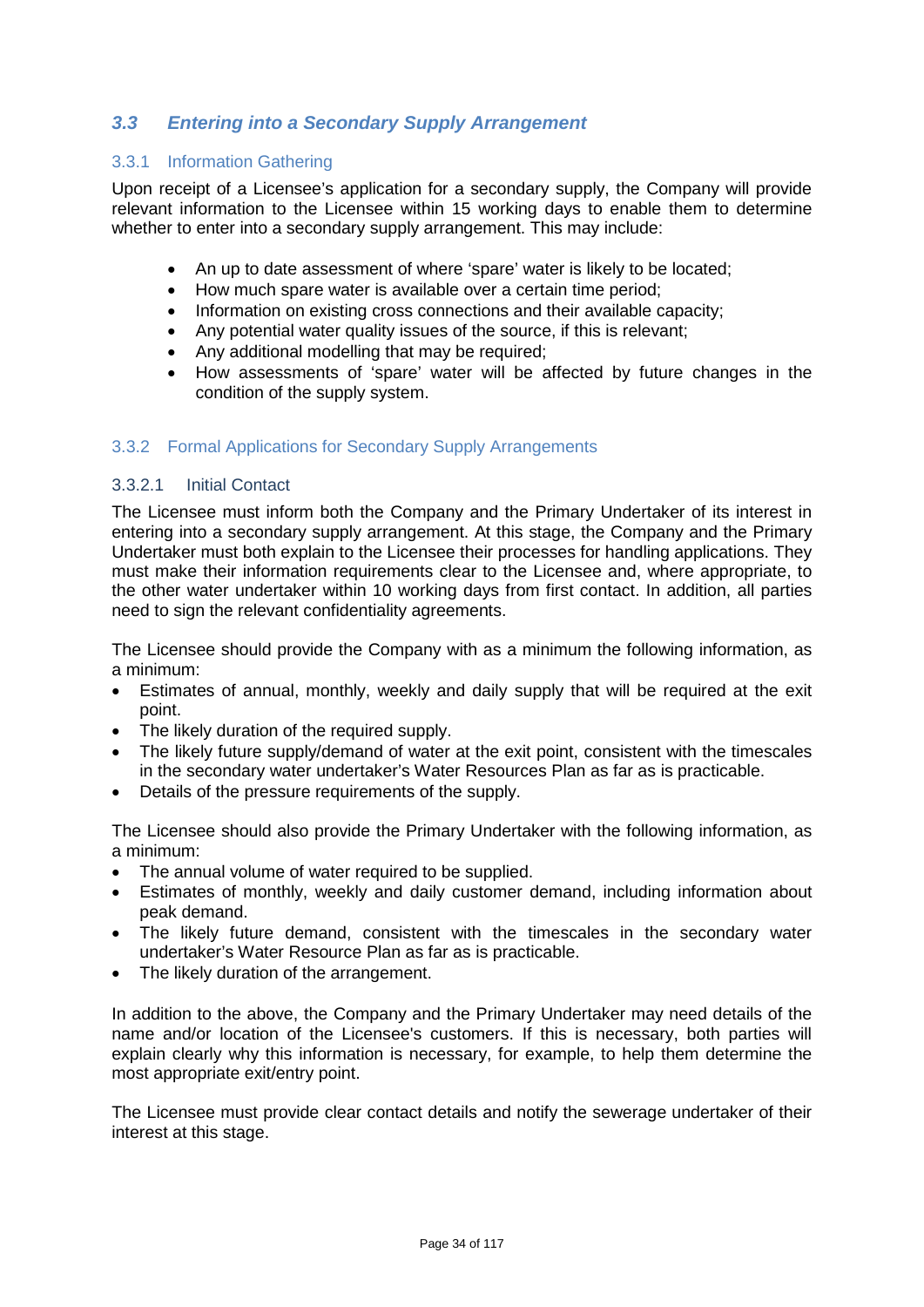## *3.3 Entering into a Secondary Supply Arrangement*

### 3.3.1 Information Gathering

Upon receipt of a Licensee's application for a secondary supply, the Company will provide relevant information to the Licensee within 15 working days to enable them to determine whether to enter into a secondary supply arrangement. This may include:

- An up to date assessment of where 'spare' water is likely to be located;
- How much spare water is available over a certain time period;
- Information on existing cross connections and their available capacity;
- Any potential water quality issues of the source, if this is relevant;
- Any additional modelling that may be required;
- How assessments of 'spare' water will be affected by future changes in the condition of the supply system.

### 3.3.2 Formal Applications for Secondary Supply Arrangements

#### 3.3.2.1 Initial Contact

The Licensee must inform both the Company and the Primary Undertaker of its interest in entering into a secondary supply arrangement. At this stage, the Company and the Primary Undertaker must both explain to the Licensee their processes for handling applications. They must make their information requirements clear to the Licensee and, where appropriate, to the other water undertaker within 10 working days from first contact. In addition, all parties need to sign the relevant confidentiality agreements.

The Licensee should provide the Company with as a minimum the following information, as a minimum:

- Estimates of annual, monthly, weekly and daily supply that will be required at the exit point.
- The likely duration of the required supply.
- The likely future supply/demand of water at the exit point, consistent with the timescales in the secondary water undertaker's Water Resources Plan as far as is practicable.
- Details of the pressure requirements of the supply.

The Licensee should also provide the Primary Undertaker with the following information, as a minimum:

- The annual volume of water required to be supplied.
- Estimates of monthly, weekly and daily customer demand, including information about peak demand.
- The likely future demand, consistent with the timescales in the secondary water undertaker's Water Resource Plan as far as is practicable.
- The likely duration of the arrangement.

In addition to the above, the Company and the Primary Undertaker may need details of the name and/or location of the Licensee's customers. If this is necessary, both parties will explain clearly why this information is necessary, for example, to help them determine the most appropriate exit/entry point.

The Licensee must provide clear contact details and notify the sewerage undertaker of their interest at this stage.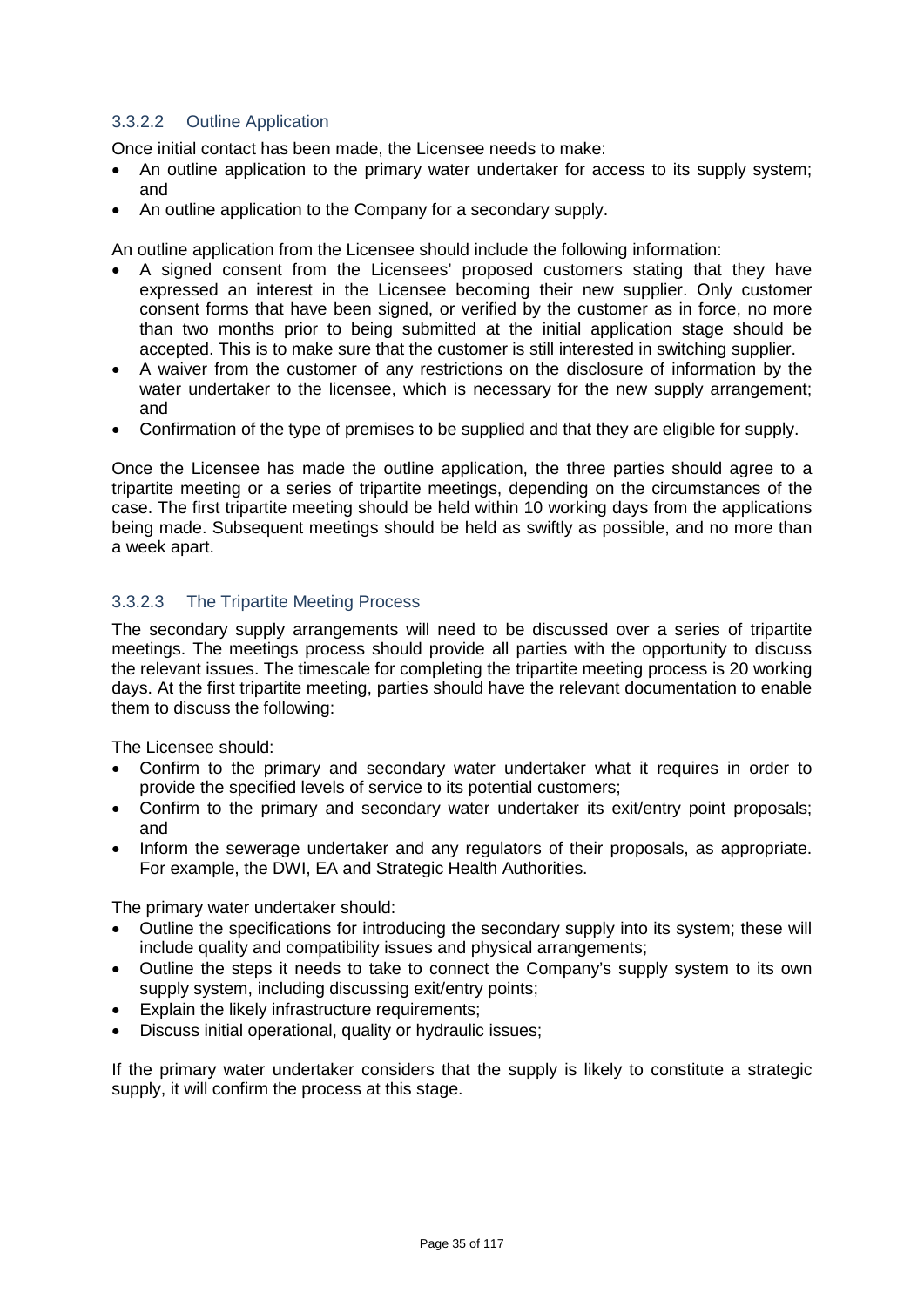#### 3.3.2.2 Outline Application

Once initial contact has been made, the Licensee needs to make:

- An outline application to the primary water undertaker for access to its supply system; and
- An outline application to the Company for a secondary supply.

An outline application from the Licensee should include the following information:

- A signed consent from the Licensees' proposed customers stating that they have expressed an interest in the Licensee becoming their new supplier. Only customer consent forms that have been signed, or verified by the customer as in force, no more than two months prior to being submitted at the initial application stage should be accepted. This is to make sure that the customer is still interested in switching supplier.
- A waiver from the customer of any restrictions on the disclosure of information by the water undertaker to the licensee, which is necessary for the new supply arrangement; and
- Confirmation of the type of premises to be supplied and that they are eligible for supply.

Once the Licensee has made the outline application, the three parties should agree to a tripartite meeting or a series of tripartite meetings, depending on the circumstances of the case. The first tripartite meeting should be held within 10 working days from the applications being made. Subsequent meetings should be held as swiftly as possible, and no more than a week apart.

#### 3.3.2.3 The Tripartite Meeting Process

The secondary supply arrangements will need to be discussed over a series of tripartite meetings. The meetings process should provide all parties with the opportunity to discuss the relevant issues. The timescale for completing the tripartite meeting process is 20 working days. At the first tripartite meeting, parties should have the relevant documentation to enable them to discuss the following:

The Licensee should:

- Confirm to the primary and secondary water undertaker what it requires in order to provide the specified levels of service to its potential customers;
- Confirm to the primary and secondary water undertaker its exit/entry point proposals; and
- Inform the sewerage undertaker and any regulators of their proposals, as appropriate. For example, the DWI, EA and Strategic Health Authorities.

The primary water undertaker should:

- Outline the specifications for introducing the secondary supply into its system; these will include quality and compatibility issues and physical arrangements;
- Outline the steps it needs to take to connect the Company's supply system to its own supply system, including discussing exit/entry points;
- Explain the likely infrastructure requirements;
- Discuss initial operational, quality or hydraulic issues;

If the primary water undertaker considers that the supply is likely to constitute a strategic supply, it will confirm the process at this stage.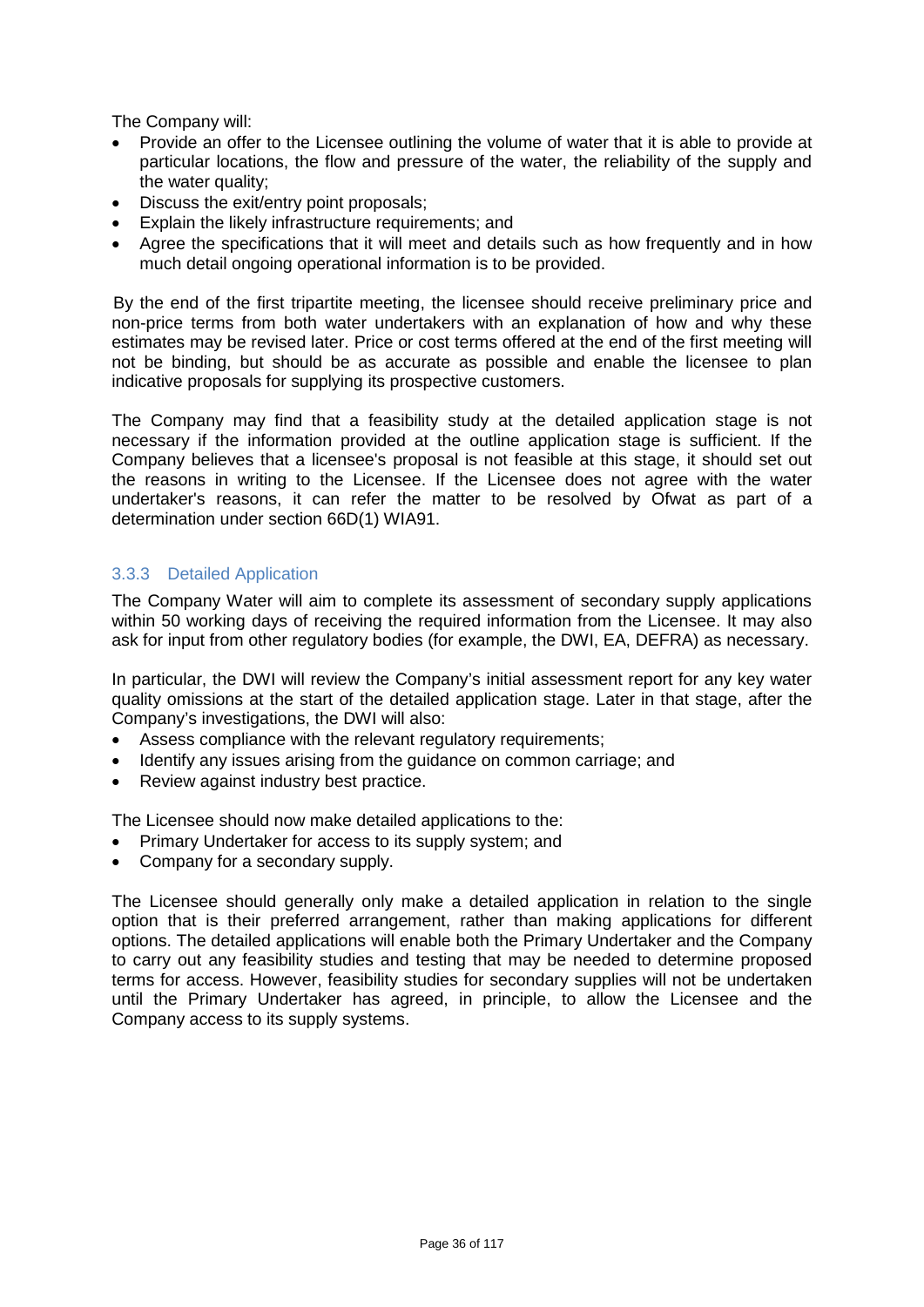The Company will:

- Provide an offer to the Licensee outlining the volume of water that it is able to provide at particular locations, the flow and pressure of the water, the reliability of the supply and the water quality;
- Discuss the exit/entry point proposals;
- Explain the likely infrastructure requirements; and
- Agree the specifications that it will meet and details such as how frequently and in how much detail ongoing operational information is to be provided.

By the end of the first tripartite meeting, the licensee should receive preliminary price and non-price terms from both water undertakers with an explanation of how and why these estimates may be revised later. Price or cost terms offered at the end of the first meeting will not be binding, but should be as accurate as possible and enable the licensee to plan indicative proposals for supplying its prospective customers.

The Company may find that a feasibility study at the detailed application stage is not necessary if the information provided at the outline application stage is sufficient. If the Company believes that a licensee's proposal is not feasible at this stage, it should set out the reasons in writing to the Licensee. If the Licensee does not agree with the water undertaker's reasons, it can refer the matter to be resolved by Ofwat as part of a determination under section 66D(1) WIA91.

### 3.3.3 Detailed Application

The Company Water will aim to complete its assessment of secondary supply applications within 50 working days of receiving the required information from the Licensee. It may also ask for input from other regulatory bodies (for example, the DWI, EA, DEFRA) as necessary.

In particular, the DWI will review the Company's initial assessment report for any key water quality omissions at the start of the detailed application stage. Later in that stage, after the Company's investigations, the DWI will also:

- Assess compliance with the relevant regulatory requirements;
- Identify any issues arising from the guidance on common carriage; and
- Review against industry best practice.

The Licensee should now make detailed applications to the:

- Primary Undertaker for access to its supply system; and
- Company for a secondary supply.

The Licensee should generally only make a detailed application in relation to the single option that is their preferred arrangement, rather than making applications for different options. The detailed applications will enable both the Primary Undertaker and the Company to carry out any feasibility studies and testing that may be needed to determine proposed terms for access. However, feasibility studies for secondary supplies will not be undertaken until the Primary Undertaker has agreed, in principle, to allow the Licensee and the Company access to its supply systems.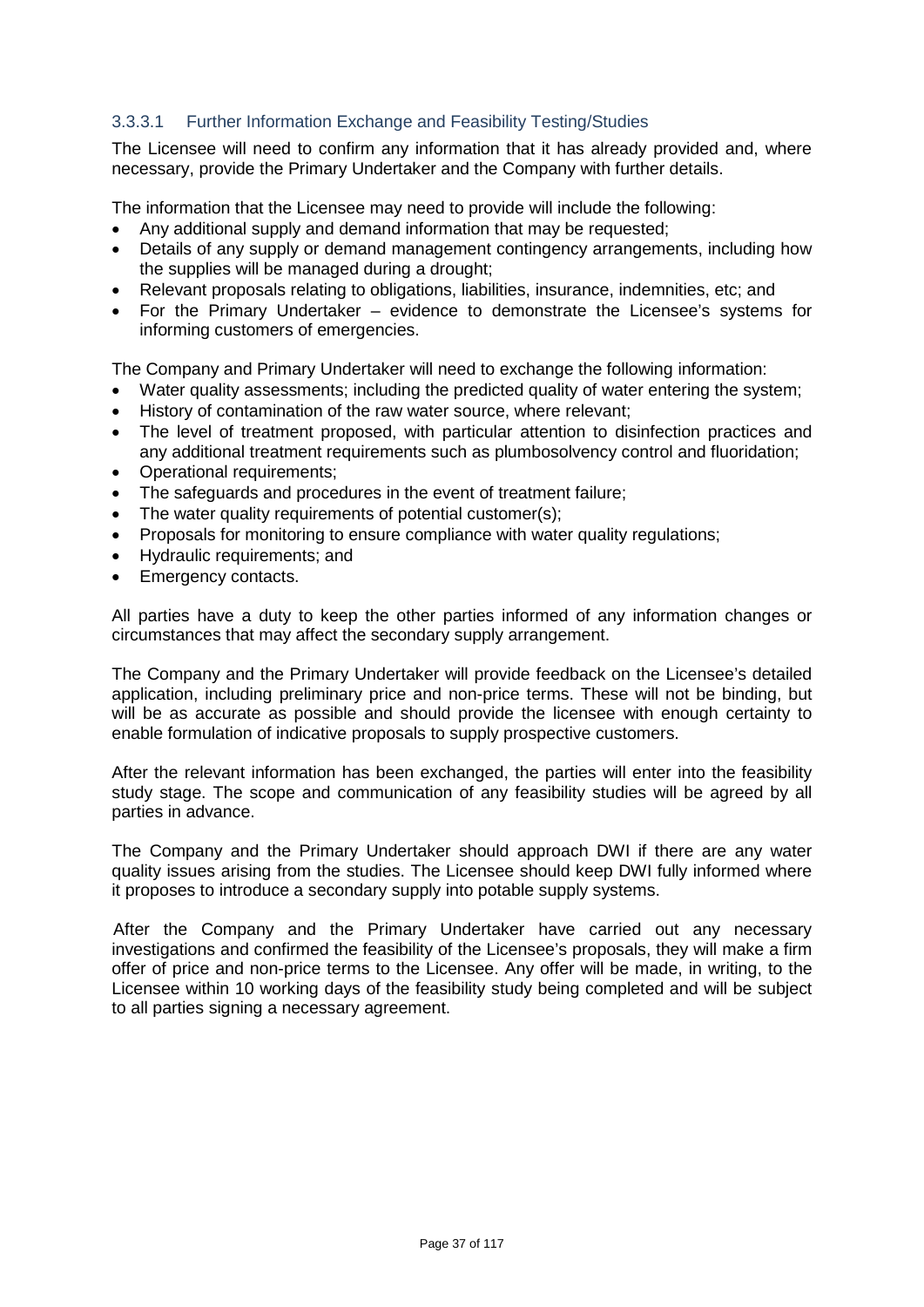#### 3.3.3.1 Further Information Exchange and Feasibility Testing/Studies

The Licensee will need to confirm any information that it has already provided and, where necessary, provide the Primary Undertaker and the Company with further details.

The information that the Licensee may need to provide will include the following:

- Any additional supply and demand information that may be requested;
- Details of any supply or demand management contingency arrangements, including how the supplies will be managed during a drought;
- Relevant proposals relating to obligations, liabilities, insurance, indemnities, etc; and
- For the Primary Undertaker – evidence to demonstrate the Licensee's systems for informing customers of emergencies.

The Company and Primary Undertaker will need to exchange the following information:

- Water quality assessments; including the predicted quality of water entering the system;
- History of contamination of the raw water source, where relevant;
- The level of treatment proposed, with particular attention to disinfection practices and any additional treatment requirements such as plumbosolvency control and fluoridation;
- Operational requirements;
- The safeguards and procedures in the event of treatment failure;
- The water quality requirements of potential customer(s);
- Proposals for monitoring to ensure compliance with water quality regulations;
- Hydraulic requirements; and
- Emergency contacts.

All parties have a duty to keep the other parties informed of any information changes or circumstances that may affect the secondary supply arrangement.

The Company and the Primary Undertaker will provide feedback on the Licensee's detailed application, including preliminary price and non-price terms. These will not be binding, but will be as accurate as possible and should provide the licensee with enough certainty to enable formulation of indicative proposals to supply prospective customers.

After the relevant information has been exchanged, the parties will enter into the feasibility study stage. The scope and communication of any feasibility studies will be agreed by all parties in advance.

The Company and the Primary Undertaker should approach DWI if there are any water quality issues arising from the studies. The Licensee should keep DWI fully informed where it proposes to introduce a secondary supply into potable supply systems.

After the Company and the Primary Undertaker have carried out any necessary investigations and confirmed the feasibility of the Licensee's proposals, they will make a firm offer of price and non-price terms to the Licensee. Any offer will be made, in writing, to the Licensee within 10 working days of the feasibility study being completed and will be subject to all parties signing a necessary agreement.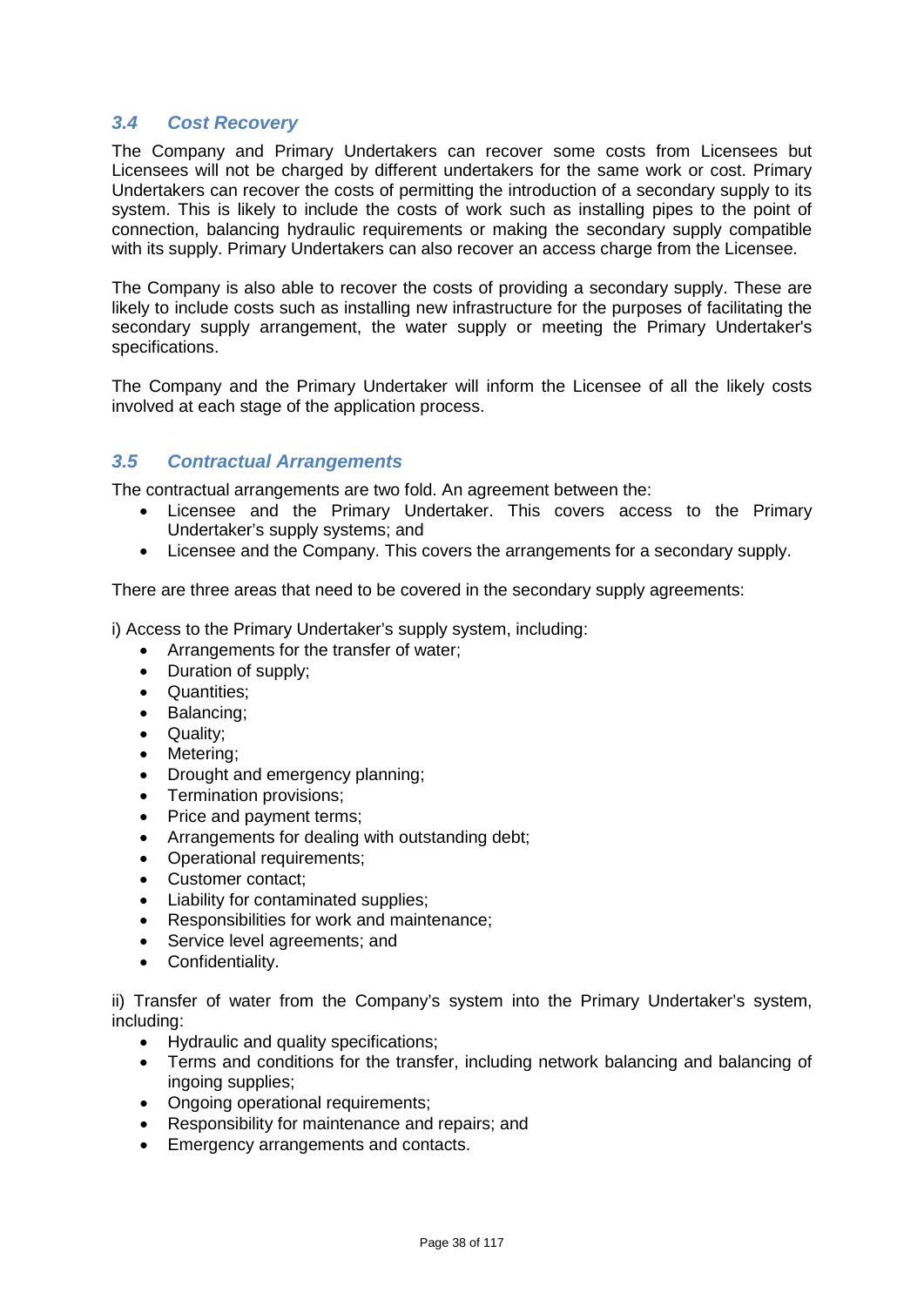### *3.4 Cost Recovery*

The Company and Primary Undertakers can recover some costs from Licensees but Licensees will not be charged by different undertakers for the same work or cost. Primary Undertakers can recover the costs of permitting the introduction of a secondary supply to its system. This is likely to include the costs of work such as installing pipes to the point of connection, balancing hydraulic requirements or making the secondary supply compatible with its supply. Primary Undertakers can also recover an access charge from the Licensee.

The Company is also able to recover the costs of providing a secondary supply. These are likely to include costs such as installing new infrastructure for the purposes of facilitating the secondary supply arrangement, the water supply or meeting the Primary Undertaker's specifications.

The Company and the Primary Undertaker will inform the Licensee of all the likely costs involved at each stage of the application process.

### *3.5 Contractual Arrangements*

The contractual arrangements are two fold. An agreement between the:

- Licensee and the Primary Undertaker. This covers access to the Primary Undertaker's supply systems; and
- Licensee and the Company. This covers the arrangements for a secondary supply.

There are three areas that need to be covered in the secondary supply agreements:

i) Access to the Primary Undertaker's supply system, including:

- Arrangements for the transfer of water;
- Duration of supply;
- Quantities;
- Balancing;
- Quality;
- Metering;
- Drought and emergency planning;
- Termination provisions;
- Price and payment terms;
- Arrangements for dealing with outstanding debt;
- Operational requirements;
- Customer contact;
- Liability for contaminated supplies;
- Responsibilities for work and maintenance;
- Service level agreements; and
- Confidentiality.

ii) Transfer of water from the Company's system into the Primary Undertaker's system, including:

- Hydraulic and quality specifications;
- Terms and conditions for the transfer, including network balancing and balancing of ingoing supplies;
- Ongoing operational requirements;
- Responsibility for maintenance and repairs; and
- Emergency arrangements and contacts.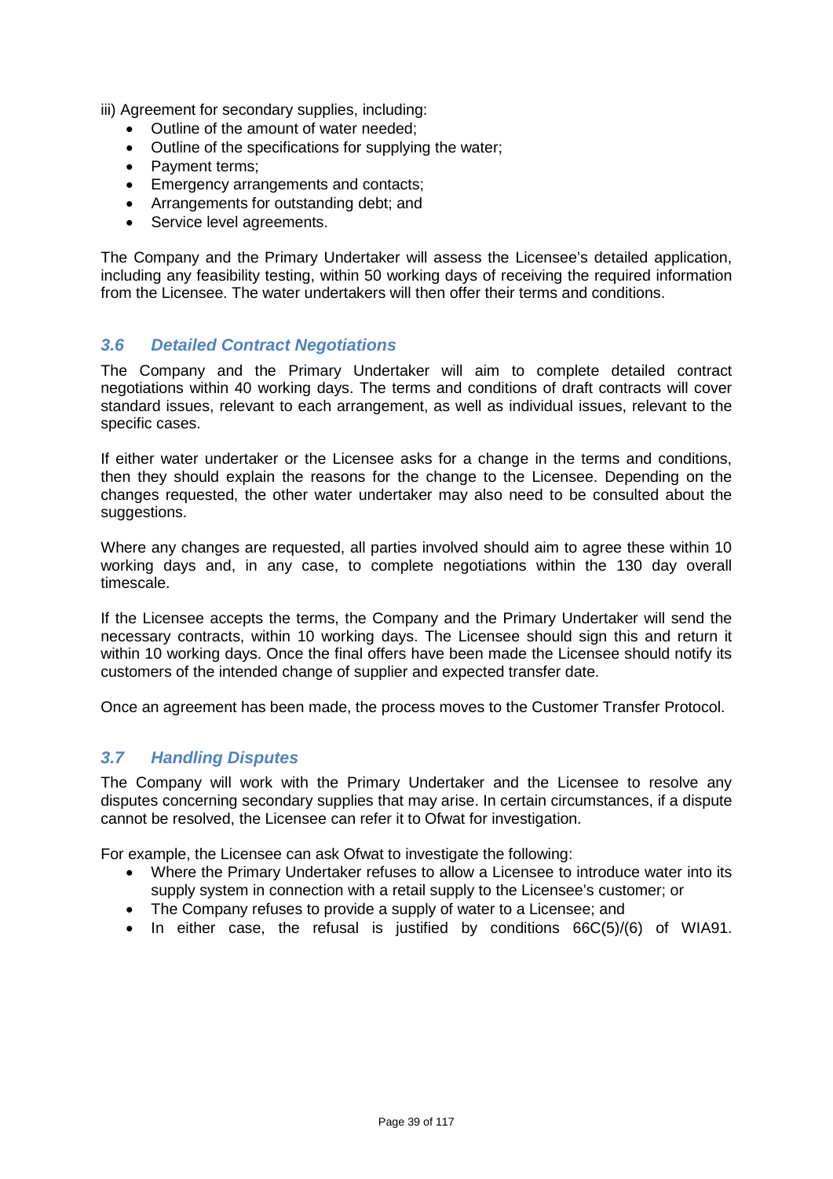iii) Agreement for secondary supplies, including:

- Outline of the amount of water needed;
- Outline of the specifications for supplying the water;
- Payment terms;
- Emergency arrangements and contacts;
- Arrangements for outstanding debt; and
- Service level agreements.

The Company and the Primary Undertaker will assess the Licensee's detailed application, including any feasibility testing, within 50 working days of receiving the required information from the Licensee. The water undertakers will then offer their terms and conditions.

### *3.6 Detailed Contract Negotiations*

The Company and the Primary Undertaker will aim to complete detailed contract negotiations within 40 working days. The terms and conditions of draft contracts will cover standard issues, relevant to each arrangement, as well as individual issues, relevant to the specific cases.

If either water undertaker or the Licensee asks for a change in the terms and conditions, then they should explain the reasons for the change to the Licensee. Depending on the changes requested, the other water undertaker may also need to be consulted about the suggestions.

Where any changes are requested, all parties involved should aim to agree these within 10 working days and, in any case, to complete negotiations within the 130 day overall timescale.

If the Licensee accepts the terms, the Company and the Primary Undertaker will send the necessary contracts, within 10 working days. The Licensee should sign this and return it within 10 working days. Once the final offers have been made the Licensee should notify its customers of the intended change of supplier and expected transfer date.

Once an agreement has been made, the process moves to the Customer Transfer Protocol.

### *3.7 Handling Disputes*

The Company will work with the Primary Undertaker and the Licensee to resolve any disputes concerning secondary supplies that may arise. In certain circumstances, if a dispute cannot be resolved, the Licensee can refer it to Ofwat for investigation.

For example, the Licensee can ask Ofwat to investigate the following:

- Where the Primary Undertaker refuses to allow a Licensee to introduce water into its supply system in connection with a retail supply to the Licensee's customer; or
- The Company refuses to provide a supply of water to a Licensee; and
- In either case, the refusal is justified by conditions 66C(5)/(6) of WIA91.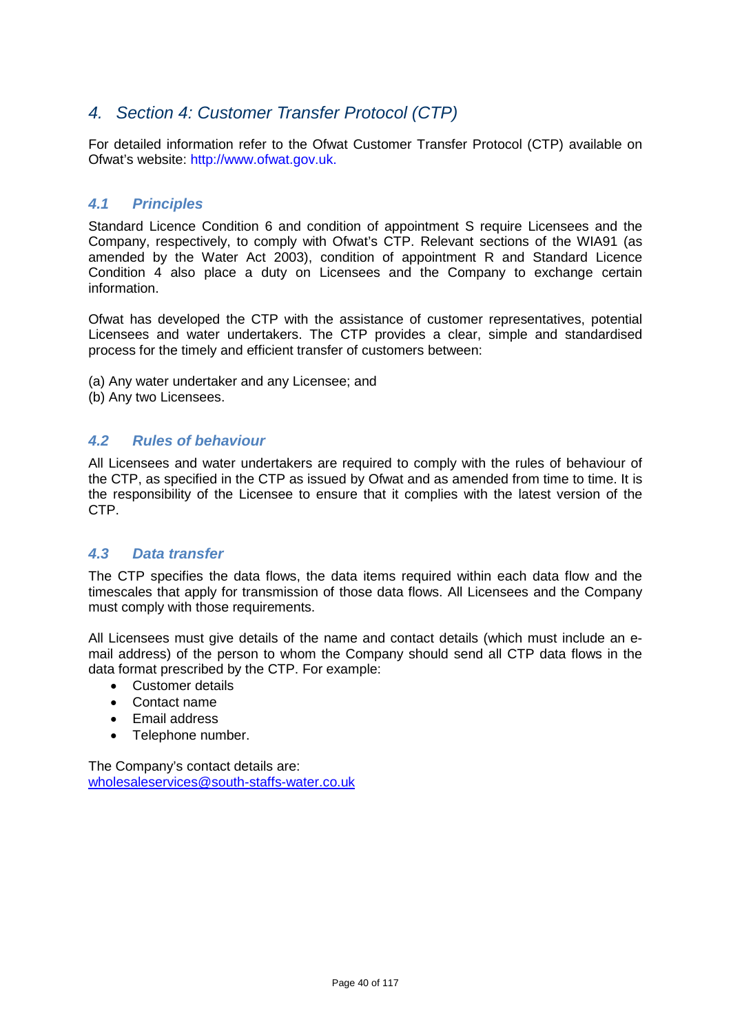# 4. Section 4: Customer Transfer Protocol (CTP)

For detailed information refer to the Ofwat Customer Transfer Protocol (CTP) available on Ofwat's website: http://www.ofwat.gov.uk.

## 4.1 Principles

Standard Licence Condition 6 and condition of appointment S require Licensees and the Company, respectively, to comply with Ofwat's CTP. Relevant sections of the WIA91 (as amended by the Water Act 2003), condition of appointment R and Standard Licence Condition 4 also place a duty on Licensees and the Company to exchange certain information.

Ofwat has developed the CTP with the assistance of customer representatives, potential Licensees and water undertakers. The CTP provides a clear, simple and standardised process for the timely and efficient transfer of customers between:

(a) Any water undertaker and any Licensee; and
(b) Any two Licensees.

## 4.2 Rules of behaviour

All Licensees and water undertakers are required to comply with the rules of behaviour of the CTP, as specified in the CTP as issued by Ofwat and as amended from time to time. It is the responsibility of the Licensee to ensure that it complies with the latest version of the CTP.

## 4.3 Data transfer

The CTP specifies the data flows, the data items required within each data flow and the timescales that apply for transmission of those data flows. All Licensees and the Company must comply with those requirements.

All Licensees must give details of the name and contact details (which must include an e-mail address) of the person to whom the Company should send all CTP data flows in the data format prescribed by the CTP. For example:

- Customer details
- Contact name
- Email address
- Telephone number.

The Company's contact details are:
wholesaleservices@south-staffs-water.co.uk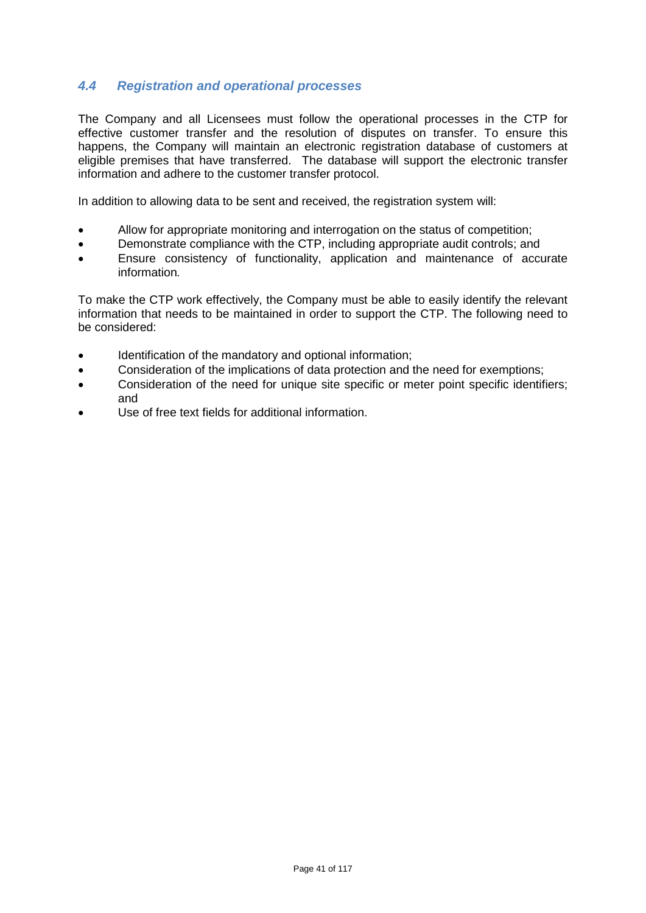### *4.4 Registration and operational processes*

The Company and all Licensees must follow the operational processes in the CTP for effective customer transfer and the resolution of disputes on transfer. To ensure this happens, the Company will maintain an electronic registration database of customers at eligible premises that have transferred. The database will support the electronic transfer information and adhere to the customer transfer protocol.

In addition to allowing data to be sent and received, the registration system will:

- Allow for appropriate monitoring and interrogation on the status of competition;
- Demonstrate compliance with the CTP, including appropriate audit controls; and
- Ensure consistency of functionality, application and maintenance of accurate information*.*

To make the CTP work effectively, the Company must be able to easily identify the relevant information that needs to be maintained in order to support the CTP. The following need to be considered:

- Identification of the mandatory and optional information;
- Consideration of the implications of data protection and the need for exemptions;
- Consideration of the need for unique site specific or meter point specific identifiers; and
- Use of free text fields for additional information.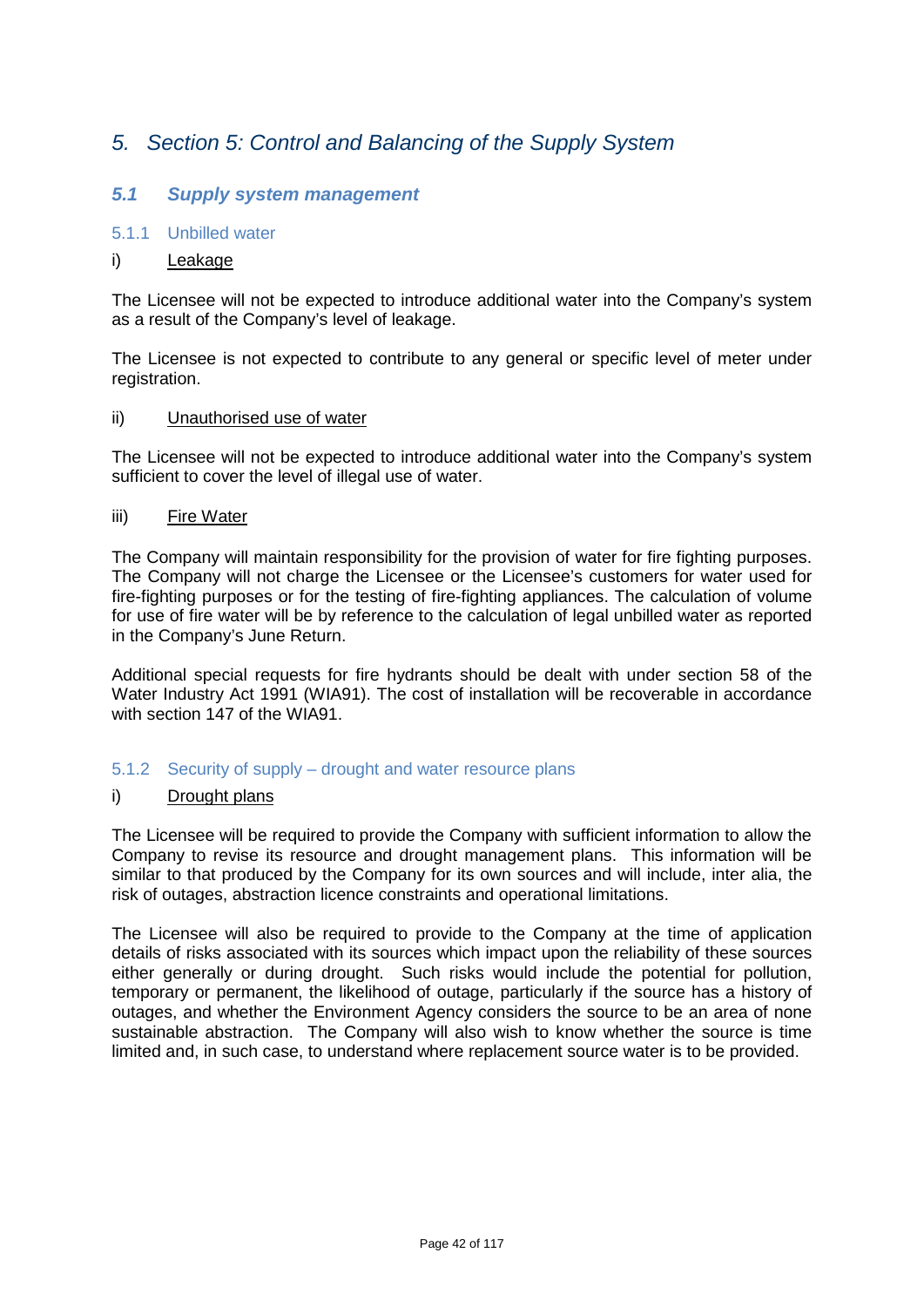# 5. Section 5: Control and Balancing of the Supply System

## 5.1 Supply system management

### 5.1.1 Unbilled water

i) Leakage

The Licensee will not be expected to introduce additional water into the Company's system as a result of the Company's level of leakage.

The Licensee is not expected to contribute to any general or specific level of meter under registration.

ii) Unauthorised use of water

The Licensee will not be expected to introduce additional water into the Company's system sufficient to cover the level of illegal use of water.

iii) Fire Water

The Company will maintain responsibility for the provision of water for fire fighting purposes. The Company will not charge the Licensee or the Licensee's customers for water used for fire-fighting purposes or for the testing of fire-fighting appliances. The calculation of volume for use of fire water will be by reference to the calculation of legal unbilled water as reported in the Company's June Return.

Additional special requests for fire hydrants should be dealt with under section 58 of the Water Industry Act 1991 (WIA91). The cost of installation will be recoverable in accordance with section 147 of the WIA91.

### 5.1.2 Security of supply – drought and water resource plans

i) Drought plans

The Licensee will be required to provide the Company with sufficient information to allow the Company to revise its resource and drought management plans. This information will be similar to that produced by the Company for its own sources and will include, inter alia, the risk of outages, abstraction licence constraints and operational limitations.

The Licensee will also be required to provide to the Company at the time of application details of risks associated with its sources which impact upon the reliability of these sources either generally or during drought. Such risks would include the potential for pollution, temporary or permanent, the likelihood of outage, particularly if the source has a history of outages, and whether the Environment Agency considers the source to be an area of none sustainable abstraction. The Company will also wish to know whether the source is time limited and, in such case, to understand where replacement source water is to be provided.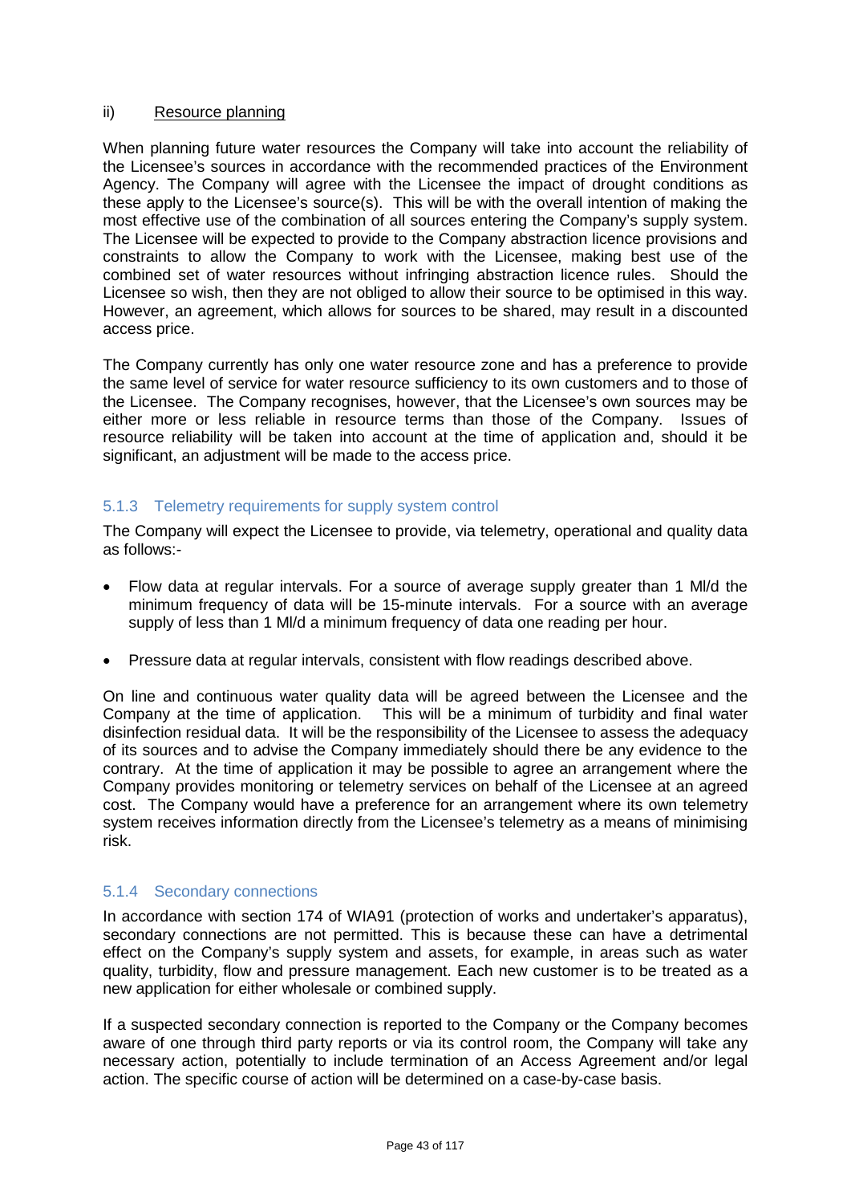ii) Resource planning

When planning future water resources the Company will take into account the reliability of the Licensee's sources in accordance with the recommended practices of the Environment Agency. The Company will agree with the Licensee the impact of drought conditions as these apply to the Licensee's source(s). This will be with the overall intention of making the most effective use of the combination of all sources entering the Company's supply system. The Licensee will be expected to provide to the Company abstraction licence provisions and constraints to allow the Company to work with the Licensee, making best use of the combined set of water resources without infringing abstraction licence rules. Should the Licensee so wish, then they are not obliged to allow their source to be optimised in this way. However, an agreement, which allows for sources to be shared, may result in a discounted access price.

The Company currently has only one water resource zone and has a preference to provide the same level of service for water resource sufficiency to its own customers and to those of the Licensee. The Company recognises, however, that the Licensee's own sources may be either more or less reliable in resource terms than those of the Company. Issues of resource reliability will be taken into account at the time of application and, should it be significant, an adjustment will be made to the access price.

### 5.1.3 Telemetry requirements for supply system control

The Company will expect the Licensee to provide, via telemetry, operational and quality data as follows:-

- Flow data at regular intervals. For a source of average supply greater than 1 Ml/d the minimum frequency of data will be 15-minute intervals. For a source with an average supply of less than 1 Ml/d a minimum frequency of data one reading per hour.
- Pressure data at regular intervals, consistent with flow readings described above.

On line and continuous water quality data will be agreed between the Licensee and the Company at the time of application. This will be a minimum of turbidity and final water disinfection residual data. It will be the responsibility of the Licensee to assess the adequacy of its sources and to advise the Company immediately should there be any evidence to the contrary. At the time of application it may be possible to agree an arrangement where the Company provides monitoring or telemetry services on behalf of the Licensee at an agreed cost. The Company would have a preference for an arrangement where its own telemetry system receives information directly from the Licensee's telemetry as a means of minimising risk.

### 5.1.4 Secondary connections

In accordance with section 174 of WIA91 (protection of works and undertaker's apparatus), secondary connections are not permitted. This is because these can have a detrimental effect on the Company's supply system and assets, for example, in areas such as water quality, turbidity, flow and pressure management. Each new customer is to be treated as a new application for either wholesale or combined supply.

If a suspected secondary connection is reported to the Company or the Company becomes aware of one through third party reports or via its control room, the Company will take any necessary action, potentially to include termination of an Access Agreement and/or legal action. The specific course of action will be determined on a case-by-case basis.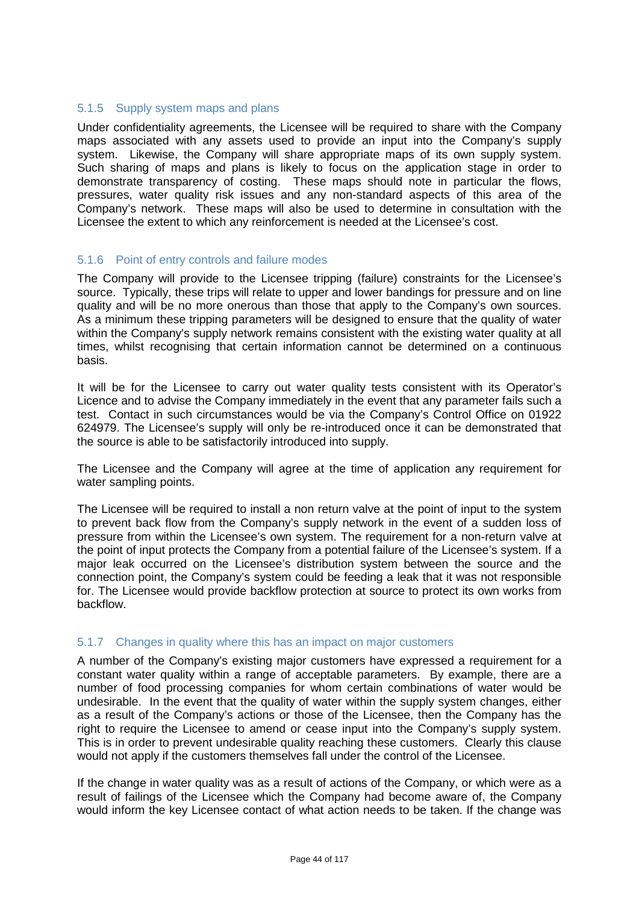### 5.1.5 Supply system maps and plans

Under confidentiality agreements, the Licensee will be required to share with the Company maps associated with any assets used to provide an input into the Company's supply system. Likewise, the Company will share appropriate maps of its own supply system. Such sharing of maps and plans is likely to focus on the application stage in order to demonstrate transparency of costing. These maps should note in particular the flows, pressures, water quality risk issues and any non-standard aspects of this area of the Company's network. These maps will also be used to determine in consultation with the Licensee the extent to which any reinforcement is needed at the Licensee's cost.

### 5.1.6 Point of entry controls and failure modes

The Company will provide to the Licensee tripping (failure) constraints for the Licensee's source. Typically, these trips will relate to upper and lower bandings for pressure and on line quality and will be no more onerous than those that apply to the Company's own sources. As a minimum these tripping parameters will be designed to ensure that the quality of water within the Company's supply network remains consistent with the existing water quality at all times, whilst recognising that certain information cannot be determined on a continuous basis.

It will be for the Licensee to carry out water quality tests consistent with its Operator's Licence and to advise the Company immediately in the event that any parameter fails such a test. Contact in such circumstances would be via the Company's Control Office on 01922 624979. The Licensee's supply will only be re-introduced once it can be demonstrated that the source is able to be satisfactorily introduced into supply.

The Licensee and the Company will agree at the time of application any requirement for water sampling points.

The Licensee will be required to install a non return valve at the point of input to the system to prevent back flow from the Company's supply network in the event of a sudden loss of pressure from within the Licensee's own system. The requirement for a non-return valve at the point of input protects the Company from a potential failure of the Licensee's system. If a major leak occurred on the Licensee's distribution system between the source and the connection point, the Company's system could be feeding a leak that it was not responsible for. The Licensee would provide backflow protection at source to protect its own works from backflow.

### 5.1.7 Changes in quality where this has an impact on major customers

A number of the Company's existing major customers have expressed a requirement for a constant water quality within a range of acceptable parameters. By example, there are a number of food processing companies for whom certain combinations of water would be undesirable. In the event that the quality of water within the supply system changes, either as a result of the Company's actions or those of the Licensee, then the Company has the right to require the Licensee to amend or cease input into the Company's supply system. This is in order to prevent undesirable quality reaching these customers. Clearly this clause would not apply if the customers themselves fall under the control of the Licensee.

If the change in water quality was as a result of actions of the Company, or which were as a result of failings of the Licensee which the Company had become aware of, the Company would inform the key Licensee contact of what action needs to be taken. If the change was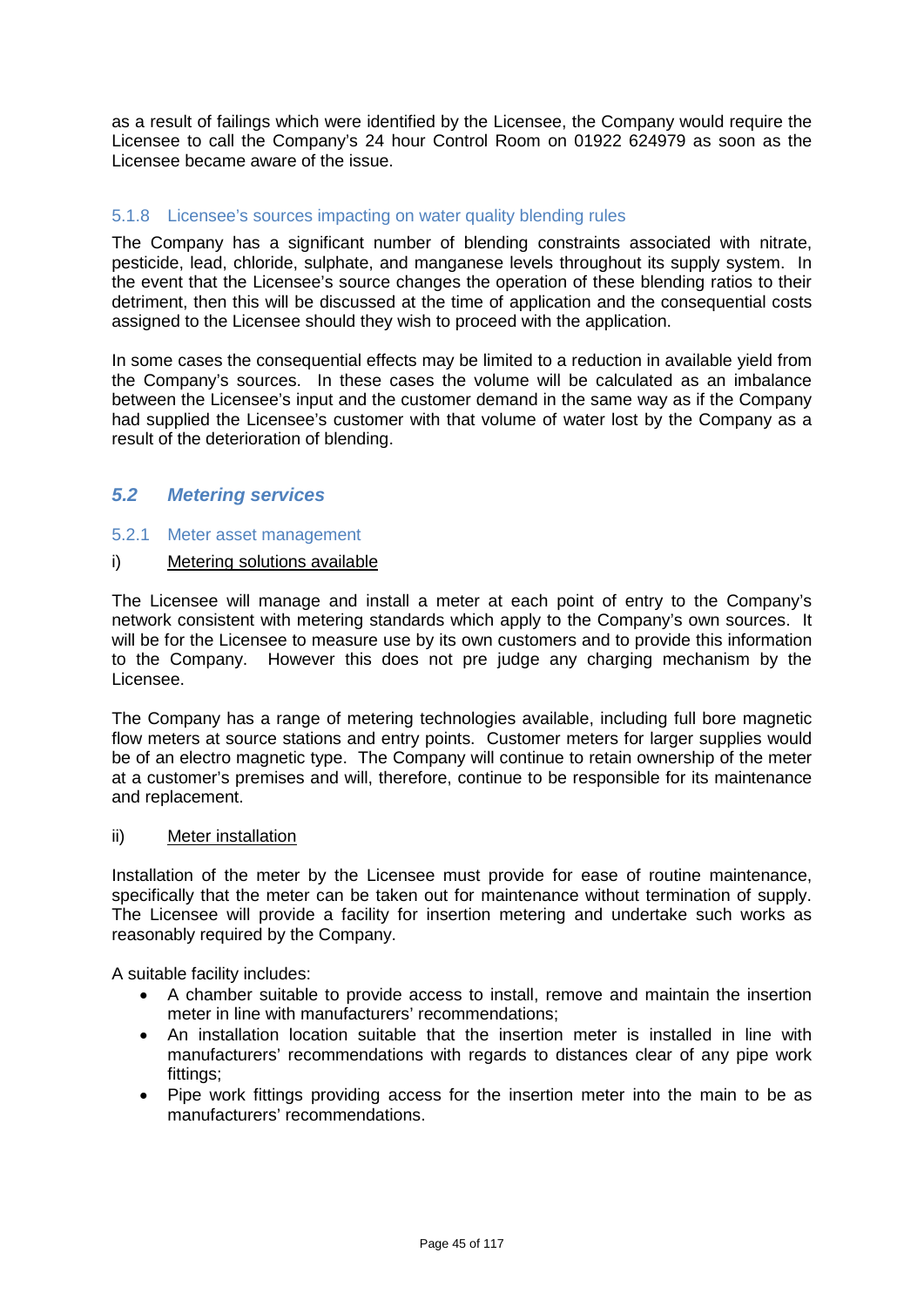as a result of failings which were identified by the Licensee, the Company would require the Licensee to call the Company's 24 hour Control Room on 01922 624979 as soon as the Licensee became aware of the issue.

#### 5.1.8 Licensee's sources impacting on water quality blending rules

The Company has a significant number of blending constraints associated with nitrate, pesticide, lead, chloride, sulphate, and manganese levels throughout its supply system. In the event that the Licensee's source changes the operation of these blending ratios to their detriment, then this will be discussed at the time of application and the consequential costs assigned to the Licensee should they wish to proceed with the application.

In some cases the consequential effects may be limited to a reduction in available yield from the Company's sources. In these cases the volume will be calculated as an imbalance between the Licensee's input and the customer demand in the same way as if the Company had supplied the Licensee's customer with that volume of water lost by the Company as a result of the deterioration of blending.

### *5.2 Metering services*

#### 5.2.1 Meter asset management

i) Metering solutions available

The Licensee will manage and install a meter at each point of entry to the Company's network consistent with metering standards which apply to the Company's own sources. It will be for the Licensee to measure use by its own customers and to provide this information to the Company. However this does not pre judge any charging mechanism by the Licensee.

The Company has a range of metering technologies available, including full bore magnetic flow meters at source stations and entry points. Customer meters for larger supplies would be of an electro magnetic type. The Company will continue to retain ownership of the meter at a customer's premises and will, therefore, continue to be responsible for its maintenance and replacement.

ii) Meter installation

Installation of the meter by the Licensee must provide for ease of routine maintenance, specifically that the meter can be taken out for maintenance without termination of supply. The Licensee will provide a facility for insertion metering and undertake such works as reasonably required by the Company.

A suitable facility includes:

- A chamber suitable to provide access to install, remove and maintain the insertion meter in line with manufacturers' recommendations;
- An installation location suitable that the insertion meter is installed in line with manufacturers' recommendations with regards to distances clear of any pipe work fittings;
- Pipe work fittings providing access for the insertion meter into the main to be as manufacturers' recommendations.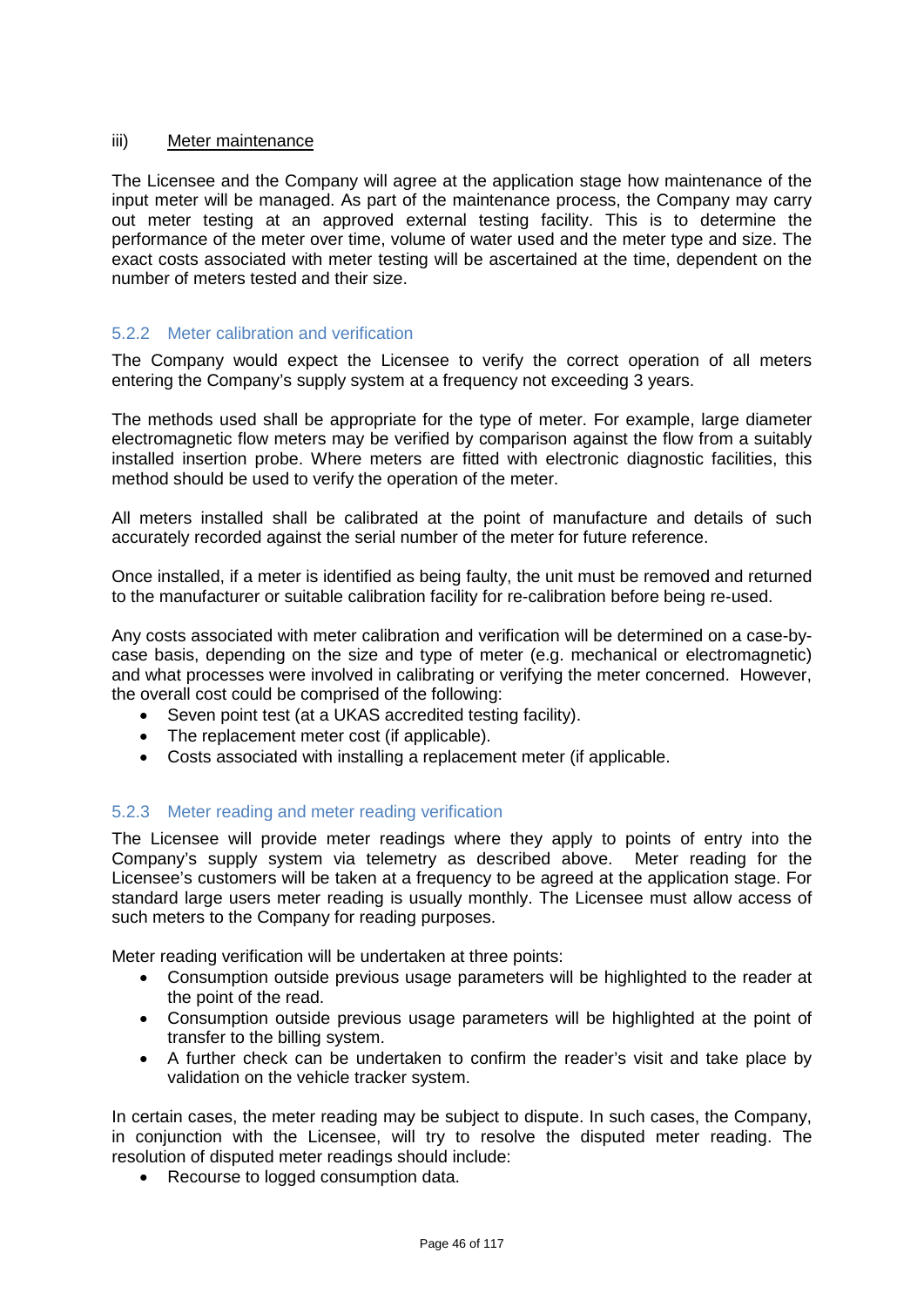iii) Meter maintenance

The Licensee and the Company will agree at the application stage how maintenance of the input meter will be managed. As part of the maintenance process, the Company may carry out meter testing at an approved external testing facility. This is to determine the performance of the meter over time, volume of water used and the meter type and size. The exact costs associated with meter testing will be ascertained at the time, dependent on the number of meters tested and their size.

### 5.2.2 Meter calibration and verification

The Company would expect the Licensee to verify the correct operation of all meters entering the Company's supply system at a frequency not exceeding 3 years.

The methods used shall be appropriate for the type of meter. For example, large diameter electromagnetic flow meters may be verified by comparison against the flow from a suitably installed insertion probe. Where meters are fitted with electronic diagnostic facilities, this method should be used to verify the operation of the meter.

All meters installed shall be calibrated at the point of manufacture and details of such accurately recorded against the serial number of the meter for future reference.

Once installed, if a meter is identified as being faulty, the unit must be removed and returned to the manufacturer or suitable calibration facility for re-calibration before being re-used.

Any costs associated with meter calibration and verification will be determined on a case-by-case basis, depending on the size and type of meter (e.g. mechanical or electromagnetic) and what processes were involved in calibrating or verifying the meter concerned. However, the overall cost could be comprised of the following:

- Seven point test (at a UKAS accredited testing facility).
- The replacement meter cost (if applicable).
- Costs associated with installing a replacement meter (if applicable.

### 5.2.3 Meter reading and meter reading verification

The Licensee will provide meter readings where they apply to points of entry into the Company's supply system via telemetry as described above. Meter reading for the Licensee's customers will be taken at a frequency to be agreed at the application stage. For standard large users meter reading is usually monthly. The Licensee must allow access of such meters to the Company for reading purposes.

Meter reading verification will be undertaken at three points:

- Consumption outside previous usage parameters will be highlighted to the reader at the point of the read.
- Consumption outside previous usage parameters will be highlighted at the point of transfer to the billing system.
- A further check can be undertaken to confirm the reader's visit and take place by validation on the vehicle tracker system.

In certain cases, the meter reading may be subject to dispute. In such cases, the Company, in conjunction with the Licensee, will try to resolve the disputed meter reading. The resolution of disputed meter readings should include:

- Recourse to logged consumption data.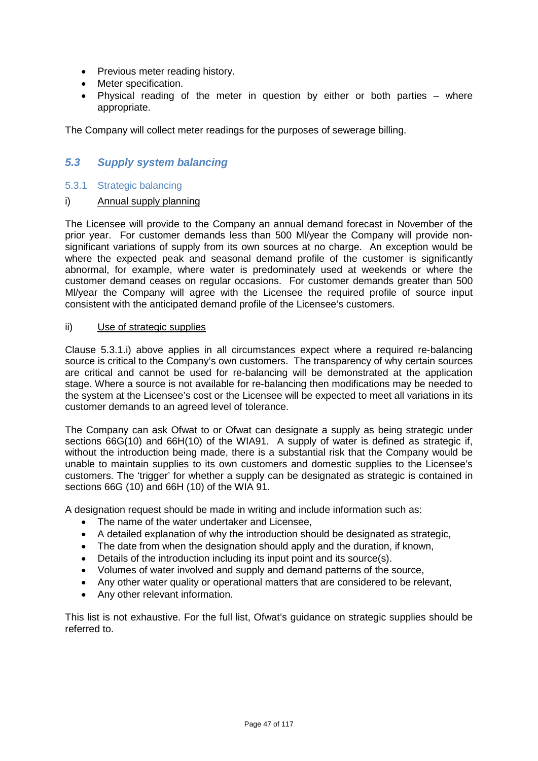- Previous meter reading history.
- Meter specification.
- Physical reading of the meter in question by either or both parties – where appropriate.

The Company will collect meter readings for the purposes of sewerage billing.

## *5.3 Supply system balancing*

### 5.3.1 Strategic balancing

i) <u>Annual supply planning</u>

The Licensee will provide to the Company an annual demand forecast in November of the prior year. For customer demands less than 500 Ml/year the Company will provide non-significant variations of supply from its own sources at no charge. An exception would be where the expected peak and seasonal demand profile of the customer is significantly abnormal, for example, where water is predominately used at weekends or where the customer demand ceases on regular occasions. For customer demands greater than 500 Ml/year the Company will agree with the Licensee the required profile of source input consistent with the anticipated demand profile of the Licensee's customers.

ii) <u>Use of strategic supplies</u>

Clause 5.3.1.i) above applies in all circumstances expect where a required re-balancing source is critical to the Company's own customers. The transparency of why certain sources are critical and cannot be used for re-balancing will be demonstrated at the application stage. Where a source is not available for re-balancing then modifications may be needed to the system at the Licensee's cost or the Licensee will be expected to meet all variations in its customer demands to an agreed level of tolerance.

The Company can ask Ofwat to or Ofwat can designate a supply as being strategic under sections 66G(10) and 66H(10) of the WIA91. A supply of water is defined as strategic if, without the introduction being made, there is a substantial risk that the Company would be unable to maintain supplies to its own customers and domestic supplies to the Licensee's customers. The 'trigger' for whether a supply can be designated as strategic is contained in sections 66G (10) and 66H (10) of the WIA 91.

A designation request should be made in writing and include information such as:

- The name of the water undertaker and Licensee,
- A detailed explanation of why the introduction should be designated as strategic,
- The date from when the designation should apply and the duration, if known,
- Details of the introduction including its input point and its source(s).
- Volumes of water involved and supply and demand patterns of the source,
- Any other water quality or operational matters that are considered to be relevant,
- Any other relevant information.

This list is not exhaustive. For the full list, Ofwat's guidance on strategic supplies should be referred to.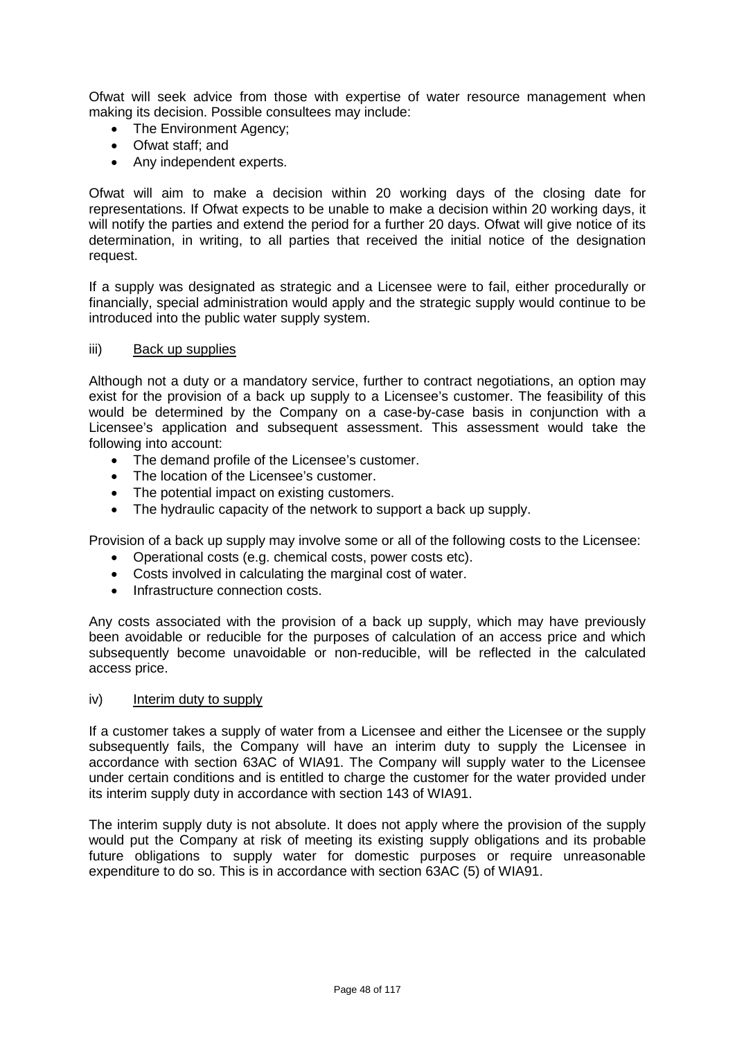Ofwat will seek advice from those with expertise of water resource management when making its decision. Possible consultees may include:

- The Environment Agency;
- Ofwat staff; and
- Any independent experts.

Ofwat will aim to make a decision within 20 working days of the closing date for representations. If Ofwat expects to be unable to make a decision within 20 working days, it will notify the parties and extend the period for a further 20 days. Ofwat will give notice of its determination, in writing, to all parties that received the initial notice of the designation request.

If a supply was designated as strategic and a Licensee were to fail, either procedurally or financially, special administration would apply and the strategic supply would continue to be introduced into the public water supply system.

iii) Back up supplies

Although not a duty or a mandatory service, further to contract negotiations, an option may exist for the provision of a back up supply to a Licensee's customer. The feasibility of this would be determined by the Company on a case-by-case basis in conjunction with a Licensee's application and subsequent assessment. This assessment would take the following into account:

- The demand profile of the Licensee's customer.
- The location of the Licensee's customer.
- The potential impact on existing customers.
- The hydraulic capacity of the network to support a back up supply.

Provision of a back up supply may involve some or all of the following costs to the Licensee:

- Operational costs (e.g. chemical costs, power costs etc).
- Costs involved in calculating the marginal cost of water.
- Infrastructure connection costs.

Any costs associated with the provision of a back up supply, which may have previously been avoidable or reducible for the purposes of calculation of an access price and which subsequently become unavoidable or non-reducible, will be reflected in the calculated access price.

iv) Interim duty to supply

If a customer takes a supply of water from a Licensee and either the Licensee or the supply subsequently fails, the Company will have an interim duty to supply the Licensee in accordance with section 63AC of WIA91. The Company will supply water to the Licensee under certain conditions and is entitled to charge the customer for the water provided under its interim supply duty in accordance with section 143 of WIA91.

The interim supply duty is not absolute. It does not apply where the provision of the supply would put the Company at risk of meeting its existing supply obligations and its probable future obligations to supply water for domestic purposes or require unreasonable expenditure to do so. This is in accordance with section 63AC (5) of WIA91.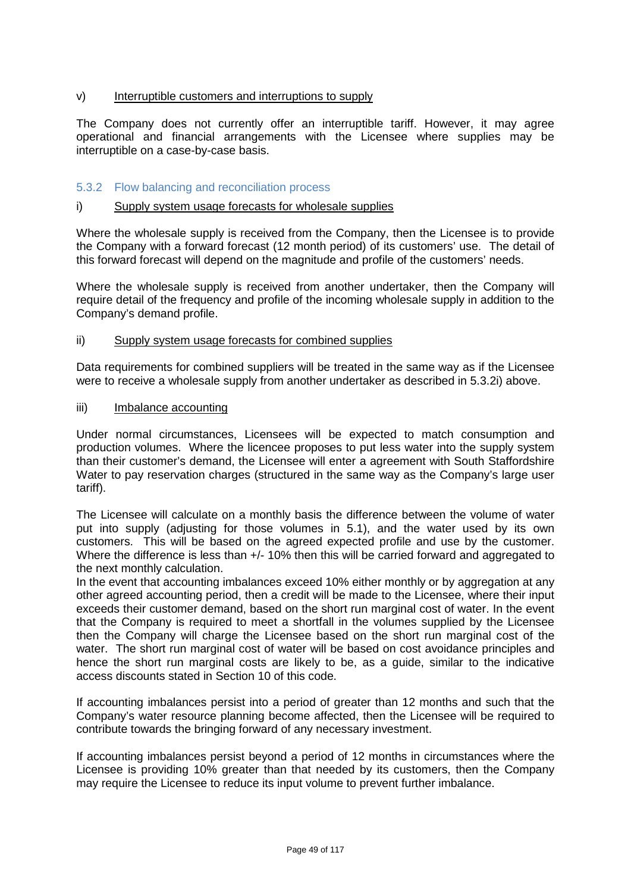v) Interruptible customers and interruptions to supply

The Company does not currently offer an interruptible tariff. However, it may agree operational and financial arrangements with the Licensee where supplies may be interruptible on a case-by-case basis.

### 5.3.2 Flow balancing and reconciliation process

i) Supply system usage forecasts for wholesale supplies

Where the wholesale supply is received from the Company, then the Licensee is to provide the Company with a forward forecast (12 month period) of its customers' use. The detail of this forward forecast will depend on the magnitude and profile of the customers' needs.

Where the wholesale supply is received from another undertaker, then the Company will require detail of the frequency and profile of the incoming wholesale supply in addition to the Company's demand profile.

ii) Supply system usage forecasts for combined supplies

Data requirements for combined suppliers will be treated in the same way as if the Licensee were to receive a wholesale supply from another undertaker as described in 5.3.2i) above.

iii) Imbalance accounting

Under normal circumstances, Licensees will be expected to match consumption and production volumes. Where the licencee proposes to put less water into the supply system than their customer's demand, the Licensee will enter a agreement with South Staffordshire Water to pay reservation charges (structured in the same way as the Company's large user tariff).

The Licensee will calculate on a monthly basis the difference between the volume of water put into supply (adjusting for those volumes in 5.1), and the water used by its own customers. This will be based on the agreed expected profile and use by the customer. Where the difference is less than +/- 10% then this will be carried forward and aggregated to the next monthly calculation.
In the event that accounting imbalances exceed 10% either monthly or by aggregation at any other agreed accounting period, then a credit will be made to the Licensee, where their input exceeds their customer demand, based on the short run marginal cost of water. In the event that the Company is required to meet a shortfall in the volumes supplied by the Licensee then the Company will charge the Licensee based on the short run marginal cost of the water. The short run marginal cost of water will be based on cost avoidance principles and hence the short run marginal costs are likely to be, as a guide, similar to the indicative access discounts stated in Section 10 of this code.

If accounting imbalances persist into a period of greater than 12 months and such that the Company's water resource planning become affected, then the Licensee will be required to contribute towards the bringing forward of any necessary investment.

If accounting imbalances persist beyond a period of 12 months in circumstances where the Licensee is providing 10% greater than that needed by its customers, then the Company may require the Licensee to reduce its input volume to prevent further imbalance.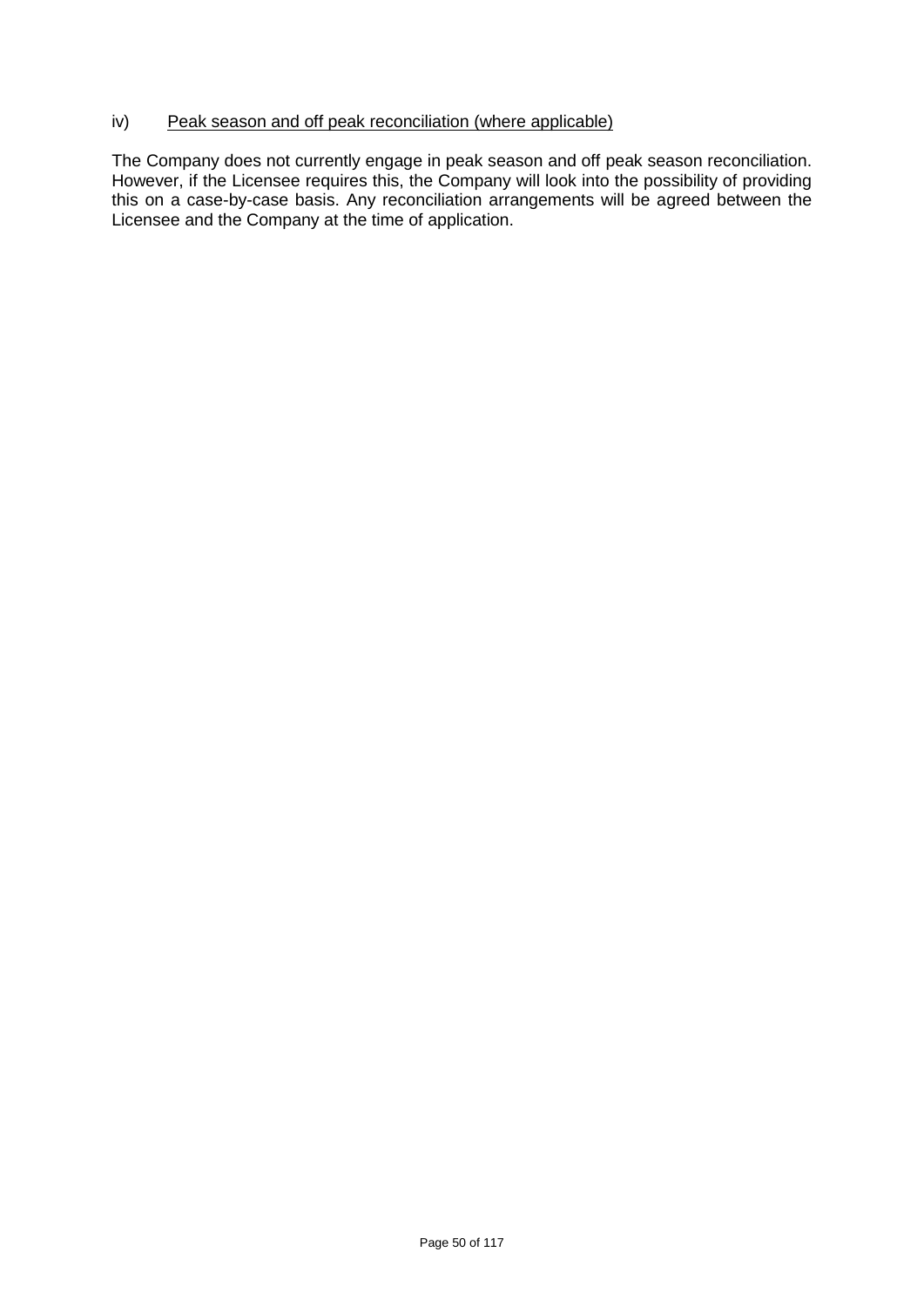iv) <u>Peak season and off peak reconciliation (where applicable)</u>

The Company does not currently engage in peak season and off peak season reconciliation. However, if the Licensee requires this, the Company will look into the possibility of providing this on a case-by-case basis. Any reconciliation arrangements will be agreed between the Licensee and the Company at the time of application.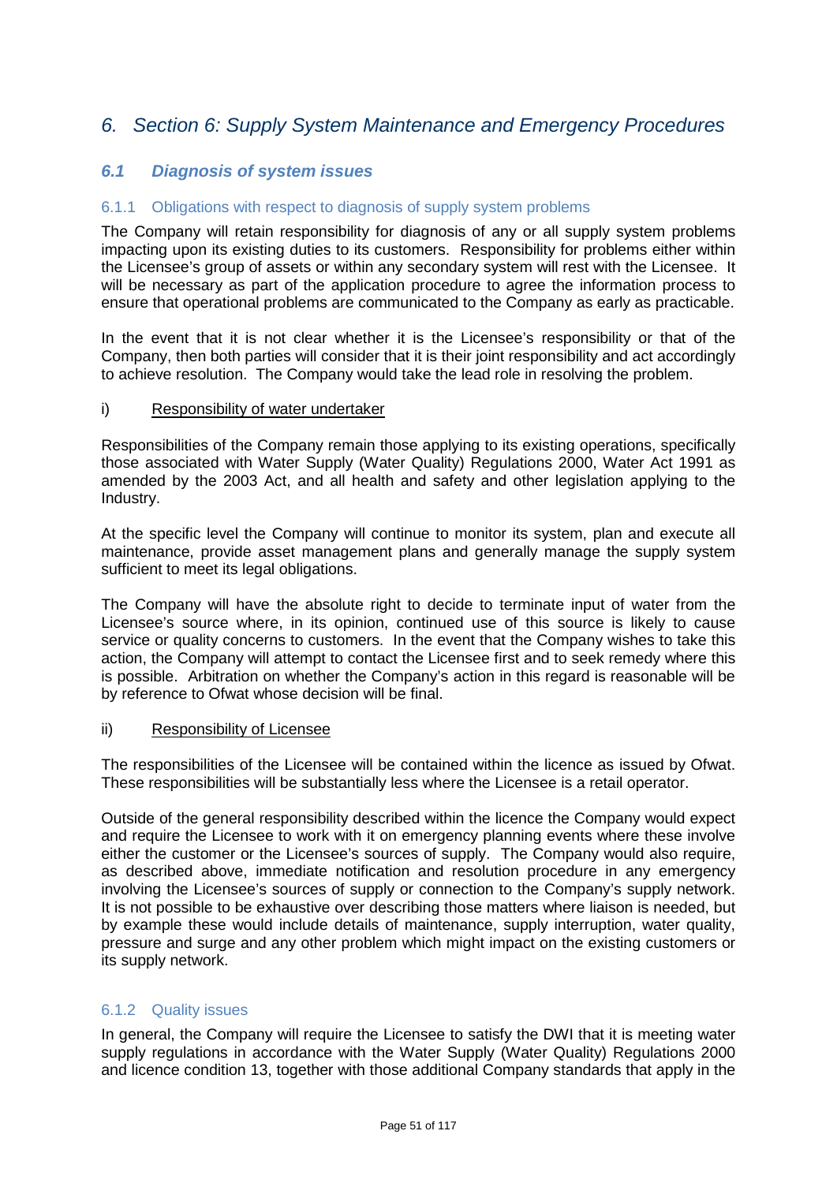# 6. Section 6: Supply System Maintenance and Emergency Procedures

## *6.1 Diagnosis of system issues*

### 6.1.1 Obligations with respect to diagnosis of supply system problems

The Company will retain responsibility for diagnosis of any or all supply system problems impacting upon its existing duties to its customers. Responsibility for problems either within the Licensee's group of assets or within any secondary system will rest with the Licensee. It will be necessary as part of the application procedure to agree the information process to ensure that operational problems are communicated to the Company as early as practicable.

In the event that it is not clear whether it is the Licensee's responsibility or that of the Company, then both parties will consider that it is their joint responsibility and act accordingly to achieve resolution. The Company would take the lead role in resolving the problem.

i) <u>Responsibility of water undertaker</u>

Responsibilities of the Company remain those applying to its existing operations, specifically those associated with Water Supply (Water Quality) Regulations 2000, Water Act 1991 as amended by the 2003 Act, and all health and safety and other legislation applying to the Industry.

At the specific level the Company will continue to monitor its system, plan and execute all maintenance, provide asset management plans and generally manage the supply system sufficient to meet its legal obligations.

The Company will have the absolute right to decide to terminate input of water from the Licensee's source where, in its opinion, continued use of this source is likely to cause service or quality concerns to customers. In the event that the Company wishes to take this action, the Company will attempt to contact the Licensee first and to seek remedy where this is possible. Arbitration on whether the Company's action in this regard is reasonable will be by reference to Ofwat whose decision will be final.

ii) <u>Responsibility of Licensee</u>

The responsibilities of the Licensee will be contained within the licence as issued by Ofwat. These responsibilities will be substantially less where the Licensee is a retail operator.

Outside of the general responsibility described within the licence the Company would expect and require the Licensee to work with it on emergency planning events where these involve either the customer or the Licensee's sources of supply. The Company would also require, as described above, immediate notification and resolution procedure in any emergency involving the Licensee's sources of supply or connection to the Company's supply network. It is not possible to be exhaustive over describing those matters where liaison is needed, but by example these would include details of maintenance, supply interruption, water quality, pressure and surge and any other problem which might impact on the existing customers or its supply network.

### 6.1.2 Quality issues

In general, the Company will require the Licensee to satisfy the DWI that it is meeting water supply regulations in accordance with the Water Supply (Water Quality) Regulations 2000 and licence condition 13, together with those additional Company standards that apply in the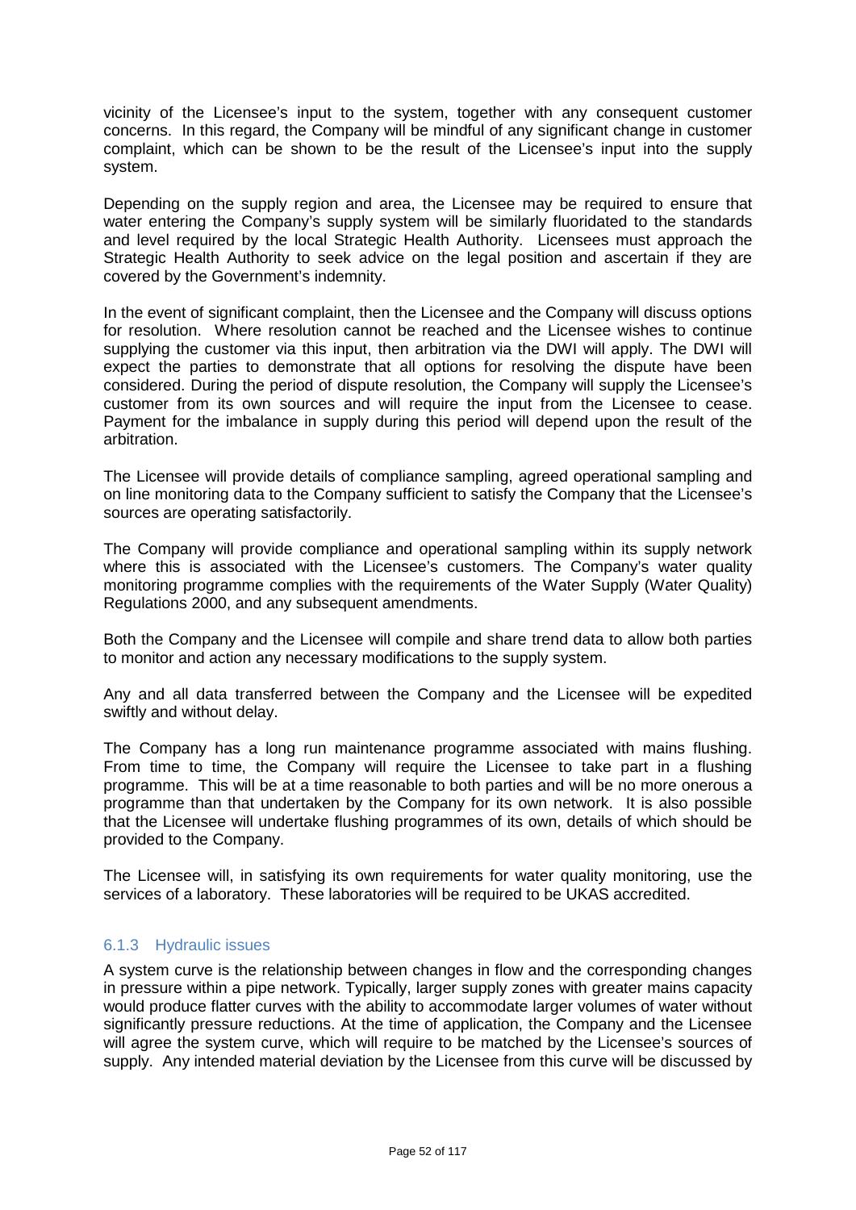vicinity of the Licensee's input to the system, together with any consequent customer concerns. In this regard, the Company will be mindful of any significant change in customer complaint, which can be shown to be the result of the Licensee's input into the supply system.

Depending on the supply region and area, the Licensee may be required to ensure that water entering the Company's supply system will be similarly fluoridated to the standards and level required by the local Strategic Health Authority. Licensees must approach the Strategic Health Authority to seek advice on the legal position and ascertain if they are covered by the Government's indemnity.

In the event of significant complaint, then the Licensee and the Company will discuss options for resolution. Where resolution cannot be reached and the Licensee wishes to continue supplying the customer via this input, then arbitration via the DWI will apply. The DWI will expect the parties to demonstrate that all options for resolving the dispute have been considered. During the period of dispute resolution, the Company will supply the Licensee's customer from its own sources and will require the input from the Licensee to cease. Payment for the imbalance in supply during this period will depend upon the result of the arbitration.

The Licensee will provide details of compliance sampling, agreed operational sampling and on line monitoring data to the Company sufficient to satisfy the Company that the Licensee's sources are operating satisfactorily.

The Company will provide compliance and operational sampling within its supply network where this is associated with the Licensee's customers. The Company's water quality monitoring programme complies with the requirements of the Water Supply (Water Quality) Regulations 2000, and any subsequent amendments.

Both the Company and the Licensee will compile and share trend data to allow both parties to monitor and action any necessary modifications to the supply system.

Any and all data transferred between the Company and the Licensee will be expedited swiftly and without delay.

The Company has a long run maintenance programme associated with mains flushing. From time to time, the Company will require the Licensee to take part in a flushing programme. This will be at a time reasonable to both parties and will be no more onerous a programme than that undertaken by the Company for its own network. It is also possible that the Licensee will undertake flushing programmes of its own, details of which should be provided to the Company.

The Licensee will, in satisfying its own requirements for water quality monitoring, use the services of a laboratory. These laboratories will be required to be UKAS accredited.

### 6.1.3 Hydraulic issues

A system curve is the relationship between changes in flow and the corresponding changes in pressure within a pipe network. Typically, larger supply zones with greater mains capacity would produce flatter curves with the ability to accommodate larger volumes of water without significantly pressure reductions. At the time of application, the Company and the Licensee will agree the system curve, which will require to be matched by the Licensee's sources of supply. Any intended material deviation by the Licensee from this curve will be discussed by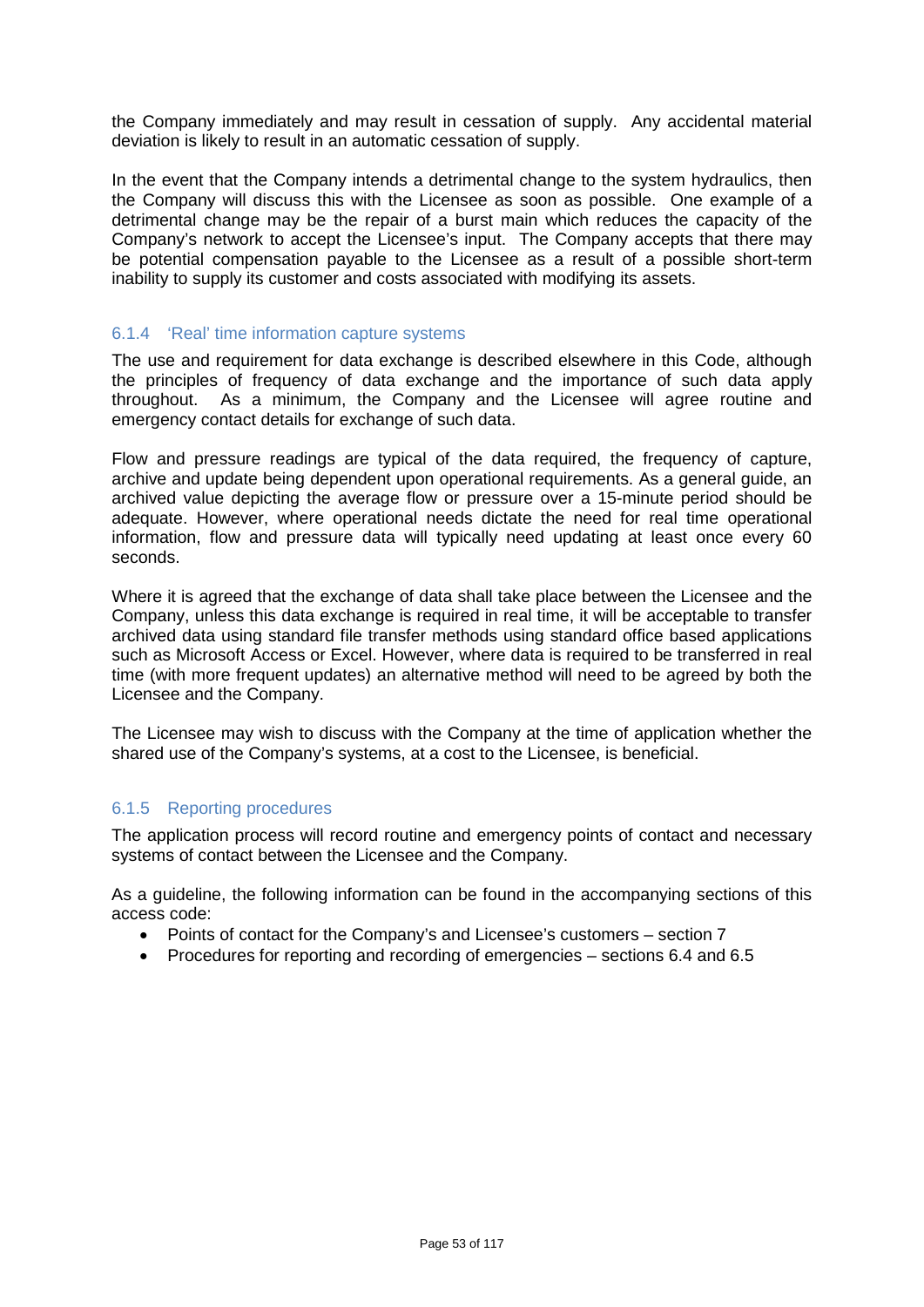the Company immediately and may result in cessation of supply. Any accidental material deviation is likely to result in an automatic cessation of supply.

In the event that the Company intends a detrimental change to the system hydraulics, then the Company will discuss this with the Licensee as soon as possible. One example of a detrimental change may be the repair of a burst main which reduces the capacity of the Company's network to accept the Licensee's input. The Company accepts that there may be potential compensation payable to the Licensee as a result of a possible short-term inability to supply its customer and costs associated with modifying its assets.

### 6.1.4 'Real' time information capture systems

The use and requirement for data exchange is described elsewhere in this Code, although the principles of frequency of data exchange and the importance of such data apply throughout. As a minimum, the Company and the Licensee will agree routine and emergency contact details for exchange of such data.

Flow and pressure readings are typical of the data required, the frequency of capture, archive and update being dependent upon operational requirements. As a general guide, an archived value depicting the average flow or pressure over a 15-minute period should be adequate. However, where operational needs dictate the need for real time operational information, flow and pressure data will typically need updating at least once every 60 seconds.

Where it is agreed that the exchange of data shall take place between the Licensee and the Company, unless this data exchange is required in real time, it will be acceptable to transfer archived data using standard file transfer methods using standard office based applications such as Microsoft Access or Excel. However, where data is required to be transferred in real time (with more frequent updates) an alternative method will need to be agreed by both the Licensee and the Company.

The Licensee may wish to discuss with the Company at the time of application whether the shared use of the Company's systems, at a cost to the Licensee, is beneficial.

### 6.1.5 Reporting procedures

The application process will record routine and emergency points of contact and necessary systems of contact between the Licensee and the Company.

As a guideline, the following information can be found in the accompanying sections of this access code:

- Points of contact for the Company's and Licensee's customers – section 7
- Procedures for reporting and recording of emergencies – sections 6.4 and 6.5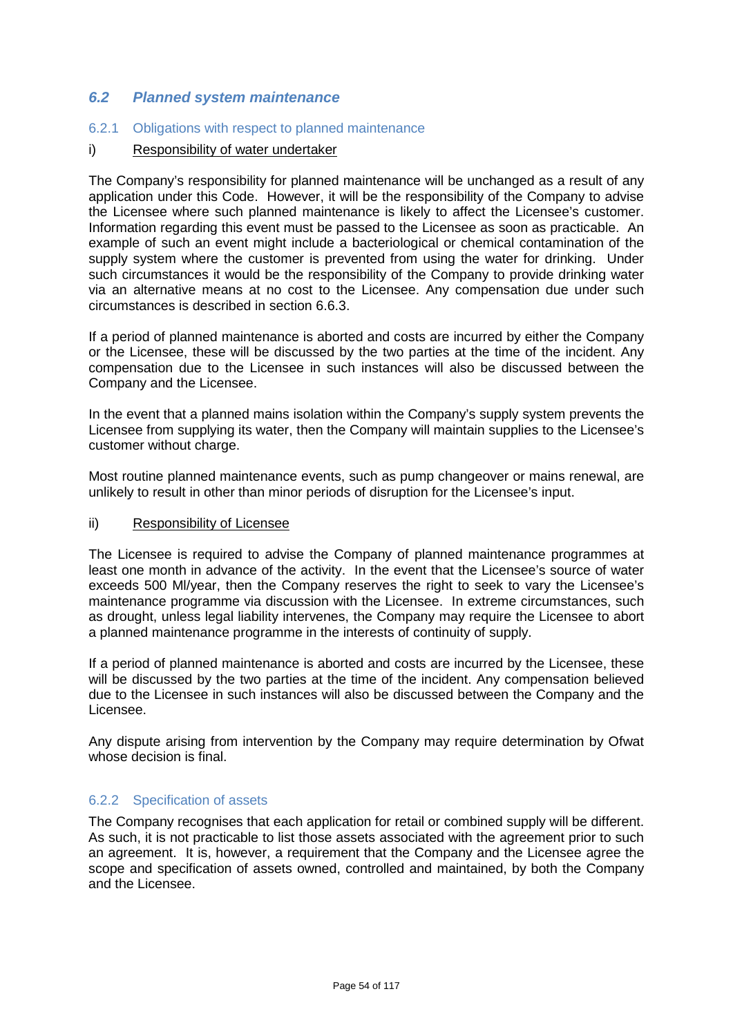## *6.2 Planned system maintenance*

### 6.2.1 Obligations with respect to planned maintenance

i) Responsibility of water undertaker

The Company's responsibility for planned maintenance will be unchanged as a result of any application under this Code. However, it will be the responsibility of the Company to advise the Licensee where such planned maintenance is likely to affect the Licensee's customer. Information regarding this event must be passed to the Licensee as soon as practicable. An example of such an event might include a bacteriological or chemical contamination of the supply system where the customer is prevented from using the water for drinking. Under such circumstances it would be the responsibility of the Company to provide drinking water via an alternative means at no cost to the Licensee. Any compensation due under such circumstances is described in section 6.6.3.

If a period of planned maintenance is aborted and costs are incurred by either the Company or the Licensee, these will be discussed by the two parties at the time of the incident. Any compensation due to the Licensee in such instances will also be discussed between the Company and the Licensee.

In the event that a planned mains isolation within the Company's supply system prevents the Licensee from supplying its water, then the Company will maintain supplies to the Licensee's customer without charge.

Most routine planned maintenance events, such as pump changeover or mains renewal, are unlikely to result in other than minor periods of disruption for the Licensee's input.

ii) Responsibility of Licensee

The Licensee is required to advise the Company of planned maintenance programmes at least one month in advance of the activity. In the event that the Licensee's source of water exceeds 500 Ml/year, then the Company reserves the right to seek to vary the Licensee's maintenance programme via discussion with the Licensee. In extreme circumstances, such as drought, unless legal liability intervenes, the Company may require the Licensee to abort a planned maintenance programme in the interests of continuity of supply.

If a period of planned maintenance is aborted and costs are incurred by the Licensee, these will be discussed by the two parties at the time of the incident. Any compensation believed due to the Licensee in such instances will also be discussed between the Company and the Licensee.

Any dispute arising from intervention by the Company may require determination by Ofwat whose decision is final.

### 6.2.2 Specification of assets

The Company recognises that each application for retail or combined supply will be different. As such, it is not practicable to list those assets associated with the agreement prior to such an agreement. It is, however, a requirement that the Company and the Licensee agree the scope and specification of assets owned, controlled and maintained, by both the Company and the Licensee.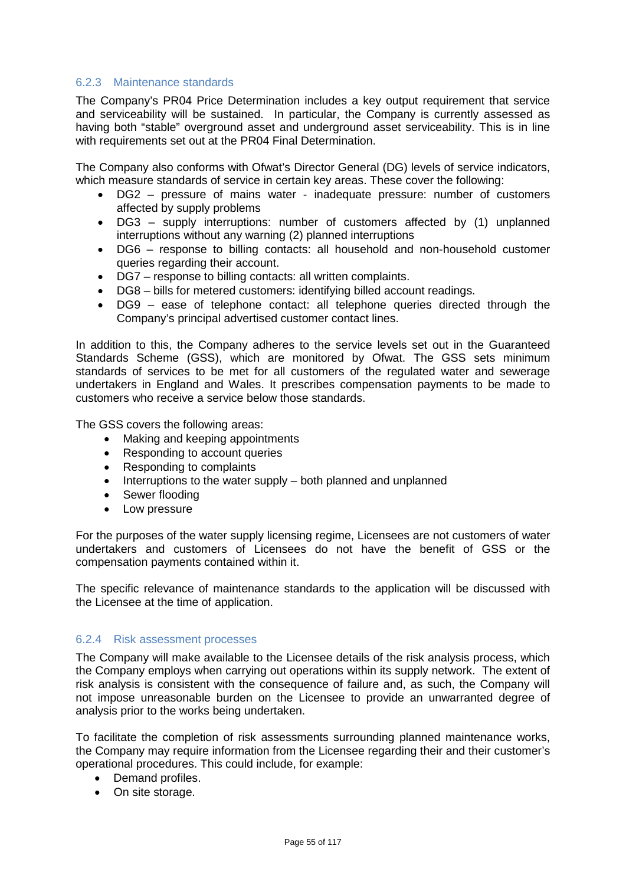### 6.2.3 Maintenance standards

The Company's PR04 Price Determination includes a key output requirement that service and serviceability will be sustained. In particular, the Company is currently assessed as having both "stable" overground asset and underground asset serviceability. This is in line with requirements set out at the PR04 Final Determination.

The Company also conforms with Ofwat's Director General (DG) levels of service indicators, which measure standards of service in certain key areas. These cover the following:

- DG2 – pressure of mains water - inadequate pressure: number of customers affected by supply problems
- DG3 – supply interruptions: number of customers affected by (1) unplanned interruptions without any warning (2) planned interruptions
- DG6 – response to billing contacts: all household and non-household customer queries regarding their account.
- DG7 – response to billing contacts: all written complaints.
- DG8 – bills for metered customers: identifying billed account readings.
- DG9 – ease of telephone contact: all telephone queries directed through the Company's principal advertised customer contact lines.

In addition to this, the Company adheres to the service levels set out in the Guaranteed Standards Scheme (GSS), which are monitored by Ofwat. The GSS sets minimum standards of services to be met for all customers of the regulated water and sewerage undertakers in England and Wales. It prescribes compensation payments to be made to customers who receive a service below those standards.

The GSS covers the following areas:

- Making and keeping appointments
- Responding to account queries
- Responding to complaints
- Interruptions to the water supply – both planned and unplanned
- Sewer flooding
- Low pressure

For the purposes of the water supply licensing regime, Licensees are not customers of water undertakers and customers of Licensees do not have the benefit of GSS or the compensation payments contained within it.

The specific relevance of maintenance standards to the application will be discussed with the Licensee at the time of application.

### 6.2.4 Risk assessment processes

The Company will make available to the Licensee details of the risk analysis process, which the Company employs when carrying out operations within its supply network. The extent of risk analysis is consistent with the consequence of failure and, as such, the Company will not impose unreasonable burden on the Licensee to provide an unwarranted degree of analysis prior to the works being undertaken.

To facilitate the completion of risk assessments surrounding planned maintenance works, the Company may require information from the Licensee regarding their and their customer's operational procedures. This could include, for example:

- Demand profiles.
- On site storage.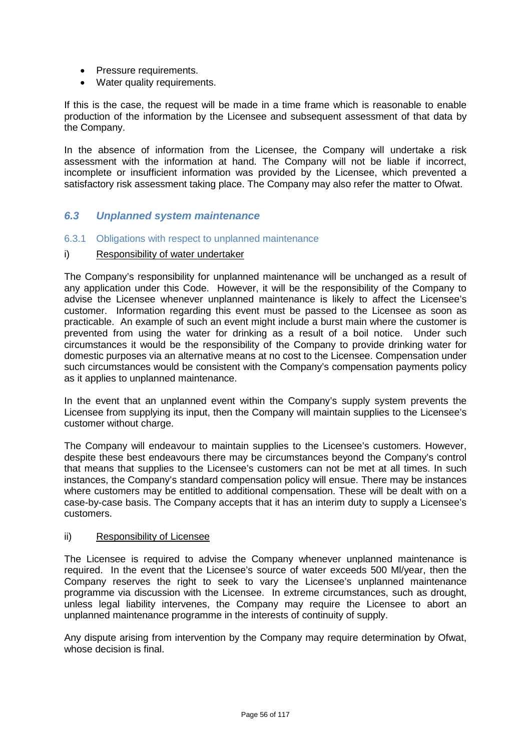- Pressure requirements.
- Water quality requirements.

If this is the case, the request will be made in a time frame which is reasonable to enable production of the information by the Licensee and subsequent assessment of that data by the Company.

In the absence of information from the Licensee, the Company will undertake a risk assessment with the information at hand. The Company will not be liable if incorrect, incomplete or insufficient information was provided by the Licensee, which prevented a satisfactory risk assessment taking place. The Company may also refer the matter to Ofwat.

## *6.3 Unplanned system maintenance*

### 6.3.1 Obligations with respect to unplanned maintenance

i) <u>Responsibility of water undertaker</u>

The Company's responsibility for unplanned maintenance will be unchanged as a result of any application under this Code. However, it will be the responsibility of the Company to advise the Licensee whenever unplanned maintenance is likely to affect the Licensee's customer. Information regarding this event must be passed to the Licensee as soon as practicable. An example of such an event might include a burst main where the customer is prevented from using the water for drinking as a result of a boil notice. Under such circumstances it would be the responsibility of the Company to provide drinking water for domestic purposes via an alternative means at no cost to the Licensee. Compensation under such circumstances would be consistent with the Company's compensation payments policy as it applies to unplanned maintenance.

In the event that an unplanned event within the Company's supply system prevents the Licensee from supplying its input, then the Company will maintain supplies to the Licensee's customer without charge.

The Company will endeavour to maintain supplies to the Licensee's customers. However, despite these best endeavours there may be circumstances beyond the Company's control that means that supplies to the Licensee's customers can not be met at all times. In such instances, the Company's standard compensation policy will ensue. There may be instances where customers may be entitled to additional compensation. These will be dealt with on a case-by-case basis. The Company accepts that it has an interim duty to supply a Licensee's customers.

ii) <u>Responsibility of Licensee</u>

The Licensee is required to advise the Company whenever unplanned maintenance is required. In the event that the Licensee's source of water exceeds 500 Ml/year, then the Company reserves the right to seek to vary the Licensee's unplanned maintenance programme via discussion with the Licensee. In extreme circumstances, such as drought, unless legal liability intervenes, the Company may require the Licensee to abort an unplanned maintenance programme in the interests of continuity of supply.

Any dispute arising from intervention by the Company may require determination by Ofwat, whose decision is final.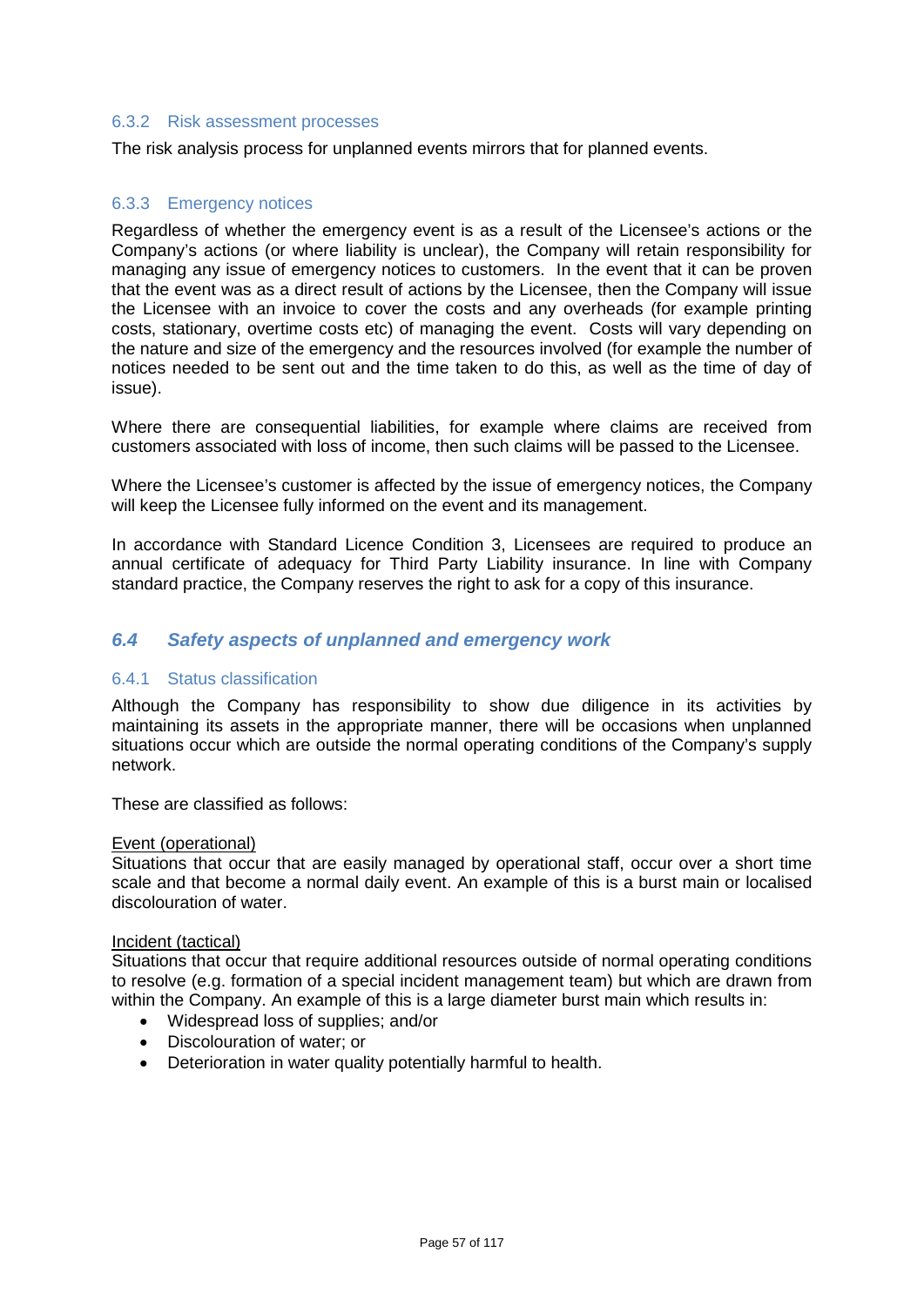### 6.3.2 Risk assessment processes

The risk analysis process for unplanned events mirrors that for planned events.

### 6.3.3 Emergency notices

Regardless of whether the emergency event is as a result of the Licensee's actions or the Company's actions (or where liability is unclear), the Company will retain responsibility for managing any issue of emergency notices to customers. In the event that it can be proven that the event was as a direct result of actions by the Licensee, then the Company will issue the Licensee with an invoice to cover the costs and any overheads (for example printing costs, stationary, overtime costs etc) of managing the event. Costs will vary depending on the nature and size of the emergency and the resources involved (for example the number of notices needed to be sent out and the time taken to do this, as well as the time of day of issue).

Where there are consequential liabilities, for example where claims are received from customers associated with loss of income, then such claims will be passed to the Licensee.

Where the Licensee's customer is affected by the issue of emergency notices, the Company will keep the Licensee fully informed on the event and its management.

In accordance with Standard Licence Condition 3, Licensees are required to produce an annual certificate of adequacy for Third Party Liability insurance. In line with Company standard practice, the Company reserves the right to ask for a copy of this insurance.

## *6.4 Safety aspects of unplanned and emergency work*

### 6.4.1 Status classification

Although the Company has responsibility to show due diligence in its activities by maintaining its assets in the appropriate manner, there will be occasions when unplanned situations occur which are outside the normal operating conditions of the Company's supply network.

These are classified as follows:

<u>Event (operational)</u>
Situations that occur that are easily managed by operational staff, occur over a short time scale and that become a normal daily event. An example of this is a burst main or localised discolouration of water.

<u>Incident (tactical)</u>
Situations that occur that require additional resources outside of normal operating conditions to resolve (e.g. formation of a special incident management team) but which are drawn from within the Company. An example of this is a large diameter burst main which results in:

- Widespread loss of supplies; and/or
- Discolouration of water; or
- Deterioration in water quality potentially harmful to health.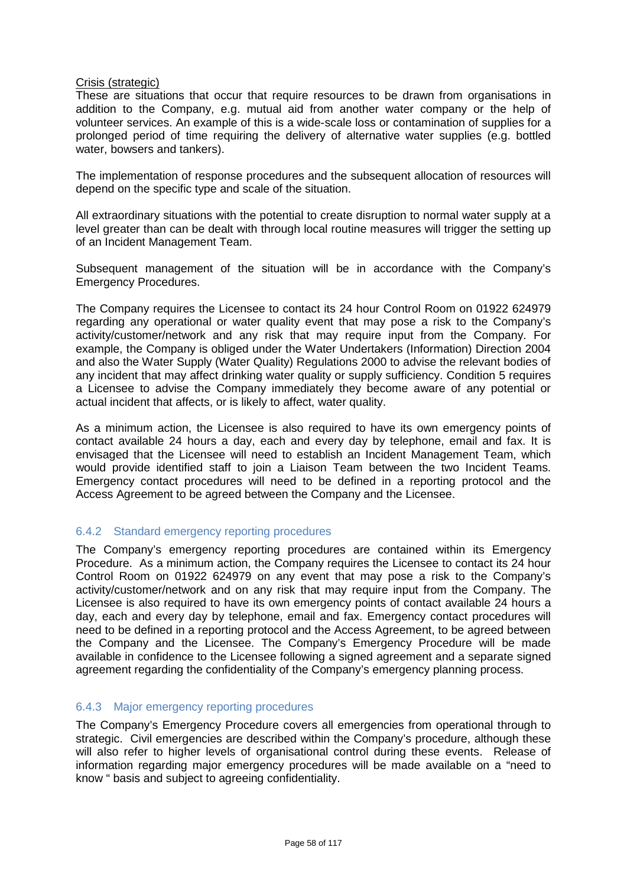Crisis (strategic)

These are situations that occur that require resources to be drawn from organisations in addition to the Company, e.g. mutual aid from another water company or the help of volunteer services. An example of this is a wide-scale loss or contamination of supplies for a prolonged period of time requiring the delivery of alternative water supplies (e.g. bottled water, bowsers and tankers).

The implementation of response procedures and the subsequent allocation of resources will depend on the specific type and scale of the situation.

All extraordinary situations with the potential to create disruption to normal water supply at a level greater than can be dealt with through local routine measures will trigger the setting up of an Incident Management Team.

Subsequent management of the situation will be in accordance with the Company's Emergency Procedures.

The Company requires the Licensee to contact its 24 hour Control Room on 01922 624979 regarding any operational or water quality event that may pose a risk to the Company's activity/customer/network and any risk that may require input from the Company. For example, the Company is obliged under the Water Undertakers (Information) Direction 2004 and also the Water Supply (Water Quality) Regulations 2000 to advise the relevant bodies of any incident that may affect drinking water quality or supply sufficiency. Condition 5 requires a Licensee to advise the Company immediately they become aware of any potential or actual incident that affects, or is likely to affect, water quality.

As a minimum action, the Licensee is also required to have its own emergency points of contact available 24 hours a day, each and every day by telephone, email and fax. It is envisaged that the Licensee will need to establish an Incident Management Team, which would provide identified staff to join a Liaison Team between the two Incident Teams. Emergency contact procedures will need to be defined in a reporting protocol and the Access Agreement to be agreed between the Company and the Licensee.

### 6.4.2 Standard emergency reporting procedures

The Company's emergency reporting procedures are contained within its Emergency Procedure. As a minimum action, the Company requires the Licensee to contact its 24 hour Control Room on 01922 624979 on any event that may pose a risk to the Company's activity/customer/network and on any risk that may require input from the Company. The Licensee is also required to have its own emergency points of contact available 24 hours a day, each and every day by telephone, email and fax. Emergency contact procedures will need to be defined in a reporting protocol and the Access Agreement, to be agreed between the Company and the Licensee. The Company's Emergency Procedure will be made available in confidence to the Licensee following a signed agreement and a separate signed agreement regarding the confidentiality of the Company's emergency planning process.

### 6.4.3 Major emergency reporting procedures

The Company's Emergency Procedure covers all emergencies from operational through to strategic. Civil emergencies are described within the Company's procedure, although these will also refer to higher levels of organisational control during these events. Release of information regarding major emergency procedures will be made available on a "need to know " basis and subject to agreeing confidentiality.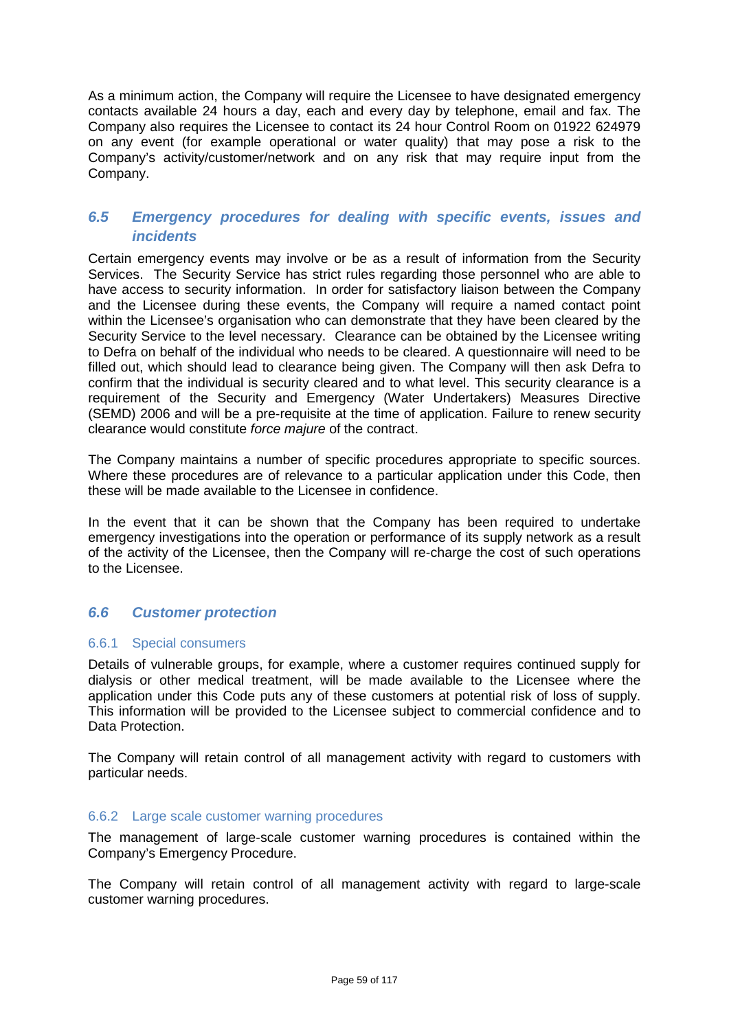As a minimum action, the Company will require the Licensee to have designated emergency contacts available 24 hours a day, each and every day by telephone, email and fax. The Company also requires the Licensee to contact its 24 hour Control Room on 01922 624979 on any event (for example operational or water quality) that may pose a risk to the Company's activity/customer/network and on any risk that may require input from the Company.

### *6.5 Emergency procedures for dealing with specific events, issues and incidents*

Certain emergency events may involve or be as a result of information from the Security Services. The Security Service has strict rules regarding those personnel who are able to have access to security information. In order for satisfactory liaison between the Company and the Licensee during these events, the Company will require a named contact point within the Licensee's organisation who can demonstrate that they have been cleared by the Security Service to the level necessary. Clearance can be obtained by the Licensee writing to Defra on behalf of the individual who needs to be cleared. A questionnaire will need to be filled out, which should lead to clearance being given. The Company will then ask Defra to confirm that the individual is security cleared and to what level. This security clearance is a requirement of the Security and Emergency (Water Undertakers) Measures Directive (SEMD) 2006 and will be a pre-requisite at the time of application. Failure to renew security clearance would constitute *force majure* of the contract.

The Company maintains a number of specific procedures appropriate to specific sources. Where these procedures are of relevance to a particular application under this Code, then these will be made available to the Licensee in confidence.

In the event that it can be shown that the Company has been required to undertake emergency investigations into the operation or performance of its supply network as a result of the activity of the Licensee, then the Company will re-charge the cost of such operations to the Licensee.

### *6.6 Customer protection*

#### 6.6.1 Special consumers

Details of vulnerable groups, for example, where a customer requires continued supply for dialysis or other medical treatment, will be made available to the Licensee where the application under this Code puts any of these customers at potential risk of loss of supply. This information will be provided to the Licensee subject to commercial confidence and to Data Protection.

The Company will retain control of all management activity with regard to customers with particular needs.

#### 6.6.2 Large scale customer warning procedures

The management of large-scale customer warning procedures is contained within the Company's Emergency Procedure.

The Company will retain control of all management activity with regard to large-scale customer warning procedures.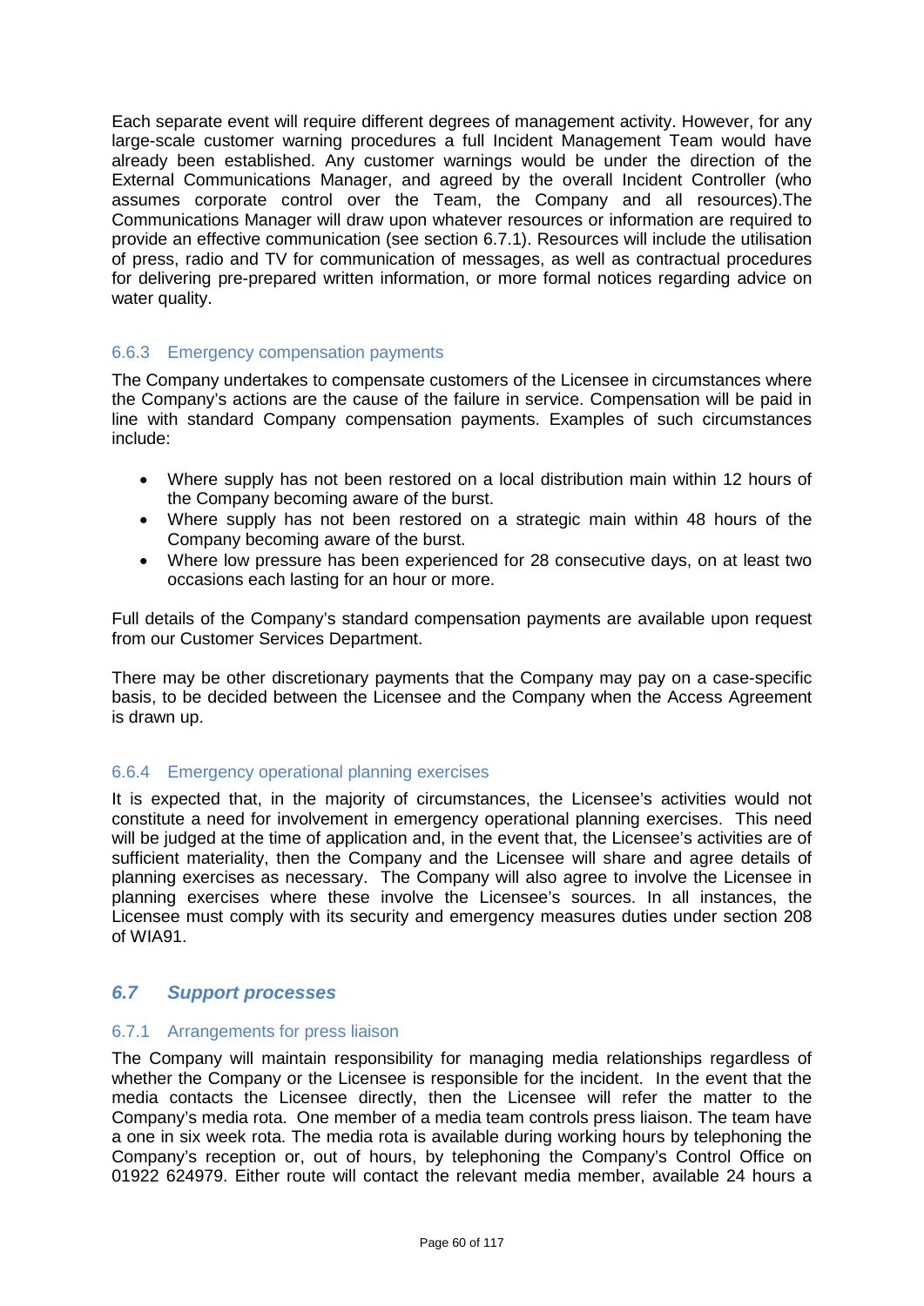Each separate event will require different degrees of management activity. However, for any large-scale customer warning procedures a full Incident Management Team would have already been established. Any customer warnings would be under the direction of the External Communications Manager, and agreed by the overall Incident Controller (who assumes corporate control over the Team, the Company and all resources).The Communications Manager will draw upon whatever resources or information are required to provide an effective communication (see section 6.7.1). Resources will include the utilisation of press, radio and TV for communication of messages, as well as contractual procedures for delivering pre-prepared written information, or more formal notices regarding advice on water quality.

### 6.6.3 Emergency compensation payments

The Company undertakes to compensate customers of the Licensee in circumstances where the Company's actions are the cause of the failure in service. Compensation will be paid in line with standard Company compensation payments. Examples of such circumstances include:

- Where supply has not been restored on a local distribution main within 12 hours of the Company becoming aware of the burst.
- Where supply has not been restored on a strategic main within 48 hours of the Company becoming aware of the burst.
- Where low pressure has been experienced for 28 consecutive days, on at least two occasions each lasting for an hour or more.

Full details of the Company's standard compensation payments are available upon request from our Customer Services Department.

There may be other discretionary payments that the Company may pay on a case-specific basis, to be decided between the Licensee and the Company when the Access Agreement is drawn up.

### 6.6.4 Emergency operational planning exercises

It is expected that, in the majority of circumstances, the Licensee's activities would not constitute a need for involvement in emergency operational planning exercises. This need will be judged at the time of application and, in the event that, the Licensee's activities are of sufficient materiality, then the Company and the Licensee will share and agree details of planning exercises as necessary. The Company will also agree to involve the Licensee in planning exercises where these involve the Licensee's sources. In all instances, the Licensee must comply with its security and emergency measures duties under section 208 of WIA91.

## *6.7 Support processes*

### 6.7.1 Arrangements for press liaison

The Company will maintain responsibility for managing media relationships regardless of whether the Company or the Licensee is responsible for the incident. In the event that the media contacts the Licensee directly, then the Licensee will refer the matter to the Company's media rota. One member of a media team controls press liaison. The team have a one in six week rota. The media rota is available during working hours by telephoning the Company's reception or, out of hours, by telephoning the Company's Control Office on 01922 624979. Either route will contact the relevant media member, available 24 hours a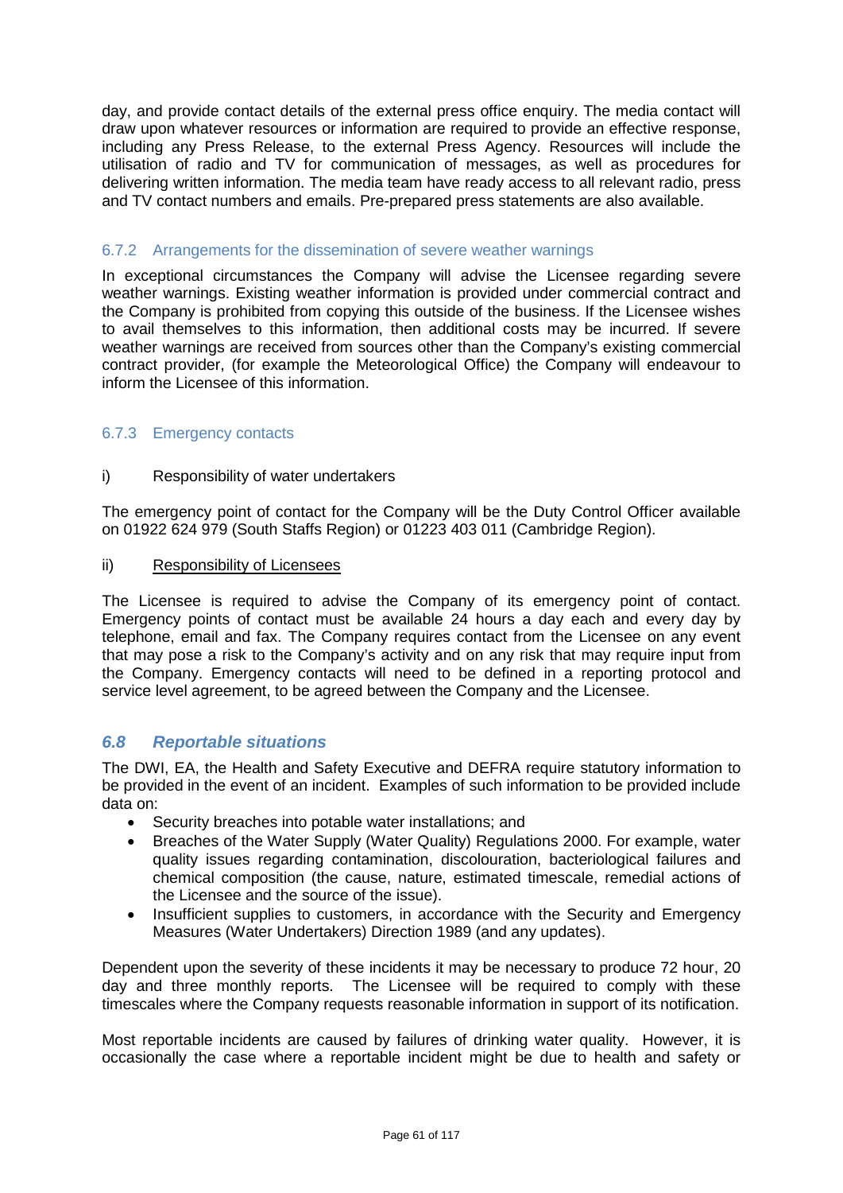day, and provide contact details of the external press office enquiry. The media contact will draw upon whatever resources or information are required to provide an effective response, including any Press Release, to the external Press Agency. Resources will include the utilisation of radio and TV for communication of messages, as well as procedures for delivering written information. The media team have ready access to all relevant radio, press and TV contact numbers and emails. Pre-prepared press statements are also available.

### 6.7.2 Arrangements for the dissemination of severe weather warnings

In exceptional circumstances the Company will advise the Licensee regarding severe weather warnings. Existing weather information is provided under commercial contract and the Company is prohibited from copying this outside of the business. If the Licensee wishes to avail themselves to this information, then additional costs may be incurred. If severe weather warnings are received from sources other than the Company's existing commercial contract provider, (for example the Meteorological Office) the Company will endeavour to inform the Licensee of this information.

### 6.7.3 Emergency contacts

i) Responsibility of water undertakers

The emergency point of contact for the Company will be the Duty Control Officer available on 01922 624 979 (South Staffs Region) or 01223 403 011 (Cambridge Region).

ii) Responsibility of Licensees

The Licensee is required to advise the Company of its emergency point of contact. Emergency points of contact must be available 24 hours a day each and every day by telephone, email and fax. The Company requires contact from the Licensee on any event that may pose a risk to the Company's activity and on any risk that may require input from the Company. Emergency contacts will need to be defined in a reporting protocol and service level agreement, to be agreed between the Company and the Licensee.

## *6.8 Reportable situations*

The DWI, EA, the Health and Safety Executive and DEFRA require statutory information to be provided in the event of an incident. Examples of such information to be provided include data on:

- Security breaches into potable water installations; and
- Breaches of the Water Supply (Water Quality) Regulations 2000. For example, water quality issues regarding contamination, discolouration, bacteriological failures and chemical composition (the cause, nature, estimated timescale, remedial actions of the Licensee and the source of the issue).
- Insufficient supplies to customers, in accordance with the Security and Emergency Measures (Water Undertakers) Direction 1989 (and any updates).

Dependent upon the severity of these incidents it may be necessary to produce 72 hour, 20 day and three monthly reports. The Licensee will be required to comply with these timescales where the Company requests reasonable information in support of its notification.

Most reportable incidents are caused by failures of drinking water quality. However, it is occasionally the case where a reportable incident might be due to health and safety or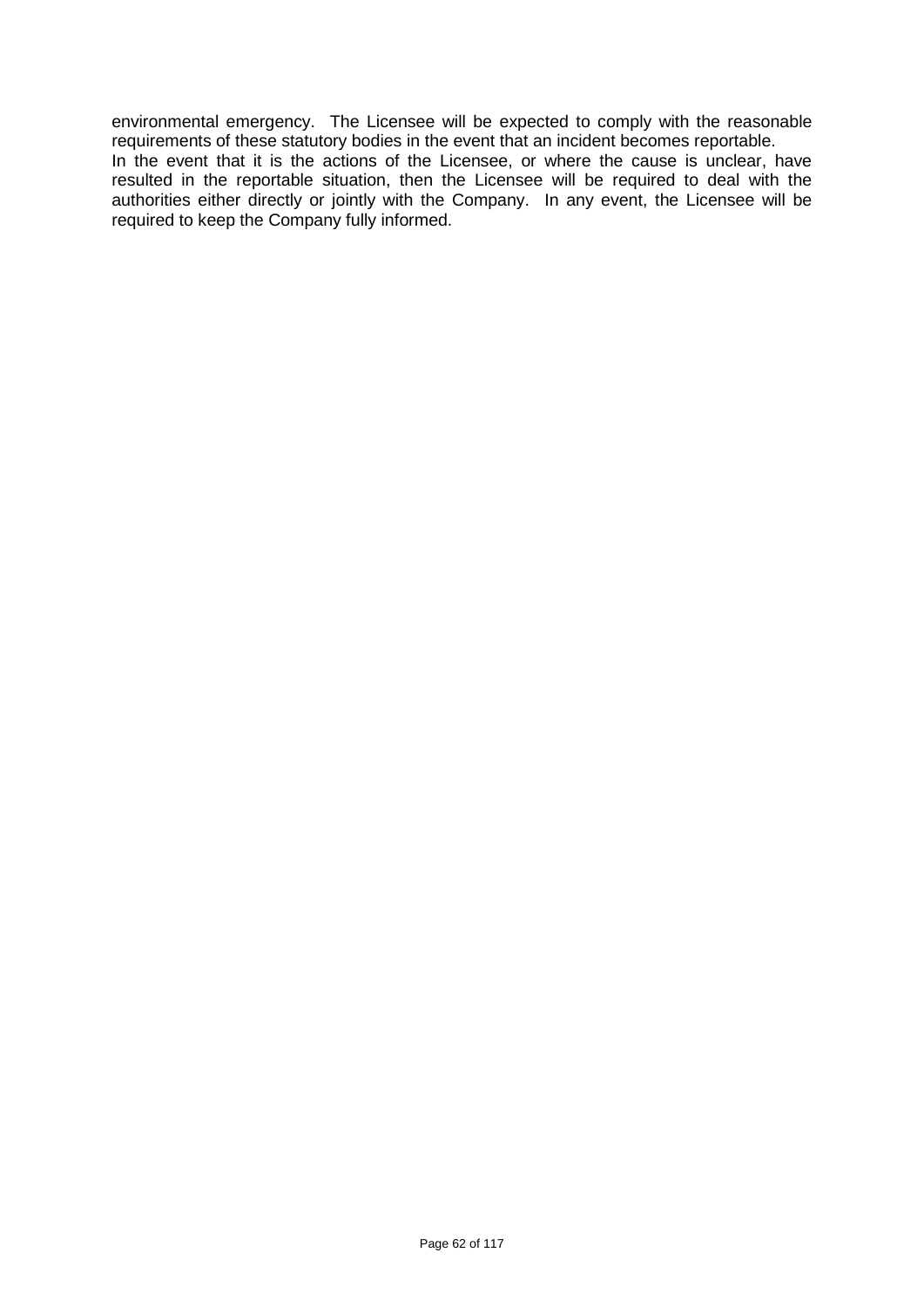environmental emergency. The Licensee will be expected to comply with the reasonable requirements of these statutory bodies in the event that an incident becomes reportable.

In the event that it is the actions of the Licensee, or where the cause is unclear, have resulted in the reportable situation, then the Licensee will be required to deal with the authorities either directly or jointly with the Company. In any event, the Licensee will be required to keep the Company fully informed.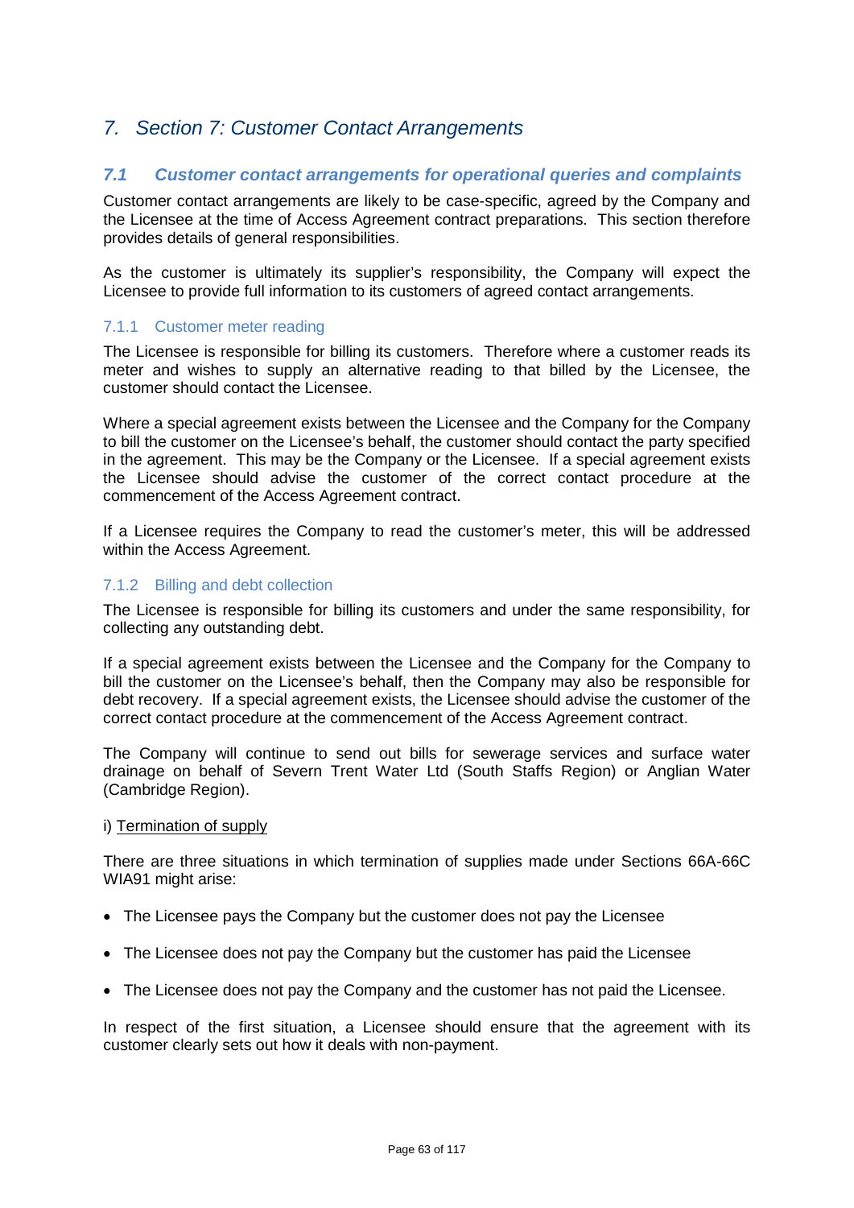# 7. Section 7: Customer Contact Arrangements

## 7.1 Customer contact arrangements for operational queries and complaints

Customer contact arrangements are likely to be case-specific, agreed by the Company and the Licensee at the time of Access Agreement contract preparations. This section therefore provides details of general responsibilities.

As the customer is ultimately its supplier's responsibility, the Company will expect the Licensee to provide full information to its customers of agreed contact arrangements.

### 7.1.1 Customer meter reading

The Licensee is responsible for billing its customers. Therefore where a customer reads its meter and wishes to supply an alternative reading to that billed by the Licensee, the customer should contact the Licensee.

Where a special agreement exists between the Licensee and the Company for the Company to bill the customer on the Licensee's behalf, the customer should contact the party specified in the agreement. This may be the Company or the Licensee. If a special agreement exists the Licensee should advise the customer of the correct contact procedure at the commencement of the Access Agreement contract.

If a Licensee requires the Company to read the customer's meter, this will be addressed within the Access Agreement.

### 7.1.2 Billing and debt collection

The Licensee is responsible for billing its customers and under the same responsibility, for collecting any outstanding debt.

If a special agreement exists between the Licensee and the Company for the Company to bill the customer on the Licensee's behalf, then the Company may also be responsible for debt recovery. If a special agreement exists, the Licensee should advise the customer of the correct contact procedure at the commencement of the Access Agreement contract.

The Company will continue to send out bills for sewerage services and surface water drainage on behalf of Severn Trent Water Ltd (South Staffs Region) or Anglian Water (Cambridge Region).

i) Termination of supply

There are three situations in which termination of supplies made under Sections 66A-66C WIA91 might arise:

- The Licensee pays the Company but the customer does not pay the Licensee
- The Licensee does not pay the Company but the customer has paid the Licensee
- The Licensee does not pay the Company and the customer has not paid the Licensee.

In respect of the first situation, a Licensee should ensure that the agreement with its customer clearly sets out how it deals with non-payment.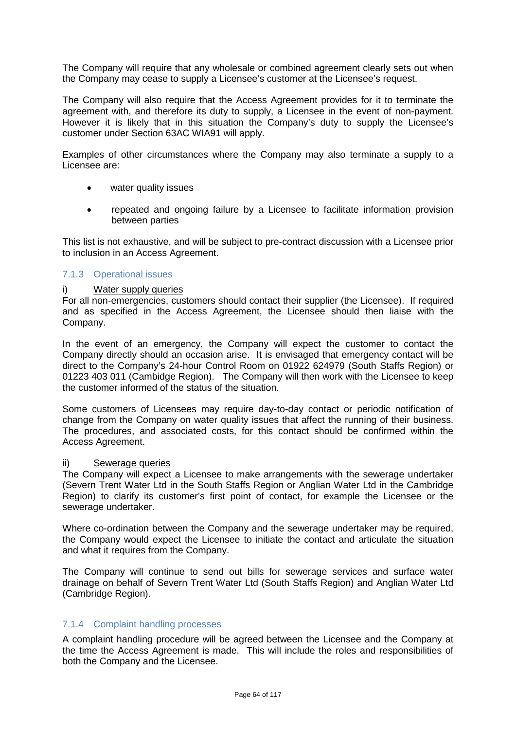The Company will require that any wholesale or combined agreement clearly sets out when the Company may cease to supply a Licensee's customer at the Licensee's request.

The Company will also require that the Access Agreement provides for it to terminate the agreement with, and therefore its duty to supply, a Licensee in the event of non-payment. However it is likely that in this situation the Company's duty to supply the Licensee's customer under Section 63AC WIA91 will apply.

Examples of other circumstances where the Company may also terminate a supply to a Licensee are:

- water quality issues
- repeated and ongoing failure by a Licensee to facilitate information provision between parties

This list is not exhaustive, and will be subject to pre-contract discussion with a Licensee prior to inclusion in an Access Agreement.

### 7.1.3 Operational issues

i) Water supply queries

For all non-emergencies, customers should contact their supplier (the Licensee). If required and as specified in the Access Agreement, the Licensee should then liaise with the Company.

In the event of an emergency, the Company will expect the customer to contact the Company directly should an occasion arise. It is envisaged that emergency contact will be direct to the Company's 24-hour Control Room on 01922 624979 (South Staffs Region) or 01223 403 011 (Cambridge Region). The Company will then work with the Licensee to keep the customer informed of the status of the situation.

Some customers of Licensees may require day-to-day contact or periodic notification of change from the Company on water quality issues that affect the running of their business. The procedures, and associated costs, for this contact should be confirmed within the Access Agreement.

ii) Sewerage queries

The Company will expect a Licensee to make arrangements with the sewerage undertaker (Severn Trent Water Ltd in the South Staffs Region or Anglian Water Ltd in the Cambridge Region) to clarify its customer's first point of contact, for example the Licensee or the sewerage undertaker.

Where co-ordination between the Company and the sewerage undertaker may be required, the Company would expect the Licensee to initiate the contact and articulate the situation and what it requires from the Company.

The Company will continue to send out bills for sewerage services and surface water drainage on behalf of Severn Trent Water Ltd (South Staffs Region) and Anglian Water Ltd (Cambridge Region).

### 7.1.4 Complaint handling processes

A complaint handling procedure will be agreed between the Licensee and the Company at the time the Access Agreement is made. This will include the roles and responsibilities of both the Company and the Licensee.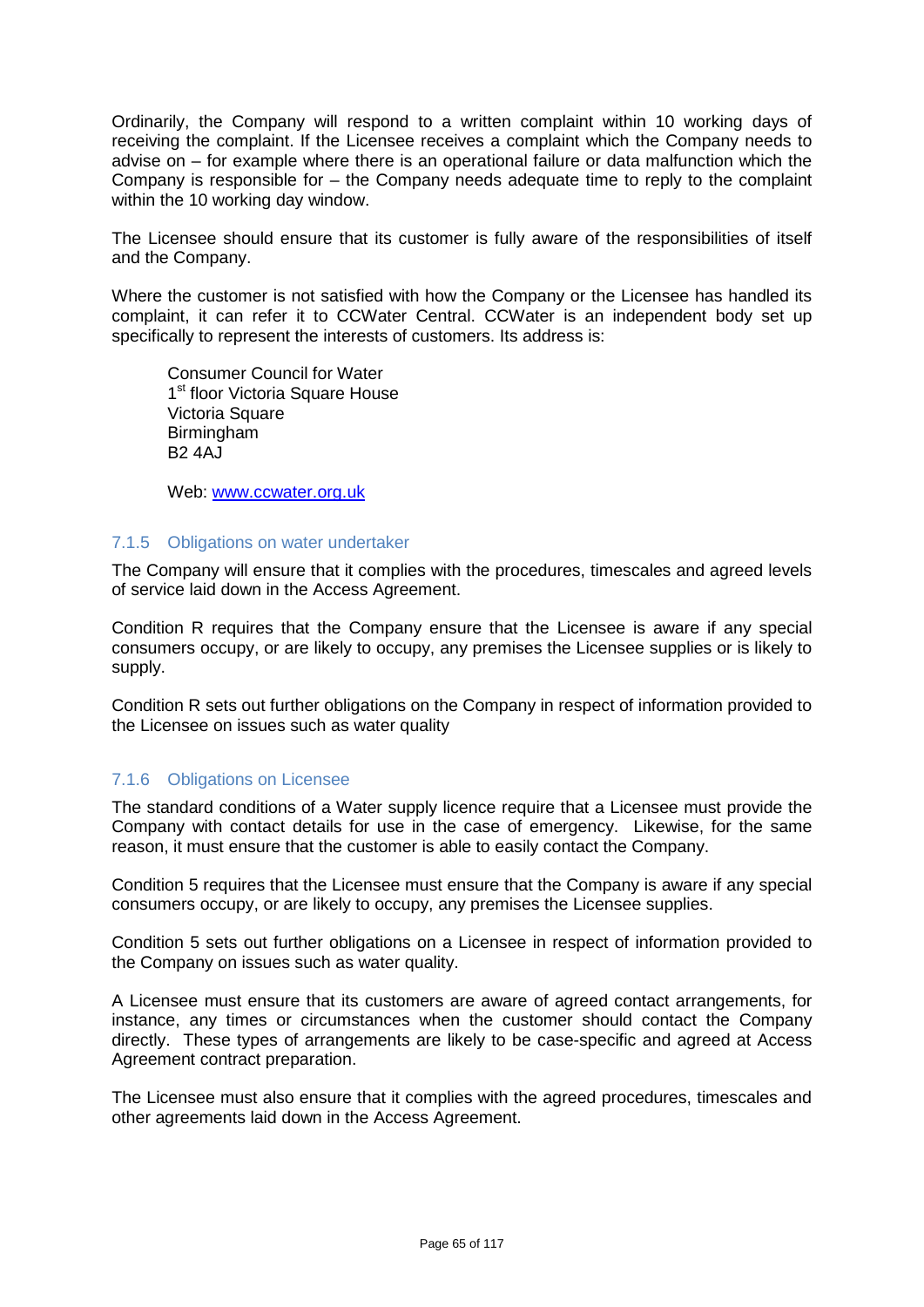Ordinarily, the Company will respond to a written complaint within 10 working days of receiving the complaint. If the Licensee receives a complaint which the Company needs to advise on – for example where there is an operational failure or data malfunction which the Company is responsible for – the Company needs adequate time to reply to the complaint within the 10 working day window.

The Licensee should ensure that its customer is fully aware of the responsibilities of itself and the Company.

Where the customer is not satisfied with how the Company or the Licensee has handled its complaint, it can refer it to CCWater Central. CCWater is an independent body set up specifically to represent the interests of customers. Its address is:

> Consumer Council for Water
> 1st floor Victoria Square House
> Victoria Square
> Birmingham
> B2 4AJ
>
> Web: [www.ccwater.org.uk](http://www.ccwater.org.uk)

### 7.1.5 Obligations on water undertaker

The Company will ensure that it complies with the procedures, timescales and agreed levels of service laid down in the Access Agreement.

Condition R requires that the Company ensure that the Licensee is aware if any special consumers occupy, or are likely to occupy, any premises the Licensee supplies or is likely to supply.

Condition R sets out further obligations on the Company in respect of information provided to the Licensee on issues such as water quality

### 7.1.6 Obligations on Licensee

The standard conditions of a Water supply licence require that a Licensee must provide the Company with contact details for use in the case of emergency. Likewise, for the same reason, it must ensure that the customer is able to easily contact the Company.

Condition 5 requires that the Licensee must ensure that the Company is aware if any special consumers occupy, or are likely to occupy, any premises the Licensee supplies.

Condition 5 sets out further obligations on a Licensee in respect of information provided to the Company on issues such as water quality.

A Licensee must ensure that its customers are aware of agreed contact arrangements, for instance, any times or circumstances when the customer should contact the Company directly. These types of arrangements are likely to be case-specific and agreed at Access Agreement contract preparation.

The Licensee must also ensure that it complies with the agreed procedures, timescales and other agreements laid down in the Access Agreement.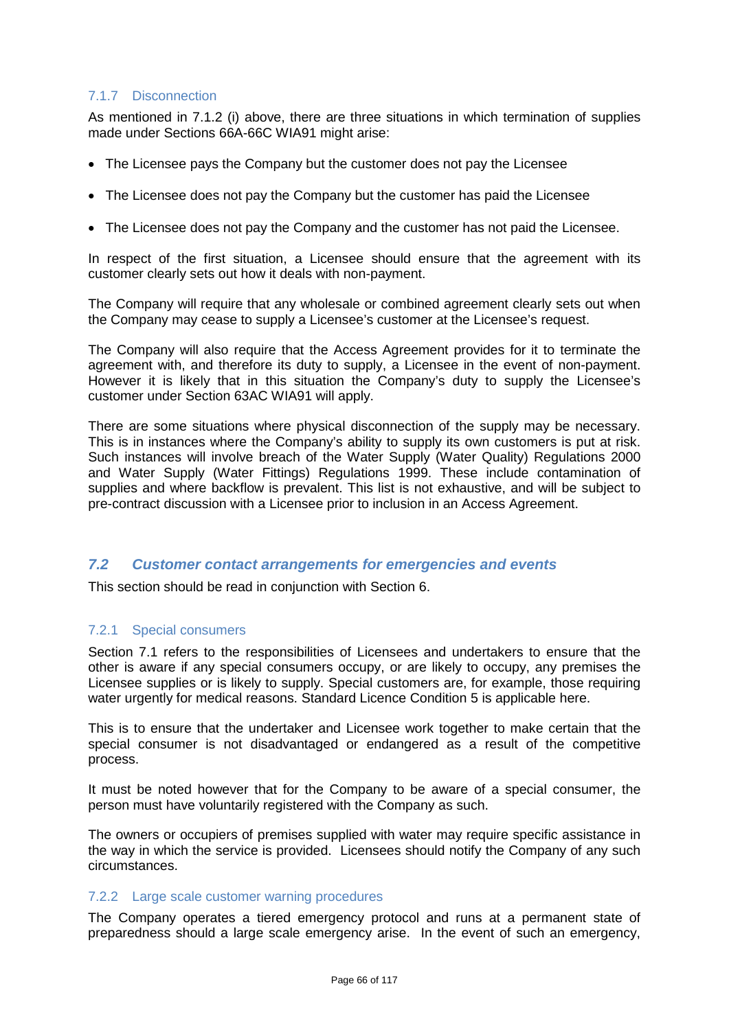#### 7.1.7 Disconnection

As mentioned in 7.1.2 (i) above, there are three situations in which termination of supplies made under Sections 66A-66C WIA91 might arise:

- The Licensee pays the Company but the customer does not pay the Licensee
- The Licensee does not pay the Company but the customer has paid the Licensee
- The Licensee does not pay the Company and the customer has not paid the Licensee.

In respect of the first situation, a Licensee should ensure that the agreement with its customer clearly sets out how it deals with non-payment.

The Company will require that any wholesale or combined agreement clearly sets out when the Company may cease to supply a Licensee's customer at the Licensee's request.

The Company will also require that the Access Agreement provides for it to terminate the agreement with, and therefore its duty to supply, a Licensee in the event of non-payment. However it is likely that in this situation the Company's duty to supply the Licensee's customer under Section 63AC WIA91 will apply.

There are some situations where physical disconnection of the supply may be necessary. This is in instances where the Company's ability to supply its own customers is put at risk. Such instances will involve breach of the Water Supply (Water Quality) Regulations 2000 and Water Supply (Water Fittings) Regulations 1999. These include contamination of supplies and where backflow is prevalent. This list is not exhaustive, and will be subject to pre-contract discussion with a Licensee prior to inclusion in an Access Agreement.

### *7.2 Customer contact arrangements for emergencies and events*

This section should be read in conjunction with Section 6.

#### 7.2.1 Special consumers

Section 7.1 refers to the responsibilities of Licensees and undertakers to ensure that the other is aware if any special consumers occupy, or are likely to occupy, any premises the Licensee supplies or is likely to supply. Special customers are, for example, those requiring water urgently for medical reasons. Standard Licence Condition 5 is applicable here.

This is to ensure that the undertaker and Licensee work together to make certain that the special consumer is not disadvantaged or endangered as a result of the competitive process.

It must be noted however that for the Company to be aware of a special consumer, the person must have voluntarily registered with the Company as such.

The owners or occupiers of premises supplied with water may require specific assistance in the way in which the service is provided. Licensees should notify the Company of any such circumstances.

#### 7.2.2 Large scale customer warning procedures

The Company operates a tiered emergency protocol and runs at a permanent state of preparedness should a large scale emergency arise. In the event of such an emergency,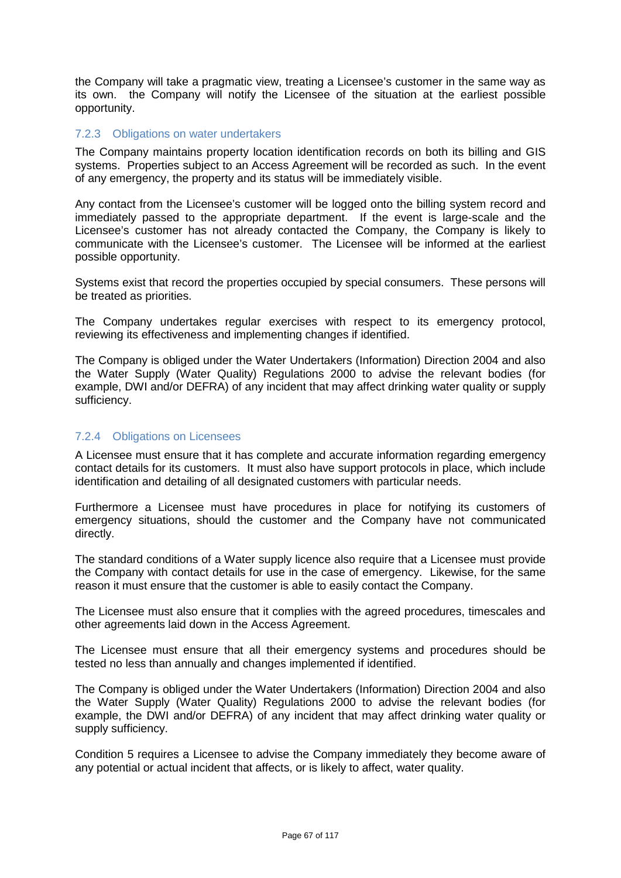the Company will take a pragmatic view, treating a Licensee's customer in the same way as its own. the Company will notify the Licensee of the situation at the earliest possible opportunity.

### 7.2.3 Obligations on water undertakers

The Company maintains property location identification records on both its billing and GIS systems. Properties subject to an Access Agreement will be recorded as such. In the event of any emergency, the property and its status will be immediately visible.

Any contact from the Licensee's customer will be logged onto the billing system record and immediately passed to the appropriate department. If the event is large-scale and the Licensee's customer has not already contacted the Company, the Company is likely to communicate with the Licensee's customer. The Licensee will be informed at the earliest possible opportunity.

Systems exist that record the properties occupied by special consumers. These persons will be treated as priorities.

The Company undertakes regular exercises with respect to its emergency protocol, reviewing its effectiveness and implementing changes if identified.

The Company is obliged under the Water Undertakers (Information) Direction 2004 and also the Water Supply (Water Quality) Regulations 2000 to advise the relevant bodies (for example, DWI and/or DEFRA) of any incident that may affect drinking water quality or supply sufficiency.

### 7.2.4 Obligations on Licensees

A Licensee must ensure that it has complete and accurate information regarding emergency contact details for its customers. It must also have support protocols in place, which include identification and detailing of all designated customers with particular needs.

Furthermore a Licensee must have procedures in place for notifying its customers of emergency situations, should the customer and the Company have not communicated directly.

The standard conditions of a Water supply licence also require that a Licensee must provide the Company with contact details for use in the case of emergency. Likewise, for the same reason it must ensure that the customer is able to easily contact the Company.

The Licensee must also ensure that it complies with the agreed procedures, timescales and other agreements laid down in the Access Agreement.

The Licensee must ensure that all their emergency systems and procedures should be tested no less than annually and changes implemented if identified.

The Company is obliged under the Water Undertakers (Information) Direction 2004 and also the Water Supply (Water Quality) Regulations 2000 to advise the relevant bodies (for example, the DWI and/or DEFRA) of any incident that may affect drinking water quality or supply sufficiency.

Condition 5 requires a Licensee to advise the Company immediately they become aware of any potential or actual incident that affects, or is likely to affect, water quality.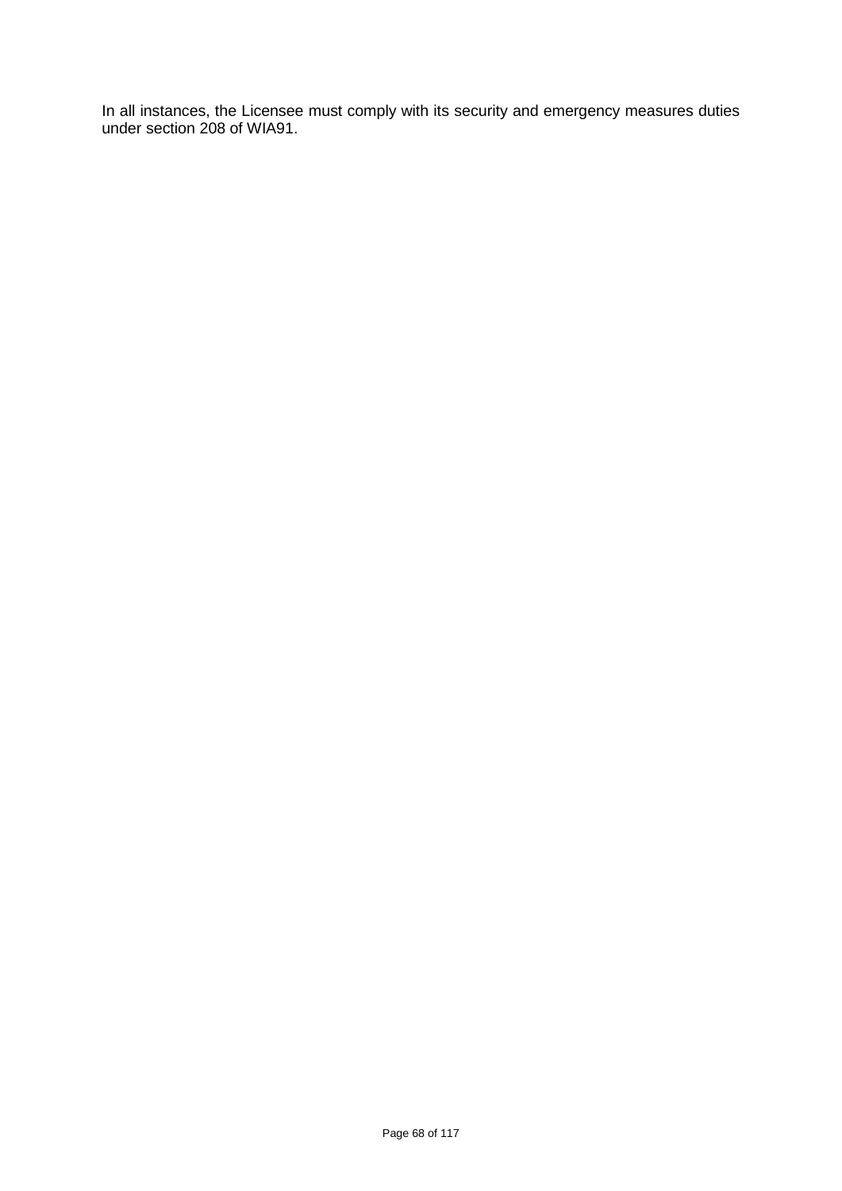In all instances, the Licensee must comply with its security and emergency measures duties under section 208 of WIA91.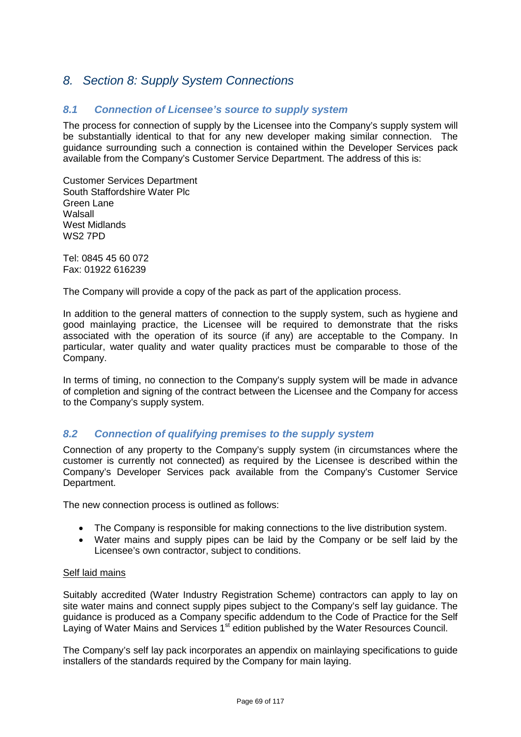# 8. Section 8: Supply System Connections

## 8.1 Connection of Licensee's source to supply system

The process for connection of supply by the Licensee into the Company's supply system will be substantially identical to that for any new developer making similar connection. The guidance surrounding such a connection is contained within the Developer Services pack available from the Company's Customer Service Department. The address of this is:

Customer Services Department
South Staffordshire Water Plc
Green Lane
Walsall
West Midlands
WS2 7PD

Tel: 0845 45 60 072
Fax: 01922 616239

The Company will provide a copy of the pack as part of the application process.

In addition to the general matters of connection to the supply system, such as hygiene and good mainlaying practice, the Licensee will be required to demonstrate that the risks associated with the operation of its source (if any) are acceptable to the Company. In particular, water quality and water quality practices must be comparable to those of the Company.

In terms of timing, no connection to the Company's supply system will be made in advance of completion and signing of the contract between the Licensee and the Company for access to the Company's supply system.

## 8.2 Connection of qualifying premises to the supply system

Connection of any property to the Company's supply system (in circumstances where the customer is currently not connected) as required by the Licensee is described within the Company's Developer Services pack available from the Company's Customer Service Department.

The new connection process is outlined as follows:

- The Company is responsible for making connections to the live distribution system.
- Water mains and supply pipes can be laid by the Company or be self laid by the Licensee's own contractor, subject to conditions.

<u>Self laid mains</u>

Suitably accredited (Water Industry Registration Scheme) contractors can apply to lay on site water mains and connect supply pipes subject to the Company's self lay guidance. The guidance is produced as a Company specific addendum to the Code of Practice for the Self Laying of Water Mains and Services 1st edition published by the Water Resources Council.

The Company's self lay pack incorporates an appendix on mainlaying specifications to guide installers of the standards required by the Company for main laying.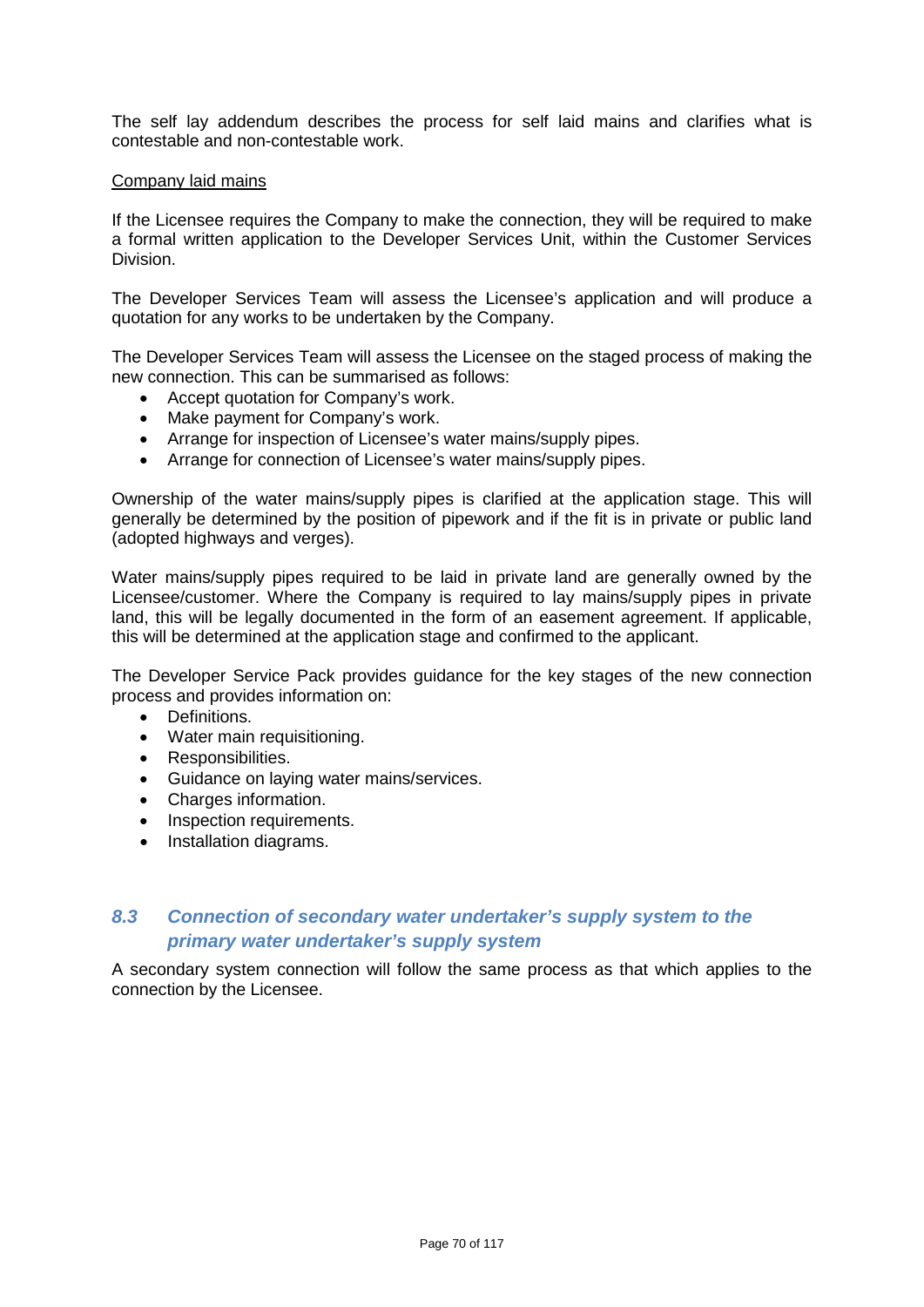The self lay addendum describes the process for self laid mains and clarifies what is contestable and non-contestable work.

<u>Company laid mains</u>

If the Licensee requires the Company to make the connection, they will be required to make a formal written application to the Developer Services Unit, within the Customer Services Division.

The Developer Services Team will assess the Licensee's application and will produce a quotation for any works to be undertaken by the Company.

The Developer Services Team will assess the Licensee on the staged process of making the new connection. This can be summarised as follows:

- Accept quotation for Company's work.
- Make payment for Company's work.
- Arrange for inspection of Licensee's water mains/supply pipes.
- Arrange for connection of Licensee's water mains/supply pipes.

Ownership of the water mains/supply pipes is clarified at the application stage. This will generally be determined by the position of pipework and if the fit is in private or public land (adopted highways and verges).

Water mains/supply pipes required to be laid in private land are generally owned by the Licensee/customer. Where the Company is required to lay mains/supply pipes in private land, this will be legally documented in the form of an easement agreement. If applicable, this will be determined at the application stage and confirmed to the applicant.

The Developer Service Pack provides guidance for the key stages of the new connection process and provides information on:

- Definitions.
- Water main requisitioning.
- Responsibilities.
- Guidance on laying water mains/services.
- Charges information.
- Inspection requirements.
- Installation diagrams.

### *8.3 Connection of secondary water undertaker's supply system to the primary water undertaker's supply system*

A secondary system connection will follow the same process as that which applies to the connection by the Licensee.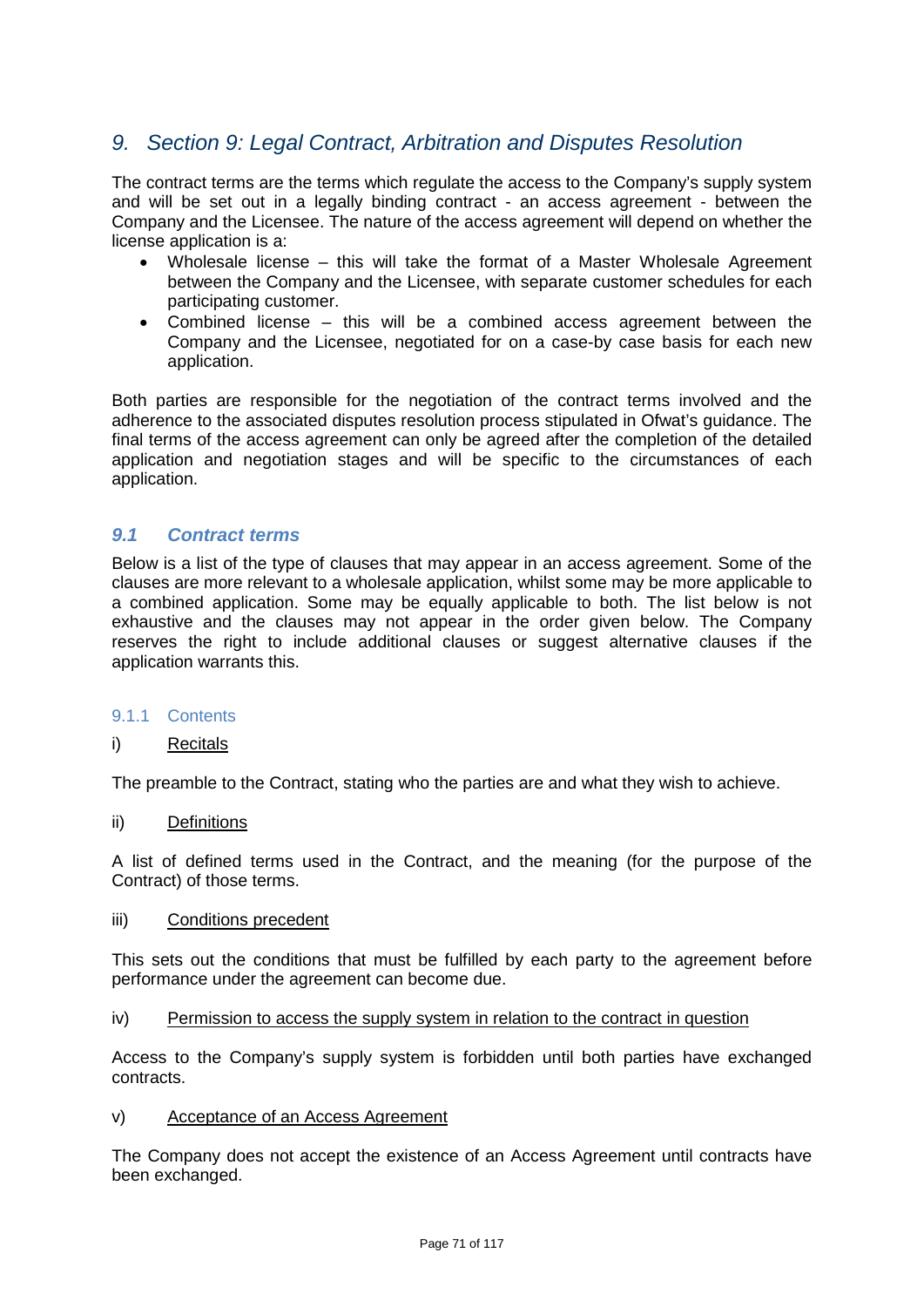# 9. Section 9: Legal Contract, Arbitration and Disputes Resolution

The contract terms are the terms which regulate the access to the Company's supply system and will be set out in a legally binding contract - an access agreement - between the Company and the Licensee. The nature of the access agreement will depend on whether the license application is a:

- Wholesale license – this will take the format of a Master Wholesale Agreement between the Company and the Licensee, with separate customer schedules for each participating customer.
- Combined license – this will be a combined access agreement between the Company and the Licensee, negotiated for on a case-by case basis for each new application.

Both parties are responsible for the negotiation of the contract terms involved and the adherence to the associated disputes resolution process stipulated in Ofwat's guidance. The final terms of the access agreement can only be agreed after the completion of the detailed application and negotiation stages and will be specific to the circumstances of each application.

## 9.1 Contract terms

Below is a list of the type of clauses that may appear in an access agreement. Some of the clauses are more relevant to a wholesale application, whilst some may be more applicable to a combined application. Some may be equally applicable to both. The list below is not exhaustive and the clauses may not appear in the order given below. The Company reserves the right to include additional clauses or suggest alternative clauses if the application warrants this.

### 9.1.1 Contents

i) Recitals

The preamble to the Contract, stating who the parties are and what they wish to achieve.

ii) Definitions

A list of defined terms used in the Contract, and the meaning (for the purpose of the Contract) of those terms.

iii) Conditions precedent

This sets out the conditions that must be fulfilled by each party to the agreement before performance under the agreement can become due.

iv) Permission to access the supply system in relation to the contract in question

Access to the Company's supply system is forbidden until both parties have exchanged contracts.

v) Acceptance of an Access Agreement

The Company does not accept the existence of an Access Agreement until contracts have been exchanged.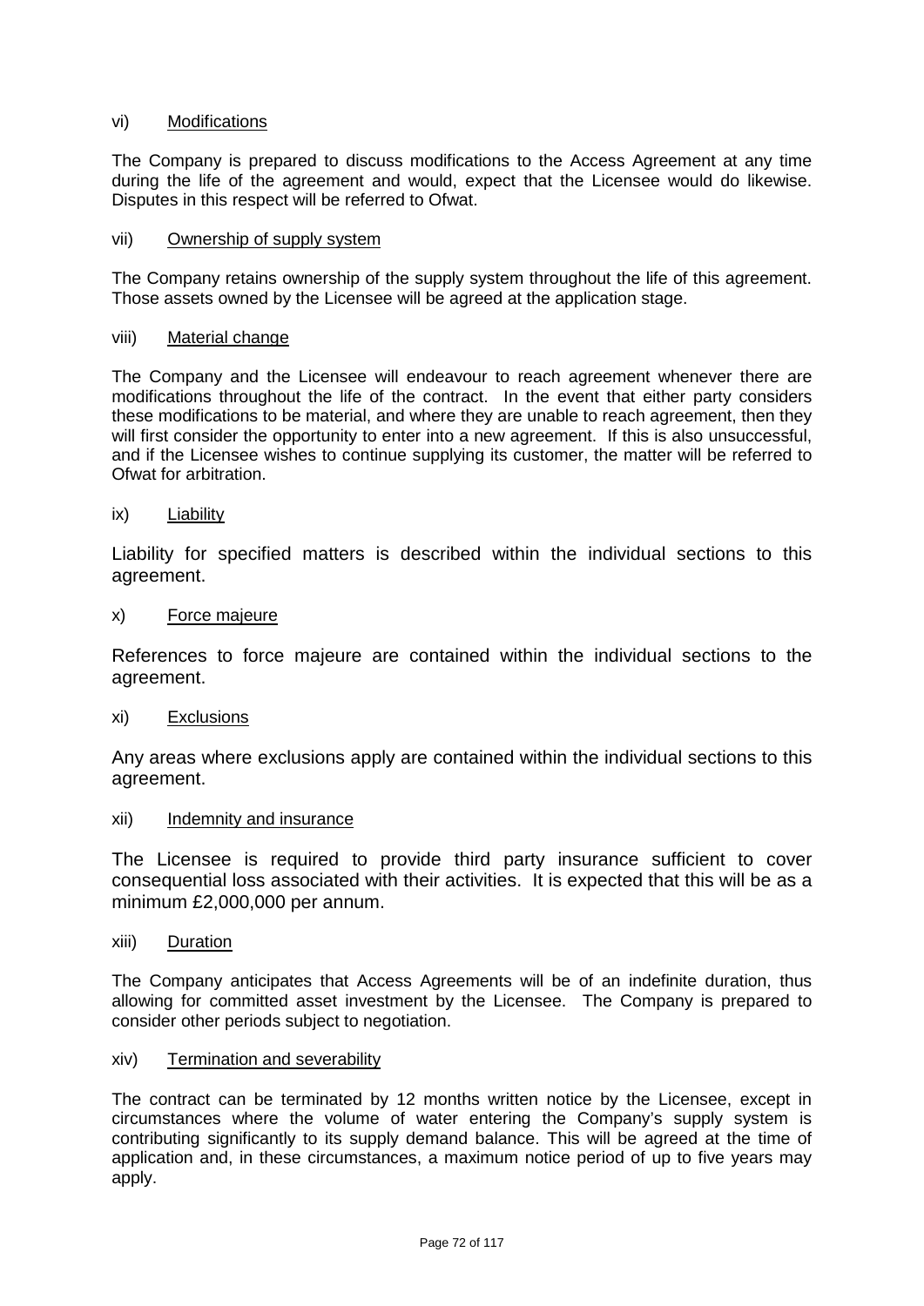vi) Modifications

The Company is prepared to discuss modifications to the Access Agreement at any time during the life of the agreement and would, expect that the Licensee would do likewise. Disputes in this respect will be referred to Ofwat.

vii) Ownership of supply system

The Company retains ownership of the supply system throughout the life of this agreement. Those assets owned by the Licensee will be agreed at the application stage.

viii) Material change

The Company and the Licensee will endeavour to reach agreement whenever there are modifications throughout the life of the contract. In the event that either party considers these modifications to be material, and where they are unable to reach agreement, then they will first consider the opportunity to enter into a new agreement. If this is also unsuccessful, and if the Licensee wishes to continue supplying its customer, the matter will be referred to Ofwat for arbitration.

ix) Liability

Liability for specified matters is described within the individual sections to this agreement.

x) Force majeure

References to force majeure are contained within the individual sections to the agreement.

xi) Exclusions

Any areas where exclusions apply are contained within the individual sections to this agreement.

xii) Indemnity and insurance

The Licensee is required to provide third party insurance sufficient to cover consequential loss associated with their activities. It is expected that this will be as a minimum £2,000,000 per annum.

xiii) Duration

The Company anticipates that Access Agreements will be of an indefinite duration, thus allowing for committed asset investment by the Licensee. The Company is prepared to consider other periods subject to negotiation.

xiv) Termination and severability

The contract can be terminated by 12 months written notice by the Licensee, except in circumstances where the volume of water entering the Company's supply system is contributing significantly to its supply demand balance. This will be agreed at the time of application and, in these circumstances, a maximum notice period of up to five years may apply.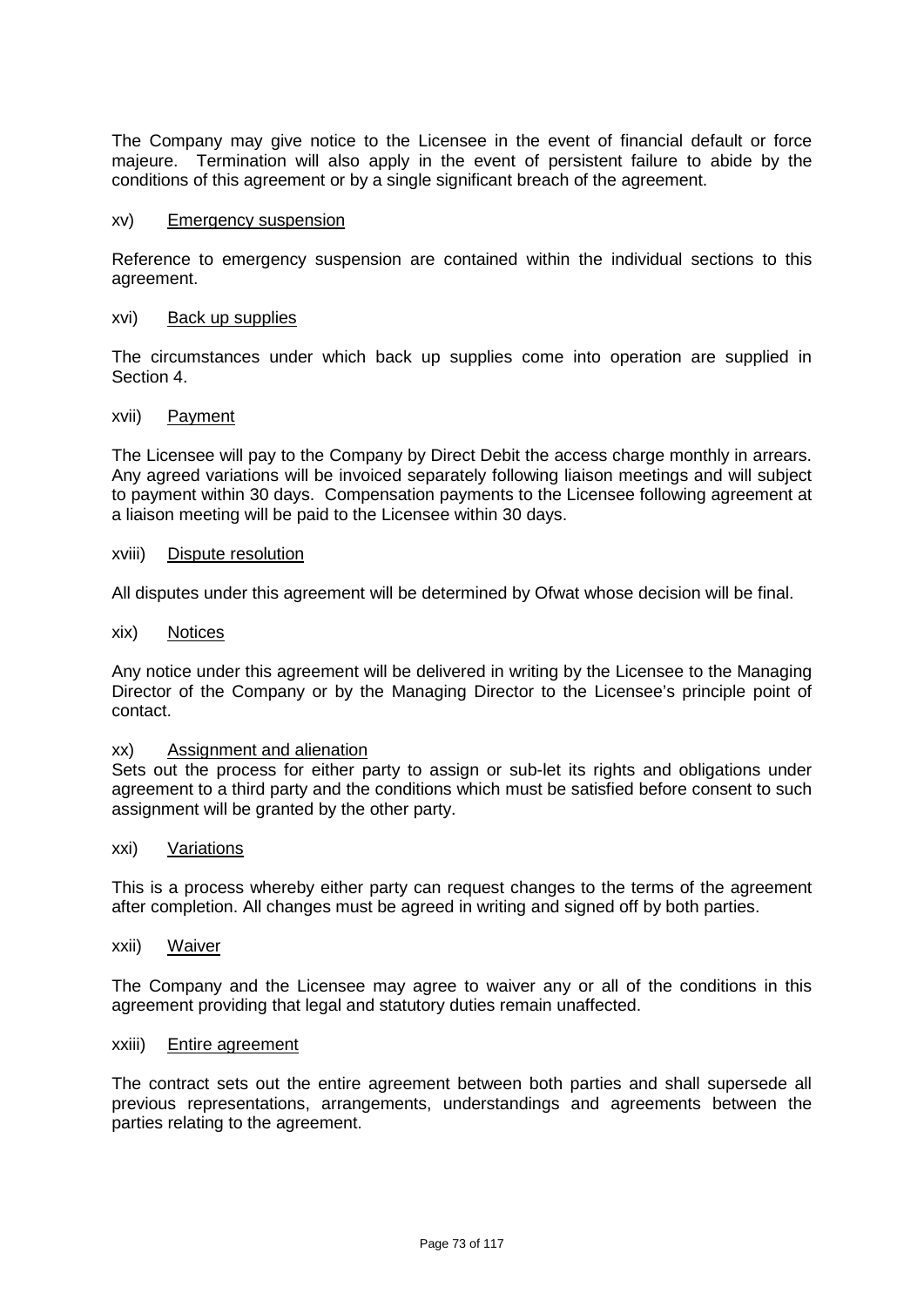The Company may give notice to the Licensee in the event of financial default or force majeure. Termination will also apply in the event of persistent failure to abide by the conditions of this agreement or by a single significant breach of the agreement.

xv) <u>Emergency suspension</u>

Reference to emergency suspension are contained within the individual sections to this agreement.

xvi) <u>Back up supplies</u>

The circumstances under which back up supplies come into operation are supplied in Section 4.

xvii) <u>Payment</u>

The Licensee will pay to the Company by Direct Debit the access charge monthly in arrears. Any agreed variations will be invoiced separately following liaison meetings and will subject to payment within 30 days. Compensation payments to the Licensee following agreement at a liaison meeting will be paid to the Licensee within 30 days.

xviii) <u>Dispute resolution</u>

All disputes under this agreement will be determined by Ofwat whose decision will be final.

xix) <u>Notices</u>

Any notice under this agreement will be delivered in writing by the Licensee to the Managing Director of the Company or by the Managing Director to the Licensee's principle point of contact.

xx) <u>Assignment and alienation</u>

Sets out the process for either party to assign or sub-let its rights and obligations under agreement to a third party and the conditions which must be satisfied before consent to such assignment will be granted by the other party.

xxi) <u>Variations</u>

This is a process whereby either party can request changes to the terms of the agreement after completion. All changes must be agreed in writing and signed off by both parties.

xxii) <u>Waiver</u>

The Company and the Licensee may agree to waiver any or all of the conditions in this agreement providing that legal and statutory duties remain unaffected.

xxiii) <u>Entire agreement</u>

The contract sets out the entire agreement between both parties and shall supersede all previous representations, arrangements, understandings and agreements between the parties relating to the agreement.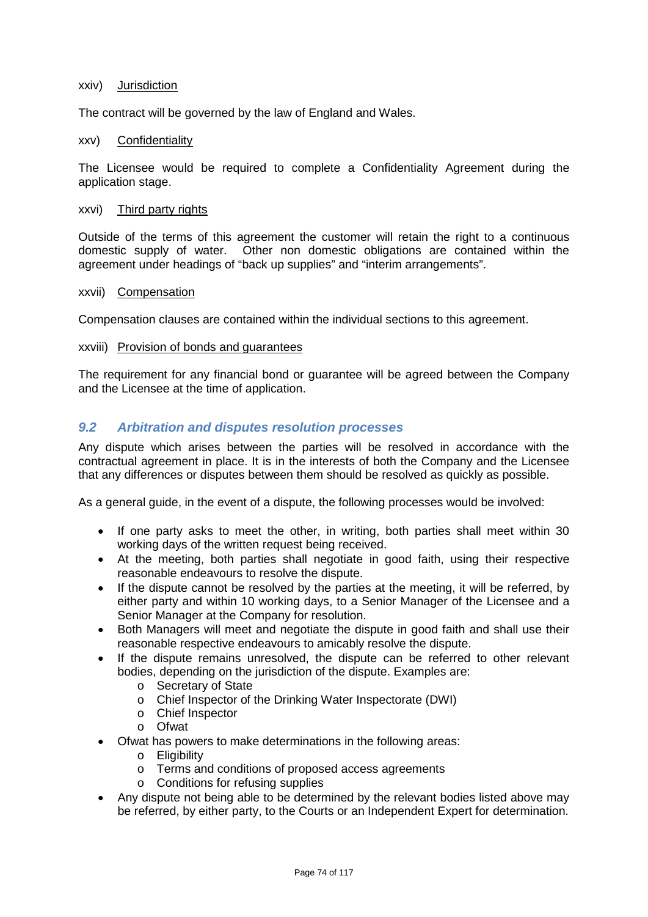xxiv) Jurisdiction

The contract will be governed by the law of England and Wales.

xxv) Confidentiality

The Licensee would be required to complete a Confidentiality Agreement during the application stage.

xxvi) Third party rights

Outside of the terms of this agreement the customer will retain the right to a continuous domestic supply of water. Other non domestic obligations are contained within the agreement under headings of "back up supplies" and "interim arrangements".

xxvii) Compensation

Compensation clauses are contained within the individual sections to this agreement.

xxviii) Provision of bonds and guarantees

The requirement for any financial bond or guarantee will be agreed between the Company and the Licensee at the time of application.

## *9.2 Arbitration and disputes resolution processes*

Any dispute which arises between the parties will be resolved in accordance with the contractual agreement in place. It is in the interests of both the Company and the Licensee that any differences or disputes between them should be resolved as quickly as possible.

As a general guide, in the event of a dispute, the following processes would be involved:

- If one party asks to meet the other, in writing, both parties shall meet within 30 working days of the written request being received.
- At the meeting, both parties shall negotiate in good faith, using their respective reasonable endeavours to resolve the dispute.
- If the dispute cannot be resolved by the parties at the meeting, it will be referred, by either party and within 10 working days, to a Senior Manager of the Licensee and a Senior Manager at the Company for resolution.
- Both Managers will meet and negotiate the dispute in good faith and shall use their reasonable respective endeavours to amicably resolve the dispute.
- If the dispute remains unresolved, the dispute can be referred to other relevant bodies, depending on the jurisdiction of the dispute. Examples are:
  - Secretary of State
  - Chief Inspector of the Drinking Water Inspectorate (DWI)
  - Chief Inspector
  - Ofwat
- Ofwat has powers to make determinations in the following areas:
  - Eligibility
  - Terms and conditions of proposed access agreements
  - Conditions for refusing supplies
- Any dispute not being able to be determined by the relevant bodies listed above may be referred, by either party, to the Courts or an Independent Expert for determination.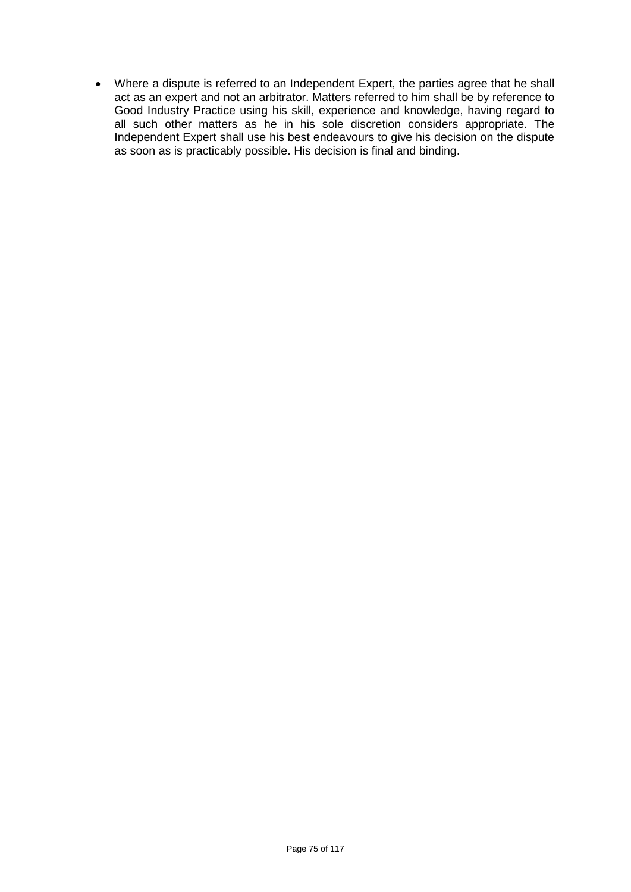- Where a dispute is referred to an Independent Expert, the parties agree that he shall act as an expert and not an arbitrator. Matters referred to him shall be by reference to Good Industry Practice using his skill, experience and knowledge, having regard to all such other matters as he in his sole discretion considers appropriate. The Independent Expert shall use his best endeavours to give his decision on the dispute as soon as is practicably possible. His decision is final and binding.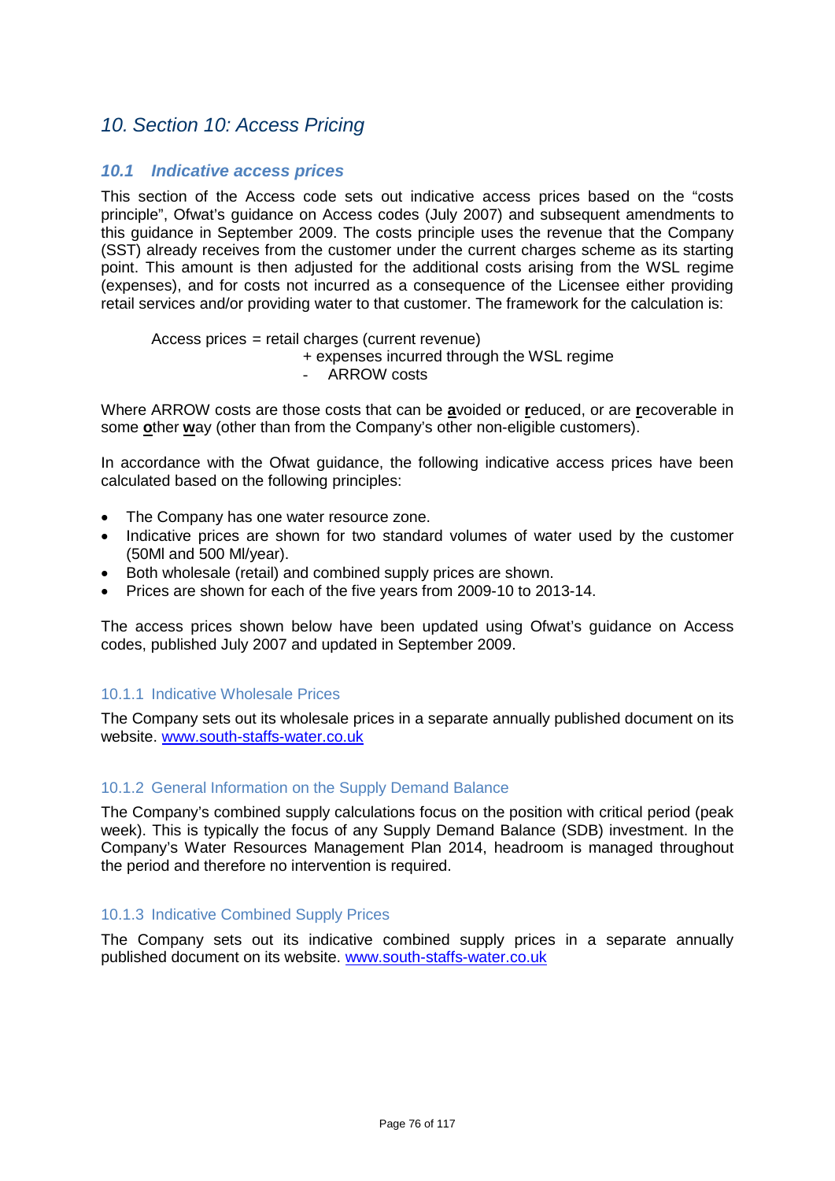# 10. Section 10: Access Pricing

## 10.1 Indicative access prices

This section of the Access code sets out indicative access prices based on the "costs principle", Ofwat's guidance on Access codes (July 2007) and subsequent amendments to this guidance in September 2009. The costs principle uses the revenue that the Company (SST) already receives from the customer under the current charges scheme as its starting point. This amount is then adjusted for the additional costs arising from the WSL regime (expenses), and for costs not incurred as a consequence of the Licensee either providing retail services and/or providing water to that customer. The framework for the calculation is:

Access prices = retail charges (current revenue)
+ expenses incurred through the WSL regime
- ARROW costs

Where ARROW costs are those costs that can be **a**voided or **r**educed, or are **r**ecoverable in some **o**ther **w**ay (other than from the Company's other non-eligible customers).

In accordance with the Ofwat guidance, the following indicative access prices have been calculated based on the following principles:

- The Company has one water resource zone.
- Indicative prices are shown for two standard volumes of water used by the customer (50Ml and 500 Ml/year).
- Both wholesale (retail) and combined supply prices are shown.
- Prices are shown for each of the five years from 2009-10 to 2013-14.

The access prices shown below have been updated using Ofwat's guidance on Access codes, published July 2007 and updated in September 2009.

### 10.1.1 Indicative Wholesale Prices

The Company sets out its wholesale prices in a separate annually published document on its website. www.south-staffs-water.co.uk

### 10.1.2 General Information on the Supply Demand Balance

The Company's combined supply calculations focus on the position with critical period (peak week). This is typically the focus of any Supply Demand Balance (SDB) investment. In the Company's Water Resources Management Plan 2014, headroom is managed throughout the period and therefore no intervention is required.

### 10.1.3 Indicative Combined Supply Prices

The Company sets out its indicative combined supply prices in a separate annually published document on its website. www.south-staffs-water.co.uk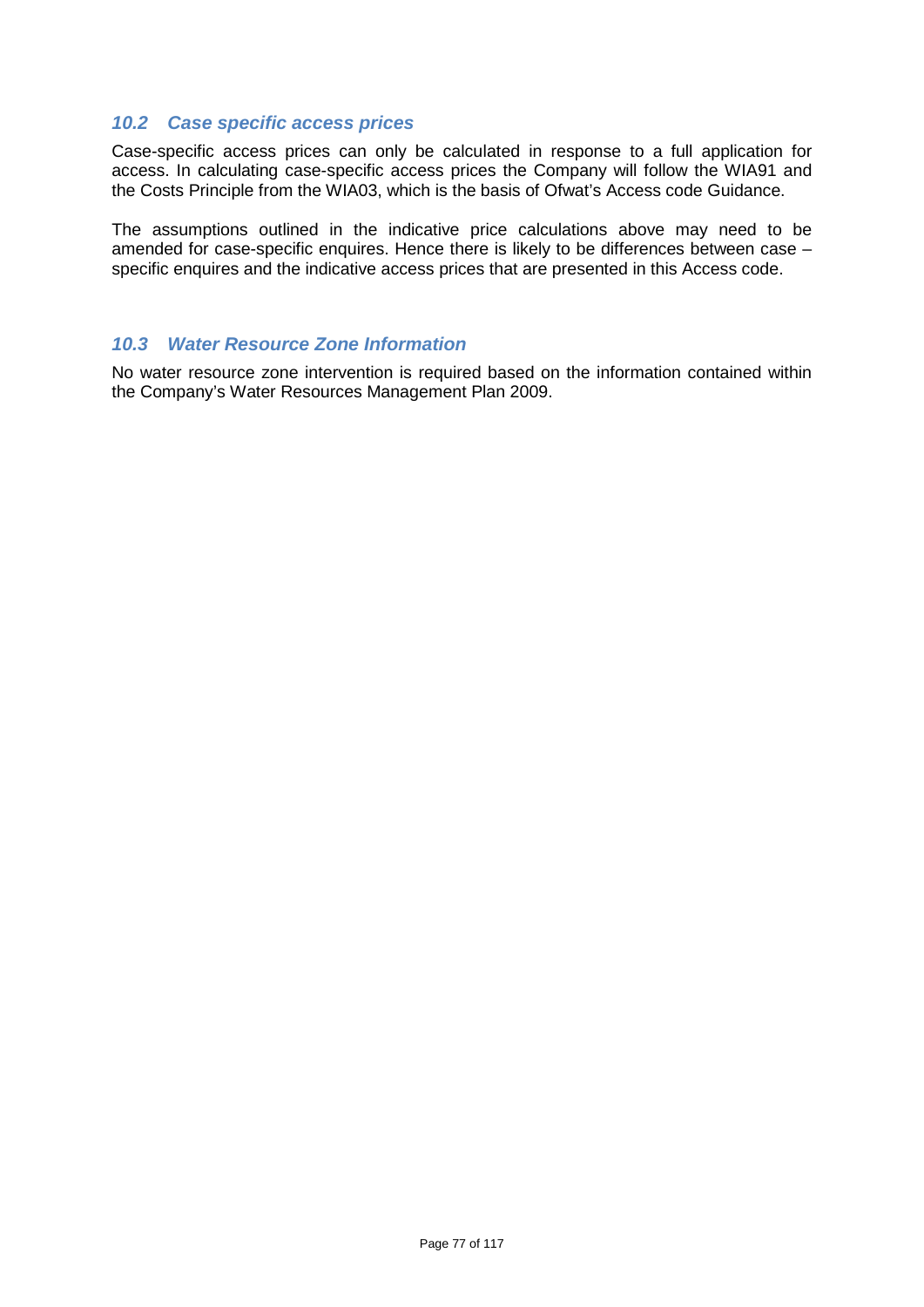### *10.2 Case specific access prices*

Case-specific access prices can only be calculated in response to a full application for access. In calculating case-specific access prices the Company will follow the WIA91 and the Costs Principle from the WIA03, which is the basis of Ofwat's Access code Guidance.

The assumptions outlined in the indicative price calculations above may need to be amended for case-specific enquires. Hence there is likely to be differences between case – specific enquires and the indicative access prices that are presented in this Access code.

### *10.3 Water Resource Zone Information*

No water resource zone intervention is required based on the information contained within the Company's Water Resources Management Plan 2009.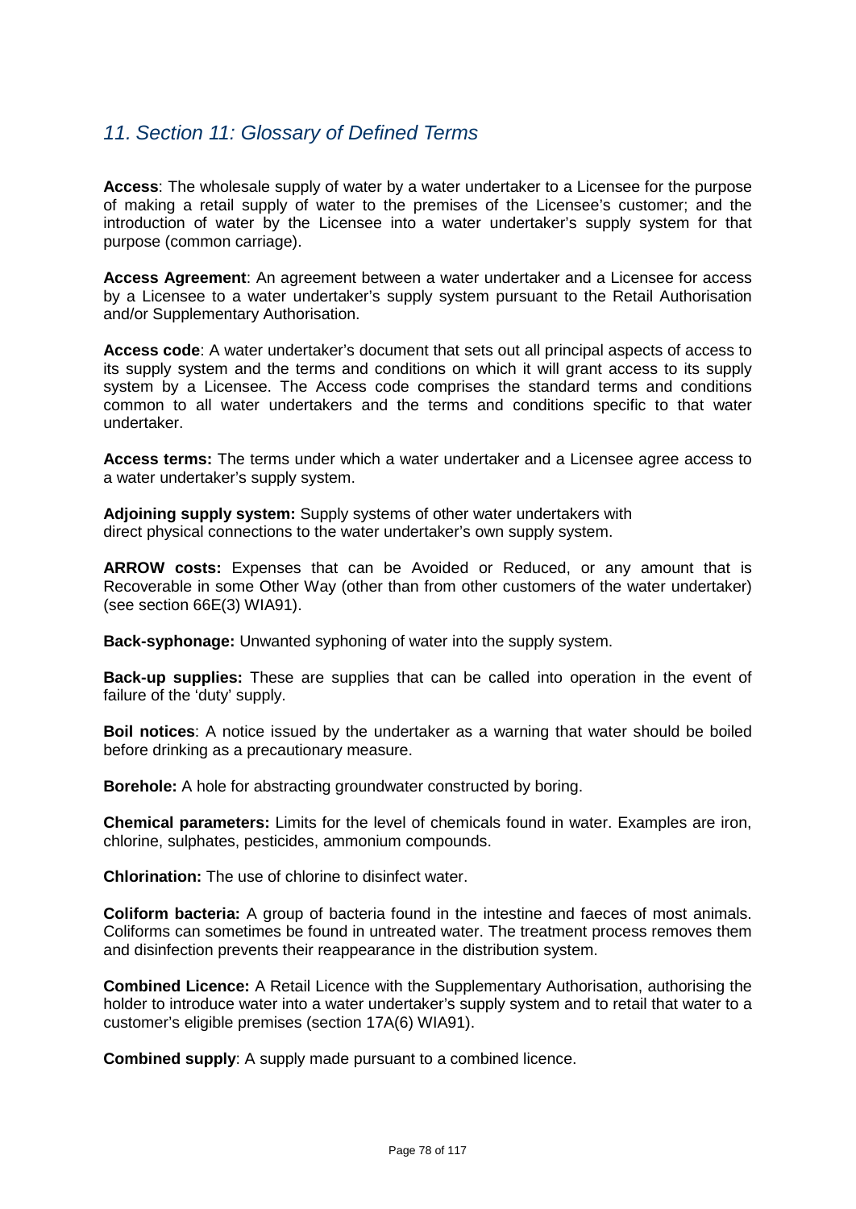## *11. Section 11: Glossary of Defined Terms*

**Access**: The wholesale supply of water by a water undertaker to a Licensee for the purpose of making a retail supply of water to the premises of the Licensee's customer; and the introduction of water by the Licensee into a water undertaker's supply system for that purpose (common carriage).

**Access Agreement**: An agreement between a water undertaker and a Licensee for access by a Licensee to a water undertaker's supply system pursuant to the Retail Authorisation and/or Supplementary Authorisation.

**Access code**: A water undertaker's document that sets out all principal aspects of access to its supply system and the terms and conditions on which it will grant access to its supply system by a Licensee. The Access code comprises the standard terms and conditions common to all water undertakers and the terms and conditions specific to that water undertaker.

**Access terms:** The terms under which a water undertaker and a Licensee agree access to a water undertaker's supply system.

**Adjoining supply system:** Supply systems of other water undertakers with direct physical connections to the water undertaker's own supply system.

**ARROW costs:** Expenses that can be Avoided or Reduced, or any amount that is Recoverable in some Other Way (other than from other customers of the water undertaker) (see section 66E(3) WIA91).

**Back-syphonage:** Unwanted syphoning of water into the supply system.

**Back-up supplies:** These are supplies that can be called into operation in the event of failure of the 'duty' supply.

**Boil notices**: A notice issued by the undertaker as a warning that water should be boiled before drinking as a precautionary measure.

**Borehole:** A hole for abstracting groundwater constructed by boring.

**Chemical parameters:** Limits for the level of chemicals found in water. Examples are iron, chlorine, sulphates, pesticides, ammonium compounds.

**Chlorination:** The use of chlorine to disinfect water.

**Coliform bacteria:** A group of bacteria found in the intestine and faeces of most animals. Coliforms can sometimes be found in untreated water. The treatment process removes them and disinfection prevents their reappearance in the distribution system.

**Combined Licence:** A Retail Licence with the Supplementary Authorisation, authorising the holder to introduce water into a water undertaker's supply system and to retail that water to a customer's eligible premises (section 17A(6) WIA91).

**Combined supply**: A supply made pursuant to a combined licence.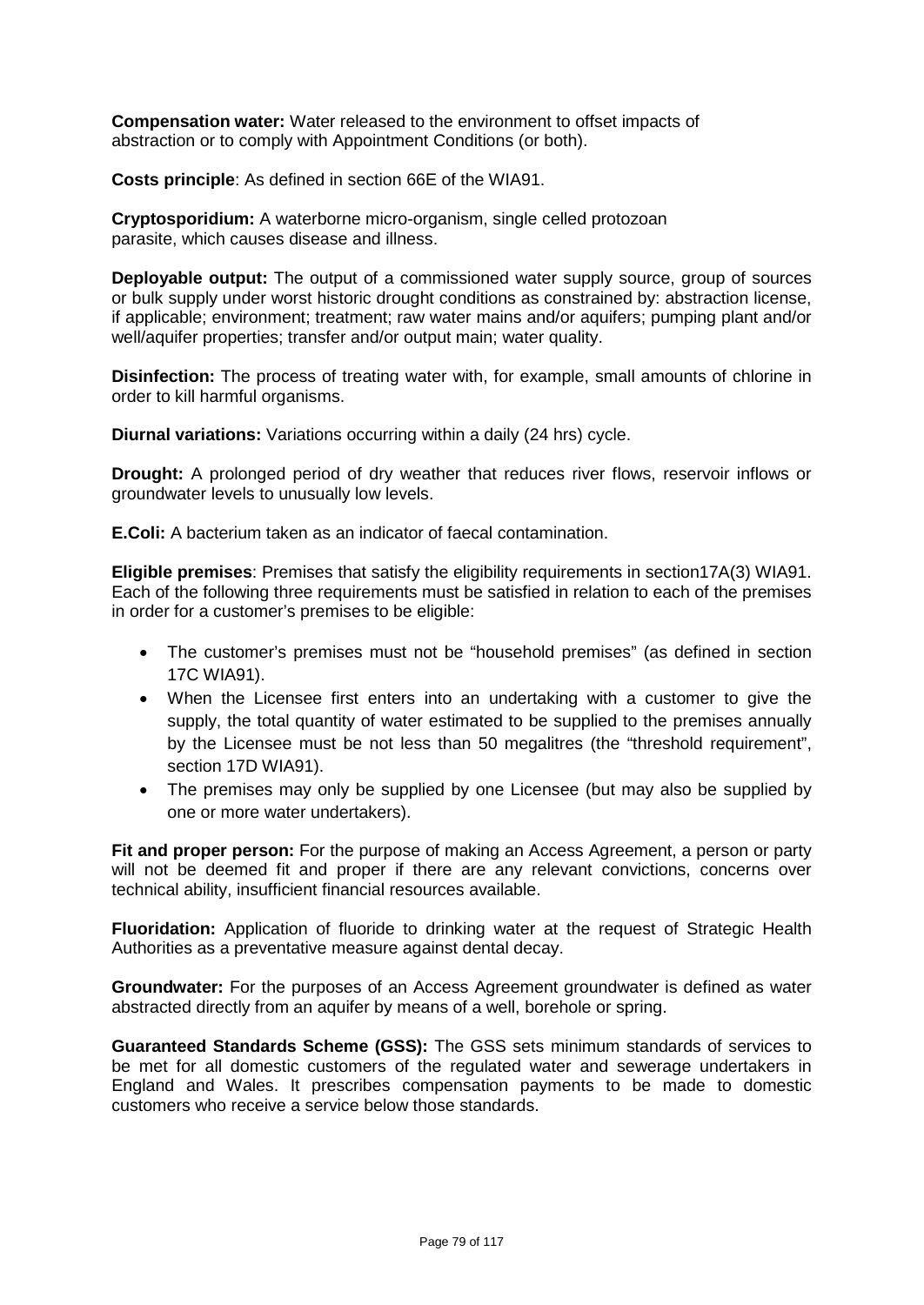**Compensation water:** Water released to the environment to offset impacts of abstraction or to comply with Appointment Conditions (or both).

**Costs principle**: As defined in section 66E of the WIA91.

**Cryptosporidium:** A waterborne micro-organism, single celled protozoan parasite, which causes disease and illness.

**Deployable output:** The output of a commissioned water supply source, group of sources or bulk supply under worst historic drought conditions as constrained by: abstraction license, if applicable; environment; treatment; raw water mains and/or aquifers; pumping plant and/or well/aquifer properties; transfer and/or output main; water quality.

**Disinfection:** The process of treating water with, for example, small amounts of chlorine in order to kill harmful organisms.

**Diurnal variations:** Variations occurring within a daily (24 hrs) cycle.

**Drought:** A prolonged period of dry weather that reduces river flows, reservoir inflows or groundwater levels to unusually low levels.

**E.Coli:** A bacterium taken as an indicator of faecal contamination.

**Eligible premises**: Premises that satisfy the eligibility requirements in section17A(3) WIA91. Each of the following three requirements must be satisfied in relation to each of the premises in order for a customer's premises to be eligible:

- The customer's premises must not be "household premises" (as defined in section 17C WIA91).
- When the Licensee first enters into an undertaking with a customer to give the supply, the total quantity of water estimated to be supplied to the premises annually by the Licensee must be not less than 50 megalitres (the "threshold requirement", section 17D WIA91).
- The premises may only be supplied by one Licensee (but may also be supplied by one or more water undertakers).

**Fit and proper person:** For the purpose of making an Access Agreement, a person or party will not be deemed fit and proper if there are any relevant convictions, concerns over technical ability, insufficient financial resources available.

**Fluoridation:** Application of fluoride to drinking water at the request of Strategic Health Authorities as a preventative measure against dental decay.

**Groundwater:** For the purposes of an Access Agreement groundwater is defined as water abstracted directly from an aquifer by means of a well, borehole or spring.

**Guaranteed Standards Scheme (GSS):** The GSS sets minimum standards of services to be met for all domestic customers of the regulated water and sewerage undertakers in England and Wales. It prescribes compensation payments to be made to domestic customers who receive a service below those standards.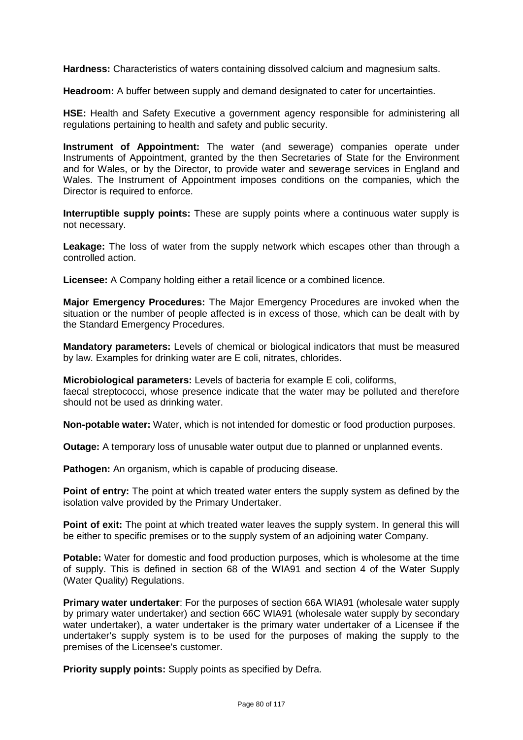**Hardness:** Characteristics of waters containing dissolved calcium and magnesium salts.

**Headroom:** A buffer between supply and demand designated to cater for uncertainties.

**HSE:** Health and Safety Executive a government agency responsible for administering all regulations pertaining to health and safety and public security.

**Instrument of Appointment:** The water (and sewerage) companies operate under Instruments of Appointment, granted by the then Secretaries of State for the Environment and for Wales, or by the Director, to provide water and sewerage services in England and Wales. The Instrument of Appointment imposes conditions on the companies, which the Director is required to enforce.

**Interruptible supply points:** These are supply points where a continuous water supply is not necessary.

**Leakage:** The loss of water from the supply network which escapes other than through a controlled action.

**Licensee:** A Company holding either a retail licence or a combined licence.

**Major Emergency Procedures:** The Major Emergency Procedures are invoked when the situation or the number of people affected is in excess of those, which can be dealt with by the Standard Emergency Procedures.

**Mandatory parameters:** Levels of chemical or biological indicators that must be measured by law. Examples for drinking water are E coli, nitrates, chlorides.

**Microbiological parameters:** Levels of bacteria for example E coli, coliforms, faecal streptococci, whose presence indicate that the water may be polluted and therefore should not be used as drinking water.

**Non-potable water:** Water, which is not intended for domestic or food production purposes.

**Outage:** A temporary loss of unusable water output due to planned or unplanned events.

**Pathogen:** An organism, which is capable of producing disease.

**Point of entry:** The point at which treated water enters the supply system as defined by the isolation valve provided by the Primary Undertaker.

**Point of exit:** The point at which treated water leaves the supply system. In general this will be either to specific premises or to the supply system of an adjoining water Company.

**Potable:** Water for domestic and food production purposes, which is wholesome at the time of supply. This is defined in section 68 of the WIA91 and section 4 of the Water Supply (Water Quality) Regulations.

**Primary water undertaker**: For the purposes of section 66A WIA91 (wholesale water supply by primary water undertaker) and section 66C WIA91 (wholesale water supply by secondary water undertaker), a water undertaker is the primary water undertaker of a Licensee if the undertaker's supply system is to be used for the purposes of making the supply to the premises of the Licensee's customer.

**Priority supply points:** Supply points as specified by Defra.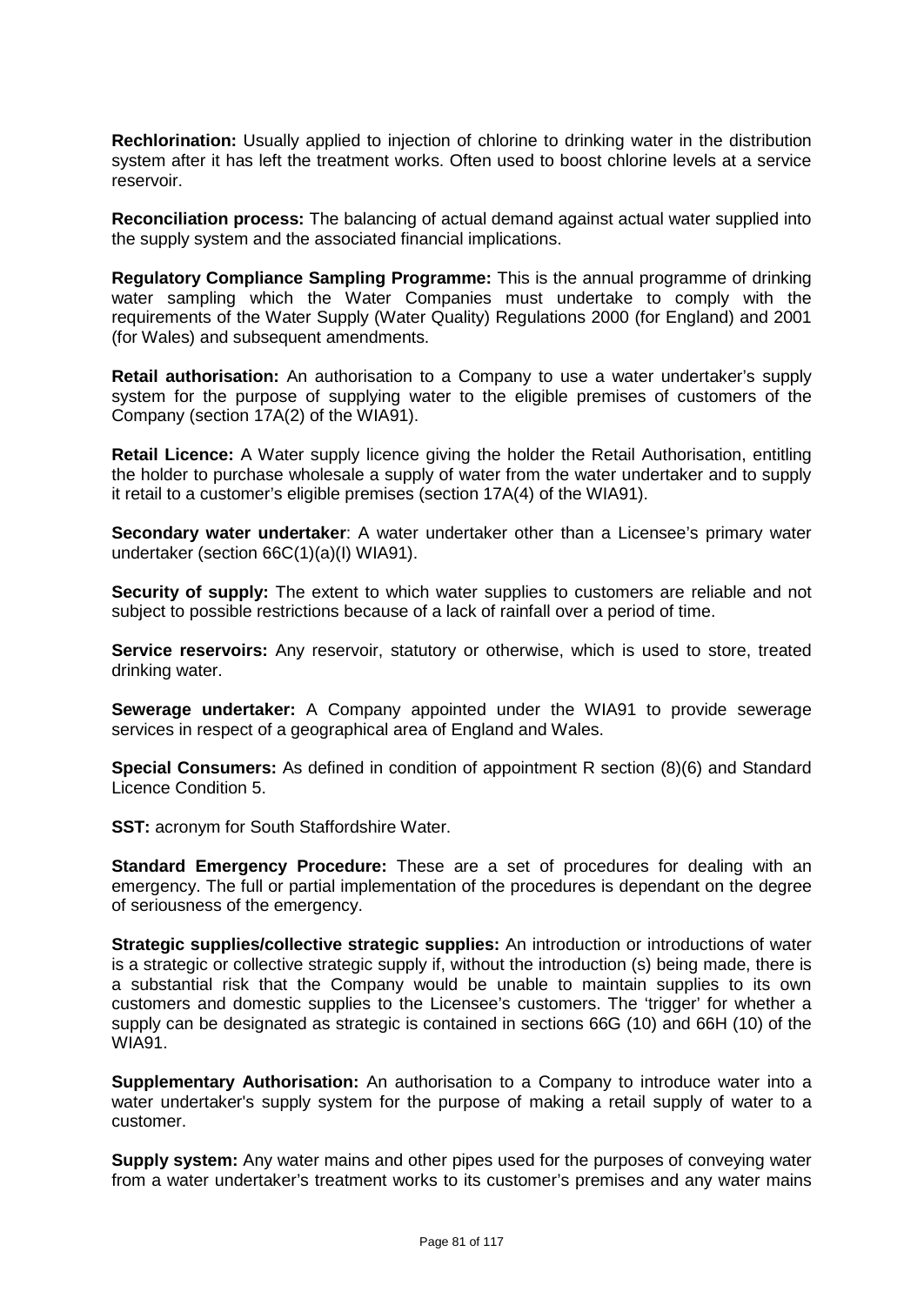**Rechlorination:** Usually applied to injection of chlorine to drinking water in the distribution system after it has left the treatment works. Often used to boost chlorine levels at a service reservoir.

**Reconciliation process:** The balancing of actual demand against actual water supplied into the supply system and the associated financial implications.

**Regulatory Compliance Sampling Programme:** This is the annual programme of drinking water sampling which the Water Companies must undertake to comply with the requirements of the Water Supply (Water Quality) Regulations 2000 (for England) and 2001 (for Wales) and subsequent amendments.

**Retail authorisation:** An authorisation to a Company to use a water undertaker's supply system for the purpose of supplying water to the eligible premises of customers of the Company (section 17A(2) of the WIA91).

**Retail Licence:** A Water supply licence giving the holder the Retail Authorisation, entitling the holder to purchase wholesale a supply of water from the water undertaker and to supply it retail to a customer's eligible premises (section 17A(4) of the WIA91).

**Secondary water undertaker**: A water undertaker other than a Licensee's primary water undertaker (section 66C(1)(a)(I) WIA91).

**Security of supply:** The extent to which water supplies to customers are reliable and not subject to possible restrictions because of a lack of rainfall over a period of time.

**Service reservoirs:** Any reservoir, statutory or otherwise, which is used to store, treated drinking water.

**Sewerage undertaker:** A Company appointed under the WIA91 to provide sewerage services in respect of a geographical area of England and Wales.

**Special Consumers:** As defined in condition of appointment R section (8)(6) and Standard Licence Condition 5.

**SST:** acronym for South Staffordshire Water.

**Standard Emergency Procedure:** These are a set of procedures for dealing with an emergency. The full or partial implementation of the procedures is dependant on the degree of seriousness of the emergency.

**Strategic supplies/collective strategic supplies:** An introduction or introductions of water is a strategic or collective strategic supply if, without the introduction (s) being made, there is a substantial risk that the Company would be unable to maintain supplies to its own customers and domestic supplies to the Licensee's customers. The 'trigger' for whether a supply can be designated as strategic is contained in sections 66G (10) and 66H (10) of the WIA91.

**Supplementary Authorisation:** An authorisation to a Company to introduce water into a water undertaker's supply system for the purpose of making a retail supply of water to a customer.

**Supply system:** Any water mains and other pipes used for the purposes of conveying water from a water undertaker's treatment works to its customer's premises and any water mains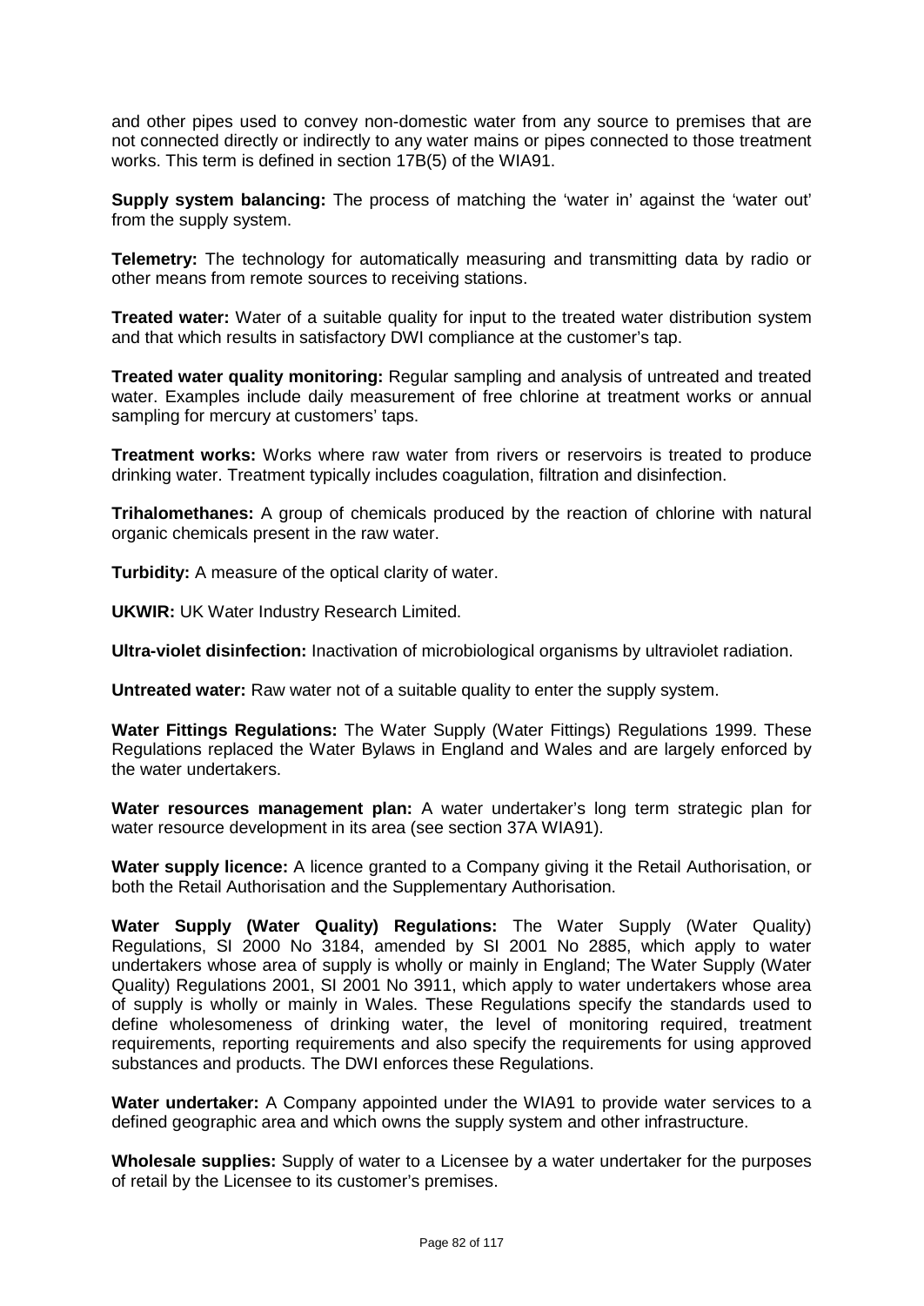and other pipes used to convey non-domestic water from any source to premises that are not connected directly or indirectly to any water mains or pipes connected to those treatment works. This term is defined in section 17B(5) of the WIA91.

**Supply system balancing:** The process of matching the 'water in' against the 'water out' from the supply system.

**Telemetry:** The technology for automatically measuring and transmitting data by radio or other means from remote sources to receiving stations.

**Treated water:** Water of a suitable quality for input to the treated water distribution system and that which results in satisfactory DWI compliance at the customer's tap.

**Treated water quality monitoring:** Regular sampling and analysis of untreated and treated water. Examples include daily measurement of free chlorine at treatment works or annual sampling for mercury at customers' taps.

**Treatment works:** Works where raw water from rivers or reservoirs is treated to produce drinking water. Treatment typically includes coagulation, filtration and disinfection.

**Trihalomethanes:** A group of chemicals produced by the reaction of chlorine with natural organic chemicals present in the raw water.

**Turbidity:** A measure of the optical clarity of water.

**UKWIR:** UK Water Industry Research Limited.

**Ultra-violet disinfection:** Inactivation of microbiological organisms by ultraviolet radiation.

**Untreated water:** Raw water not of a suitable quality to enter the supply system.

**Water Fittings Regulations:** The Water Supply (Water Fittings) Regulations 1999. These Regulations replaced the Water Bylaws in England and Wales and are largely enforced by the water undertakers.

**Water resources management plan:** A water undertaker's long term strategic plan for water resource development in its area (see section 37A WIA91).

**Water supply licence:** A licence granted to a Company giving it the Retail Authorisation, or both the Retail Authorisation and the Supplementary Authorisation.

**Water Supply (Water Quality) Regulations:** The Water Supply (Water Quality) Regulations, SI 2000 No 3184, amended by SI 2001 No 2885, which apply to water undertakers whose area of supply is wholly or mainly in England; The Water Supply (Water Quality) Regulations 2001, SI 2001 No 3911, which apply to water undertakers whose area of supply is wholly or mainly in Wales. These Regulations specify the standards used to define wholesomeness of drinking water, the level of monitoring required, treatment requirements, reporting requirements and also specify the requirements for using approved substances and products. The DWI enforces these Regulations.

**Water undertaker:** A Company appointed under the WIA91 to provide water services to a defined geographic area and which owns the supply system and other infrastructure.

**Wholesale supplies:** Supply of water to a Licensee by a water undertaker for the purposes of retail by the Licensee to its customer's premises.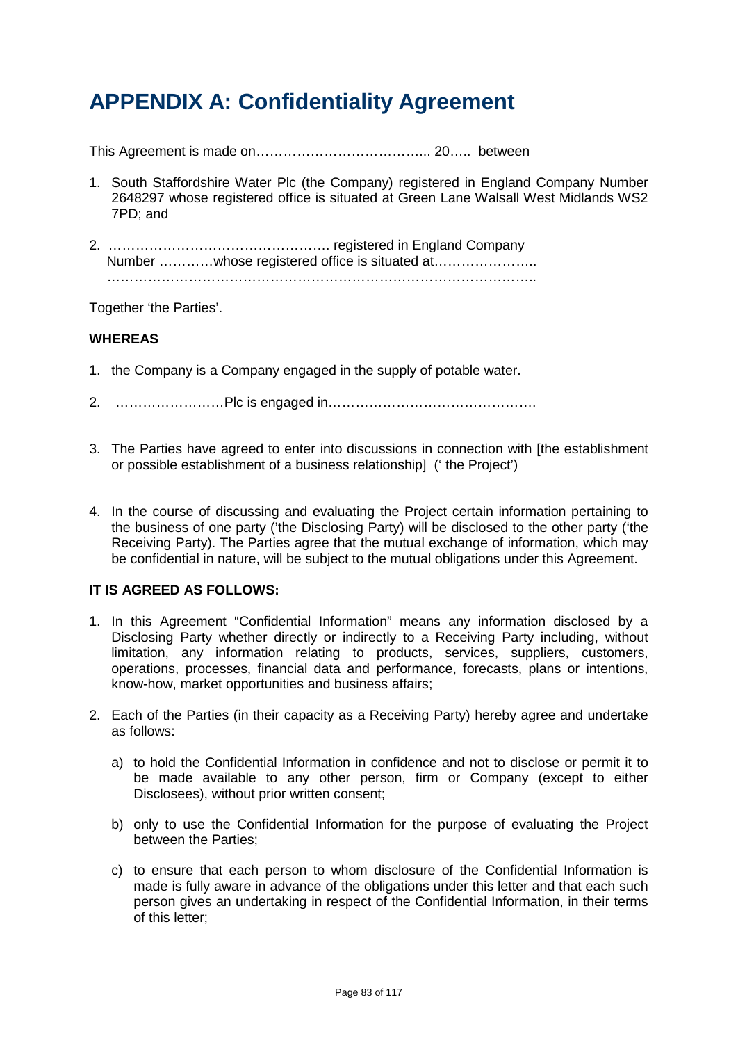# APPENDIX A: Confidentiality Agreement

This Agreement is made on………………………………... 20….. between

1. South Staffordshire Water Plc (the Company) registered in England Company Number 2648297 whose registered office is situated at Green Lane Walsall West Midlands WS2 7PD; and

2. ……………………………………….. registered in England Company Number …………whose registered office is situated at…………………..
………………………………………………………………………………….

Together 'the Parties'.

**WHEREAS**

1. the Company is a Company engaged in the supply of potable water.

2. ……………………Plc is engaged in……………………………………….

3. The Parties have agreed to enter into discussions in connection with [the establishment or possible establishment of a business relationship] (' the Project')

4. In the course of discussing and evaluating the Project certain information pertaining to the business of one party ('the Disclosing Party) will be disclosed to the other party ('the Receiving Party). The Parties agree that the mutual exchange of information, which may be confidential in nature, will be subject to the mutual obligations under this Agreement.

**IT IS AGREED AS FOLLOWS:**

1. In this Agreement "Confidential Information" means any information disclosed by a Disclosing Party whether directly or indirectly to a Receiving Party including, without limitation, any information relating to products, services, suppliers, customers, operations, processes, financial data and performance, forecasts, plans or intentions, know-how, market opportunities and business affairs;

2. Each of the Parties (in their capacity as a Receiving Party) hereby agree and undertake as follows:

   a) to hold the Confidential Information in confidence and not to disclose or permit it to be made available to any other person, firm or Company (except to either Disclosees), without prior written consent;

   b) only to use the Confidential Information for the purpose of evaluating the Project between the Parties;

   c) to ensure that each person to whom disclosure of the Confidential Information is made is fully aware in advance of the obligations under this letter and that each such person gives an undertaking in respect of the Confidential Information, in their terms of this letter;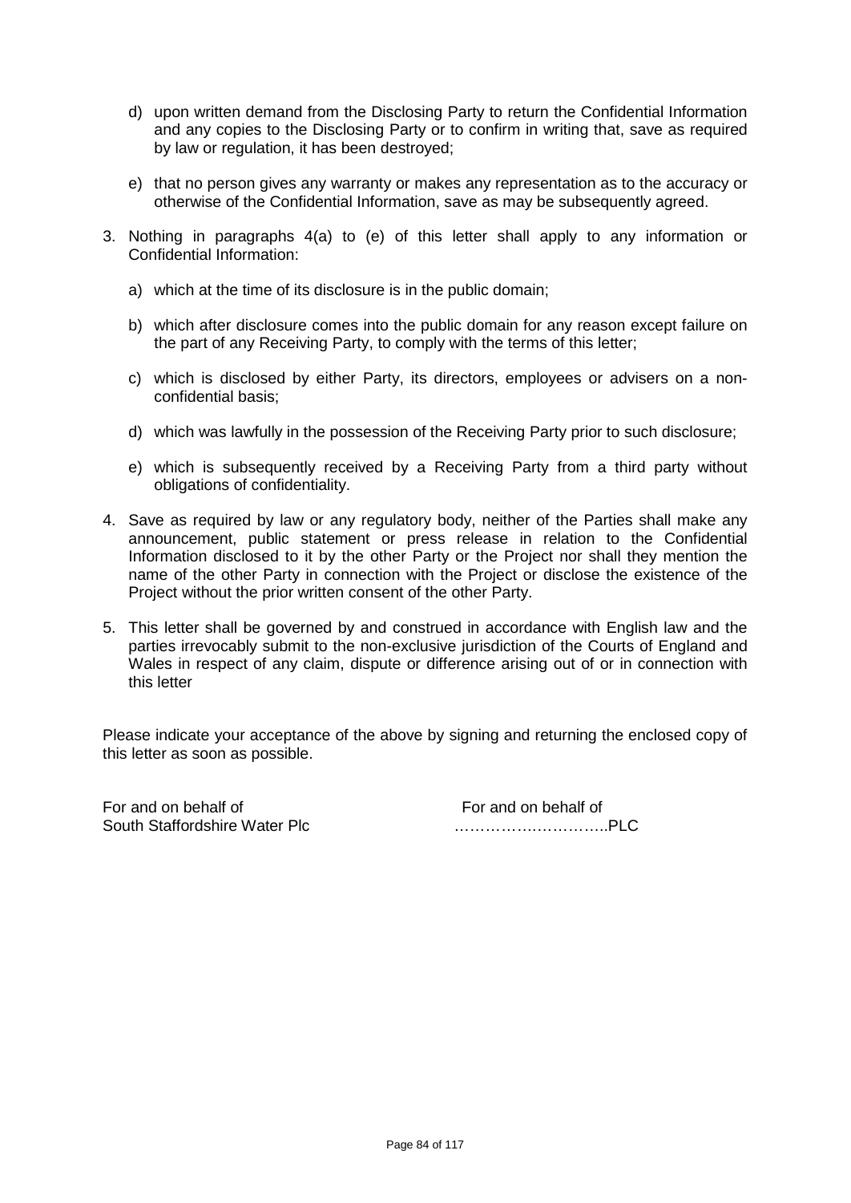d) upon written demand from the Disclosing Party to return the Confidential Information and any copies to the Disclosing Party or to confirm in writing that, save as required by law or regulation, it has been destroyed;

e) that no person gives any warranty or makes any representation as to the accuracy or otherwise of the Confidential Information, save as may be subsequently agreed.

3. Nothing in paragraphs 4(a) to (e) of this letter shall apply to any information or Confidential Information:

   a) which at the time of its disclosure is in the public domain;

   b) which after disclosure comes into the public domain for any reason except failure on the part of any Receiving Party, to comply with the terms of this letter;

   c) which is disclosed by either Party, its directors, employees or advisers on a non-confidential basis;

   d) which was lawfully in the possession of the Receiving Party prior to such disclosure;

   e) which is subsequently received by a Receiving Party from a third party without obligations of confidentiality.

4. Save as required by law or any regulatory body, neither of the Parties shall make any announcement, public statement or press release in relation to the Confidential Information disclosed to it by the other Party or the Project nor shall they mention the name of the other Party in connection with the Project or disclose the existence of the Project without the prior written consent of the other Party.

5. This letter shall be governed by and construed in accordance with English law and the parties irrevocably submit to the non-exclusive jurisdiction of the Courts of England and Wales in respect of any claim, dispute or difference arising out of or in connection with this letter

Please indicate your acceptance of the above by signing and returning the enclosed copy of this letter as soon as possible.

| For and on behalf of | For and on behalf of |
|---|---|
| South Staffordshire Water Plc | ………….……………..PLC |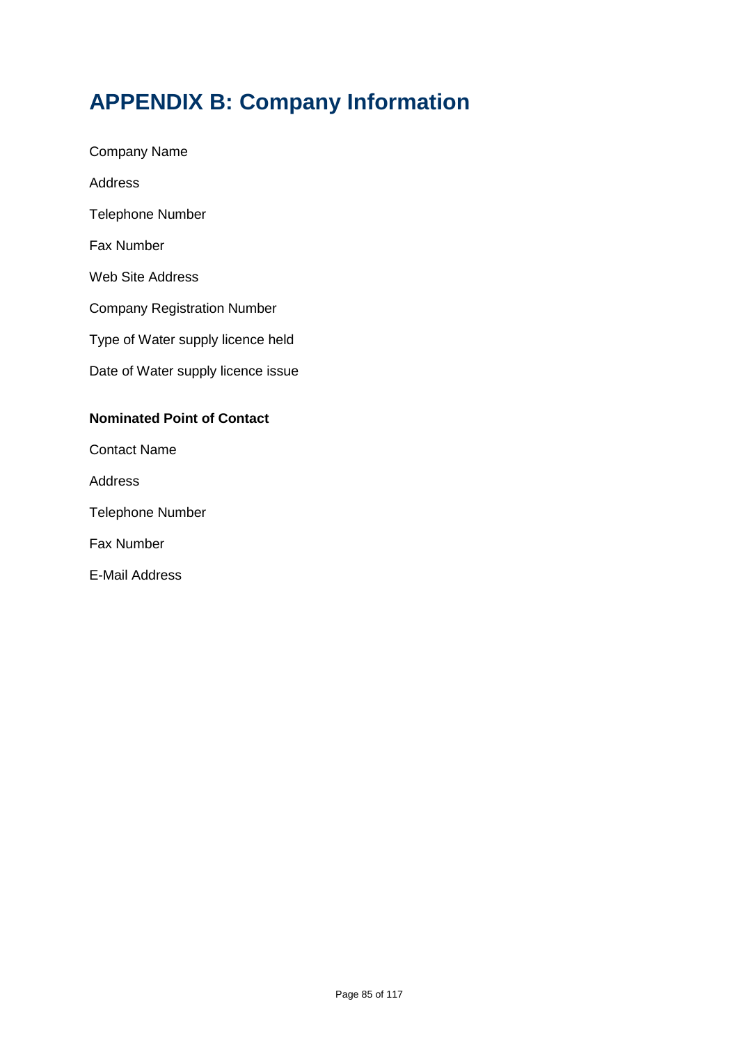# APPENDIX B: Company Information

Company Name

Address

Telephone Number

Fax Number

Web Site Address

Company Registration Number

Type of Water supply licence held

Date of Water supply licence issue

**Nominated Point of Contact**

Contact Name

Address

Telephone Number

Fax Number

E-Mail Address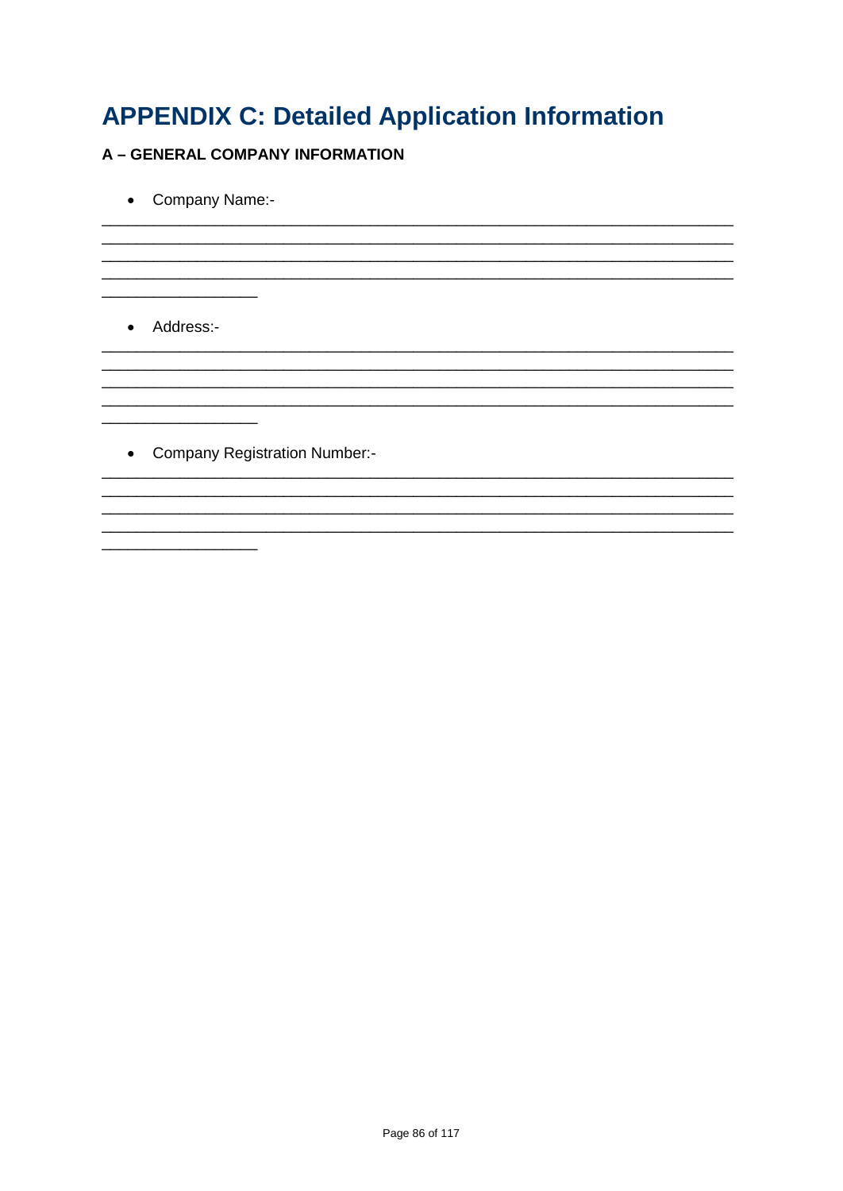# APPENDIX C: Detailed Application Information

### A – GENERAL COMPANY INFORMATION

- Company Name:-

________________________________________________________________________________
________________________________________________________________________________
________________________________________________________________________________
________________________________________________________________________________
__________________

- Address:-

________________________________________________________________________________
________________________________________________________________________________
________________________________________________________________________________
________________________________________________________________________________
__________________

- Company Registration Number:-

________________________________________________________________________________
________________________________________________________________________________
________________________________________________________________________________
________________________________________________________________________________
__________________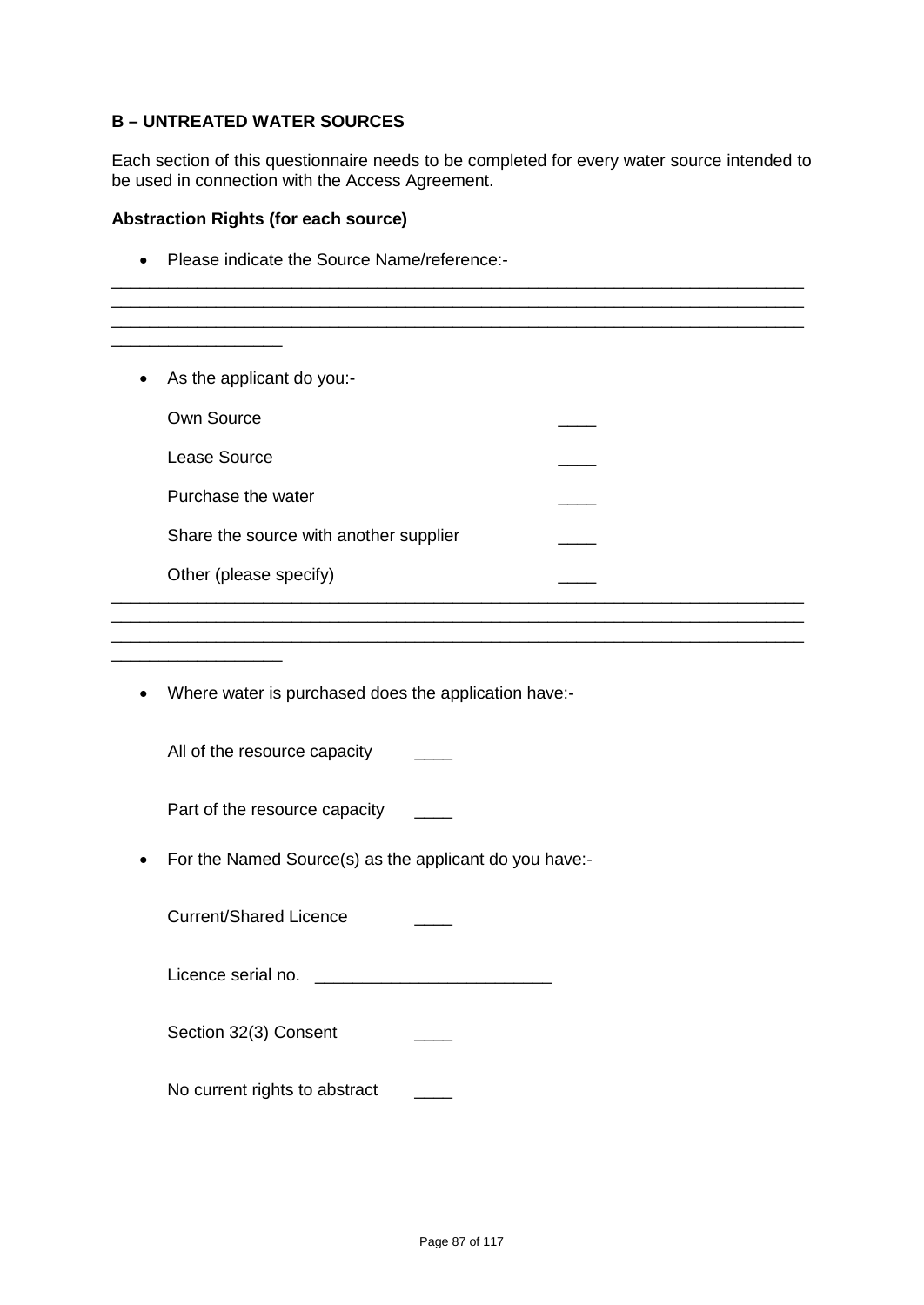**B – UNTREATED WATER SOURCES**

Each section of this questionnaire needs to be completed for every water source intended to be used in connection with the Access Agreement.

**Abstraction Rights (for each source)**

- Please indicate the Source Name/reference:-

________________________________________________________________________
________________________________________________________________________
________________________________________________________________________
__________________

- As the applicant do you:-

  Own Source ____

  Lease Source ____

  Purchase the water ____

  Share the source with another supplier ____

  Other (please specify) ____

________________________________________________________________________
________________________________________________________________________
________________________________________________________________________
__________________

- Where water is purchased does the application have:-

  All of the resource capacity ____

  Part of the resource capacity ____

- For the Named Source(s) as the applicant do you have:-

  Current/Shared Licence ____

  Licence serial no. _________________________

  Section 32(3) Consent ____

  No current rights to abstract ____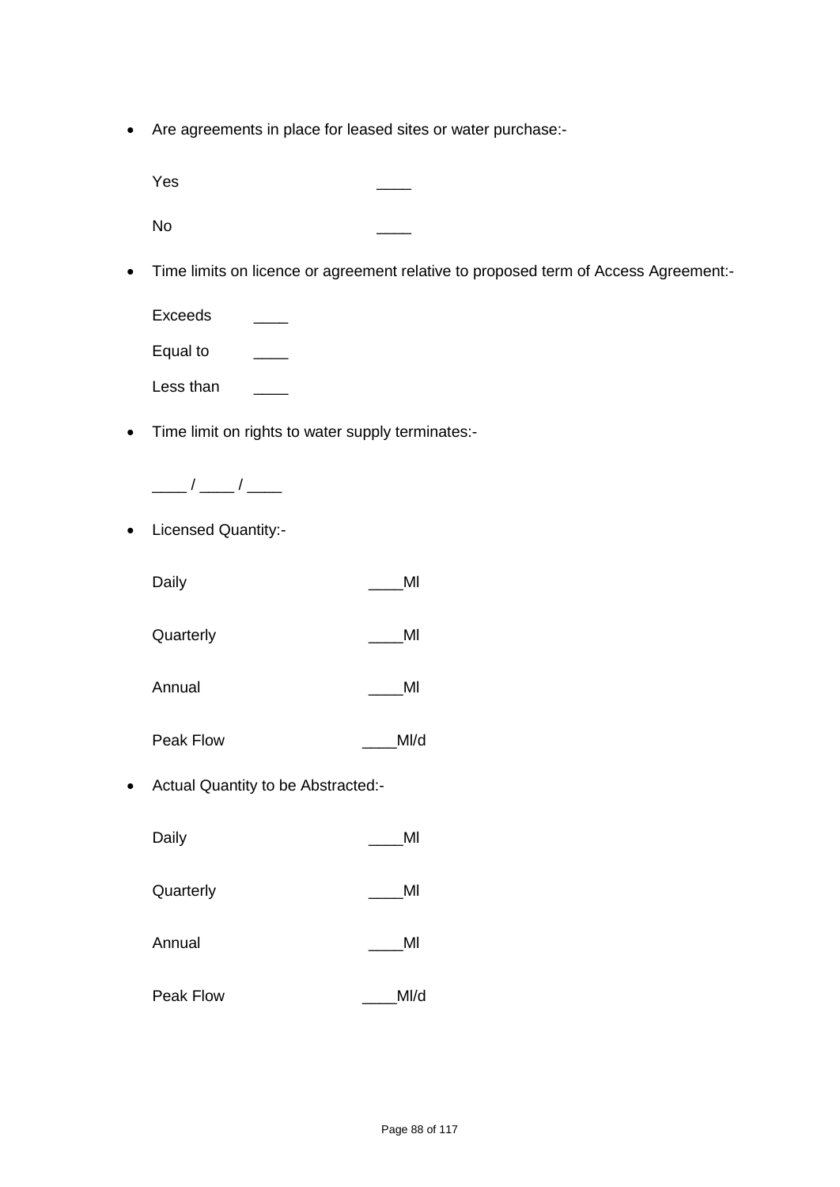- Are agreements in place for leased sites or water purchase:-

  Yes ____

  No ____

- Time limits on licence or agreement relative to proposed term of Access Agreement:-

  Exceeds ____

  Equal to ____

  Less than ____

- Time limit on rights to water supply terminates:-

  ____ / ____ / ____

- Licensed Quantity:-

  Daily ____Ml

  Quarterly ____Ml

  Annual ____Ml

  Peak Flow ____Ml/d

- Actual Quantity to be Abstracted:-

  Daily ____Ml

  Quarterly ____Ml

  Annual ____Ml

  Peak Flow ____Ml/d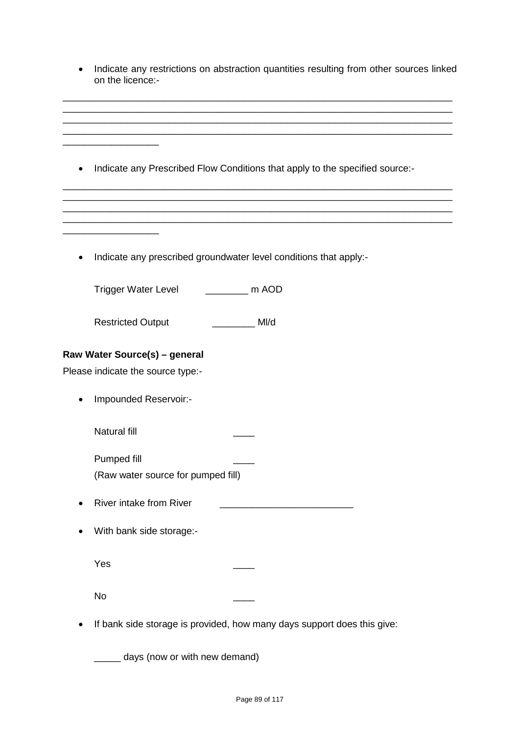- Indicate any restrictions on abstraction quantities resulting from other sources linked on the licence:-

________________________________________________________________________
________________________________________________________________________
________________________________________________________________________
________________________________________________________________________
__________________

- Indicate any Prescribed Flow Conditions that apply to the specified source:-

________________________________________________________________________
________________________________________________________________________
________________________________________________________________________
________________________________________________________________________
__________________

- Indicate any prescribed groundwater level conditions that apply:-

  Trigger Water Level ________ m AOD

  Restricted Output ________ Ml/d

**Raw Water Source(s) – general**

Please indicate the source type:-

- Impounded Reservoir:-

  Natural fill ____

  Pumped fill ____
  (Raw water source for pumped fill)

- River intake from River ________________________

- With bank side storage:-

  Yes ____

  No ____

- If bank side storage is provided, how many days support does this give:

  _____ days (now or with new demand)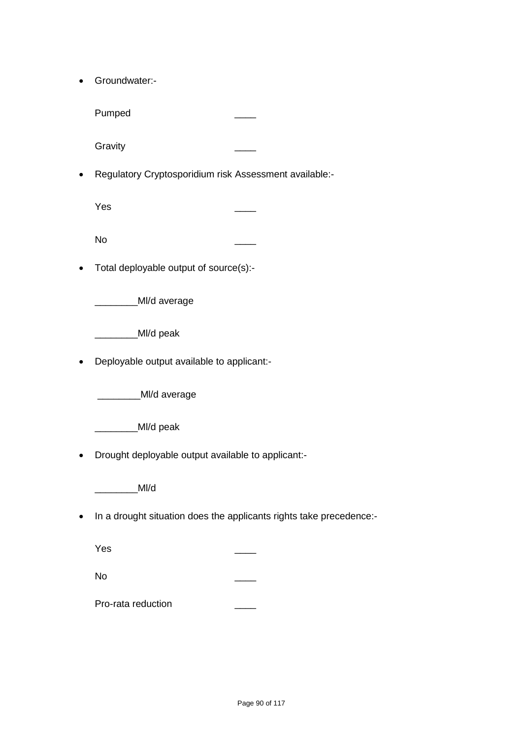- Groundwater:-

  Pumped ____

  Gravity ____

- Regulatory Cryptosporidium risk Assessment available:-

  Yes ____

  No ____

- Total deployable output of source(s):-

  ________Ml/d average

  ________Ml/d peak

- Deployable output available to applicant:-

  ________Ml/d average

  ________Ml/d peak

- Drought deployable output available to applicant:-

  ________Ml/d

- In a drought situation does the applicants rights take precedence:-

  Yes ____

  No ____

  Pro-rata reduction ____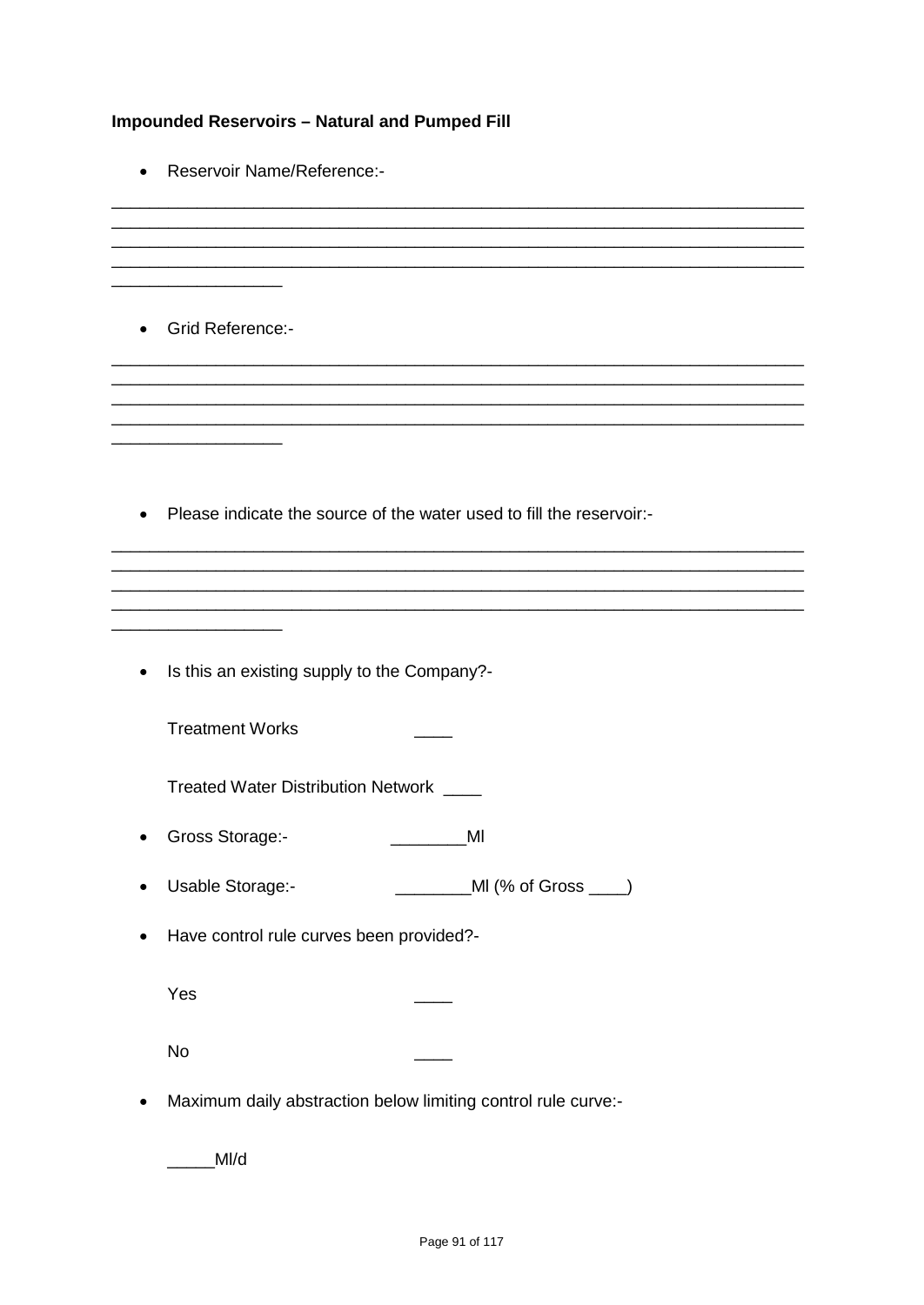**Impounded Reservoirs – Natural and Pumped Fill**

- Reservoir Name/Reference:-

________________________________________________________________________
________________________________________________________________________
________________________________________________________________________
________________________________________________________________________
__________________

- Grid Reference:-

________________________________________________________________________
________________________________________________________________________
________________________________________________________________________
________________________________________________________________________
__________________

- Please indicate the source of the water used to fill the reservoir:-

________________________________________________________________________
________________________________________________________________________
________________________________________________________________________
________________________________________________________________________
__________________

- Is this an existing supply to the Company?-

  Treatment Works ____

  Treated Water Distribution Network ____

- Gross Storage:- ________Ml
- Usable Storage:- ________Ml (% of Gross ____)
- Have control rule curves been provided?-

  Yes ____

  No ____

- Maximum daily abstraction below limiting control rule curve:-

  _____Ml/d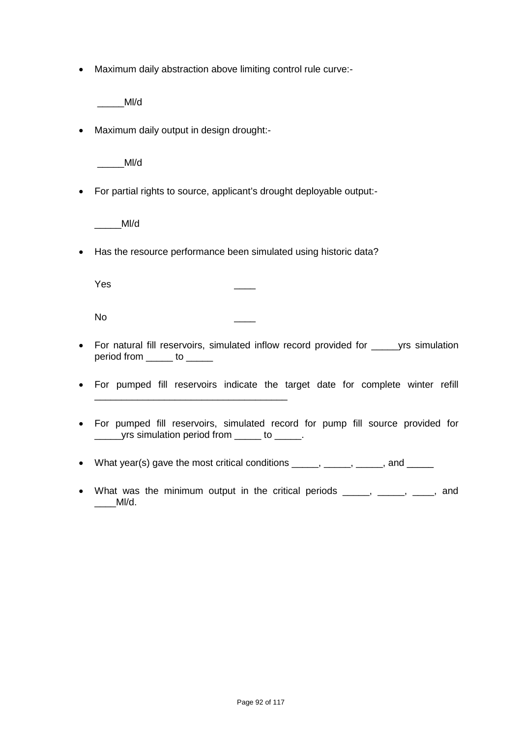- Maximum daily abstraction above limiting control rule curve:-

  _____Ml/d

- Maximum daily output in design drought:-

  _____Ml/d

- For partial rights to source, applicant's drought deployable output:-

  _____Ml/d

- Has the resource performance been simulated using historic data?

  Yes ____

  No ____

- For natural fill reservoirs, simulated inflow record provided for _____yrs simulation period from _____ to _____

- For pumped fill reservoirs indicate the target date for complete winter refill ___________________________________

- For pumped fill reservoirs, simulated record for pump fill source provided for _____yrs simulation period from _____ to _____.

- What year(s) gave the most critical conditions _____, _____, _____, and _____

- What was the minimum output in the critical periods _____, _____, ____, and ____Ml/d.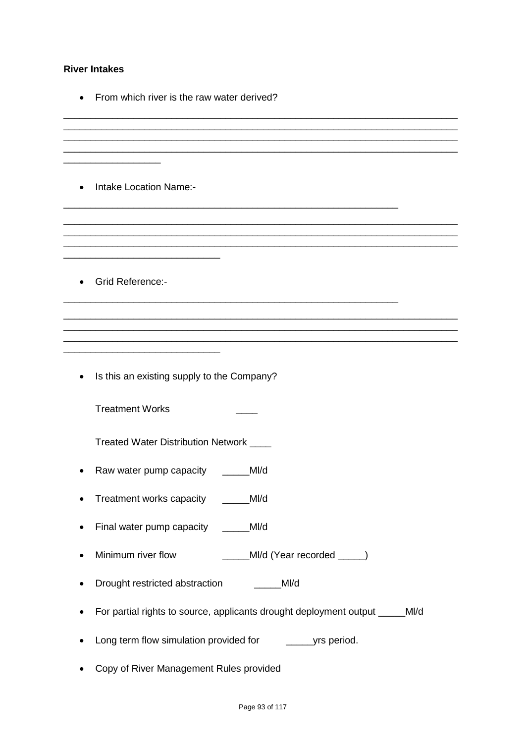**River Intakes**

- From which river is the raw water derived?

________________________________________________________________________
________________________________________________________________________
________________________________________________________________________
________________________________________________________________________
________________

- Intake Location Name:-

_____________________________________________________________
________________________________________________________________________
________________________________________________________________________
________________________________________________________________________
__________________________

- Grid Reference:-

_____________________________________________________________
________________________________________________________________________
________________________________________________________________________
________________________________________________________________________
__________________________

- Is this an existing supply to the Company?

  Treatment Works ____

  Treated Water Distribution Network ____

- Raw water pump capacity _____Ml/d
- Treatment works capacity _____Ml/d
- Final water pump capacity _____Ml/d
- Minimum river flow _____Ml/d (Year recorded _____)
- Drought restricted abstraction _____Ml/d
- For partial rights to source, applicants drought deployment output _____Ml/d
- Long term flow simulation provided for _____yrs period.
- Copy of River Management Rules provided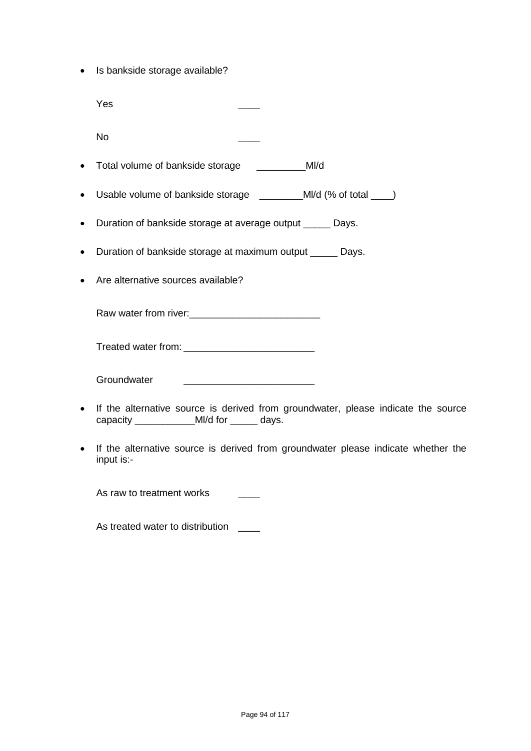- Is bankside storage available?

  Yes ____

  No ____

- Total volume of bankside storage _________Ml/d

- Usable volume of bankside storage ________Ml/d (% of total ____)

- Duration of bankside storage at average output _____ Days.

- Duration of bankside storage at maximum output _____ Days.

- Are alternative sources available?

  Raw water from river:________________________

  Treated water from: ________________________

  Groundwater ________________________

- If the alternative source is derived from groundwater, please indicate the source capacity ___________Ml/d for _____ days.

- If the alternative source is derived from groundwater please indicate whether the input is:-

  As raw to treatment works ____

  As treated water to distribution ____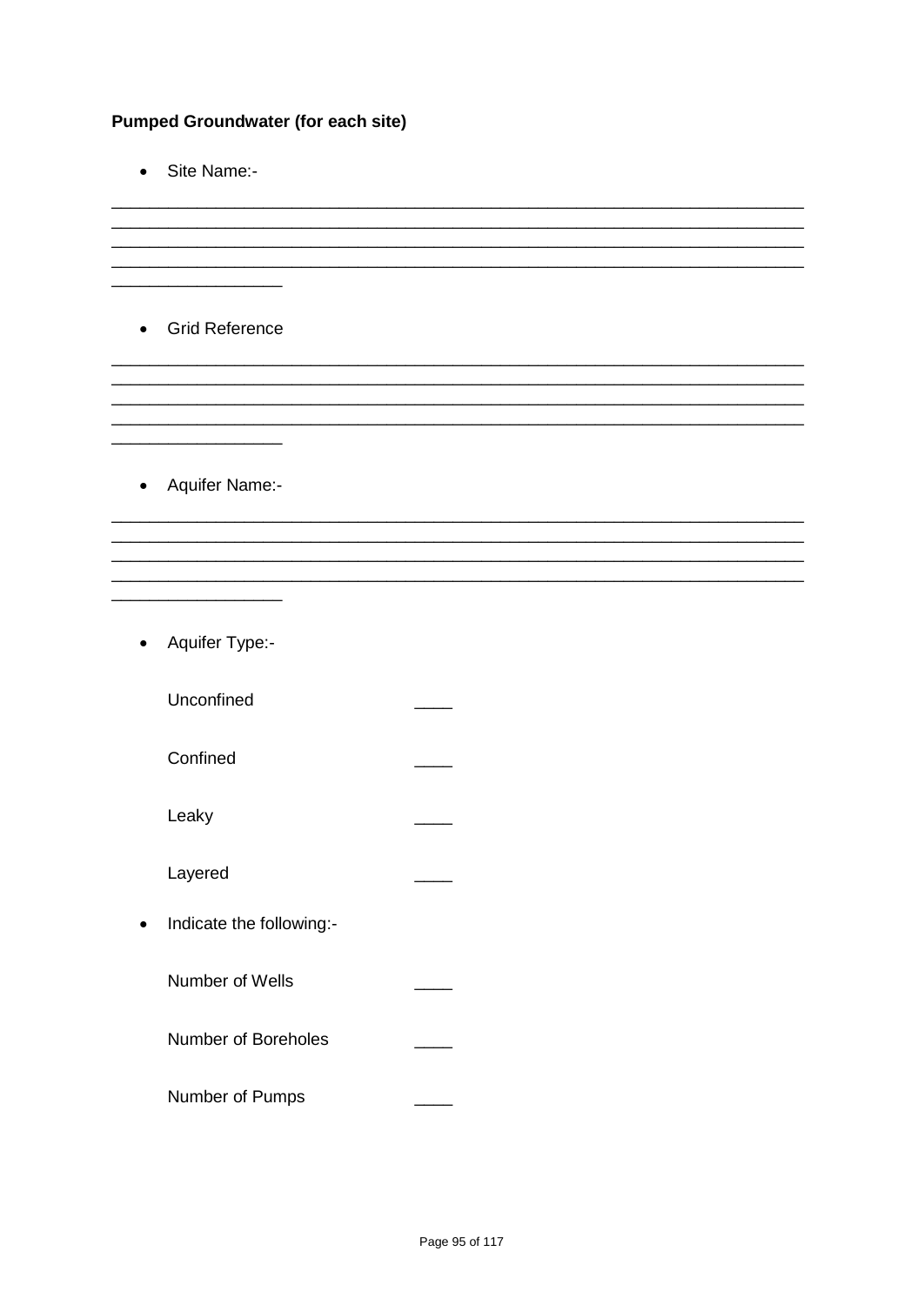**Pumped Groundwater (for each site)**

- Site Name:-

________________________________________________________________________
________________________________________________________________________
________________________________________________________________________
________________________________________________________________________
__________________

- Grid Reference

________________________________________________________________________
________________________________________________________________________
________________________________________________________________________
________________________________________________________________________
__________________

- Aquifer Name:-

________________________________________________________________________
________________________________________________________________________
________________________________________________________________________
________________________________________________________________________
__________________

- Aquifer Type:-

  Unconfined ____

  Confined ____

  Leaky ____

  Layered ____

- Indicate the following:-

  Number of Wells ____

  Number of Boreholes ____

  Number of Pumps ____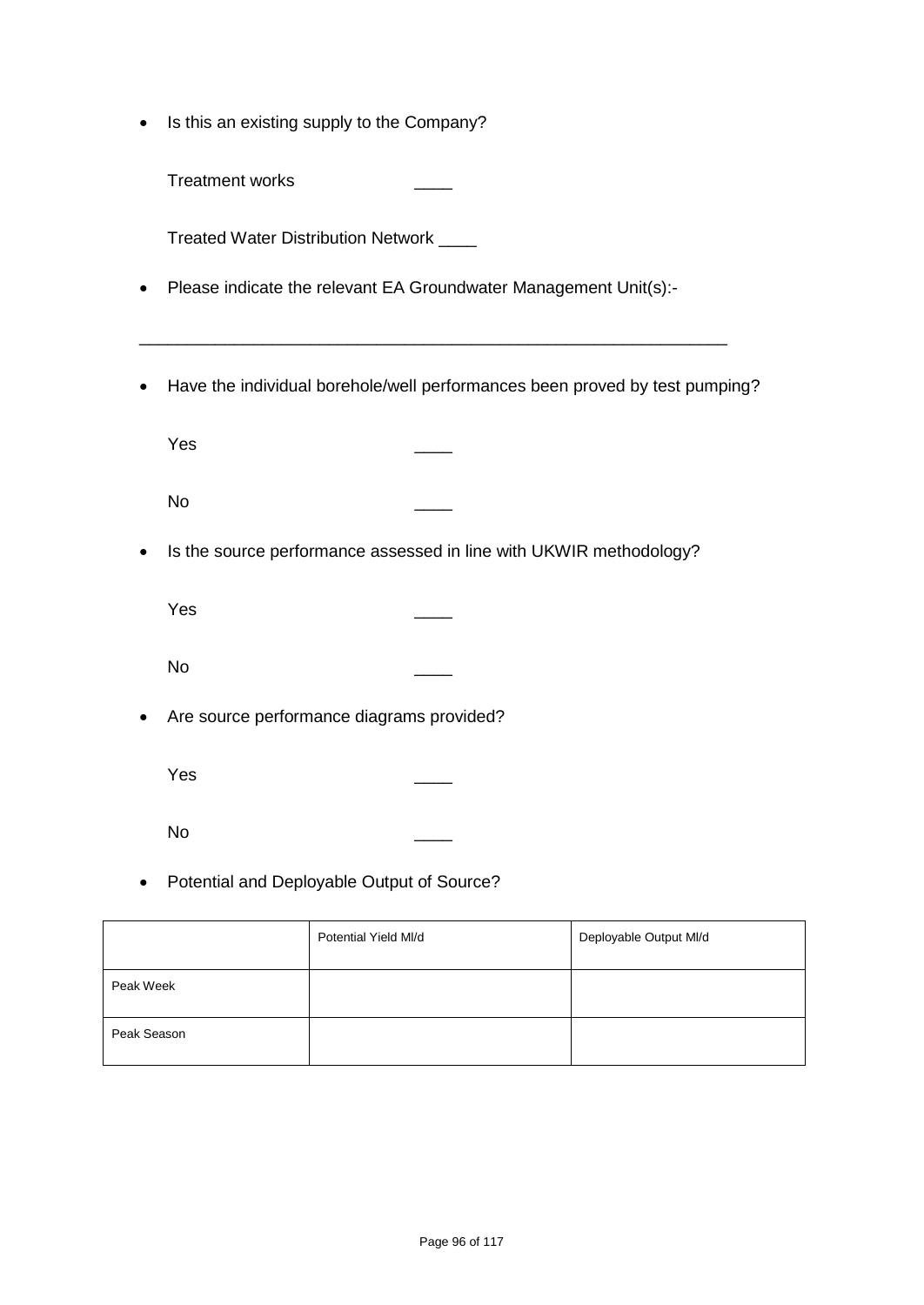- Is this an existing supply to the Company?

  Treatment works ____

  Treated Water Distribution Network ____

- Please indicate the relevant EA Groundwater Management Unit(s):-

______________________________________________________________

- Have the individual borehole/well performances been proved by test pumping?

  Yes ____

  No ____

- Is the source performance assessed in line with UKWIR methodology?

  Yes ____

  No ____

- Are source performance diagrams provided?

  Yes ____

  No ____

- Potential and Deployable Output of Source?

| | Potential Yield Ml/d | Deployable Output Ml/d |
|---|---|---|
| Peak Week | | |
| Peak Season | | |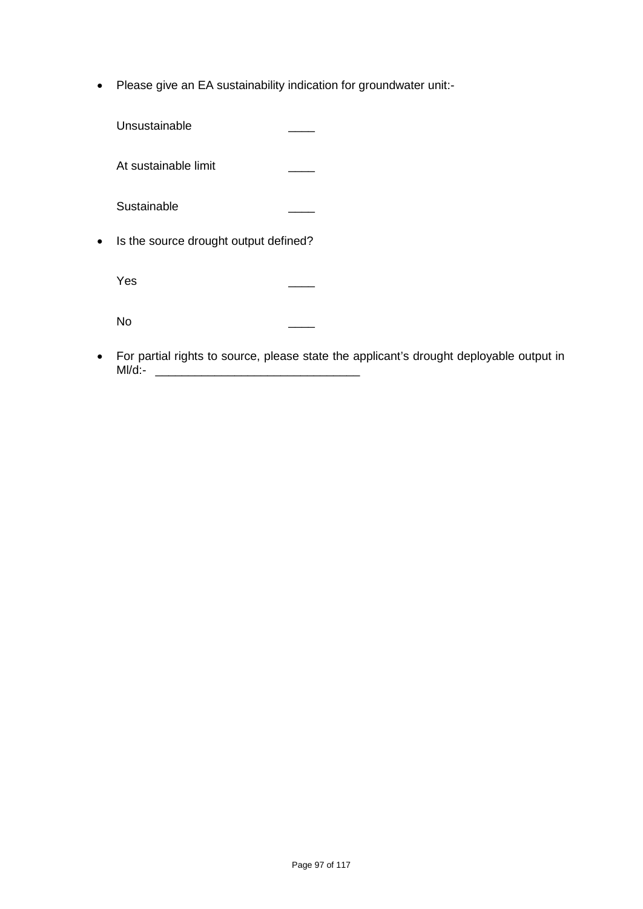- Please give an EA sustainability indication for groundwater unit:-

  Unsustainable ____

  At sustainable limit ____

  Sustainable ____

- Is the source drought output defined?

  Yes ____

  No ____

- For partial rights to source, please state the applicant's drought deployable output in Ml/d:- ______________________________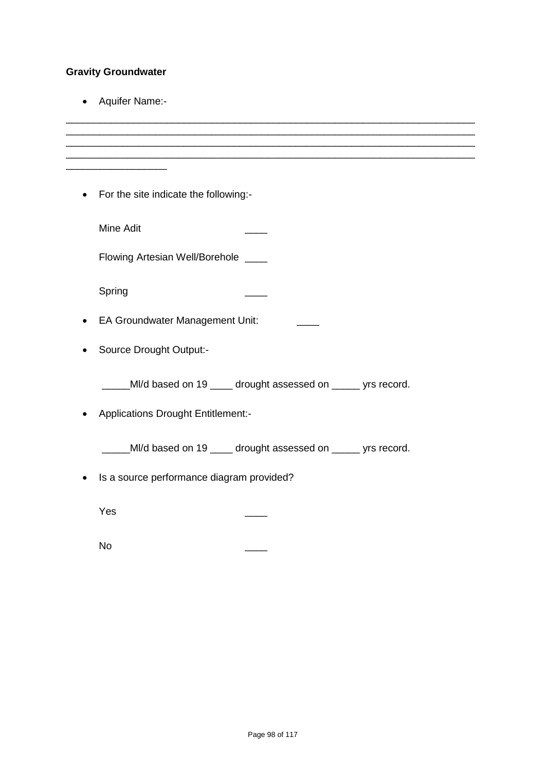**Gravity Groundwater**

- Aquifer Name:-

____________________________________________________________________________
____________________________________________________________________________
____________________________________________________________________________
____________________________________________________________________________
__________________

- For the site indicate the following:-

  Mine Adit ____

  Flowing Artesian Well/Borehole ____

  Spring ____

- EA Groundwater Management Unit: ____

- Source Drought Output:-

  _____Ml/d based on 19 ____ drought assessed on _____ yrs record.

- Applications Drought Entitlement:-

  _____Ml/d based on 19 ____ drought assessed on _____ yrs record.

- Is a source performance diagram provided?

  Yes ____

  No ____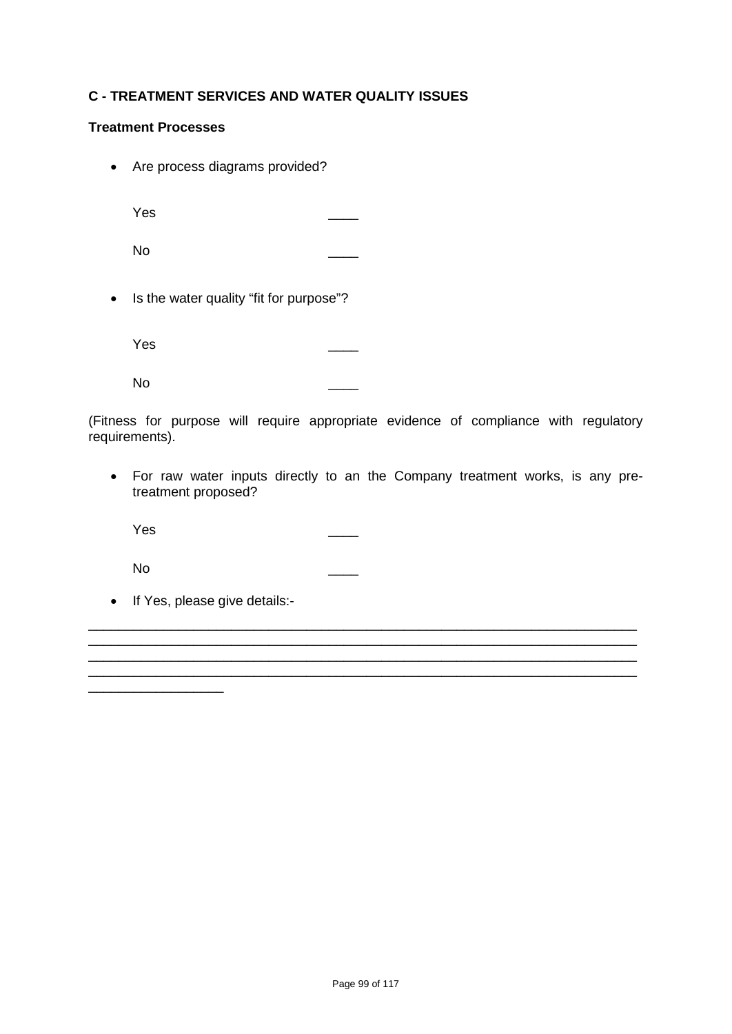**C - TREATMENT SERVICES AND WATER QUALITY ISSUES**

**Treatment Processes**

- Are process diagrams provided?

  Yes ____

  No ____

- Is the water quality “fit for purpose”?

  Yes ____

  No ____

(Fitness for purpose will require appropriate evidence of compliance with regulatory requirements).

- For raw water inputs directly to an the Company treatment works, is any pre-treatment proposed?

  Yes ____

  No ____

- If Yes, please give details:-

______________________________________________________________________________
______________________________________________________________________________
______________________________________________________________________________
______________________________________________________________________________
__________________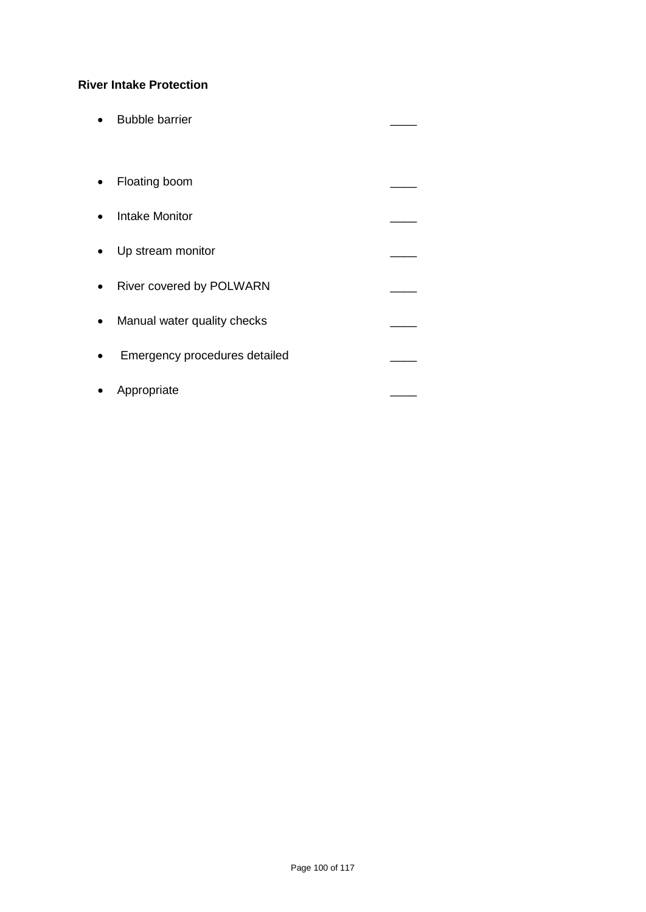**River Intake Protection**

- Bubble barrier ____
- Floating boom ____
- Intake Monitor ____
- Up stream monitor ____
- River covered by POLWARN ____
- Manual water quality checks ____
- Emergency procedures detailed ____
- Appropriate ____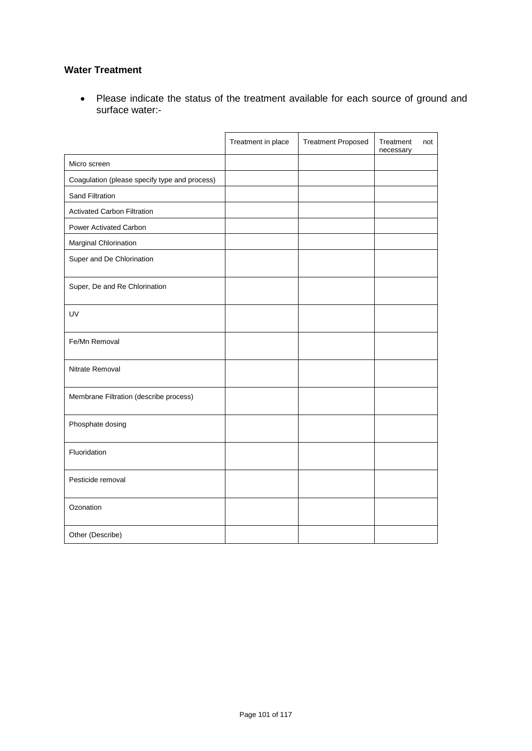### Water Treatment

- Please indicate the status of the treatment available for each source of ground and surface water:-

| | Treatment in place | Treatment Proposed | Treatment not necessary |
|---|---|---|---|
| Micro screen | | | |
| Coagulation (please specify type and process) | | | |
| Sand Filtration | | | |
| Activated Carbon Filtration | | | |
| Power Activated Carbon | | | |
| Marginal Chlorination | | | |
| Super and De Chlorination | | | |
| Super, De and Re Chlorination | | | |
| UV | | | |
| Fe/Mn Removal | | | |
| Nitrate Removal | | | |
| Membrane Filtration (describe process) | | | |
| Phosphate dosing | | | |
| Fluoridation | | | |
| Pesticide removal | | | |
| Ozonation | | | |
| Other (Describe) | | | |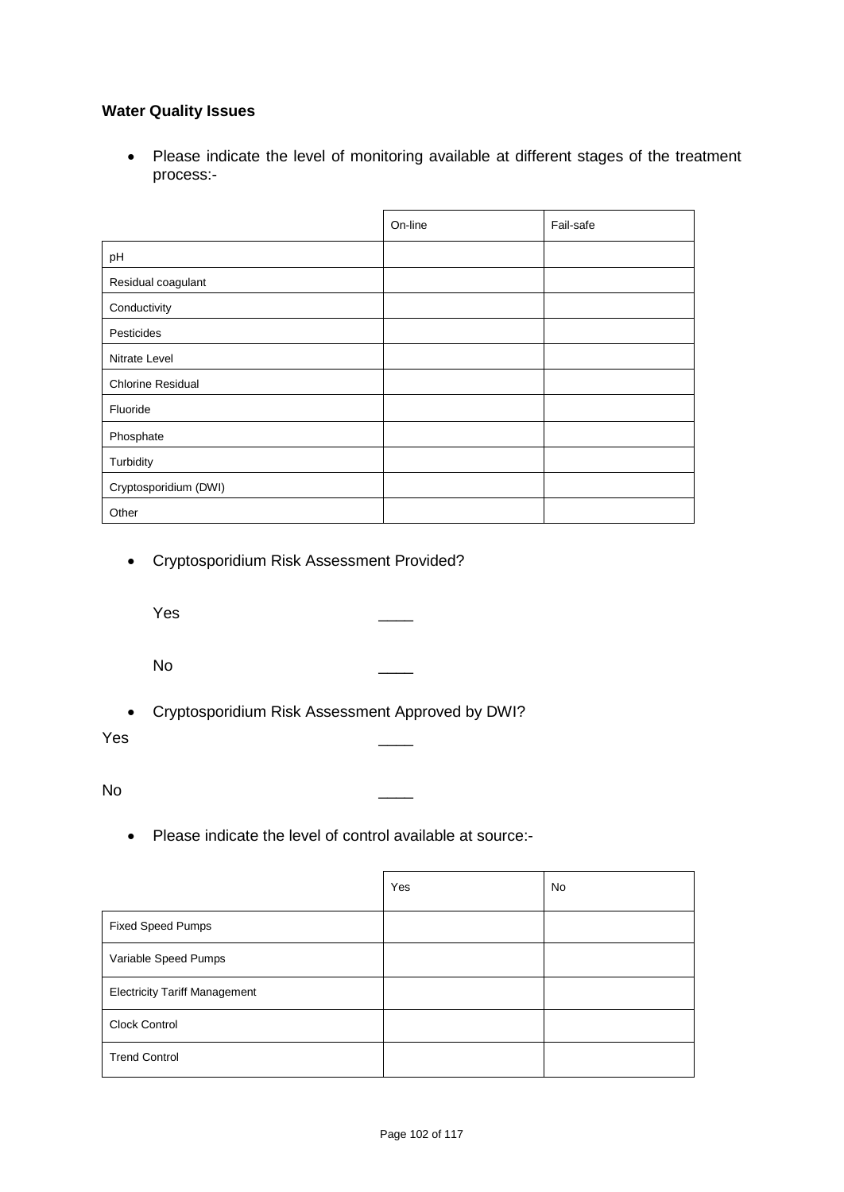**Water Quality Issues**

- Please indicate the level of monitoring available at different stages of the treatment process:-

| | On-line | Fail-safe |
|---|---|---|
| pH | | |
| Residual coagulant | | |
| Conductivity | | |
| Pesticides | | |
| Nitrate Level | | |
| Chlorine Residual | | |
| Fluoride | | |
| Phosphate | | |
| Turbidity | | |
| Cryptosporidium (DWI) | | |
| Other | | |

- Cryptosporidium Risk Assessment Provided?

  Yes ____

  No ____

- Cryptosporidium Risk Assessment Approved by DWI?

Yes ____

No ____

- Please indicate the level of control available at source:-

| | Yes | No |
|---|---|---|
| Fixed Speed Pumps | | |
| Variable Speed Pumps | | |
| Electricity Tariff Management | | |
| Clock Control | | |
| Trend Control | | |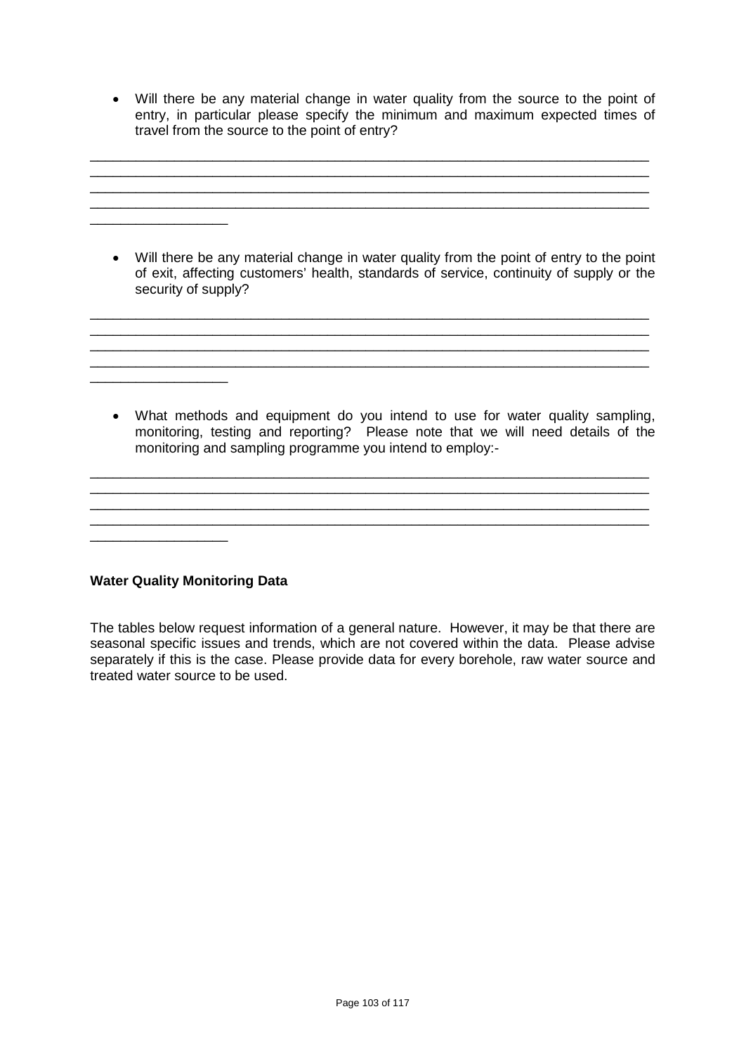- Will there be any material change in water quality from the source to the point of entry, in particular please specify the minimum and maximum expected times of travel from the source to the point of entry?

_____________________________________________________________________________
_____________________________________________________________________________
_____________________________________________________________________________
_____________________________________________________________________________
__________________

- Will there be any material change in water quality from the point of entry to the point of exit, affecting customers' health, standards of service, continuity of supply or the security of supply?

_____________________________________________________________________________
_____________________________________________________________________________
_____________________________________________________________________________
_____________________________________________________________________________
__________________

- What methods and equipment do you intend to use for water quality sampling, monitoring, testing and reporting? Please note that we will need details of the monitoring and sampling programme you intend to employ:-

_____________________________________________________________________________
_____________________________________________________________________________
_____________________________________________________________________________
_____________________________________________________________________________
__________________

**Water Quality Monitoring Data**

The tables below request information of a general nature. However, it may be that there are seasonal specific issues and trends, which are not covered within the data. Please advise separately if this is the case. Please provide data for every borehole, raw water source and treated water source to be used.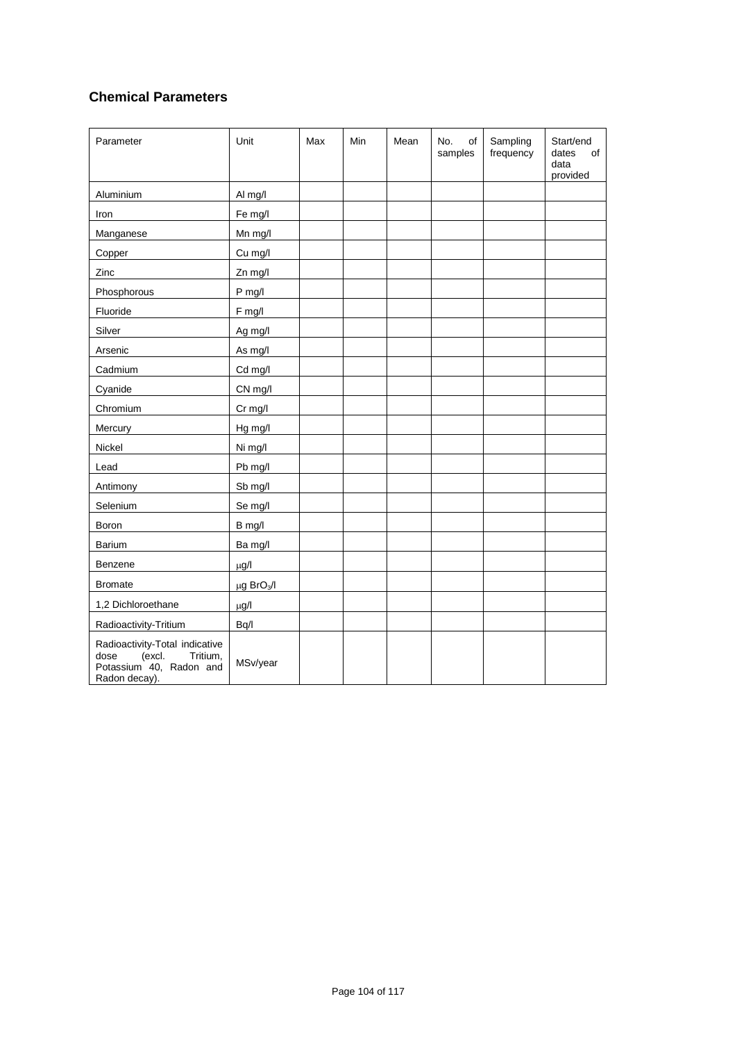## Chemical Parameters

| Parameter | Unit | Max | Min | Mean | No. of samples | Sampling frequency | Start/end dates of data provided |
|---|---|---|---|---|---|---|---|
| Aluminium | Al mg/l | | | | | | |
| Iron | Fe mg/l | | | | | | |
| Manganese | Mn mg/l | | | | | | |
| Copper | Cu mg/l | | | | | | |
| Zinc | Zn mg/l | | | | | | |
| Phosphorous | P mg/l | | | | | | |
| Fluoride | F mg/l | | | | | | |
| Silver | Ag mg/l | | | | | | |
| Arsenic | As mg/l | | | | | | |
| Cadmium | Cd mg/l | | | | | | |
| Cyanide | CN mg/l | | | | | | |
| Chromium | Cr mg/l | | | | | | |
| Mercury | Hg mg/l | | | | | | |
| Nickel | Ni mg/l | | | | | | |
| Lead | Pb mg/l | | | | | | |
| Antimony | Sb mg/l | | | | | | |
| Selenium | Se mg/l | | | | | | |
| Boron | B mg/l | | | | | | |
| Barium | Ba mg/l | | | | | | |
| Benzene | $\mu$g/l | | | | | | |
| Bromate | $\mu$g $BrO_3$/l | | | | | | |
| 1,2 Dichloroethane | $\mu$g/l | | | | | | |
| Radioactivity-Tritium | Bq/l | | | | | | |
| Radioactivity-Total indicative dose (excl. Tritium, Potassium 40, Radon and Radon decay). | MSv/year | | | | | | |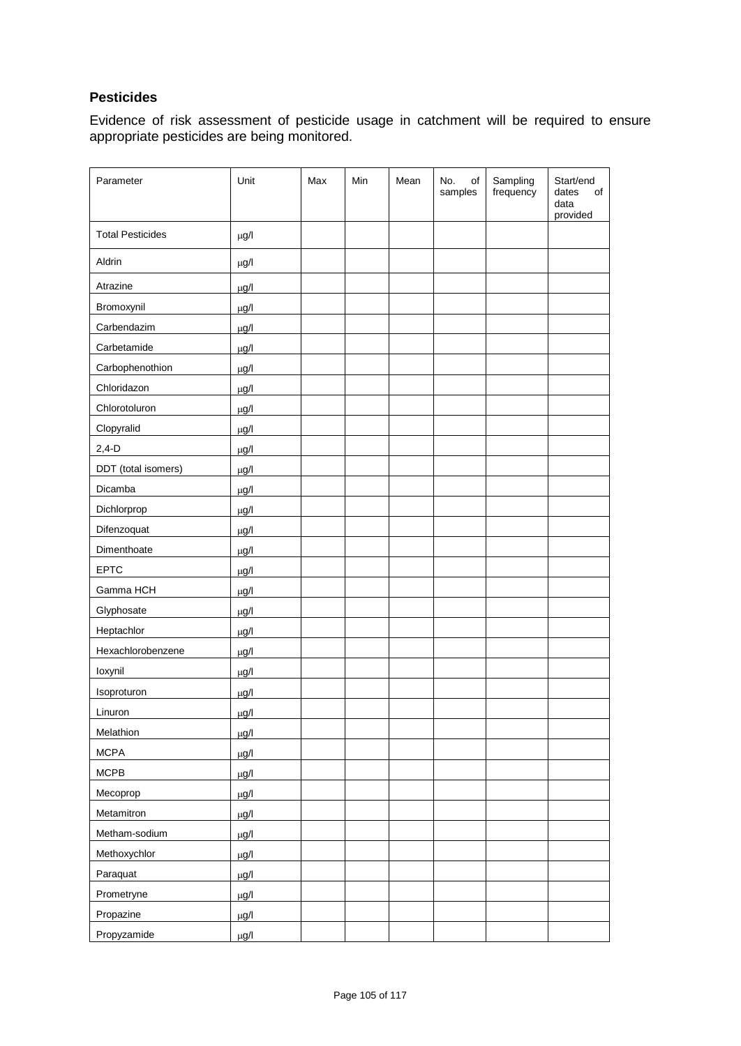## Pesticides

Evidence of risk assessment of pesticide usage in catchment will be required to ensure appropriate pesticides are being monitored.

| Parameter | Unit | Max | Min | Mean | No. of samples | Sampling frequency | Start/end dates of data provided |
|---|---|---|---|---|---|---|---|
| Total Pesticides | μg/l | | | | | | |
| Aldrin | μg/l | | | | | | |
| Atrazine | μg/l | | | | | | |
| Bromoxynil | μg/l | | | | | | |
| Carbendazim | μg/l | | | | | | |
| Carbetamide | μg/l | | | | | | |
| Carbophenothion | μg/l | | | | | | |
| Chloridazon | μg/l | | | | | | |
| Chlorotoluron | μg/l | | | | | | |
| Clopyralid | μg/l | | | | | | |
| 2,4-D | μg/l | | | | | | |
| DDT (total isomers) | μg/l | | | | | | |
| Dicamba | μg/l | | | | | | |
| Dichlorprop | μg/l | | | | | | |
| Difenzoquat | μg/l | | | | | | |
| Dimenthoate | μg/l | | | | | | |
| EPTC | μg/l | | | | | | |
| Gamma HCH | μg/l | | | | | | |
| Glyphosate | μg/l | | | | | | |
| Heptachlor | μg/l | | | | | | |
| Hexachlorobenzene | μg/l | | | | | | |
| Ioxynil | μg/l | | | | | | |
| Isoproturon | μg/l | | | | | | |
| Linuron | μg/l | | | | | | |
| Melathion | μg/l | | | | | | |
| MCPA | μg/l | | | | | | |
| MCPB | μg/l | | | | | | |
| Mecoprop | μg/l | | | | | | |
| Metamitron | μg/l | | | | | | |
| Metham-sodium | μg/l | | | | | | |
| Methoxychlor | μg/l | | | | | | |
| Paraquat | μg/l | | | | | | |
| Prometryne | μg/l | | | | | | |
| Propazine | μg/l | | | | | | |
| Propyzamide | μg/l | | | | | | |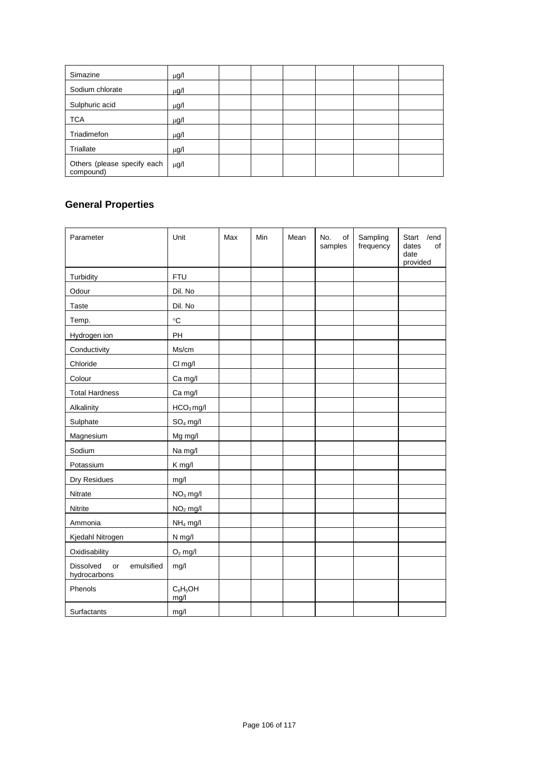| Simazine | $\mu$g/l | | | | | | |
|---|---|---|---|---|---|---|---|
| Sodium chlorate | $\mu$g/l | | | | | | |
| Sulphuric acid | $\mu$g/l | | | | | | |
| TCA | $\mu$g/l | | | | | | |
| Triadimefon | $\mu$g/l | | | | | | |
| Triallate | $\mu$g/l | | | | | | |
| Others (please specify each compound) | $\mu$g/l | | | | | | |

## General Properties

| Parameter | Unit | Max | Min | Mean | No. of samples | Sampling frequency | Start /end dates of date provided |
|---|---|---|---|---|---|---|---|
| Turbidity | FTU | | | | | | |
| Odour | Dil. No | | | | | | |
| Taste | Dil. No | | | | | | |
| Temp. | °C | | | | | | |
| Hydrogen ion | PH | | | | | | |
| Conductivity | Ms/cm | | | | | | |
| Chloride | Cl mg/l | | | | | | |
| Colour | Ca mg/l | | | | | | |
| Total Hardness | Ca mg/l | | | | | | |
| Alkalinity | $HCO_3$ mg/l | | | | | | |
| Sulphate | $SO_4$ mg/l | | | | | | |
| Magnesium | Mg mg/l | | | | | | |
| Sodium | Na mg/l | | | | | | |
| Potassium | K mg/l | | | | | | |
| Dry Residues | mg/l | | | | | | |
| Nitrate | $NO_3$ mg/l | | | | | | |
| Nitrite | $NO_2$ mg/l | | | | | | |
| Ammonia | $NH_4$ mg/l | | | | | | |
| Kjedahl Nitrogen | N mg/l | | | | | | |
| Oxidisability | $O_2$ mg/l | | | | | | |
| Dissolved or emulsified hydrocarbons | mg/l | | | | | | |
| Phenols | $C_6H_5OH$ mg/l | | | | | | |
| Surfactants | mg/l | | | | | | |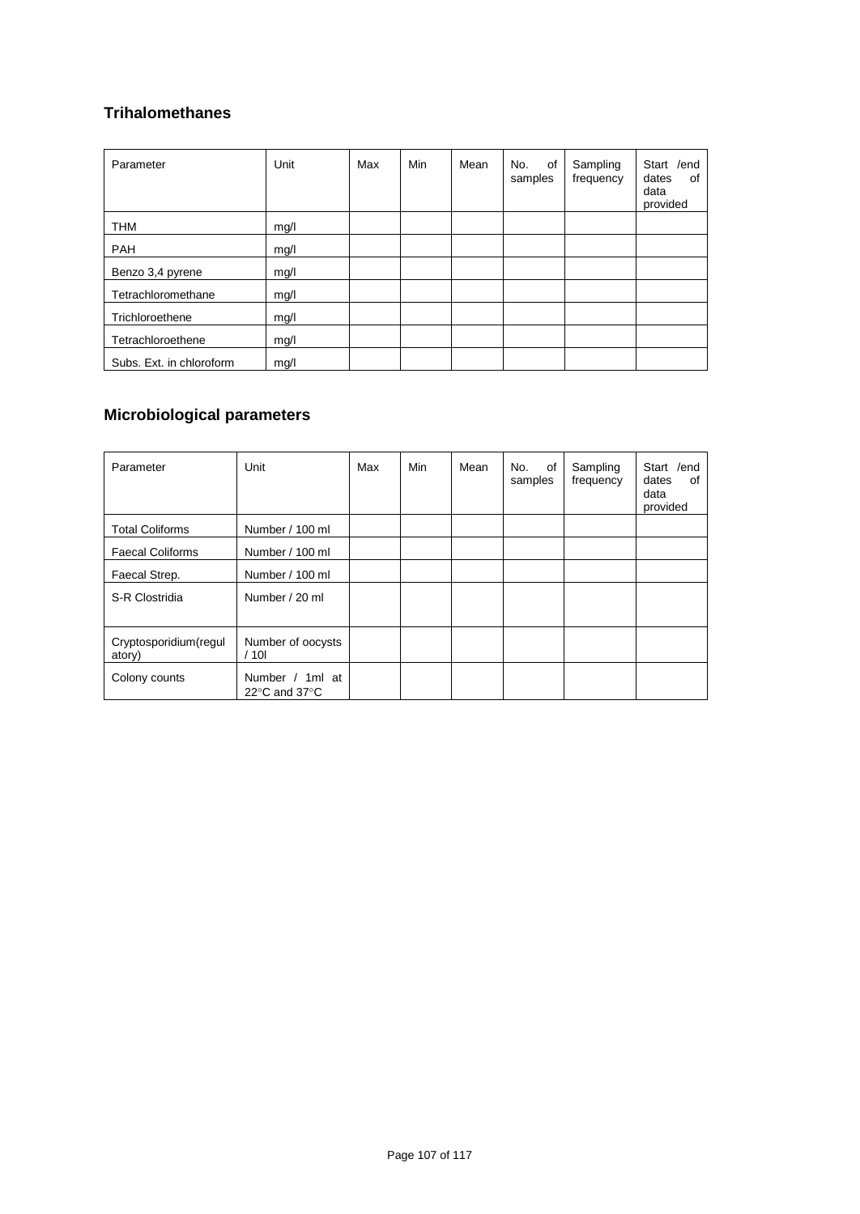## Trihalomethanes

| Parameter | Unit | Max | Min | Mean | No. of samples | Sampling frequency | Start /end dates of data provided |
|---|---|---|---|---|---|---|---|
| THM | mg/l | | | | | | |
| PAH | mg/l | | | | | | |
| Benzo 3,4 pyrene | mg/l | | | | | | |
| Tetrachloromethane | mg/l | | | | | | |
| Trichloroethene | mg/l | | | | | | |
| Tetrachloroethene | mg/l | | | | | | |
| Subs. Ext. in chloroform | mg/l | | | | | | |

## Microbiological parameters

| Parameter | Unit | Max | Min | Mean | No. of samples | Sampling frequency | Start /end dates of data provided |
|---|---|---|---|---|---|---|---|
| Total Coliforms | Number / 100 ml | | | | | | |
| Faecal Coliforms | Number / 100 ml | | | | | | |
| Faecal Strep. | Number / 100 ml | | | | | | |
| S-R Clostridia | Number / 20 ml | | | | | | |
| Cryptosporidium(regulatory) | Number of oocysts / 10l | | | | | | |
| Colony counts | Number / 1ml at 22°C and 37°C | | | | | | |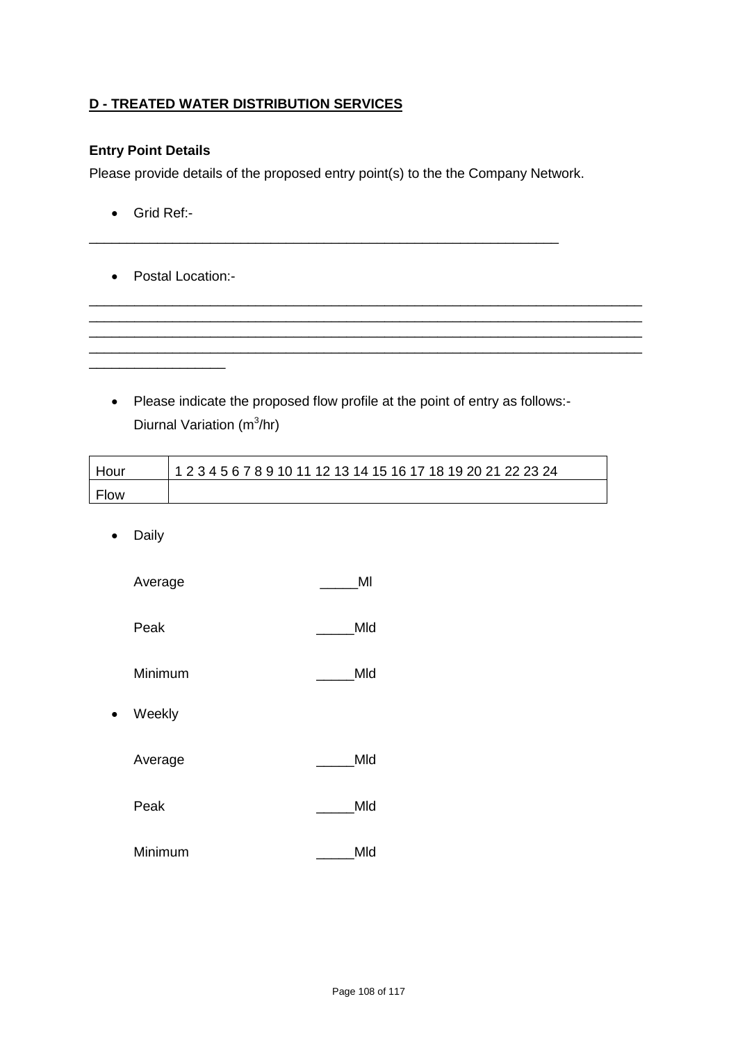**D - TREATED WATER DISTRIBUTION SERVICES**

**Entry Point Details**

Please provide details of the proposed entry point(s) to the the Company Network.

- Grid Ref:-

______________________________________________________________

- Postal Location:-

__________________________________________________________________________
__________________________________________________________________________
__________________________________________________________________________
__________________________________________________________________________
__________________

- Please indicate the proposed flow profile at the point of entry as follows:- Diurnal Variation ($m^3$/hr)

| Hour | 1 2 3 4 5 6 7 8 9 10 11 12 13 14 15 16 17 18 19 20 21 22 23 24 |
|---|---|
| Flow | |

- Daily

  Average _____Ml

  Peak _____Mld

  Minimum _____Mld

- Weekly

  Average _____Mld

  Peak _____Mld

  Minimum _____Mld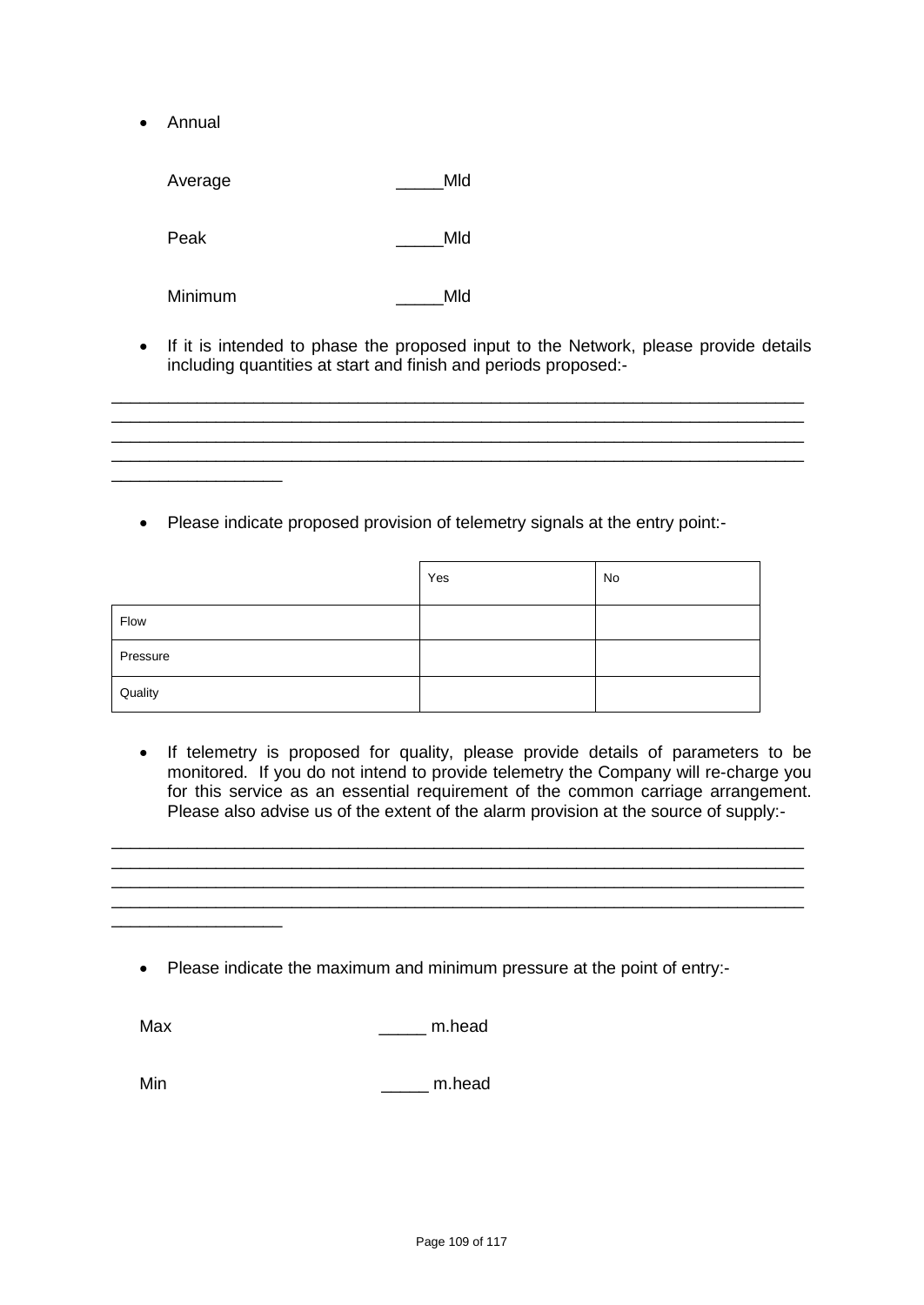- Annual

Average _____Mld

Peak _____Mld

Minimum _____Mld

- If it is intended to phase the proposed input to the Network, please provide details including quantities at start and finish and periods proposed:-

___________________________________________________________________________
___________________________________________________________________________
___________________________________________________________________________
___________________________________________________________________________
__________________

- Please indicate proposed provision of telemetry signals at the entry point:-

| | Yes | No |
|---|---|---|
| Flow | | |
| Pressure | | |
| Quality | | |

- If telemetry is proposed for quality, please provide details of parameters to be monitored. If you do not intend to provide telemetry the Company will re-charge you for this service as an essential requirement of the common carriage arrangement. Please also advise us of the extent of the alarm provision at the source of supply:-

___________________________________________________________________________
___________________________________________________________________________
___________________________________________________________________________
___________________________________________________________________________
__________________

- Please indicate the maximum and minimum pressure at the point of entry:-

Max _____ m.head

Min _____ m.head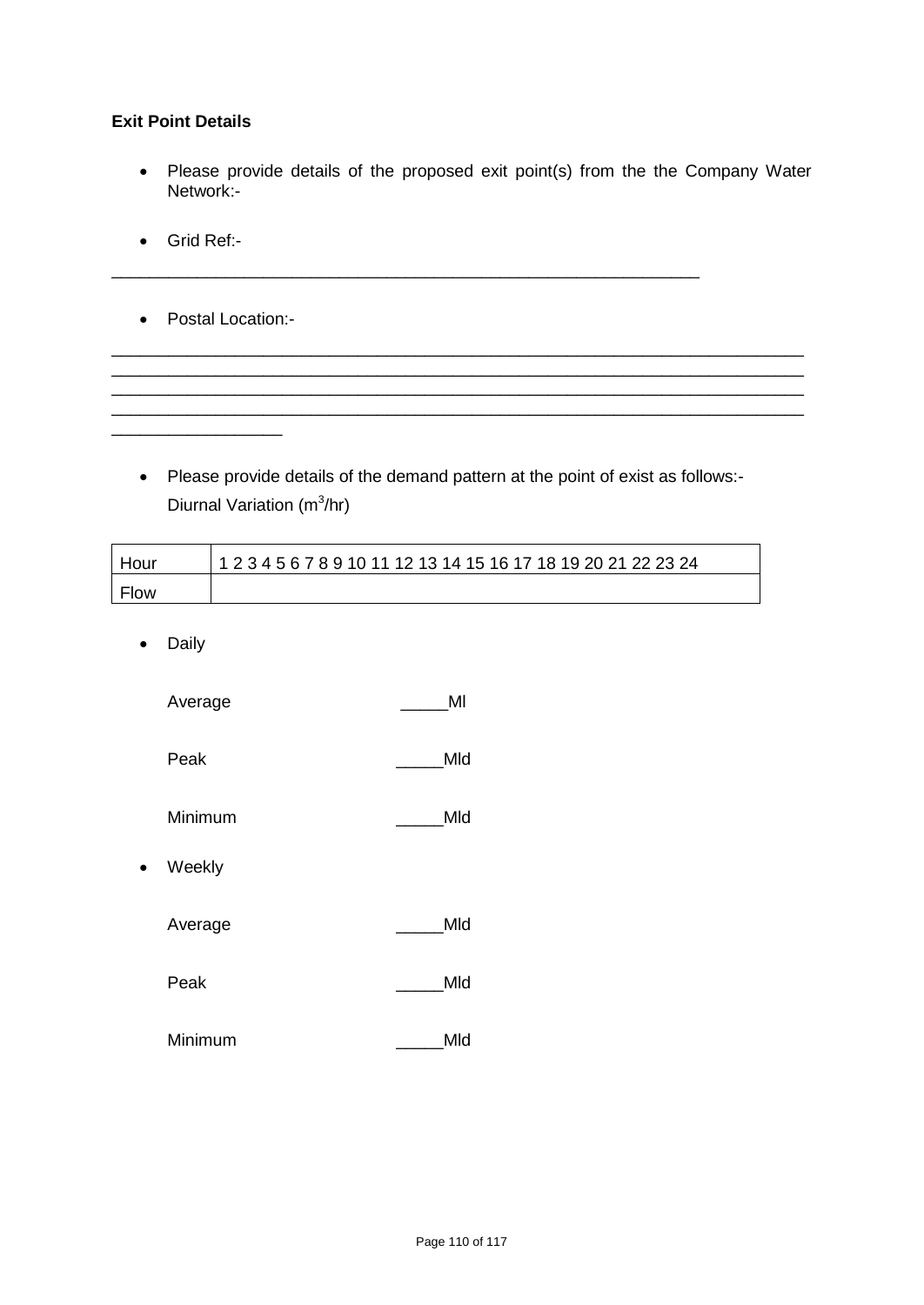**Exit Point Details**

- Please provide details of the proposed exit point(s) from the the Company Water Network:-

- Grid Ref:-

______________________________________________________________

- Postal Location:-

________________________________________________________________________
________________________________________________________________________
________________________________________________________________________
________________________________________________________________________
__________________

- Please provide details of the demand pattern at the point of exist as follows:-
  Diurnal Variation ($m^3$/hr)

| Hour | 1 2 3 4 5 6 7 8 9 10 11 12 13 14 15 16 17 18 19 20 21 22 23 24 |
|---|---|
| Flow | |

- Daily

  Average _____Ml

  Peak _____Mld

  Minimum _____Mld

- Weekly

  Average _____Mld

  Peak _____Mld

  Minimum _____Mld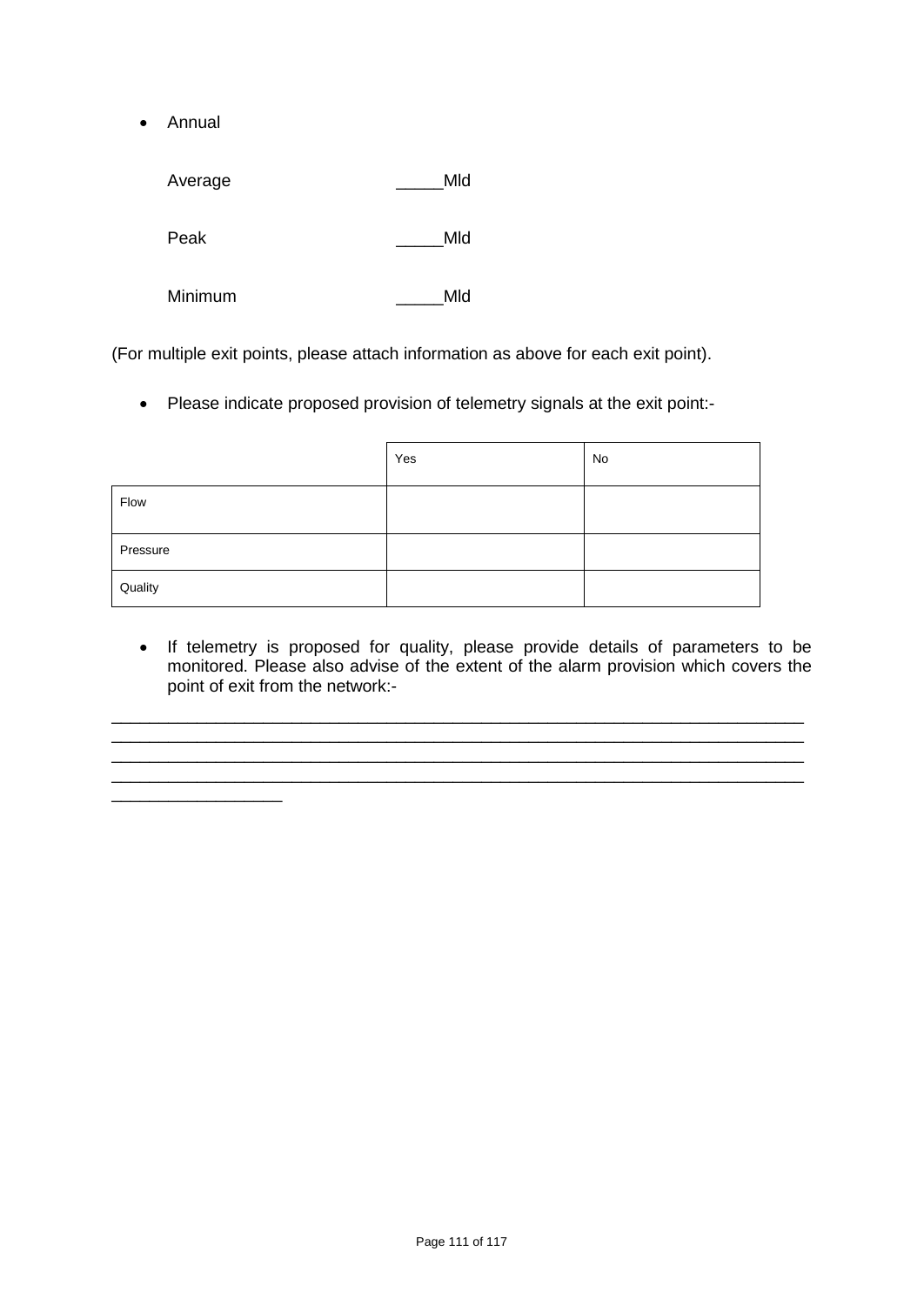- Annual

  Average _____Mld

  Peak _____Mld

  Minimum _____Mld

(For multiple exit points, please attach information as above for each exit point).

- Please indicate proposed provision of telemetry signals at the exit point:-

| | Yes | No |
|---|---|---|
| Flow | | |
| Pressure | | |
| Quality | | |

- If telemetry is proposed for quality, please provide details of parameters to be monitored. Please also advise of the extent of the alarm provision which covers the point of exit from the network:-

___________________________________________________________________________
___________________________________________________________________________
___________________________________________________________________________
___________________________________________________________________________
__________________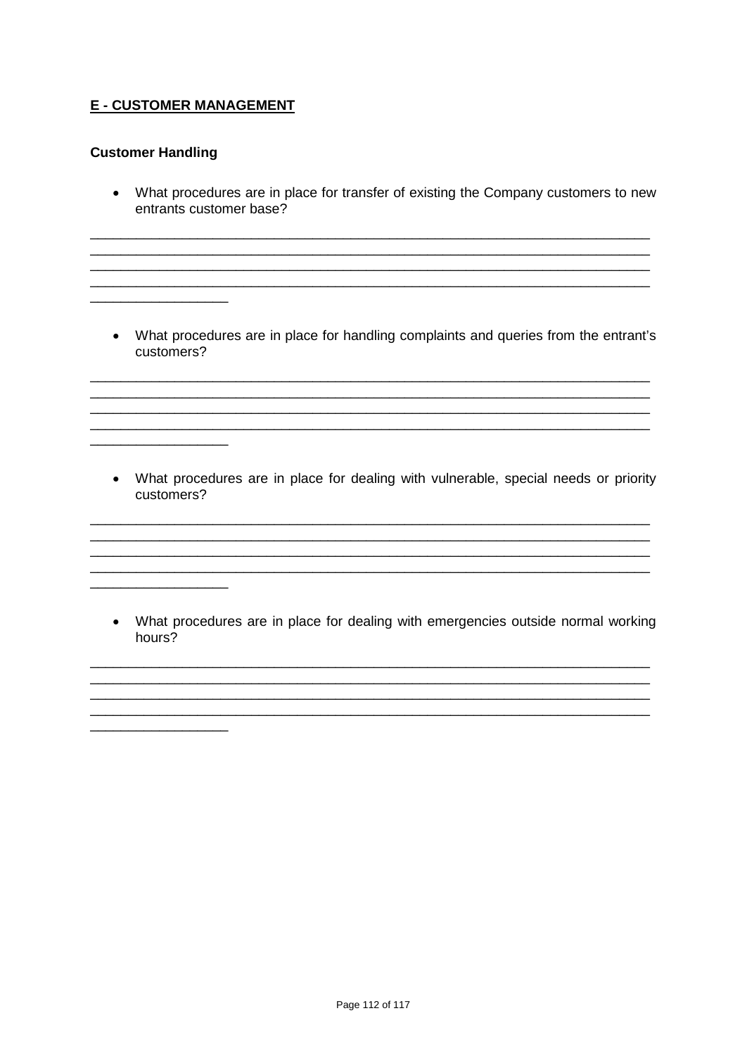**E - CUSTOMER MANAGEMENT**

**Customer Handling**

- What procedures are in place for transfer of existing the Company customers to new entrants customer base?

___________________________________________________________________________
___________________________________________________________________________
___________________________________________________________________________
___________________________________________________________________________
__________________

- What procedures are in place for handling complaints and queries from the entrant's customers?

___________________________________________________________________________
___________________________________________________________________________
___________________________________________________________________________
___________________________________________________________________________
__________________

- What procedures are in place for dealing with vulnerable, special needs or priority customers?

___________________________________________________________________________
___________________________________________________________________________
___________________________________________________________________________
___________________________________________________________________________
__________________

- What procedures are in place for dealing with emergencies outside normal working hours?

___________________________________________________________________________
___________________________________________________________________________
___________________________________________________________________________
___________________________________________________________________________
__________________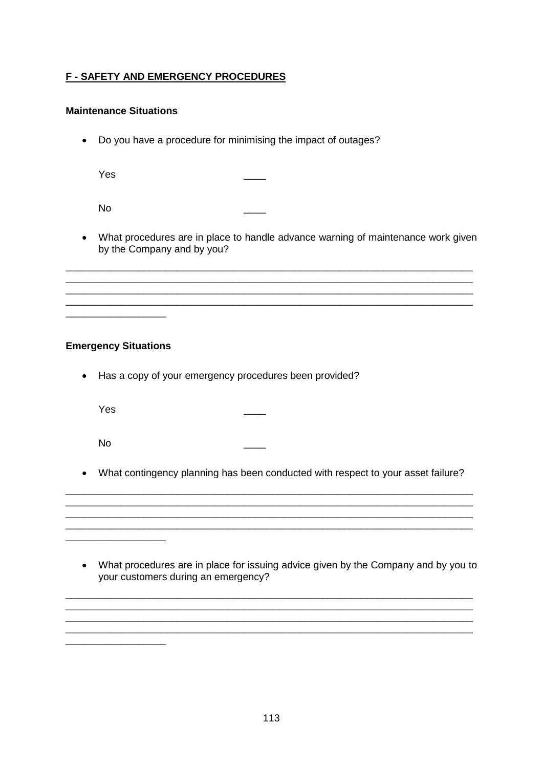**F - SAFETY AND EMERGENCY PROCEDURES**

**Maintenance Situations**

- Do you have a procedure for minimising the impact of outages?

  Yes ____

  No ____

- What procedures are in place to handle advance warning of maintenance work given by the Company and by you?

___________________________________________________________________________
___________________________________________________________________________
___________________________________________________________________________
___________________________________________________________________________
__________________

**Emergency Situations**

- Has a copy of your emergency procedures been provided?

  Yes ____

  No ____

- What contingency planning has been conducted with respect to your asset failure?

___________________________________________________________________________
___________________________________________________________________________
___________________________________________________________________________
___________________________________________________________________________
__________________

- What procedures are in place for issuing advice given by the Company and by you to your customers during an emergency?

___________________________________________________________________________
___________________________________________________________________________
___________________________________________________________________________
___________________________________________________________________________
__________________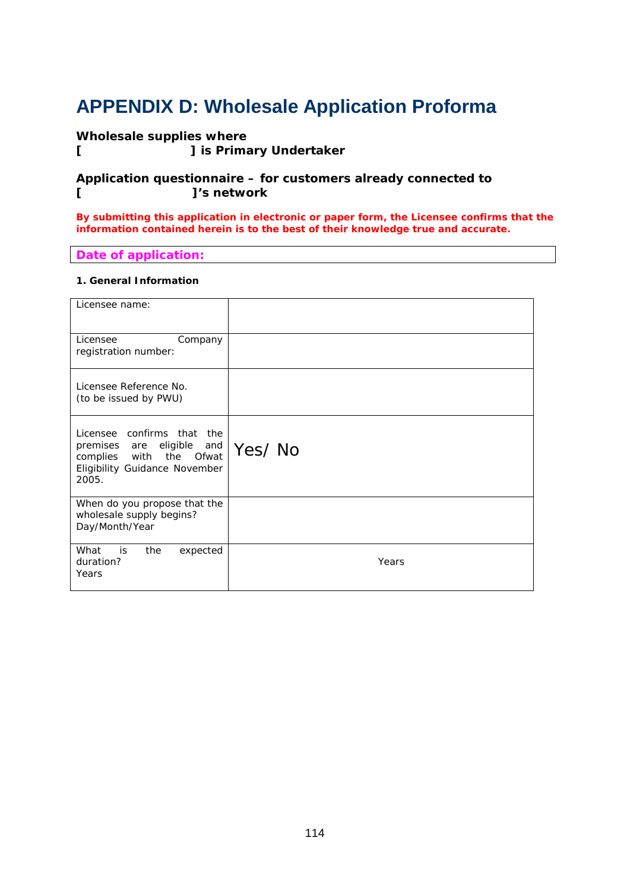# APPENDIX D: Wholesale Application Proforma

**Wholesale supplies where**
**[                    ] is Primary Undertaker**

**Application questionnaire – for customers already connected to**
**[                    ]'s network**

**By submitting this application in electronic or paper form, the Licensee confirms that the information contained herein is to the best of their knowledge true and accurate.**

| **Date of application:** |
|---|

**1. General Information**

| | |
|---|---|
| Licensee name: | |
| Licensee Company registration number: | |
| Licensee Reference No. (to be issued by PWU) | |
| Licensee confirms that the premises are eligible and complies with the Ofwat Eligibility Guidance November 2005. | Yes/ No |
| When do you propose that the wholesale supply begins? Day/Month/Year | |
| What is the expected duration? Years | Years |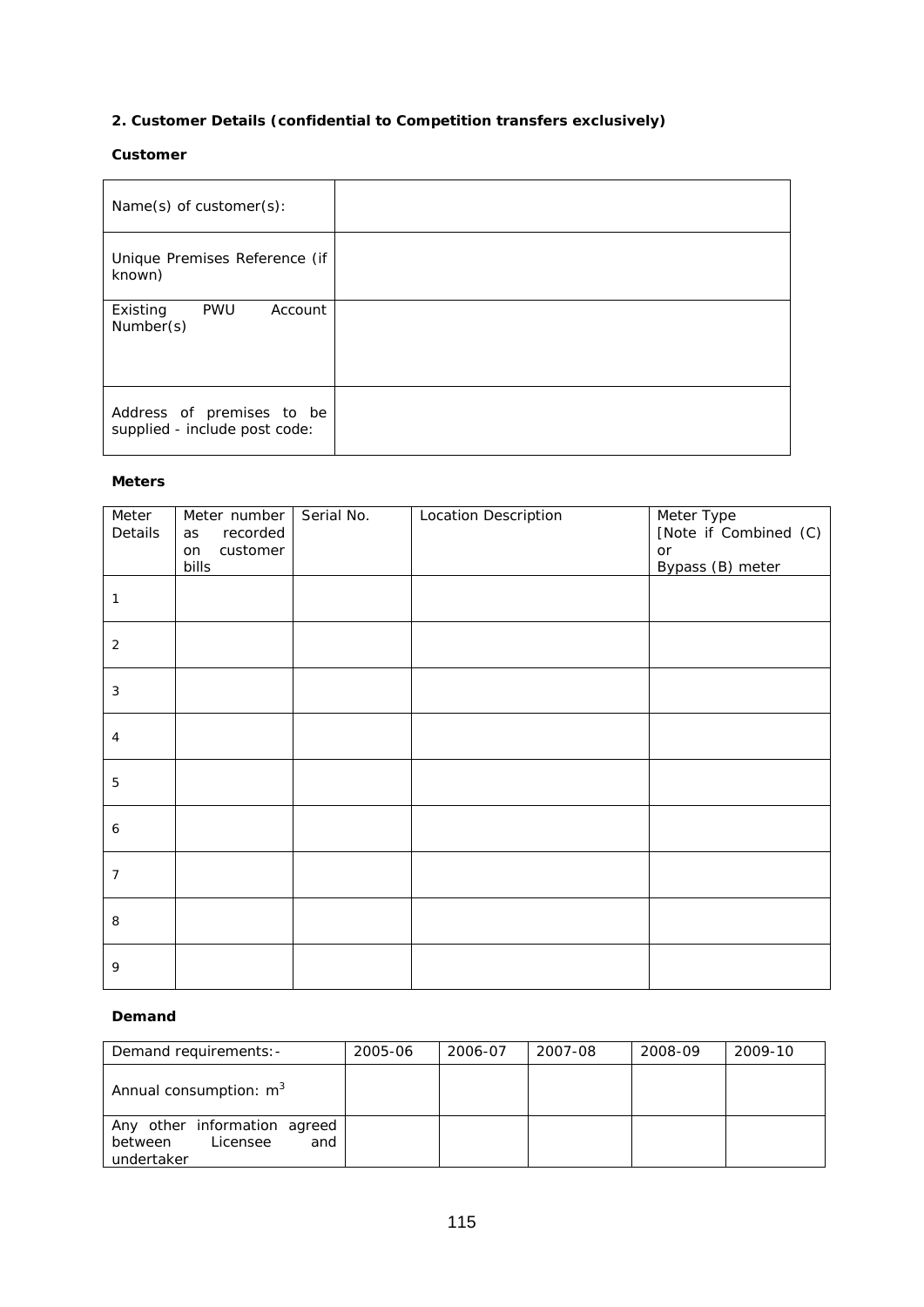**2. Customer Details (confidential to Competition transfers exclusively)**

**Customer**

| Name(s) of customer(s): | |
|---|---|
| Unique Premises Reference (if known) | |
| Existing PWU Account Number(s) | |
| Address of premises to be supplied - include post code: | |

**Meters**

| Meter Details | Meter number as recorded on customer bills | Serial No. | Location Description | Meter Type [Note if Combined (C) or Bypass (B) meter |
|---|---|---|---|---|
| 1 | | | | |
| 2 | | | | |
| 3 | | | | |
| 4 | | | | |
| 5 | | | | |
| 6 | | | | |
| 7 | | | | |
| 8 | | | | |
| 9 | | | | |

**Demand**

| Demand requirements:- | 2005-06 | 2006-07 | 2007-08 | 2008-09 | 2009-10 |
|---|---|---|---|---|---|
| Annual consumption: $m^3$ | | | | | |
| Any other information agreed between Licensee and undertaker | | | | | |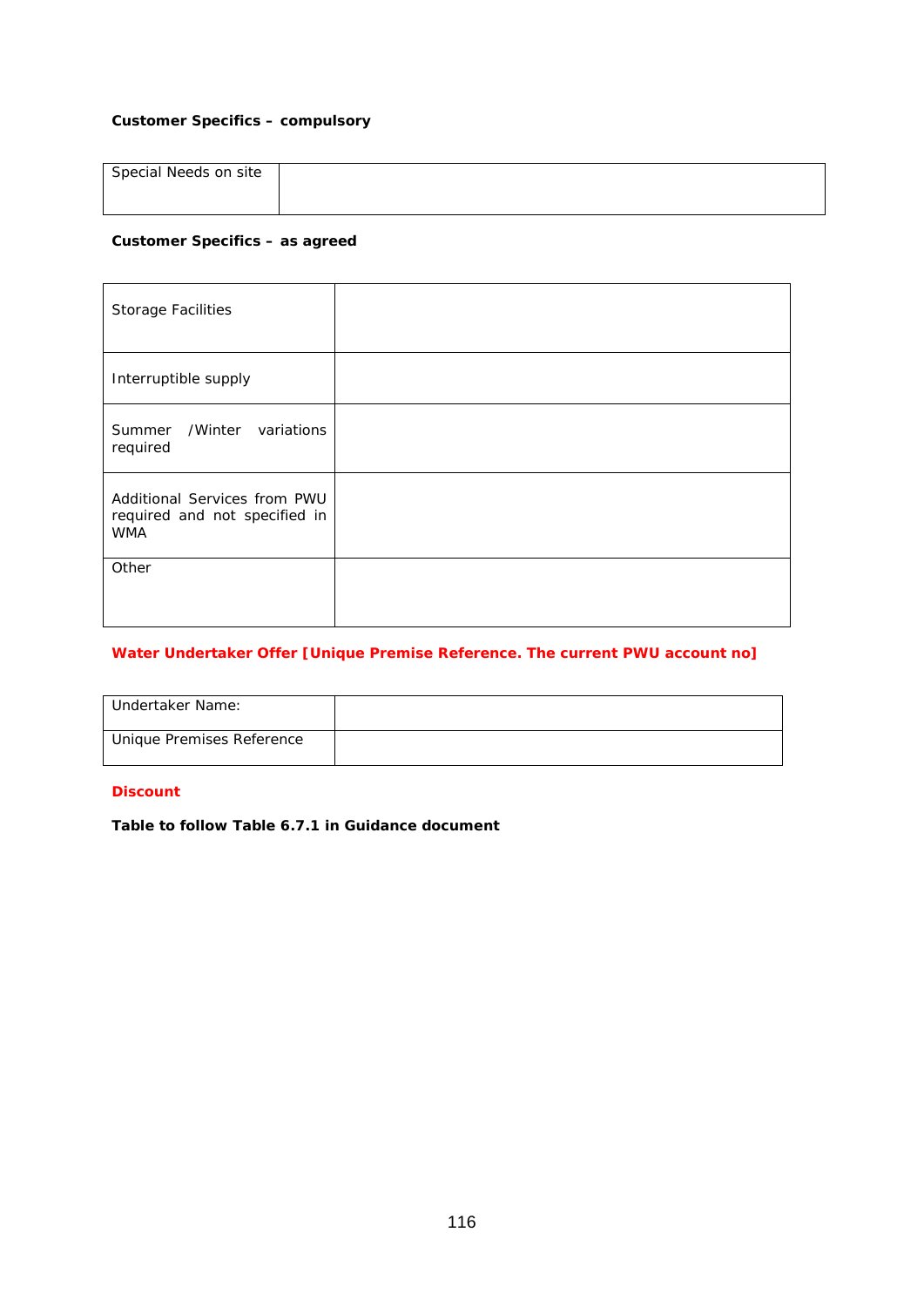**Customer Specifics – compulsory**

| Special Needs on site | |
|---|---|

**Customer Specifics – as agreed**

| Storage Facilities | |
|---|---|
| Interruptible supply | |
| Summer /Winter variations required | |
| Additional Services from PWU required and not specified in WMA | |
| Other | |

**Water Undertaker Offer [Unique Premise Reference. The current PWU account no]**

| Undertaker Name: | |
|---|---|
| Unique Premises Reference | |

**Discount**

**Table to follow Table 6.7.1 in Guidance document**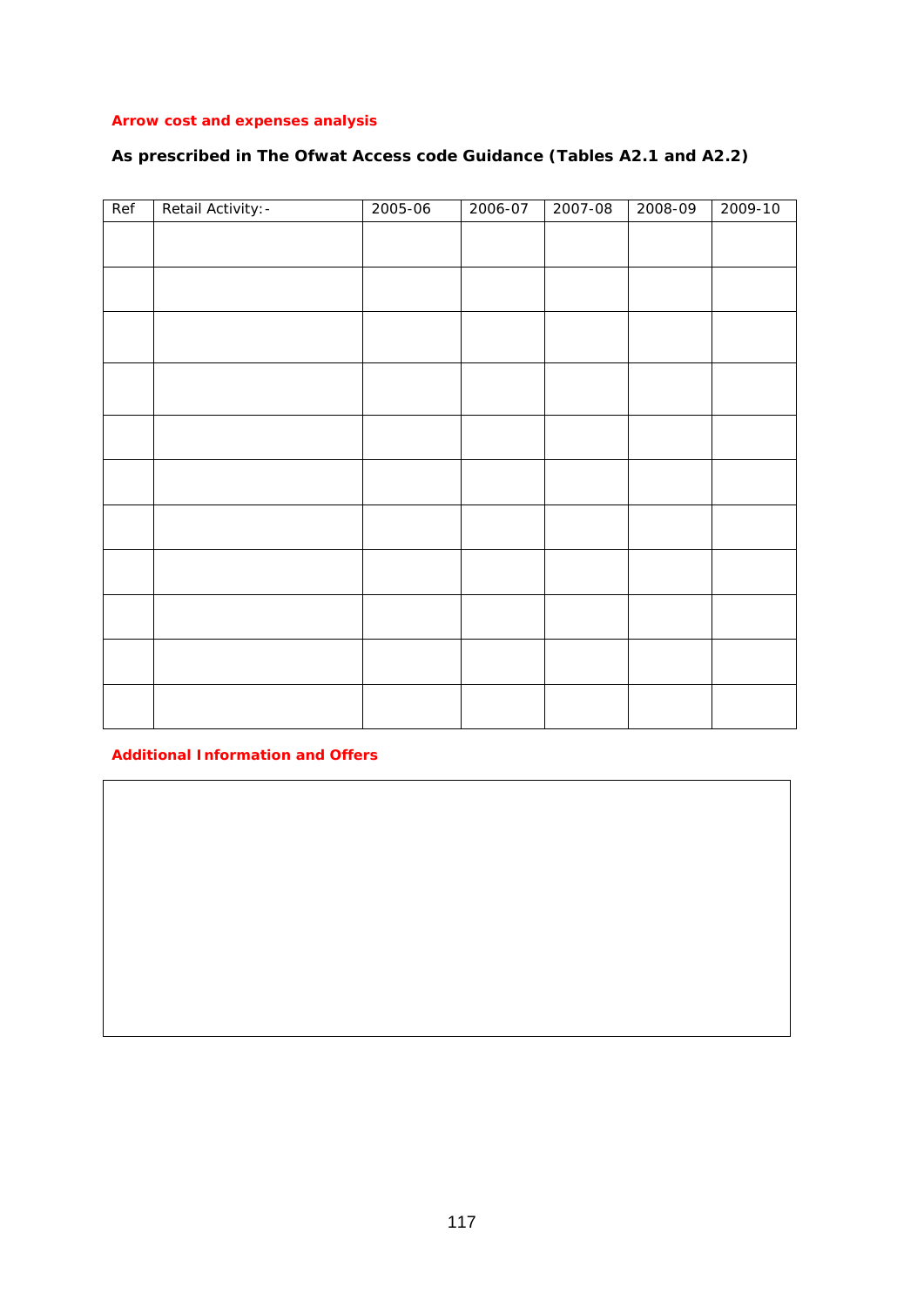**Arrow cost and expenses analysis**

**As prescribed in The Ofwat Access code Guidance (Tables A2.1 and A2.2)**

| Ref | Retail Activity:- | 2005-06 | 2006-07 | 2007-08 | 2008-09 | 2009-10 |
|---|---|---|---|---|---|---|
| | | | | | | |
| | | | | | | |
| | | | | | | |
| | | | | | | |
| | | | | | | |
| | | | | | | |
| | | | | | | |
| | | | | | | |
| | | | | | | |
| | | | | | | |
| | | | | | | |

**Additional Information and Offers**